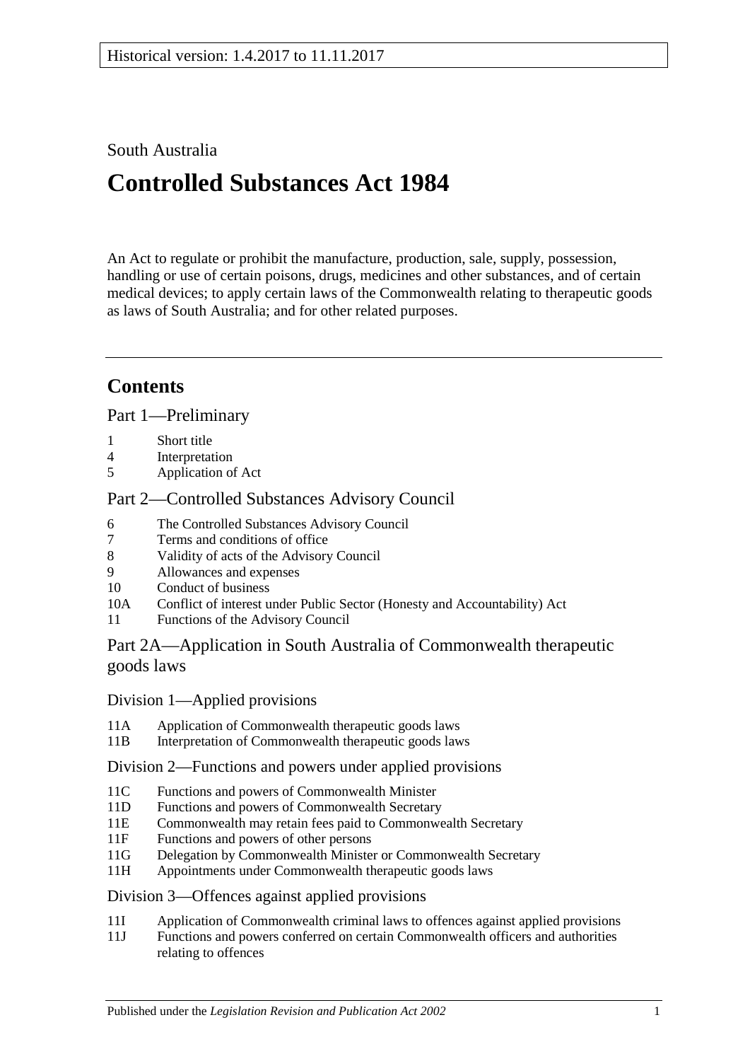Historical version: 1.4.2017 to 11.11.2017

South Australia

# Controlled Substances Act 1984

An Act to regulate or prohibit the manufacture, production, sale, supply, possession, handling or use of certain poisons, drugs, medicines and other substances, and of certain medical devices; to apply certain laws of the Commonwealth relating to therapeutic goods as laws of South Australia; and for other related purposes.

## Contents

### Part 1—Preliminary

- 1 Short title
- 4 Interpretation
- 5 Application of Act

### Part 2—Controlled Substances Advisory Council

- 6 The Controlled Substances Advisory Council
- 7 Terms and conditions of office
- 8 Validity of acts of the Advisory Council
- 9 Allowances and expenses
- 10 Conduct of business
- 10A Conflict of interest under Public Sector (Honesty and Accountability) Act
- 11 Functions of the Advisory Council

### Part 2A—Application in South Australia of Commonwealth therapeutic goods laws

#### Division 1—Applied provisions

- 11A Application of Commonwealth therapeutic goods laws
- 11B Interpretation of Commonwealth therapeutic goods laws

#### Division 2—Functions and powers under applied provisions

- 11C Functions and powers of Commonwealth Minister
- 11D Functions and powers of Commonwealth Secretary
- 11E Commonwealth may retain fees paid to Commonwealth Secretary
- 11F Functions and powers of other persons
- 11G Delegation by Commonwealth Minister or Commonwealth Secretary
- 11H Appointments under Commonwealth therapeutic goods laws

#### Division 3—Offences against applied provisions

- 11I Application of Commonwealth criminal laws to offences against applied provisions
- 11J Functions and powers conferred on certain Commonwealth officers and authorities relating to offences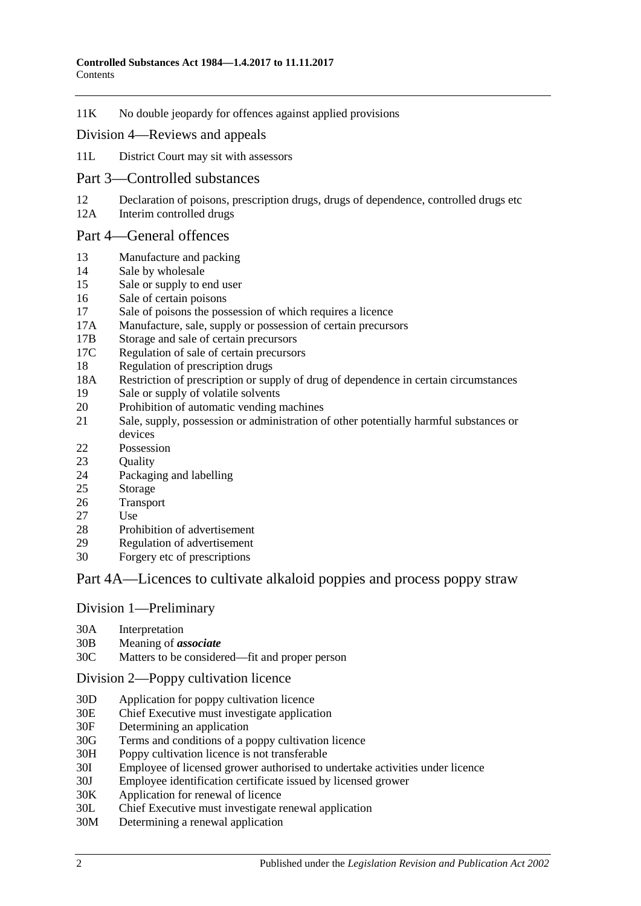11K No double jeopardy for offences against applied provisions

## Division 4—Reviews and appeals

11L District Court may sit with assessors

## Part 3—Controlled substances

12 Declaration of poisons, prescription drugs, drugs of dependence, controlled drugs etc
12A Interim controlled drugs

## Part 4—General offences

13 Manufacture and packing
14 Sale by wholesale
15 Sale or supply to end user
16 Sale of certain poisons
17 Sale of poisons the possession of which requires a licence
17A Manufacture, sale, supply or possession of certain precursors
17B Storage and sale of certain precursors
17C Regulation of sale of certain precursors
18 Regulation of prescription drugs
18A Restriction of prescription or supply of drug of dependence in certain circumstances
19 Sale or supply of volatile solvents
20 Prohibition of automatic vending machines
21 Sale, supply, possession or administration of other potentially harmful substances or devices
22 Possession
23 Quality
24 Packaging and labelling
25 Storage
26 Transport
27 Use
28 Prohibition of advertisement
29 Regulation of advertisement
30 Forgery etc of prescriptions

## Part 4A—Licences to cultivate alkaloid poppies and process poppy straw

## Division 1—Preliminary

30A Interpretation
30B Meaning of ***associate***
30C Matters to be considered—fit and proper person

## Division 2—Poppy cultivation licence

30D Application for poppy cultivation licence
30E Chief Executive must investigate application
30F Determining an application
30G Terms and conditions of a poppy cultivation licence
30H Poppy cultivation licence is not transferable
30I Employee of licensed grower authorised to undertake activities under licence
30J Employee identification certificate issued by licensed grower
30K Application for renewal of licence
30L Chief Executive must investigate renewal application
30M Determining a renewal application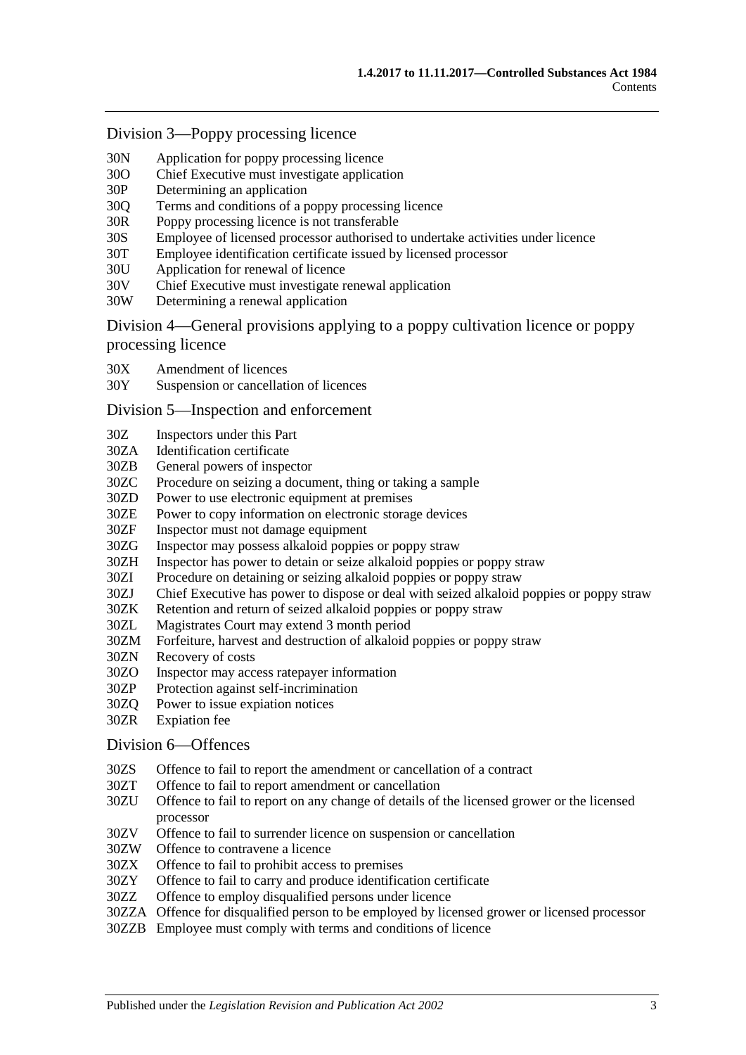## Division 3—Poppy processing licence

30N Application for poppy processing licence
30O Chief Executive must investigate application
30P Determining an application
30Q Terms and conditions of a poppy processing licence
30R Poppy processing licence is not transferable
30S Employee of licensed processor authorised to undertake activities under licence
30T Employee identification certificate issued by licensed processor
30U Application for renewal of licence
30V Chief Executive must investigate renewal application
30W Determining a renewal application

## Division 4—General provisions applying to a poppy cultivation licence or poppy processing licence

30X Amendment of licences
30Y Suspension or cancellation of licences

## Division 5—Inspection and enforcement

30Z Inspectors under this Part
30ZA Identification certificate
30ZB General powers of inspector
30ZC Procedure on seizing a document, thing or taking a sample
30ZD Power to use electronic equipment at premises
30ZE Power to copy information on electronic storage devices
30ZF Inspector must not damage equipment
30ZG Inspector may possess alkaloid poppies or poppy straw
30ZH Inspector has power to detain or seize alkaloid poppies or poppy straw
30ZI Procedure on detaining or seizing alkaloid poppies or poppy straw
30ZJ Chief Executive has power to dispose or deal with seized alkaloid poppies or poppy straw
30ZK Retention and return of seized alkaloid poppies or poppy straw
30ZL Magistrates Court may extend 3 month period
30ZM Forfeiture, harvest and destruction of alkaloid poppies or poppy straw
30ZN Recovery of costs
30ZO Inspector may access ratepayer information
30ZP Protection against self-incrimination
30ZQ Power to issue expiation notices
30ZR Expiation fee

## Division 6—Offences

30ZS Offence to fail to report the amendment or cancellation of a contract
30ZT Offence to fail to report amendment or cancellation
30ZU Offence to fail to report on any change of details of the licensed grower or the licensed processor
30ZV Offence to fail to surrender licence on suspension or cancellation
30ZW Offence to contravene a licence
30ZX Offence to fail to prohibit access to premises
30ZY Offence to fail to carry and produce identification certificate
30ZZ Offence to employ disqualified persons under licence
30ZZA Offence for disqualified person to be employed by licensed grower or licensed processor
30ZZB Employee must comply with terms and conditions of licence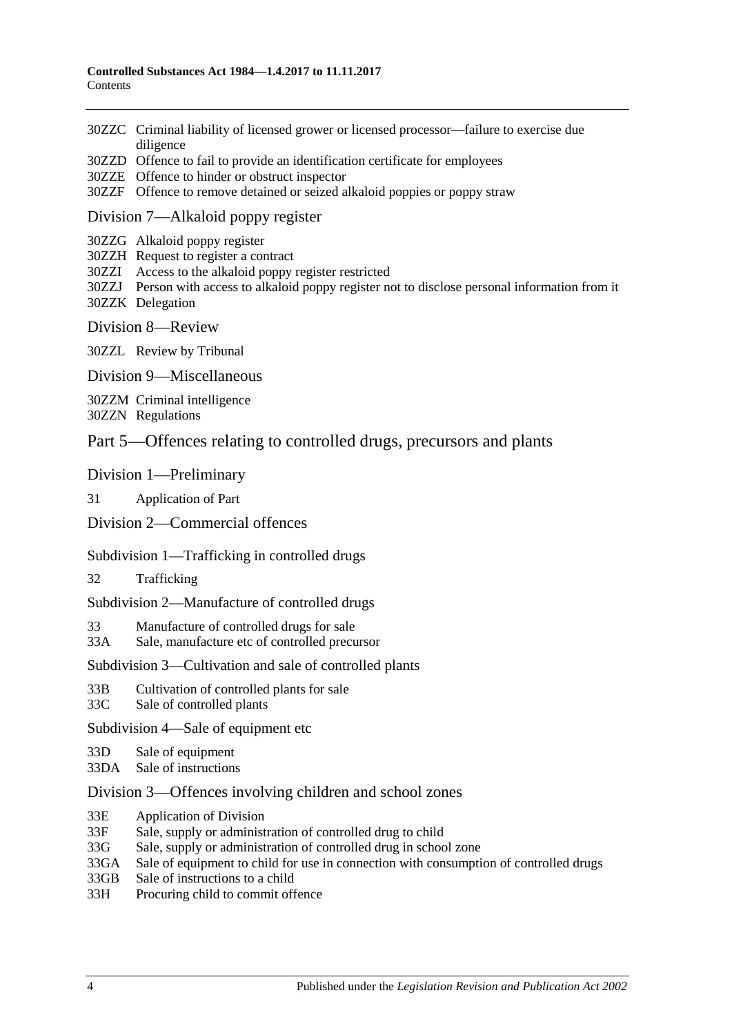30ZZC Criminal liability of licensed grower or licensed processor—failure to exercise due diligence
30ZZD Offence to fail to provide an identification certificate for employees
30ZZE Offence to hinder or obstruct inspector
30ZZF Offence to remove detained or seized alkaloid poppies or poppy straw

Division 7—Alkaloid poppy register

30ZZG Alkaloid poppy register
30ZZH Request to register a contract
30ZZI Access to the alkaloid poppy register restricted
30ZZJ Person with access to alkaloid poppy register not to disclose personal information from it
30ZZK Delegation

Division 8—Review

30ZZL Review by Tribunal

Division 9—Miscellaneous

30ZZM Criminal intelligence
30ZZN Regulations

## Part 5—Offences relating to controlled drugs, precursors and plants

Division 1—Preliminary

31 Application of Part

Division 2—Commercial offences

Subdivision 1—Trafficking in controlled drugs

32 Trafficking

Subdivision 2—Manufacture of controlled drugs

33 Manufacture of controlled drugs for sale
33A Sale, manufacture etc of controlled precursor

Subdivision 3—Cultivation and sale of controlled plants

33B Cultivation of controlled plants for sale
33C Sale of controlled plants

Subdivision 4—Sale of equipment etc

33D Sale of equipment
33DA Sale of instructions

Division 3—Offences involving children and school zones

33E Application of Division
33F Sale, supply or administration of controlled drug to child
33G Sale, supply or administration of controlled drug in school zone
33GA Sale of equipment to child for use in connection with consumption of controlled drugs
33GB Sale of instructions to a child
33H Procuring child to commit offence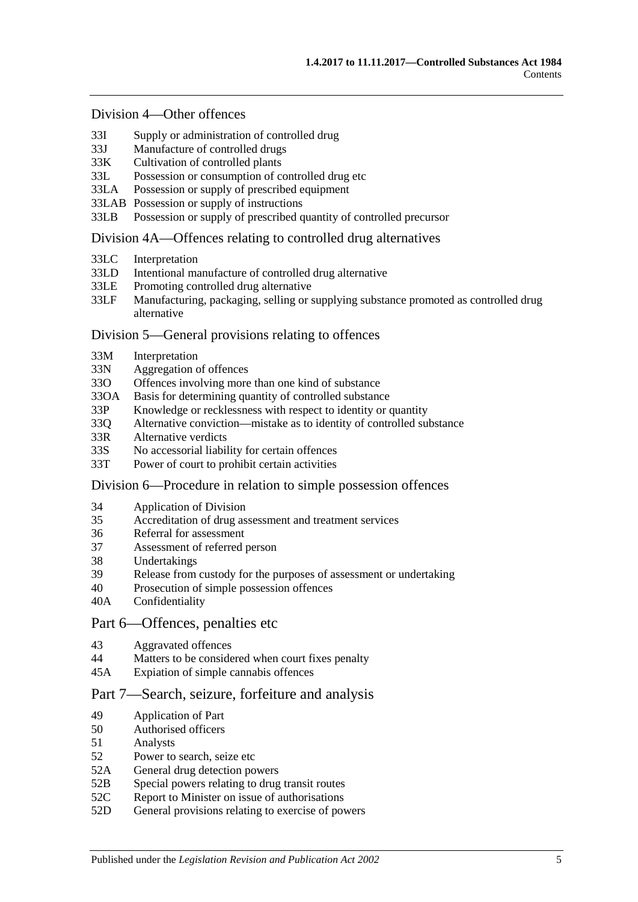## Division 4—Other offences

33I Supply or administration of controlled drug
33J Manufacture of controlled drugs
33K Cultivation of controlled plants
33L Possession or consumption of controlled drug etc
33LA Possession or supply of prescribed equipment
33LAB Possession or supply of instructions
33LB Possession or supply of prescribed quantity of controlled precursor

## Division 4A—Offences relating to controlled drug alternatives

33LC Interpretation
33LD Intentional manufacture of controlled drug alternative
33LE Promoting controlled drug alternative
33LF Manufacturing, packaging, selling or supplying substance promoted as controlled drug alternative

## Division 5—General provisions relating to offences

33M Interpretation
33N Aggregation of offences
33O Offences involving more than one kind of substance
33OA Basis for determining quantity of controlled substance
33P Knowledge or recklessness with respect to identity or quantity
33Q Alternative conviction—mistake as to identity of controlled substance
33R Alternative verdicts
33S No accessorial liability for certain offences
33T Power of court to prohibit certain activities

## Division 6—Procedure in relation to simple possession offences

34 Application of Division
35 Accreditation of drug assessment and treatment services
36 Referral for assessment
37 Assessment of referred person
38 Undertakings
39 Release from custody for the purposes of assessment or undertaking
40 Prosecution of simple possession offences
40A Confidentiality

# Part 6—Offences, penalties etc

43 Aggravated offences
44 Matters to be considered when court fixes penalty
45A Expiation of simple cannabis offences

# Part 7—Search, seizure, forfeiture and analysis

49 Application of Part
50 Authorised officers
51 Analysts
52 Power to search, seize etc
52A General drug detection powers
52B Special powers relating to drug transit routes
52C Report to Minister on issue of authorisations
52D General provisions relating to exercise of powers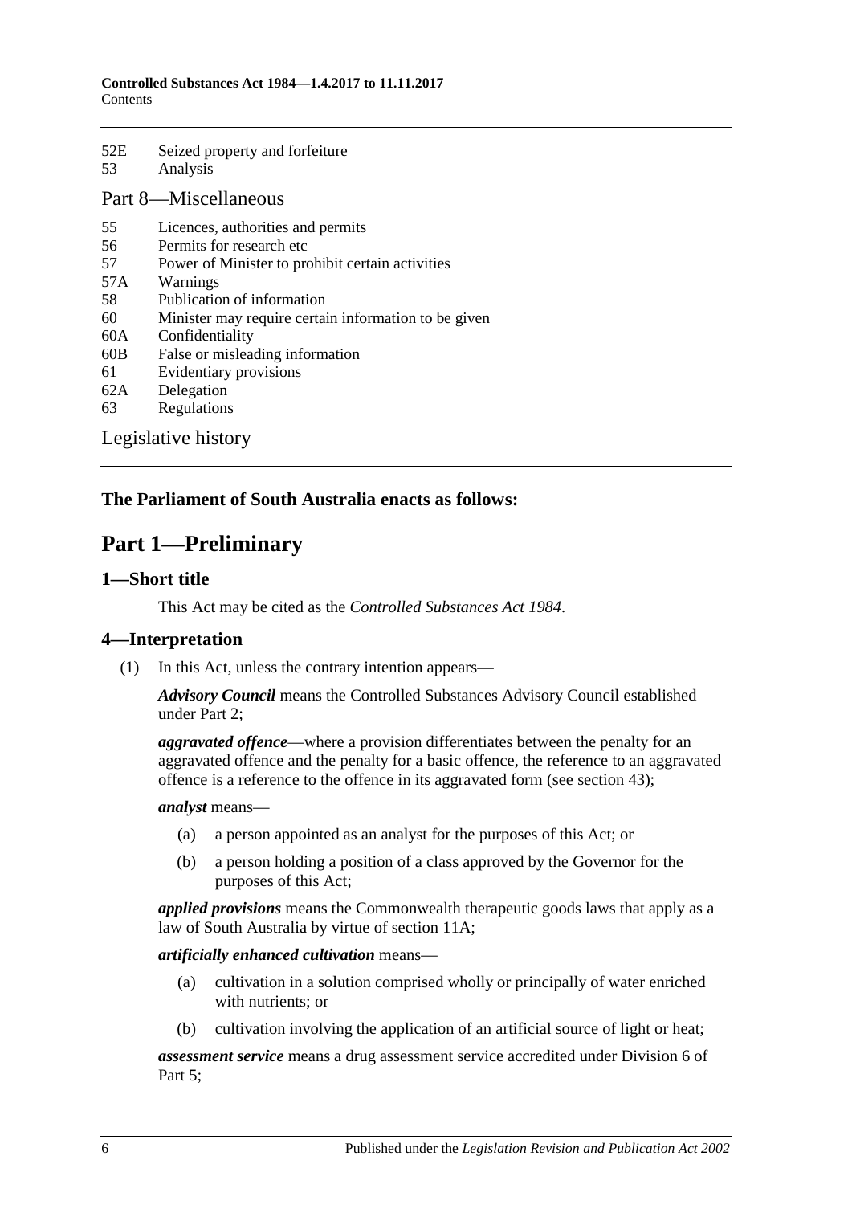52E Seized property and forfeiture
53 Analysis

## Part 8—Miscellaneous

55 Licences, authorities and permits
56 Permits for research etc
57 Power of Minister to prohibit certain activities
57A Warnings
58 Publication of information
60 Minister may require certain information to be given
60A Confidentiality
60B False or misleading information
61 Evidentiary provisions
62A Delegation
63 Regulations

## Legislative history

**The Parliament of South Australia enacts as follows:**

# Part 1—Preliminary

## 1—Short title

This Act may be cited as the *Controlled Substances Act 1984*.

## 4—Interpretation

(1) In this Act, unless the contrary intention appears—

***Advisory Council*** means the Controlled Substances Advisory Council established under Part 2;

***aggravated offence***—where a provision differentiates between the penalty for an aggravated offence and the penalty for a basic offence, the reference to an aggravated offence is a reference to the offence in its aggravated form (see section 43);

***analyst*** means—

(a) a person appointed as an analyst for the purposes of this Act; or

(b) a person holding a position of a class approved by the Governor for the purposes of this Act;

***applied provisions*** means the Commonwealth therapeutic goods laws that apply as a law of South Australia by virtue of section 11A;

***artificially enhanced cultivation*** means—

(a) cultivation in a solution comprised wholly or principally of water enriched with nutrients; or

(b) cultivation involving the application of an artificial source of light or heat;

***assessment service*** means a drug assessment service accredited under Division 6 of Part 5;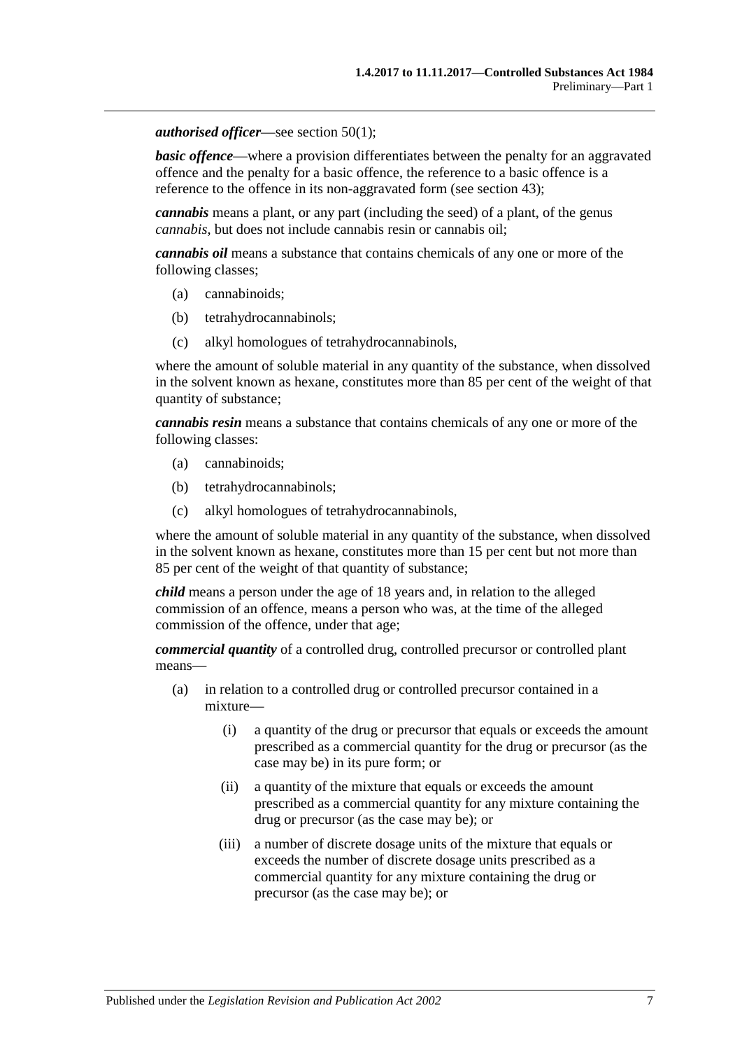***authorised officer***—see section 50(1);

***basic offence***—where a provision differentiates between the penalty for an aggravated offence and the penalty for a basic offence, the reference to a basic offence is a reference to the offence in its non-aggravated form (see section 43);

***cannabis*** means a plant, or any part (including the seed) of a plant, of the genus *cannabis*, but does not include cannabis resin or cannabis oil;

***cannabis oil*** means a substance that contains chemicals of any one or more of the following classes;

(a) cannabinoids;

(b) tetrahydrocannabinols;

(c) alkyl homologues of tetrahydrocannabinols,

where the amount of soluble material in any quantity of the substance, when dissolved in the solvent known as hexane, constitutes more than 85 per cent of the weight of that quantity of substance;

***cannabis resin*** means a substance that contains chemicals of any one or more of the following classes:

(a) cannabinoids;

(b) tetrahydrocannabinols;

(c) alkyl homologues of tetrahydrocannabinols,

where the amount of soluble material in any quantity of the substance, when dissolved in the solvent known as hexane, constitutes more than 15 per cent but not more than 85 per cent of the weight of that quantity of substance;

***child*** means a person under the age of 18 years and, in relation to the alleged commission of an offence, means a person who was, at the time of the alleged commission of the offence, under that age;

***commercial quantity*** of a controlled drug, controlled precursor or controlled plant means—

(a) in relation to a controlled drug or controlled precursor contained in a mixture—

(i) a quantity of the drug or precursor that equals or exceeds the amount prescribed as a commercial quantity for the drug or precursor (as the case may be) in its pure form; or

(ii) a quantity of the mixture that equals or exceeds the amount prescribed as a commercial quantity for any mixture containing the drug or precursor (as the case may be); or

(iii) a number of discrete dosage units of the mixture that equals or exceeds the number of discrete dosage units prescribed as a commercial quantity for any mixture containing the drug or precursor (as the case may be); or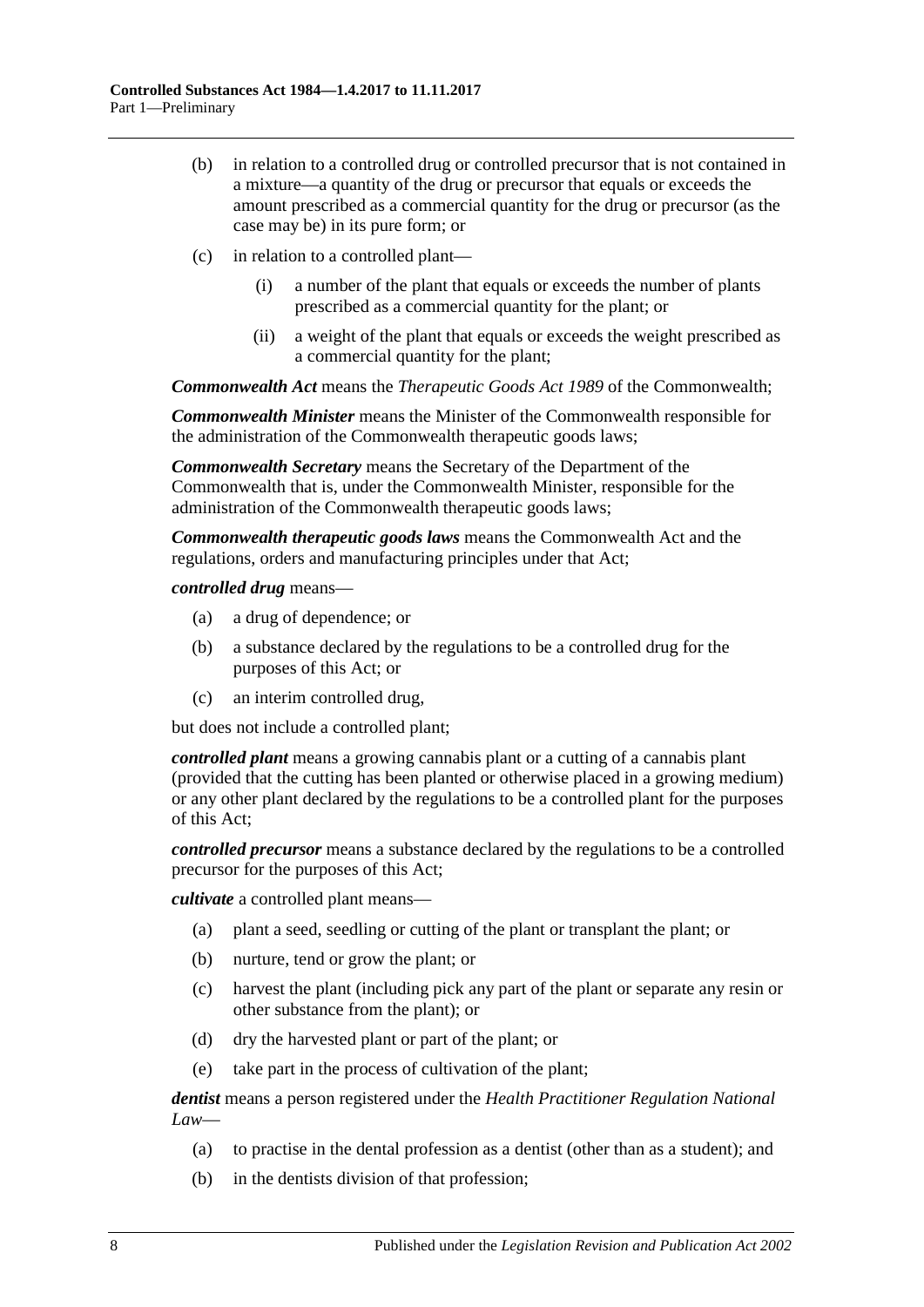(b) in relation to a controlled drug or controlled precursor that is not contained in a mixture—a quantity of the drug or precursor that equals or exceeds the amount prescribed as a commercial quantity for the drug or precursor (as the case may be) in its pure form; or

(c) in relation to a controlled plant—

(i) a number of the plant that equals or exceeds the number of plants prescribed as a commercial quantity for the plant; or

(ii) a weight of the plant that equals or exceeds the weight prescribed as a commercial quantity for the plant;

***Commonwealth Act*** means the *Therapeutic Goods Act 1989* of the Commonwealth;

***Commonwealth Minister*** means the Minister of the Commonwealth responsible for the administration of the Commonwealth therapeutic goods laws;

***Commonwealth Secretary*** means the Secretary of the Department of the Commonwealth that is, under the Commonwealth Minister, responsible for the administration of the Commonwealth therapeutic goods laws;

***Commonwealth therapeutic goods laws*** means the Commonwealth Act and the regulations, orders and manufacturing principles under that Act;

***controlled drug*** means—

(a) a drug of dependence; or

(b) a substance declared by the regulations to be a controlled drug for the purposes of this Act; or

(c) an interim controlled drug,

but does not include a controlled plant;

***controlled plant*** means a growing cannabis plant or a cutting of a cannabis plant (provided that the cutting has been planted or otherwise placed in a growing medium) or any other plant declared by the regulations to be a controlled plant for the purposes of this Act;

***controlled precursor*** means a substance declared by the regulations to be a controlled precursor for the purposes of this Act;

***cultivate*** a controlled plant means—

(a) plant a seed, seedling or cutting of the plant or transplant the plant; or

(b) nurture, tend or grow the plant; or

(c) harvest the plant (including pick any part of the plant or separate any resin or other substance from the plant); or

(d) dry the harvested plant or part of the plant; or

(e) take part in the process of cultivation of the plant;

***dentist*** means a person registered under the *Health Practitioner Regulation National Law*—

(a) to practise in the dental profession as a dentist (other than as a student); and

(b) in the dentists division of that profession;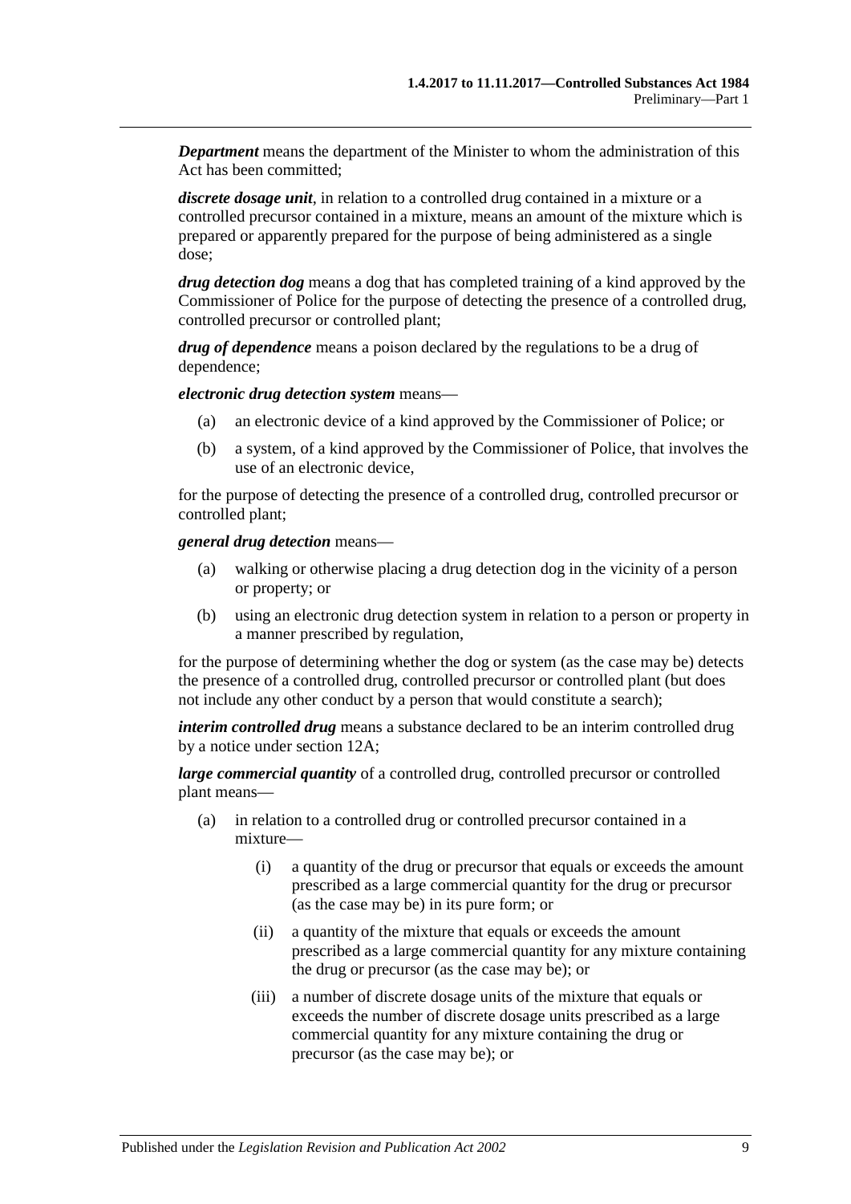***Department*** means the department of the Minister to whom the administration of this Act has been committed;

***discrete dosage unit***, in relation to a controlled drug contained in a mixture or a controlled precursor contained in a mixture, means an amount of the mixture which is prepared or apparently prepared for the purpose of being administered as a single dose;

***drug detection dog*** means a dog that has completed training of a kind approved by the Commissioner of Police for the purpose of detecting the presence of a controlled drug, controlled precursor or controlled plant;

***drug of dependence*** means a poison declared by the regulations to be a drug of dependence;

***electronic drug detection system*** means—

(a) an electronic device of a kind approved by the Commissioner of Police; or

(b) a system, of a kind approved by the Commissioner of Police, that involves the use of an electronic device,

for the purpose of detecting the presence of a controlled drug, controlled precursor or controlled plant;

***general drug detection*** means—

(a) walking or otherwise placing a drug detection dog in the vicinity of a person or property; or

(b) using an electronic drug detection system in relation to a person or property in a manner prescribed by regulation,

for the purpose of determining whether the dog or system (as the case may be) detects the presence of a controlled drug, controlled precursor or controlled plant (but does not include any other conduct by a person that would constitute a search);

***interim controlled drug*** means a substance declared to be an interim controlled drug by a notice under section 12A;

***large commercial quantity*** of a controlled drug, controlled precursor or controlled plant means—

(a) in relation to a controlled drug or controlled precursor contained in a mixture—

(i) a quantity of the drug or precursor that equals or exceeds the amount prescribed as a large commercial quantity for the drug or precursor (as the case may be) in its pure form; or

(ii) a quantity of the mixture that equals or exceeds the amount prescribed as a large commercial quantity for any mixture containing the drug or precursor (as the case may be); or

(iii) a number of discrete dosage units of the mixture that equals or exceeds the number of discrete dosage units prescribed as a large commercial quantity for any mixture containing the drug or precursor (as the case may be); or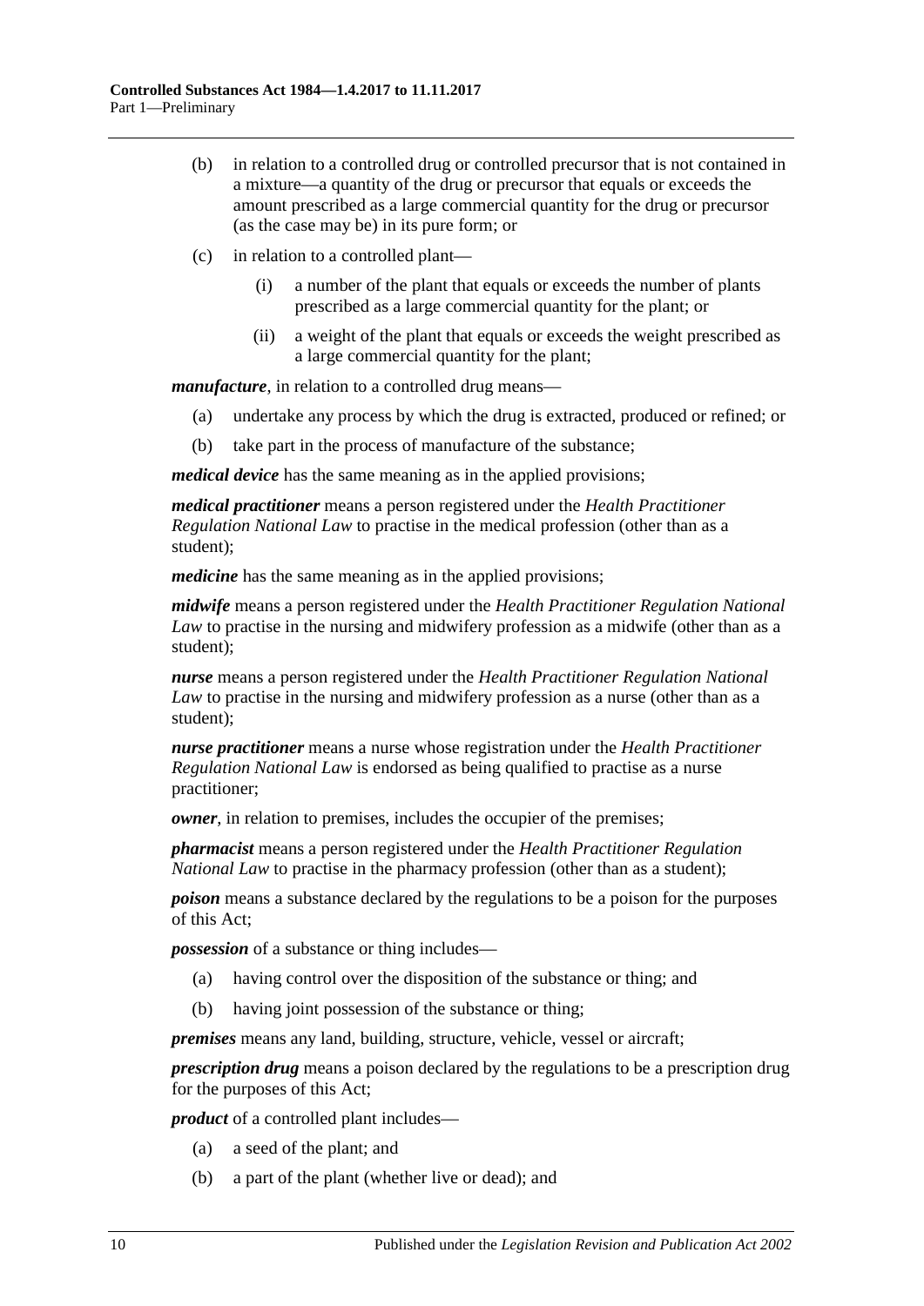(b) in relation to a controlled drug or controlled precursor that is not contained in a mixture—a quantity of the drug or precursor that equals or exceeds the amount prescribed as a large commercial quantity for the drug or precursor (as the case may be) in its pure form; or

(c) in relation to a controlled plant—

(i) a number of the plant that equals or exceeds the number of plants prescribed as a large commercial quantity for the plant; or

(ii) a weight of the plant that equals or exceeds the weight prescribed as a large commercial quantity for the plant;

***manufacture***, in relation to a controlled drug means—

(a) undertake any process by which the drug is extracted, produced or refined; or

(b) take part in the process of manufacture of the substance;

***medical device*** has the same meaning as in the applied provisions;

***medical practitioner*** means a person registered under the *Health Practitioner Regulation National Law* to practise in the medical profession (other than as a student);

***medicine*** has the same meaning as in the applied provisions;

***midwife*** means a person registered under the *Health Practitioner Regulation National Law* to practise in the nursing and midwifery profession as a midwife (other than as a student);

***nurse*** means a person registered under the *Health Practitioner Regulation National Law* to practise in the nursing and midwifery profession as a nurse (other than as a student);

***nurse practitioner*** means a nurse whose registration under the *Health Practitioner Regulation National Law* is endorsed as being qualified to practise as a nurse practitioner;

***owner***, in relation to premises, includes the occupier of the premises;

***pharmacist*** means a person registered under the *Health Practitioner Regulation National Law* to practise in the pharmacy profession (other than as a student);

***poison*** means a substance declared by the regulations to be a poison for the purposes of this Act;

***possession*** of a substance or thing includes—

(a) having control over the disposition of the substance or thing; and

(b) having joint possession of the substance or thing;

***premises*** means any land, building, structure, vehicle, vessel or aircraft;

***prescription drug*** means a poison declared by the regulations to be a prescription drug for the purposes of this Act;

***product*** of a controlled plant includes—

(a) a seed of the plant; and

(b) a part of the plant (whether live or dead); and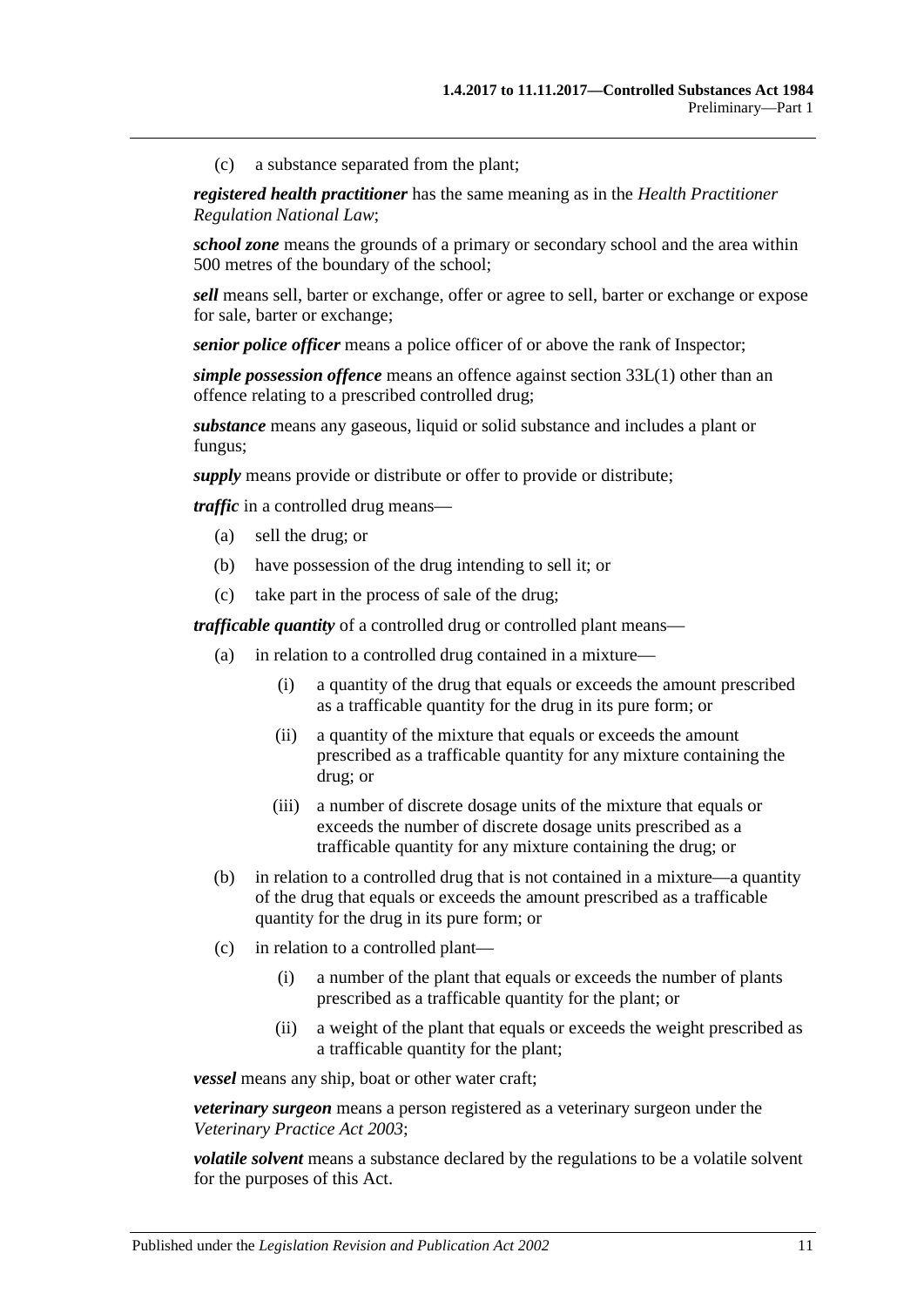(c) a substance separated from the plant;

***registered health practitioner*** has the same meaning as in the *Health Practitioner Regulation National Law*;

***school zone*** means the grounds of a primary or secondary school and the area within 500 metres of the boundary of the school;

***sell*** means sell, barter or exchange, offer or agree to sell, barter or exchange or expose for sale, barter or exchange;

***senior police officer*** means a police officer of or above the rank of Inspector;

***simple possession offence*** means an offence against section 33L(1) other than an offence relating to a prescribed controlled drug;

***substance*** means any gaseous, liquid or solid substance and includes a plant or fungus;

***supply*** means provide or distribute or offer to provide or distribute;

***traffic*** in a controlled drug means—

- (a) sell the drug; or
- (b) have possession of the drug intending to sell it; or
- (c) take part in the process of sale of the drug;

***trafficable quantity*** of a controlled drug or controlled plant means—

- (a) in relation to a controlled drug contained in a mixture—
  - (i) a quantity of the drug that equals or exceeds the amount prescribed as a trafficable quantity for the drug in its pure form; or
  - (ii) a quantity of the mixture that equals or exceeds the amount prescribed as a trafficable quantity for any mixture containing the drug; or
  - (iii) a number of discrete dosage units of the mixture that equals or exceeds the number of discrete dosage units prescribed as a trafficable quantity for any mixture containing the drug; or
- (b) in relation to a controlled drug that is not contained in a mixture—a quantity of the drug that equals or exceeds the amount prescribed as a trafficable quantity for the drug in its pure form; or
- (c) in relation to a controlled plant—
  - (i) a number of the plant that equals or exceeds the number of plants prescribed as a trafficable quantity for the plant; or
  - (ii) a weight of the plant that equals or exceeds the weight prescribed as a trafficable quantity for the plant;

***vessel*** means any ship, boat or other water craft;

***veterinary surgeon*** means a person registered as a veterinary surgeon under the *Veterinary Practice Act 2003*;

***volatile solvent*** means a substance declared by the regulations to be a volatile solvent for the purposes of this Act.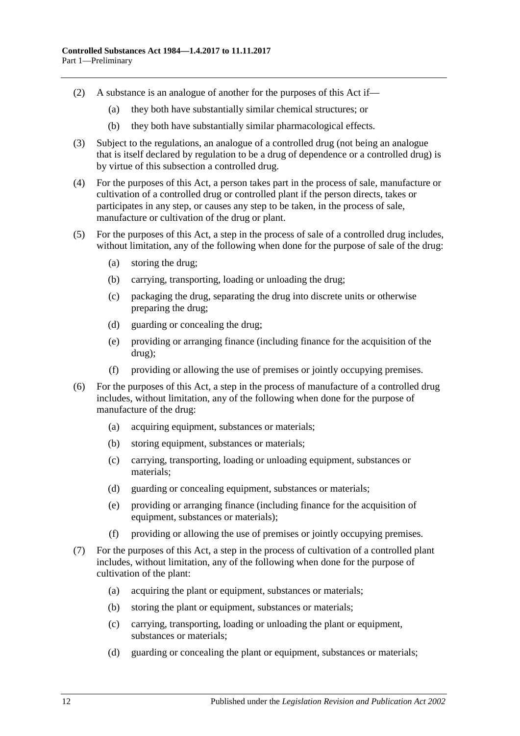(2) A substance is an analogue of another for the purposes of this Act if—

- (a) they both have substantially similar chemical structures; or
- (b) they both have substantially similar pharmacological effects.

(3) Subject to the regulations, an analogue of a controlled drug (not being an analogue that is itself declared by regulation to be a drug of dependence or a controlled drug) is by virtue of this subsection a controlled drug.

(4) For the purposes of this Act, a person takes part in the process of sale, manufacture or cultivation of a controlled drug or controlled plant if the person directs, takes or participates in any step, or causes any step to be taken, in the process of sale, manufacture or cultivation of the drug or plant.

(5) For the purposes of this Act, a step in the process of sale of a controlled drug includes, without limitation, any of the following when done for the purpose of sale of the drug:

- (a) storing the drug;
- (b) carrying, transporting, loading or unloading the drug;
- (c) packaging the drug, separating the drug into discrete units or otherwise preparing the drug;
- (d) guarding or concealing the drug;
- (e) providing or arranging finance (including finance for the acquisition of the drug);
- (f) providing or allowing the use of premises or jointly occupying premises.

(6) For the purposes of this Act, a step in the process of manufacture of a controlled drug includes, without limitation, any of the following when done for the purpose of manufacture of the drug:

- (a) acquiring equipment, substances or materials;
- (b) storing equipment, substances or materials;
- (c) carrying, transporting, loading or unloading equipment, substances or materials;
- (d) guarding or concealing equipment, substances or materials;
- (e) providing or arranging finance (including finance for the acquisition of equipment, substances or materials);
- (f) providing or allowing the use of premises or jointly occupying premises.

(7) For the purposes of this Act, a step in the process of cultivation of a controlled plant includes, without limitation, any of the following when done for the purpose of cultivation of the plant:

- (a) acquiring the plant or equipment, substances or materials;
- (b) storing the plant or equipment, substances or materials;
- (c) carrying, transporting, loading or unloading the plant or equipment, substances or materials;
- (d) guarding or concealing the plant or equipment, substances or materials;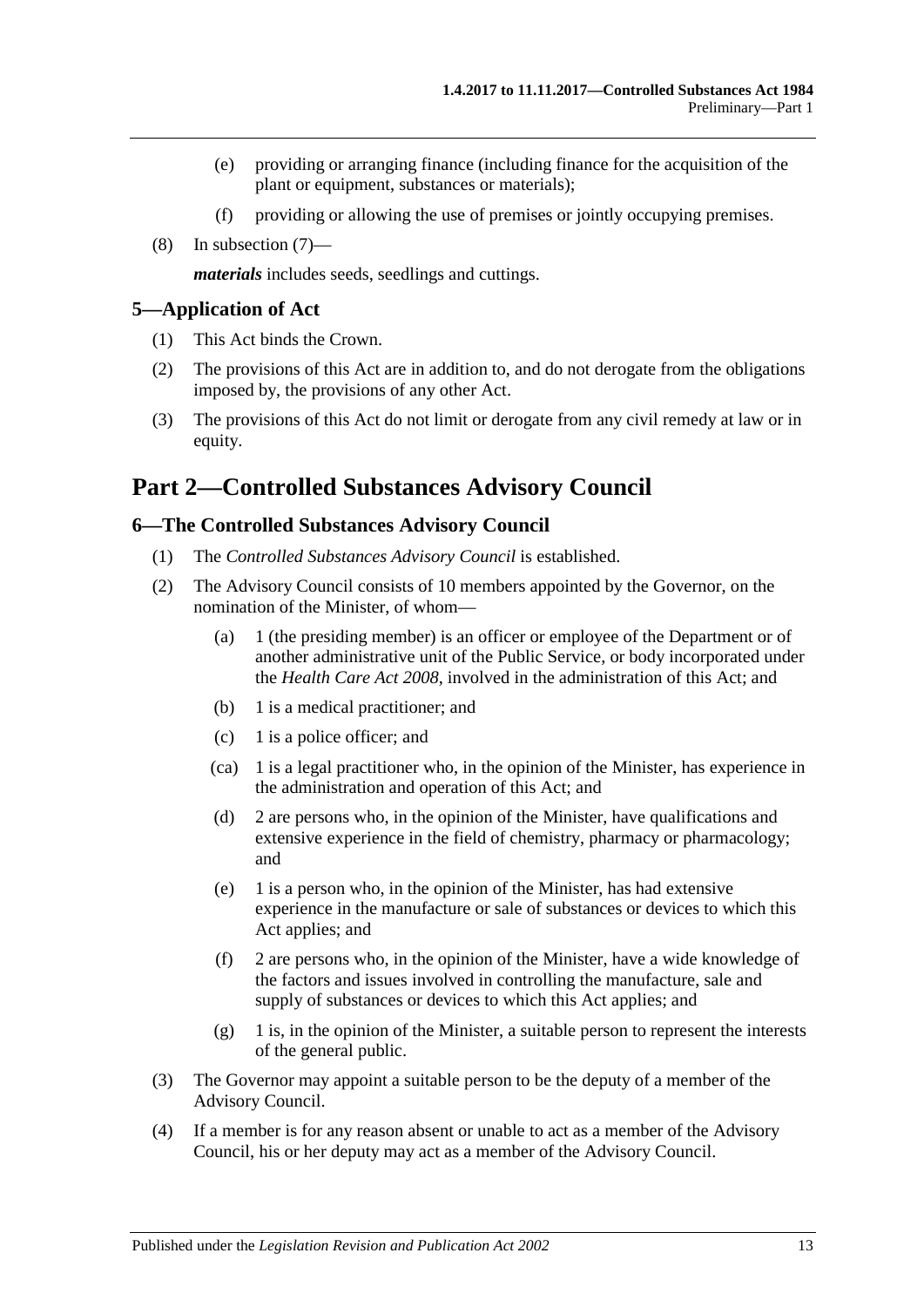(e) providing or arranging finance (including finance for the acquisition of the plant or equipment, substances or materials);

(f) providing or allowing the use of premises or jointly occupying premises.

(8) In subsection (7)—

***materials*** includes seeds, seedlings and cuttings.

### 5—Application of Act

(1) This Act binds the Crown.

(2) The provisions of this Act are in addition to, and do not derogate from the obligations imposed by, the provisions of any other Act.

(3) The provisions of this Act do not limit or derogate from any civil remedy at law or in equity.

## Part 2—Controlled Substances Advisory Council

### 6—The Controlled Substances Advisory Council

(1) The *Controlled Substances Advisory Council* is established.

(2) The Advisory Council consists of 10 members appointed by the Governor, on the nomination of the Minister, of whom—

(a) 1 (the presiding member) is an officer or employee of the Department or of another administrative unit of the Public Service, or body incorporated under the *Health Care Act 2008*, involved in the administration of this Act; and

(b) 1 is a medical practitioner; and

(c) 1 is a police officer; and

(ca) 1 is a legal practitioner who, in the opinion of the Minister, has experience in the administration and operation of this Act; and

(d) 2 are persons who, in the opinion of the Minister, have qualifications and extensive experience in the field of chemistry, pharmacy or pharmacology; and

(e) 1 is a person who, in the opinion of the Minister, has had extensive experience in the manufacture or sale of substances or devices to which this Act applies; and

(f) 2 are persons who, in the opinion of the Minister, have a wide knowledge of the factors and issues involved in controlling the manufacture, sale and supply of substances or devices to which this Act applies; and

(g) 1 is, in the opinion of the Minister, a suitable person to represent the interests of the general public.

(3) The Governor may appoint a suitable person to be the deputy of a member of the Advisory Council.

(4) If a member is for any reason absent or unable to act as a member of the Advisory Council, his or her deputy may act as a member of the Advisory Council.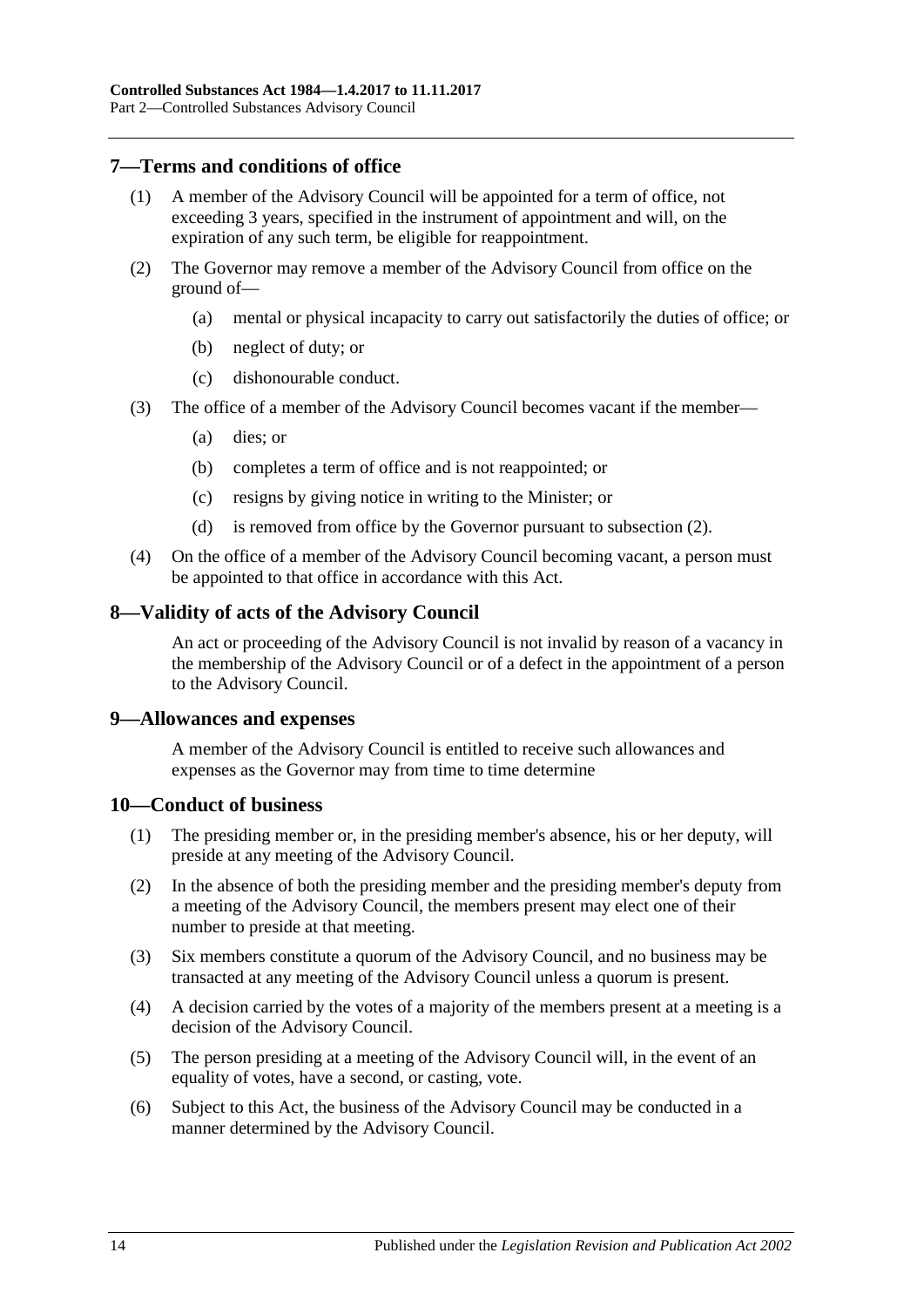## 7—Terms and conditions of office

(1) A member of the Advisory Council will be appointed for a term of office, not exceeding 3 years, specified in the instrument of appointment and will, on the expiration of any such term, be eligible for reappointment.

(2) The Governor may remove a member of the Advisory Council from office on the ground of—

- (a) mental or physical incapacity to carry out satisfactorily the duties of office; or
- (b) neglect of duty; or
- (c) dishonourable conduct.

(3) The office of a member of the Advisory Council becomes vacant if the member—

- (a) dies; or
- (b) completes a term of office and is not reappointed; or
- (c) resigns by giving notice in writing to the Minister; or
- (d) is removed from office by the Governor pursuant to subsection (2).

(4) On the office of a member of the Advisory Council becoming vacant, a person must be appointed to that office in accordance with this Act.

## 8—Validity of acts of the Advisory Council

An act or proceeding of the Advisory Council is not invalid by reason of a vacancy in the membership of the Advisory Council or of a defect in the appointment of a person to the Advisory Council.

## 9—Allowances and expenses

A member of the Advisory Council is entitled to receive such allowances and expenses as the Governor may from time to time determine

## 10—Conduct of business

(1) The presiding member or, in the presiding member's absence, his or her deputy, will preside at any meeting of the Advisory Council.

(2) In the absence of both the presiding member and the presiding member's deputy from a meeting of the Advisory Council, the members present may elect one of their number to preside at that meeting.

(3) Six members constitute a quorum of the Advisory Council, and no business may be transacted at any meeting of the Advisory Council unless a quorum is present.

(4) A decision carried by the votes of a majority of the members present at a meeting is a decision of the Advisory Council.

(5) The person presiding at a meeting of the Advisory Council will, in the event of an equality of votes, have a second, or casting, vote.

(6) Subject to this Act, the business of the Advisory Council may be conducted in a manner determined by the Advisory Council.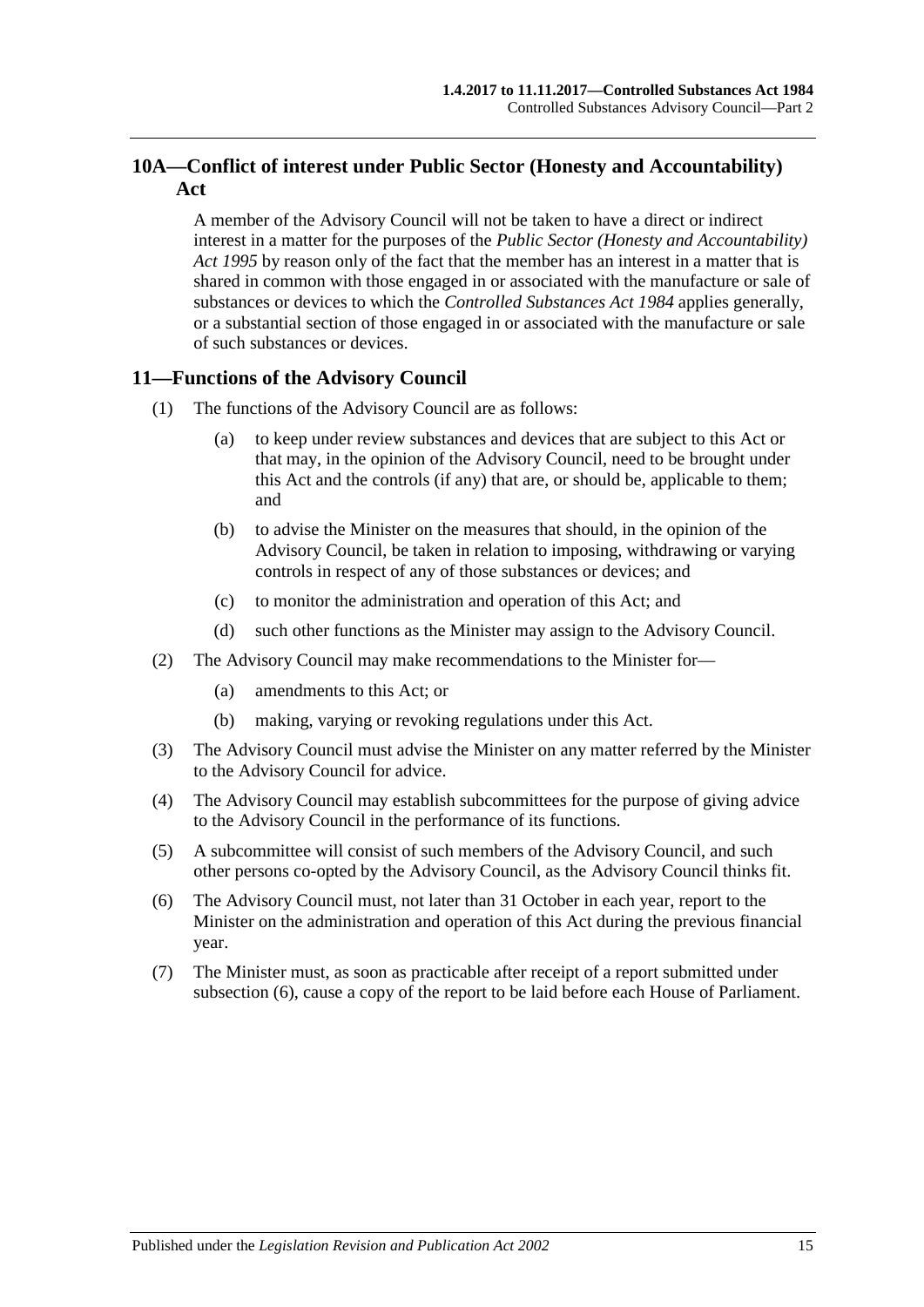## 10A—Conflict of interest under Public Sector (Honesty and Accountability) Act

A member of the Advisory Council will not be taken to have a direct or indirect interest in a matter for the purposes of the *Public Sector (Honesty and Accountability) Act 1995* by reason only of the fact that the member has an interest in a matter that is shared in common with those engaged in or associated with the manufacture or sale of substances or devices to which the *Controlled Substances Act 1984* applies generally, or a substantial section of those engaged in or associated with the manufacture or sale of such substances or devices.

## 11—Functions of the Advisory Council

(1) The functions of the Advisory Council are as follows:

(a) to keep under review substances and devices that are subject to this Act or that may, in the opinion of the Advisory Council, need to be brought under this Act and the controls (if any) that are, or should be, applicable to them; and

(b) to advise the Minister on the measures that should, in the opinion of the Advisory Council, be taken in relation to imposing, withdrawing or varying controls in respect of any of those substances or devices; and

(c) to monitor the administration and operation of this Act; and

(d) such other functions as the Minister may assign to the Advisory Council.

(2) The Advisory Council may make recommendations to the Minister for—

(a) amendments to this Act; or

(b) making, varying or revoking regulations under this Act.

(3) The Advisory Council must advise the Minister on any matter referred by the Minister to the Advisory Council for advice.

(4) The Advisory Council may establish subcommittees for the purpose of giving advice to the Advisory Council in the performance of its functions.

(5) A subcommittee will consist of such members of the Advisory Council, and such other persons co-opted by the Advisory Council, as the Advisory Council thinks fit.

(6) The Advisory Council must, not later than 31 October in each year, report to the Minister on the administration and operation of this Act during the previous financial year.

(7) The Minister must, as soon as practicable after receipt of a report submitted under subsection (6), cause a copy of the report to be laid before each House of Parliament.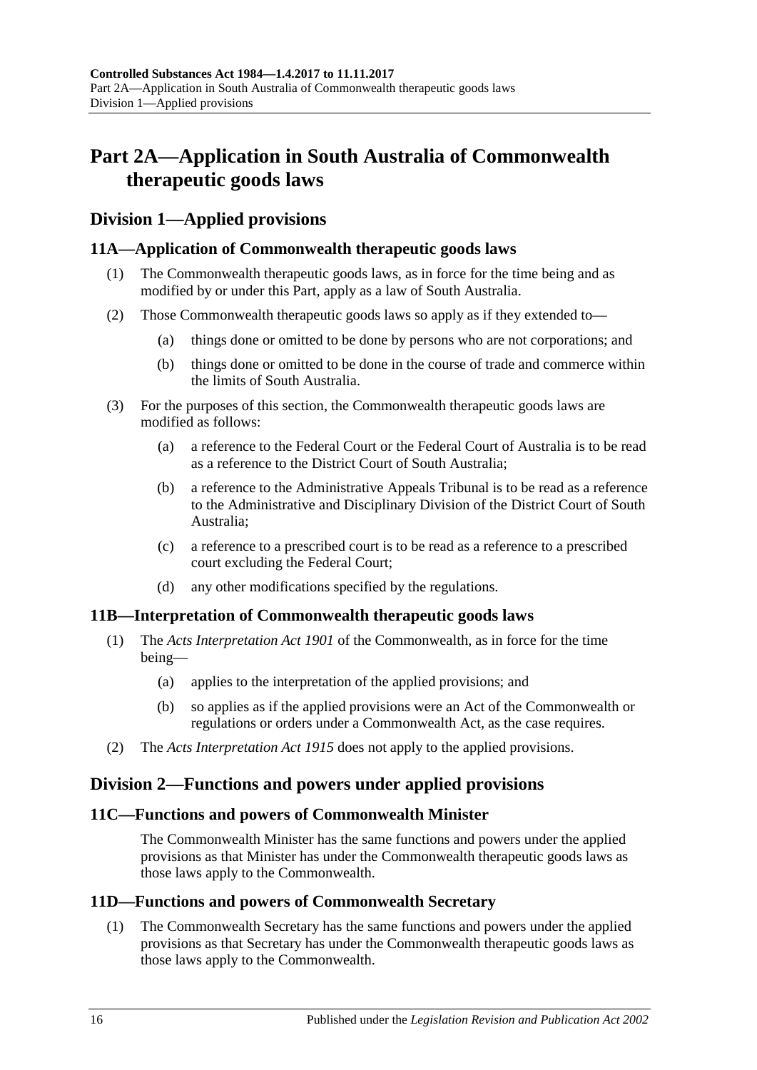# Part 2A—Application in South Australia of Commonwealth therapeutic goods laws

## Division 1—Applied provisions

### 11A—Application of Commonwealth therapeutic goods laws

(1) The Commonwealth therapeutic goods laws, as in force for the time being and as modified by or under this Part, apply as a law of South Australia.

(2) Those Commonwealth therapeutic goods laws so apply as if they extended to—

 (a) things done or omitted to be done by persons who are not corporations; and

 (b) things done or omitted to be done in the course of trade and commerce within the limits of South Australia.

(3) For the purposes of this section, the Commonwealth therapeutic goods laws are modified as follows:

 (a) a reference to the Federal Court or the Federal Court of Australia is to be read as a reference to the District Court of South Australia;

 (b) a reference to the Administrative Appeals Tribunal is to be read as a reference to the Administrative and Disciplinary Division of the District Court of South Australia;

 (c) a reference to a prescribed court is to be read as a reference to a prescribed court excluding the Federal Court;

 (d) any other modifications specified by the regulations.

### 11B—Interpretation of Commonwealth therapeutic goods laws

(1) The *Acts Interpretation Act 1901* of the Commonwealth, as in force for the time being—

 (a) applies to the interpretation of the applied provisions; and

 (b) so applies as if the applied provisions were an Act of the Commonwealth or regulations or orders under a Commonwealth Act, as the case requires.

(2) The *Acts Interpretation Act 1915* does not apply to the applied provisions.

## Division 2—Functions and powers under applied provisions

### 11C—Functions and powers of Commonwealth Minister

The Commonwealth Minister has the same functions and powers under the applied provisions as that Minister has under the Commonwealth therapeutic goods laws as those laws apply to the Commonwealth.

### 11D—Functions and powers of Commonwealth Secretary

(1) The Commonwealth Secretary has the same functions and powers under the applied provisions as that Secretary has under the Commonwealth therapeutic goods laws as those laws apply to the Commonwealth.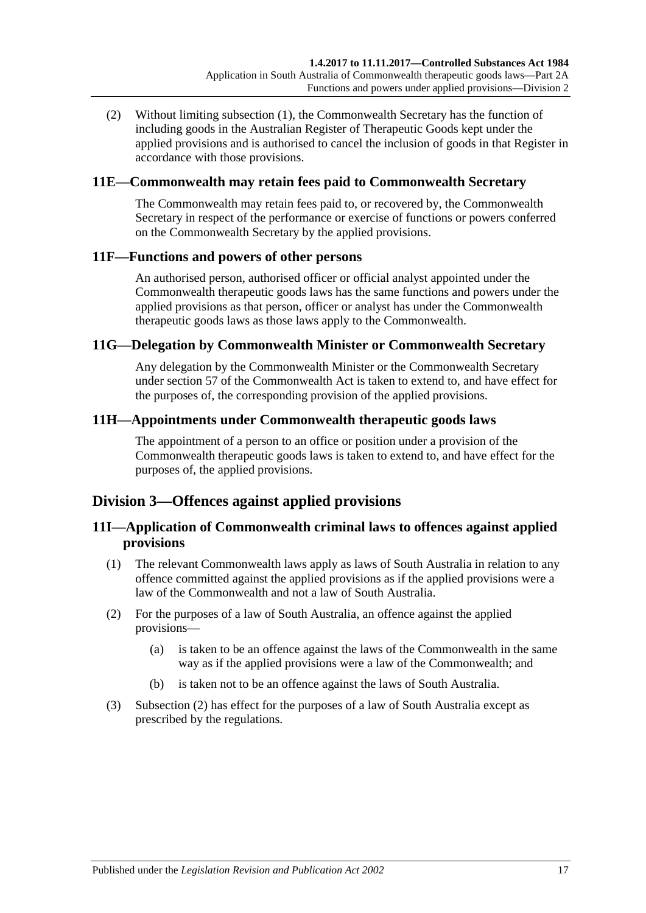(2) Without limiting subsection (1), the Commonwealth Secretary has the function of including goods in the Australian Register of Therapeutic Goods kept under the applied provisions and is authorised to cancel the inclusion of goods in that Register in accordance with those provisions.

### 11E—Commonwealth may retain fees paid to Commonwealth Secretary

The Commonwealth may retain fees paid to, or recovered by, the Commonwealth Secretary in respect of the performance or exercise of functions or powers conferred on the Commonwealth Secretary by the applied provisions.

### 11F—Functions and powers of other persons

An authorised person, authorised officer or official analyst appointed under the Commonwealth therapeutic goods laws has the same functions and powers under the applied provisions as that person, officer or analyst has under the Commonwealth therapeutic goods laws as those laws apply to the Commonwealth.

### 11G—Delegation by Commonwealth Minister or Commonwealth Secretary

Any delegation by the Commonwealth Minister or the Commonwealth Secretary under section 57 of the Commonwealth Act is taken to extend to, and have effect for the purposes of, the corresponding provision of the applied provisions.

### 11H—Appointments under Commonwealth therapeutic goods laws

The appointment of a person to an office or position under a provision of the Commonwealth therapeutic goods laws is taken to extend to, and have effect for the purposes of, the applied provisions.

## Division 3—Offences against applied provisions

### 11I—Application of Commonwealth criminal laws to offences against applied provisions

(1) The relevant Commonwealth laws apply as laws of South Australia in relation to any offence committed against the applied provisions as if the applied provisions were a law of the Commonwealth and not a law of South Australia.

(2) For the purposes of a law of South Australia, an offence against the applied provisions—

(a) is taken to be an offence against the laws of the Commonwealth in the same way as if the applied provisions were a law of the Commonwealth; and

(b) is taken not to be an offence against the laws of South Australia.

(3) Subsection (2) has effect for the purposes of a law of South Australia except as prescribed by the regulations.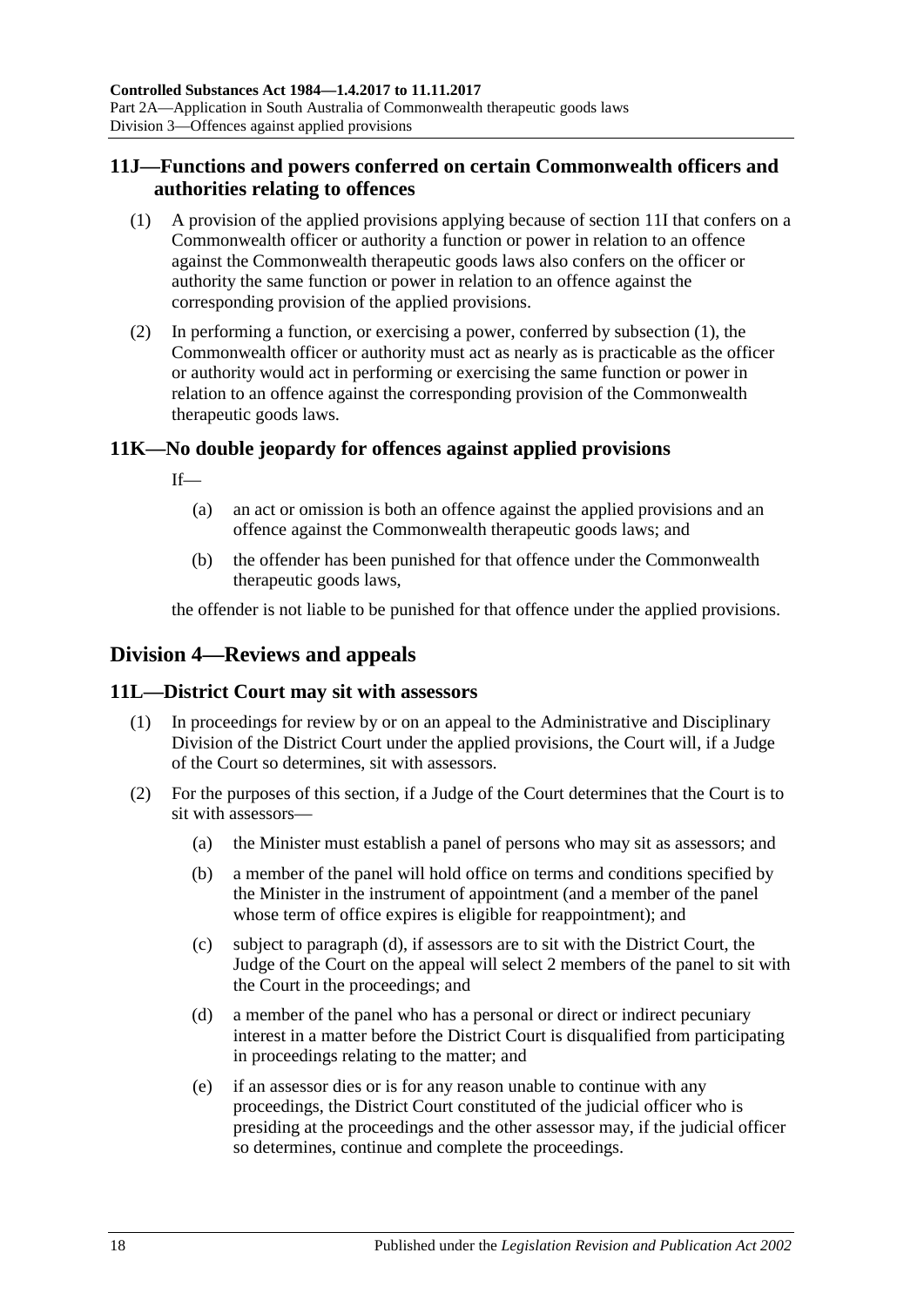## 11J—Functions and powers conferred on certain Commonwealth officers and authorities relating to offences

(1) A provision of the applied provisions applying because of section 11I that confers on a Commonwealth officer or authority a function or power in relation to an offence against the Commonwealth therapeutic goods laws also confers on the officer or authority the same function or power in relation to an offence against the corresponding provision of the applied provisions.

(2) In performing a function, or exercising a power, conferred by subsection (1), the Commonwealth officer or authority must act as nearly as is practicable as the officer or authority would act in performing or exercising the same function or power in relation to an offence against the corresponding provision of the Commonwealth therapeutic goods laws.

## 11K—No double jeopardy for offences against applied provisions

If—

(a) an act or omission is both an offence against the applied provisions and an offence against the Commonwealth therapeutic goods laws; and

(b) the offender has been punished for that offence under the Commonwealth therapeutic goods laws,

the offender is not liable to be punished for that offence under the applied provisions.

# Division 4—Reviews and appeals

## 11L—District Court may sit with assessors

(1) In proceedings for review by or on an appeal to the Administrative and Disciplinary Division of the District Court under the applied provisions, the Court will, if a Judge of the Court so determines, sit with assessors.

(2) For the purposes of this section, if a Judge of the Court determines that the Court is to sit with assessors—

(a) the Minister must establish a panel of persons who may sit as assessors; and

(b) a member of the panel will hold office on terms and conditions specified by the Minister in the instrument of appointment (and a member of the panel whose term of office expires is eligible for reappointment); and

(c) subject to paragraph (d), if assessors are to sit with the District Court, the Judge of the Court on the appeal will select 2 members of the panel to sit with the Court in the proceedings; and

(d) a member of the panel who has a personal or direct or indirect pecuniary interest in a matter before the District Court is disqualified from participating in proceedings relating to the matter; and

(e) if an assessor dies or is for any reason unable to continue with any proceedings, the District Court constituted of the judicial officer who is presiding at the proceedings and the other assessor may, if the judicial officer so determines, continue and complete the proceedings.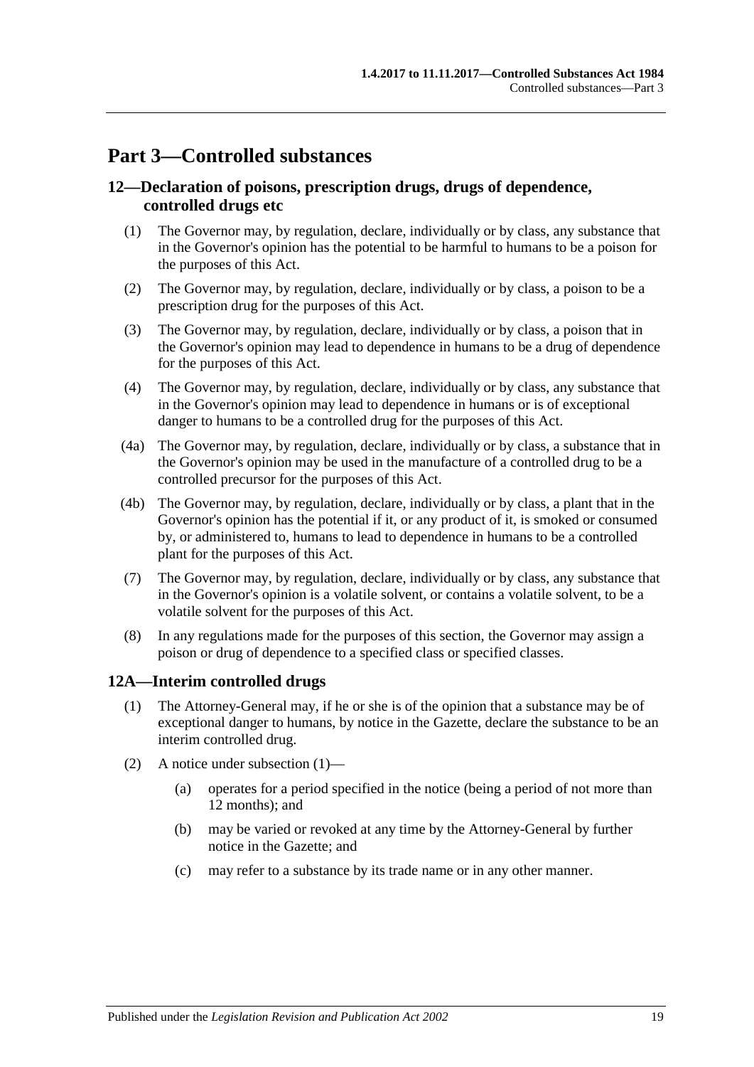# Part 3—Controlled substances

## 12—Declaration of poisons, prescription drugs, drugs of dependence, controlled drugs etc

(1) The Governor may, by regulation, declare, individually or by class, any substance that in the Governor's opinion has the potential to be harmful to humans to be a poison for the purposes of this Act.

(2) The Governor may, by regulation, declare, individually or by class, a poison to be a prescription drug for the purposes of this Act.

(3) The Governor may, by regulation, declare, individually or by class, a poison that in the Governor's opinion may lead to dependence in humans to be a drug of dependence for the purposes of this Act.

(4) The Governor may, by regulation, declare, individually or by class, any substance that in the Governor's opinion may lead to dependence in humans or is of exceptional danger to humans to be a controlled drug for the purposes of this Act.

(4a) The Governor may, by regulation, declare, individually or by class, a substance that in the Governor's opinion may be used in the manufacture of a controlled drug to be a controlled precursor for the purposes of this Act.

(4b) The Governor may, by regulation, declare, individually or by class, a plant that in the Governor's opinion has the potential if it, or any product of it, is smoked or consumed by, or administered to, humans to lead to dependence in humans to be a controlled plant for the purposes of this Act.

(7) The Governor may, by regulation, declare, individually or by class, any substance that in the Governor's opinion is a volatile solvent, or contains a volatile solvent, to be a volatile solvent for the purposes of this Act.

(8) In any regulations made for the purposes of this section, the Governor may assign a poison or drug of dependence to a specified class or specified classes.

## 12A—Interim controlled drugs

(1) The Attorney-General may, if he or she is of the opinion that a substance may be of exceptional danger to humans, by notice in the Gazette, declare the substance to be an interim controlled drug.

(2) A notice under subsection (1)—

(a) operates for a period specified in the notice (being a period of not more than 12 months); and

(b) may be varied or revoked at any time by the Attorney-General by further notice in the Gazette; and

(c) may refer to a substance by its trade name or in any other manner.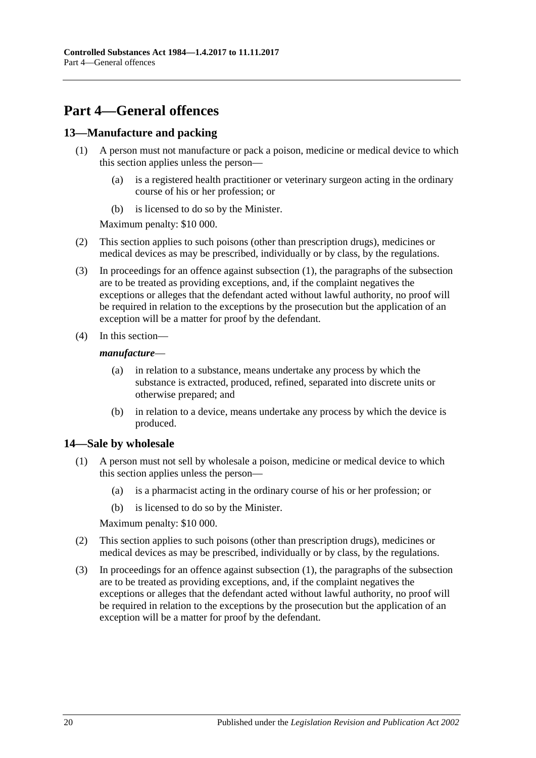# Part 4—General offences

## 13—Manufacture and packing

(1) A person must not manufacture or pack a poison, medicine or medical device to which this section applies unless the person—

  (a) is a registered health practitioner or veterinary surgeon acting in the ordinary course of his or her profession; or

  (b) is licensed to do so by the Minister.

Maximum penalty: $10 000.

(2) This section applies to such poisons (other than prescription drugs), medicines or medical devices as may be prescribed, individually or by class, by the regulations.

(3) In proceedings for an offence against subsection (1), the paragraphs of the subsection are to be treated as providing exceptions, and, if the complaint negatives the exceptions or alleges that the defendant acted without lawful authority, no proof will be required in relation to the exceptions by the prosecution but the application of an exception will be a matter for proof by the defendant.

(4) In this section—

***manufacture***—

  (a) in relation to a substance, means undertake any process by which the substance is extracted, produced, refined, separated into discrete units or otherwise prepared; and

  (b) in relation to a device, means undertake any process by which the device is produced.

## 14—Sale by wholesale

(1) A person must not sell by wholesale a poison, medicine or medical device to which this section applies unless the person—

  (a) is a pharmacist acting in the ordinary course of his or her profession; or

  (b) is licensed to do so by the Minister.

Maximum penalty: $10 000.

(2) This section applies to such poisons (other than prescription drugs), medicines or medical devices as may be prescribed, individually or by class, by the regulations.

(3) In proceedings for an offence against subsection (1), the paragraphs of the subsection are to be treated as providing exceptions, and, if the complaint negatives the exceptions or alleges that the defendant acted without lawful authority, no proof will be required in relation to the exceptions by the prosecution but the application of an exception will be a matter for proof by the defendant.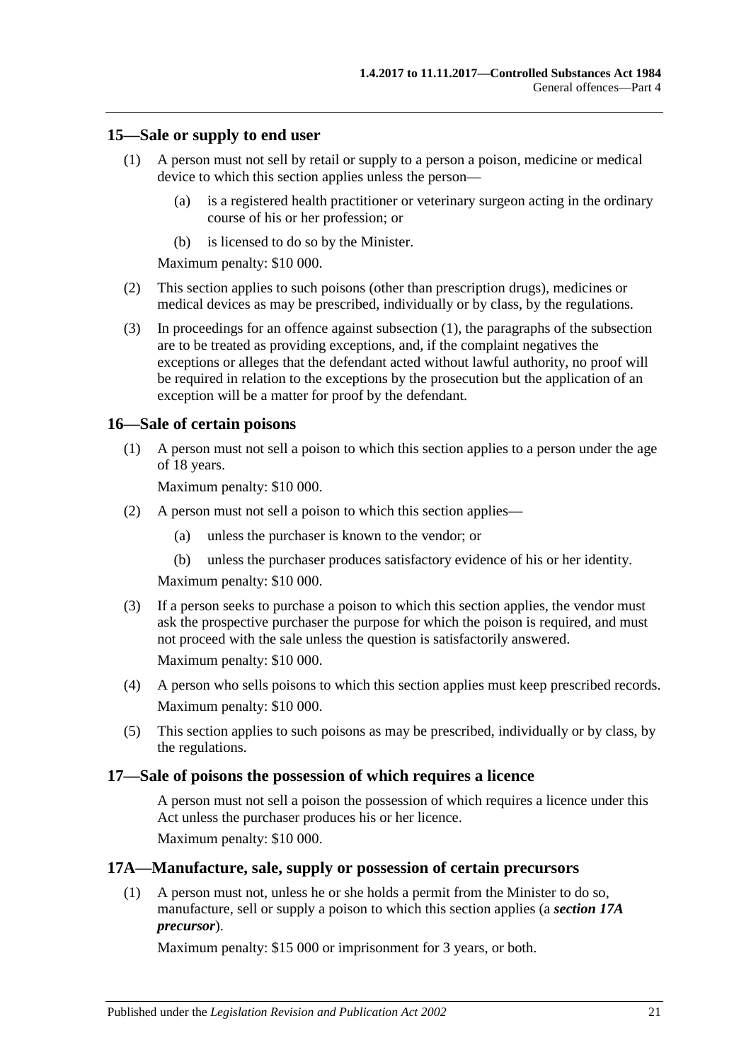## 15—Sale or supply to end user

(1) A person must not sell by retail or supply to a person a poison, medicine or medical device to which this section applies unless the person—

   (a) is a registered health practitioner or veterinary surgeon acting in the ordinary course of his or her profession; or

   (b) is licensed to do so by the Minister.

   Maximum penalty: $10 000.

(2) This section applies to such poisons (other than prescription drugs), medicines or medical devices as may be prescribed, individually or by class, by the regulations.

(3) In proceedings for an offence against subsection (1), the paragraphs of the subsection are to be treated as providing exceptions, and, if the complaint negatives the exceptions or alleges that the defendant acted without lawful authority, no proof will be required in relation to the exceptions by the prosecution but the application of an exception will be a matter for proof by the defendant.

## 16—Sale of certain poisons

(1) A person must not sell a poison to which this section applies to a person under the age of 18 years.

   Maximum penalty: $10 000.

(2) A person must not sell a poison to which this section applies—

   (a) unless the purchaser is known to the vendor; or

   (b) unless the purchaser produces satisfactory evidence of his or her identity.

   Maximum penalty: $10 000.

(3) If a person seeks to purchase a poison to which this section applies, the vendor must ask the prospective purchaser the purpose for which the poison is required, and must not proceed with the sale unless the question is satisfactorily answered.

   Maximum penalty: $10 000.

(4) A person who sells poisons to which this section applies must keep prescribed records.

   Maximum penalty: $10 000.

(5) This section applies to such poisons as may be prescribed, individually or by class, by the regulations.

## 17—Sale of poisons the possession of which requires a licence

A person must not sell a poison the possession of which requires a licence under this Act unless the purchaser produces his or her licence.

Maximum penalty: $10 000.

## 17A—Manufacture, sale, supply or possession of certain precursors

(1) A person must not, unless he or she holds a permit from the Minister to do so, manufacture, sell or supply a poison to which this section applies (a ***section 17A precursor***).

   Maximum penalty: $15 000 or imprisonment for 3 years, or both.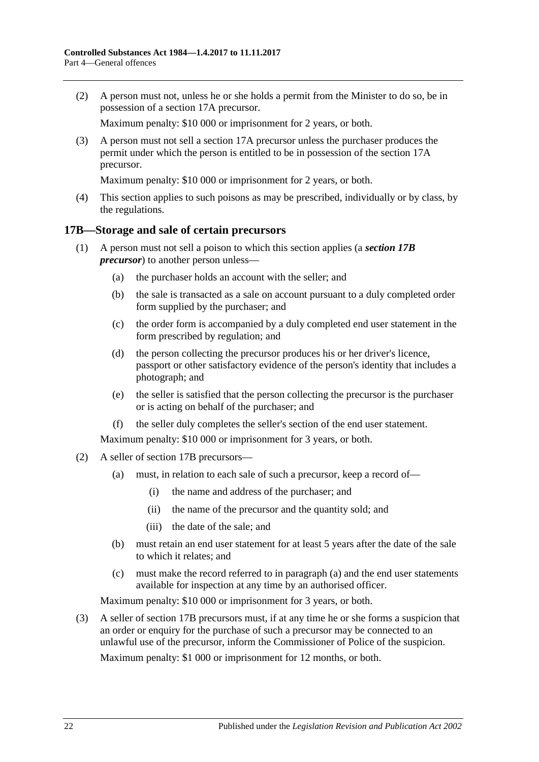(2) A person must not, unless he or she holds a permit from the Minister to do so, be in possession of a section 17A precursor.

Maximum penalty: $10 000 or imprisonment for 2 years, or both.

(3) A person must not sell a section 17A precursor unless the purchaser produces the permit under which the person is entitled to be in possession of the section 17A precursor.

Maximum penalty: $10 000 or imprisonment for 2 years, or both.

(4) This section applies to such poisons as may be prescribed, individually or by class, by the regulations.

## 17B—Storage and sale of certain precursors

(1) A person must not sell a poison to which this section applies (a ***section 17B precursor***) to another person unless—

- (a) the purchaser holds an account with the seller; and
- (b) the sale is transacted as a sale on account pursuant to a duly completed order form supplied by the purchaser; and
- (c) the order form is accompanied by a duly completed end user statement in the form prescribed by regulation; and
- (d) the person collecting the precursor produces his or her driver's licence, passport or other satisfactory evidence of the person's identity that includes a photograph; and
- (e) the seller is satisfied that the person collecting the precursor is the purchaser or is acting on behalf of the purchaser; and
- (f) the seller duly completes the seller's section of the end user statement.

Maximum penalty: $10 000 or imprisonment for 3 years, or both.

(2) A seller of section 17B precursors—

- (a) must, in relation to each sale of such a precursor, keep a record of—
  - (i) the name and address of the purchaser; and
  - (ii) the name of the precursor and the quantity sold; and
  - (iii) the date of the sale; and
- (b) must retain an end user statement for at least 5 years after the date of the sale to which it relates; and
- (c) must make the record referred to in paragraph (a) and the end user statements available for inspection at any time by an authorised officer.

Maximum penalty: $10 000 or imprisonment for 3 years, or both.

(3) A seller of section 17B precursors must, if at any time he or she forms a suspicion that an order or enquiry for the purchase of such a precursor may be connected to an unlawful use of the precursor, inform the Commissioner of Police of the suspicion.

Maximum penalty: $1 000 or imprisonment for 12 months, or both.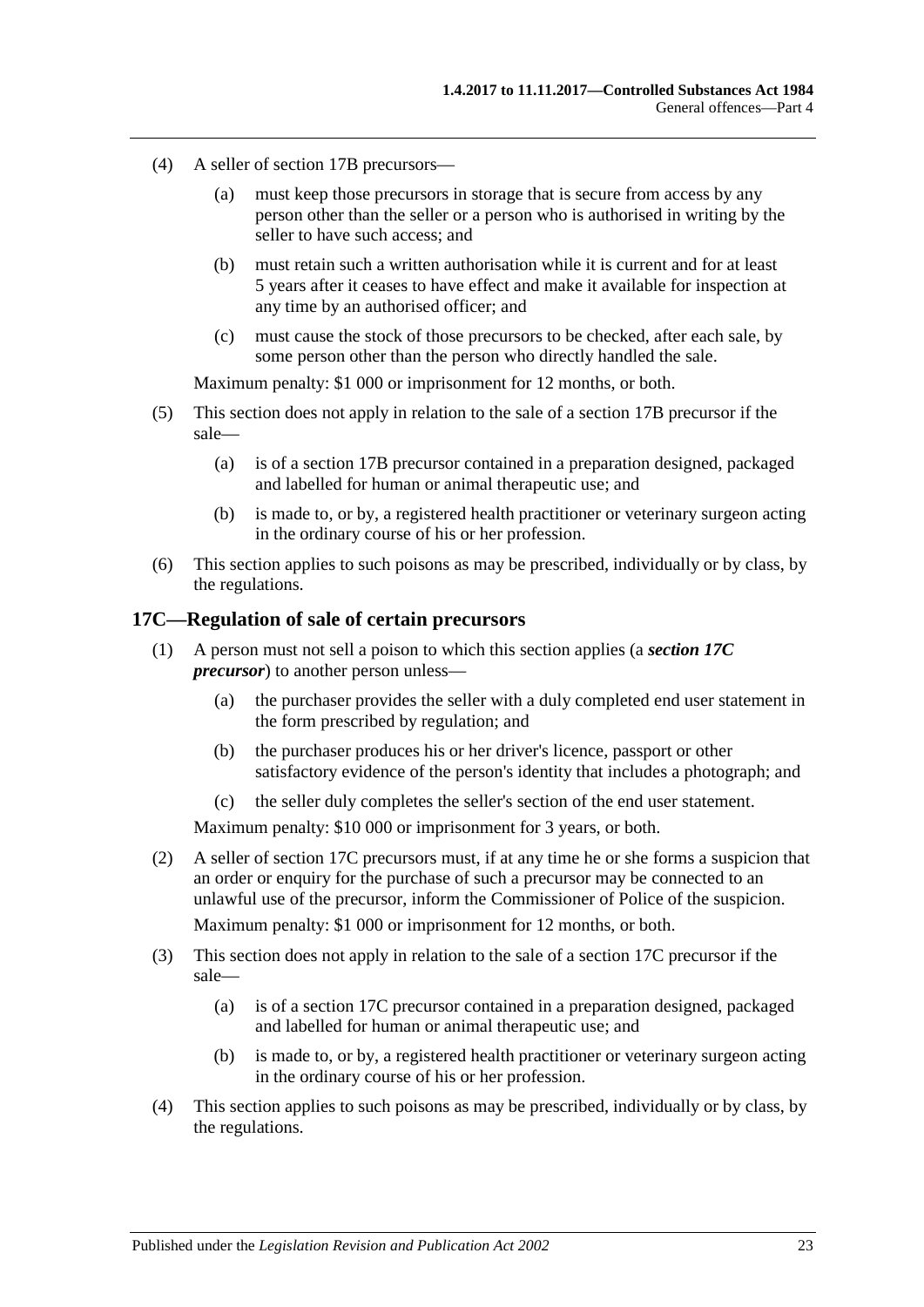(4) A seller of section 17B precursors—

(a) must keep those precursors in storage that is secure from access by any person other than the seller or a person who is authorised in writing by the seller to have such access; and

(b) must retain such a written authorisation while it is current and for at least 5 years after it ceases to have effect and make it available for inspection at any time by an authorised officer; and

(c) must cause the stock of those precursors to be checked, after each sale, by some person other than the person who directly handled the sale.

Maximum penalty: $1 000 or imprisonment for 12 months, or both.

(5) This section does not apply in relation to the sale of a section 17B precursor if the sale—

(a) is of a section 17B precursor contained in a preparation designed, packaged and labelled for human or animal therapeutic use; and

(b) is made to, or by, a registered health practitioner or veterinary surgeon acting in the ordinary course of his or her profession.

(6) This section applies to such poisons as may be prescribed, individually or by class, by the regulations.

## 17C—Regulation of sale of certain precursors

(1) A person must not sell a poison to which this section applies (a ***section 17C precursor***) to another person unless—

(a) the purchaser provides the seller with a duly completed end user statement in the form prescribed by regulation; and

(b) the purchaser produces his or her driver's licence, passport or other satisfactory evidence of the person's identity that includes a photograph; and

(c) the seller duly completes the seller's section of the end user statement.

Maximum penalty: $10 000 or imprisonment for 3 years, or both.

(2) A seller of section 17C precursors must, if at any time he or she forms a suspicion that an order or enquiry for the purchase of such a precursor may be connected to an unlawful use of the precursor, inform the Commissioner of Police of the suspicion.

Maximum penalty: $1 000 or imprisonment for 12 months, or both.

(3) This section does not apply in relation to the sale of a section 17C precursor if the sale—

(a) is of a section 17C precursor contained in a preparation designed, packaged and labelled for human or animal therapeutic use; and

(b) is made to, or by, a registered health practitioner or veterinary surgeon acting in the ordinary course of his or her profession.

(4) This section applies to such poisons as may be prescribed, individually or by class, by the regulations.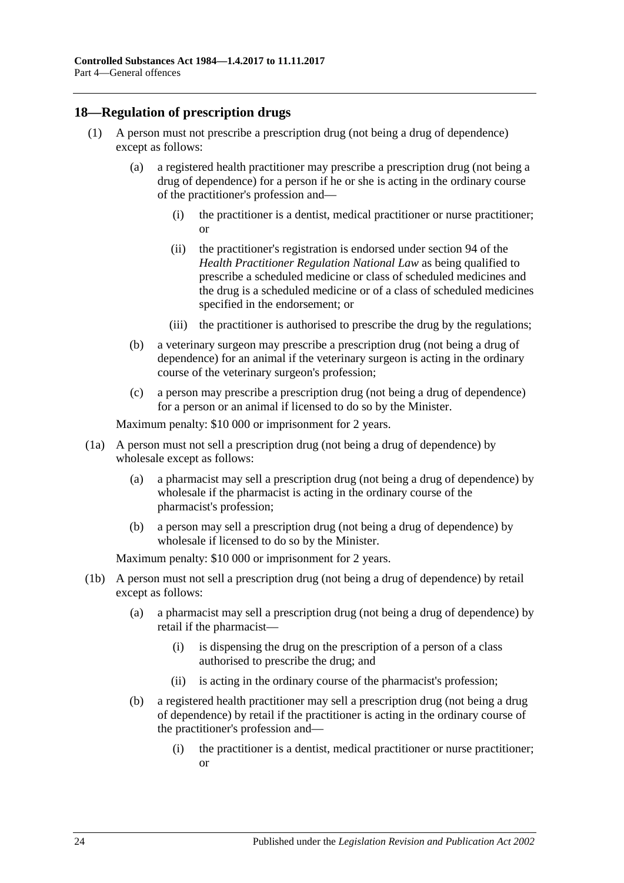## 18—Regulation of prescription drugs

(1) A person must not prescribe a prescription drug (not being a drug of dependence) except as follows:

  (a) a registered health practitioner may prescribe a prescription drug (not being a drug of dependence) for a person if he or she is acting in the ordinary course of the practitioner's profession and—

    (i) the practitioner is a dentist, medical practitioner or nurse practitioner; or

    (ii) the practitioner's registration is endorsed under section 94 of the *Health Practitioner Regulation National Law* as being qualified to prescribe a scheduled medicine or class of scheduled medicines and the drug is a scheduled medicine or of a class of scheduled medicines specified in the endorsement; or

    (iii) the practitioner is authorised to prescribe the drug by the regulations;

  (b) a veterinary surgeon may prescribe a prescription drug (not being a drug of dependence) for an animal if the veterinary surgeon is acting in the ordinary course of the veterinary surgeon's profession;

  (c) a person may prescribe a prescription drug (not being a drug of dependence) for a person or an animal if licensed to do so by the Minister.

Maximum penalty: $10 000 or imprisonment for 2 years.

(1a) A person must not sell a prescription drug (not being a drug of dependence) by wholesale except as follows:

  (a) a pharmacist may sell a prescription drug (not being a drug of dependence) by wholesale if the pharmacist is acting in the ordinary course of the pharmacist's profession;

  (b) a person may sell a prescription drug (not being a drug of dependence) by wholesale if licensed to do so by the Minister.

Maximum penalty: $10 000 or imprisonment for 2 years.

(1b) A person must not sell a prescription drug (not being a drug of dependence) by retail except as follows:

  (a) a pharmacist may sell a prescription drug (not being a drug of dependence) by retail if the pharmacist—

    (i) is dispensing the drug on the prescription of a person of a class authorised to prescribe the drug; and

    (ii) is acting in the ordinary course of the pharmacist's profession;

  (b) a registered health practitioner may sell a prescription drug (not being a drug of dependence) by retail if the practitioner is acting in the ordinary course of the practitioner's profession and—

    (i) the practitioner is a dentist, medical practitioner or nurse practitioner; or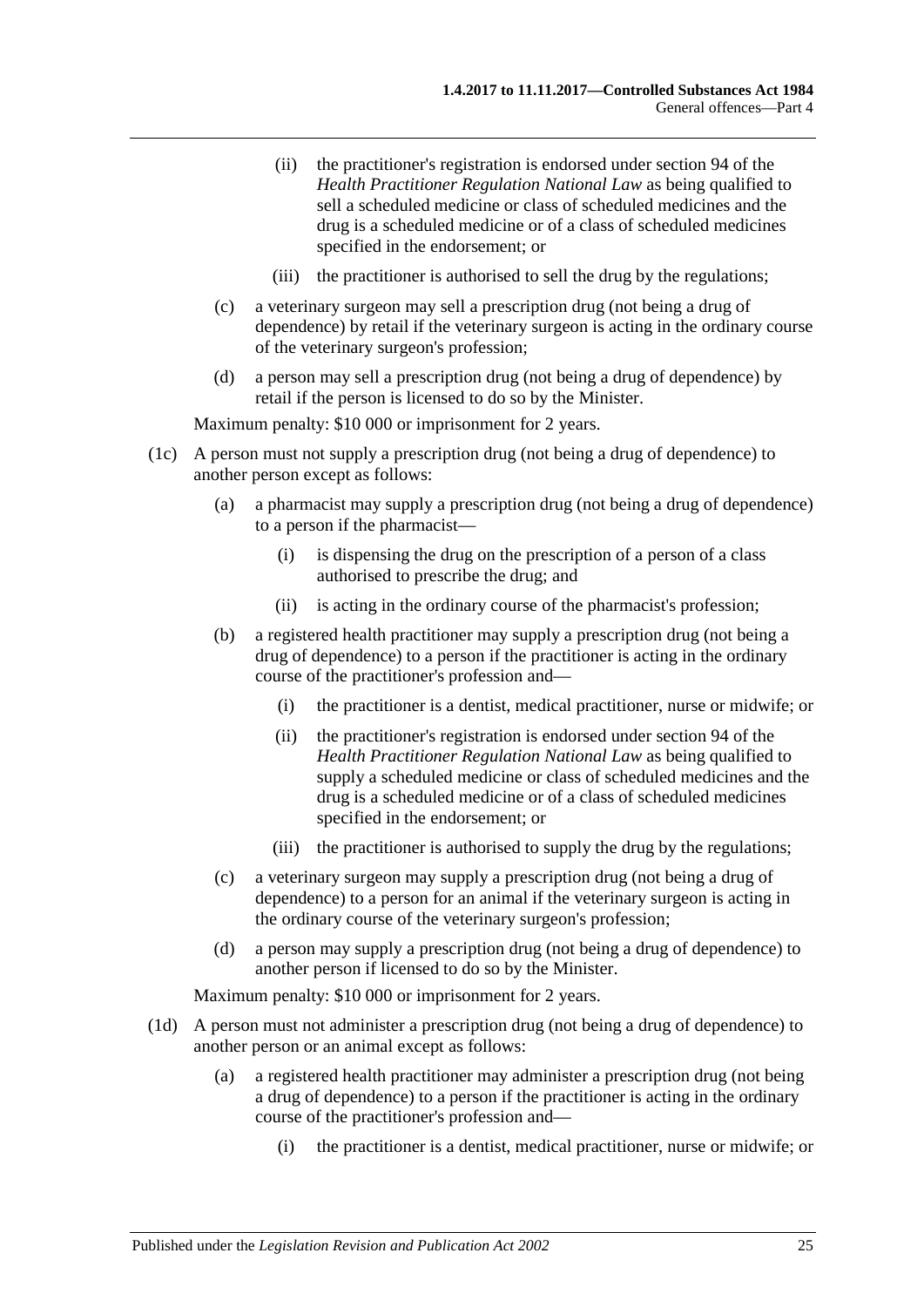(ii) the practitioner's registration is endorsed under section 94 of the *Health Practitioner Regulation National Law* as being qualified to sell a scheduled medicine or class of scheduled medicines and the drug is a scheduled medicine or of a class of scheduled medicines specified in the endorsement; or

(iii) the practitioner is authorised to sell the drug by the regulations;

(c) a veterinary surgeon may sell a prescription drug (not being a drug of dependence) by retail if the veterinary surgeon is acting in the ordinary course of the veterinary surgeon's profession;

(d) a person may sell a prescription drug (not being a drug of dependence) by retail if the person is licensed to do so by the Minister.

Maximum penalty: $10 000 or imprisonment for 2 years.

(1c) A person must not supply a prescription drug (not being a drug of dependence) to another person except as follows:

(a) a pharmacist may supply a prescription drug (not being a drug of dependence) to a person if the pharmacist—

(i) is dispensing the drug on the prescription of a person of a class authorised to prescribe the drug; and

(ii) is acting in the ordinary course of the pharmacist's profession;

(b) a registered health practitioner may supply a prescription drug (not being a drug of dependence) to a person if the practitioner is acting in the ordinary course of the practitioner's profession and—

(i) the practitioner is a dentist, medical practitioner, nurse or midwife; or

(ii) the practitioner's registration is endorsed under section 94 of the *Health Practitioner Regulation National Law* as being qualified to supply a scheduled medicine or class of scheduled medicines and the drug is a scheduled medicine or of a class of scheduled medicines specified in the endorsement; or

(iii) the practitioner is authorised to supply the drug by the regulations;

(c) a veterinary surgeon may supply a prescription drug (not being a drug of dependence) to a person for an animal if the veterinary surgeon is acting in the ordinary course of the veterinary surgeon's profession;

(d) a person may supply a prescription drug (not being a drug of dependence) to another person if licensed to do so by the Minister.

Maximum penalty: $10 000 or imprisonment for 2 years.

(1d) A person must not administer a prescription drug (not being a drug of dependence) to another person or an animal except as follows:

(a) a registered health practitioner may administer a prescription drug (not being a drug of dependence) to a person if the practitioner is acting in the ordinary course of the practitioner's profession and—

(i) the practitioner is a dentist, medical practitioner, nurse or midwife; or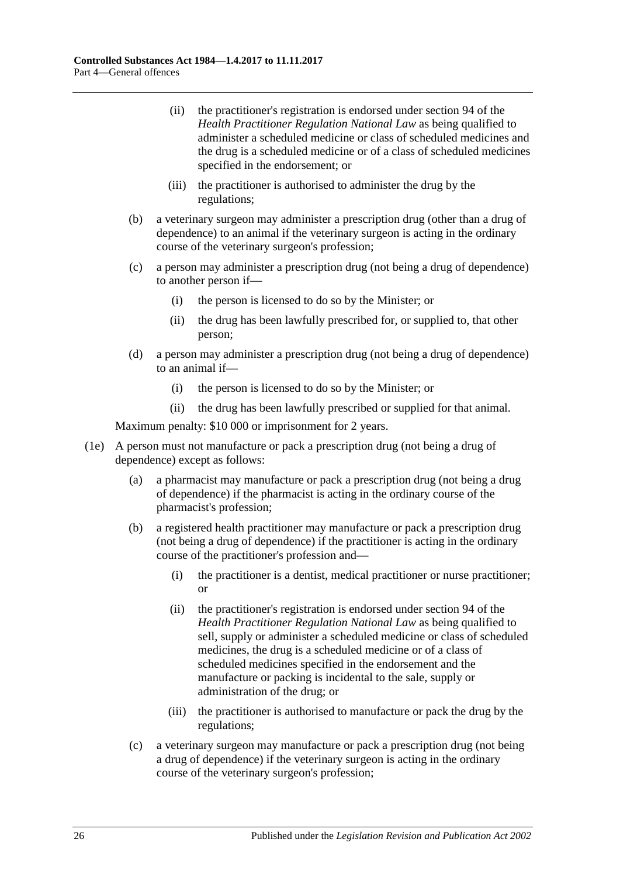(ii) the practitioner's registration is endorsed under section 94 of the *Health Practitioner Regulation National Law* as being qualified to administer a scheduled medicine or class of scheduled medicines and the drug is a scheduled medicine or of a class of scheduled medicines specified in the endorsement; or

(iii) the practitioner is authorised to administer the drug by the regulations;

(b) a veterinary surgeon may administer a prescription drug (other than a drug of dependence) to an animal if the veterinary surgeon is acting in the ordinary course of the veterinary surgeon's profession;

(c) a person may administer a prescription drug (not being a drug of dependence) to another person if—

(i) the person is licensed to do so by the Minister; or

(ii) the drug has been lawfully prescribed for, or supplied to, that other person;

(d) a person may administer a prescription drug (not being a drug of dependence) to an animal if—

(i) the person is licensed to do so by the Minister; or

(ii) the drug has been lawfully prescribed or supplied for that animal.

Maximum penalty: $10 000 or imprisonment for 2 years.

(1e) A person must not manufacture or pack a prescription drug (not being a drug of dependence) except as follows:

(a) a pharmacist may manufacture or pack a prescription drug (not being a drug of dependence) if the pharmacist is acting in the ordinary course of the pharmacist's profession;

(b) a registered health practitioner may manufacture or pack a prescription drug (not being a drug of dependence) if the practitioner is acting in the ordinary course of the practitioner's profession and—

(i) the practitioner is a dentist, medical practitioner or nurse practitioner; or

(ii) the practitioner's registration is endorsed under section 94 of the *Health Practitioner Regulation National Law* as being qualified to sell, supply or administer a scheduled medicine or class of scheduled medicines, the drug is a scheduled medicine or of a class of scheduled medicines specified in the endorsement and the manufacture or packing is incidental to the sale, supply or administration of the drug; or

(iii) the practitioner is authorised to manufacture or pack the drug by the regulations;

(c) a veterinary surgeon may manufacture or pack a prescription drug (not being a drug of dependence) if the veterinary surgeon is acting in the ordinary course of the veterinary surgeon's profession;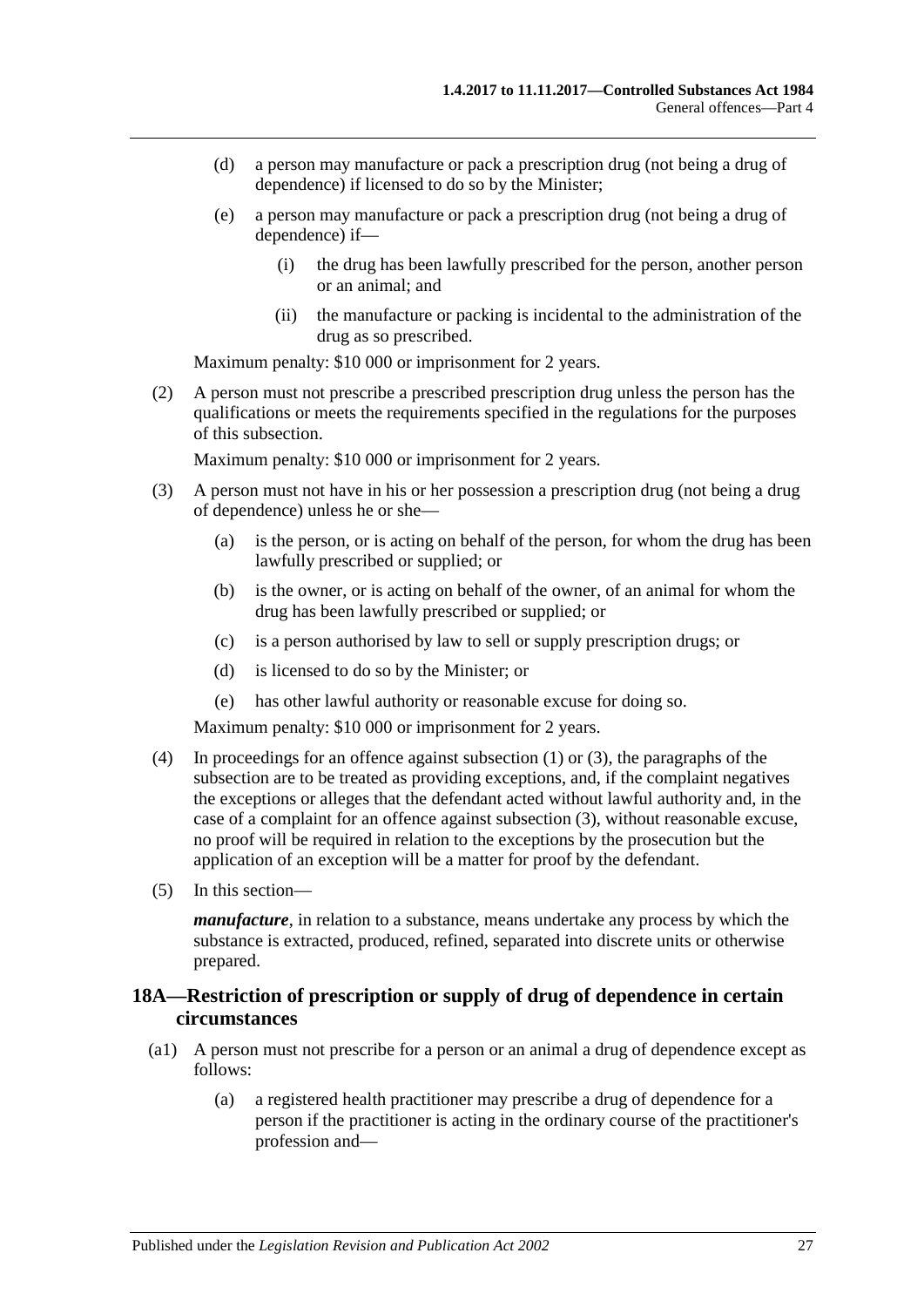(d) a person may manufacture or pack a prescription drug (not being a drug of dependence) if licensed to do so by the Minister;

(e) a person may manufacture or pack a prescription drug (not being a drug of dependence) if—

(i) the drug has been lawfully prescribed for the person, another person or an animal; and

(ii) the manufacture or packing is incidental to the administration of the drug as so prescribed.

Maximum penalty: $10 000 or imprisonment for 2 years.

(2) A person must not prescribe a prescribed prescription drug unless the person has the qualifications or meets the requirements specified in the regulations for the purposes of this subsection.

Maximum penalty: $10 000 or imprisonment for 2 years.

(3) A person must not have in his or her possession a prescription drug (not being a drug of dependence) unless he or she—

(a) is the person, or is acting on behalf of the person, for whom the drug has been lawfully prescribed or supplied; or

(b) is the owner, or is acting on behalf of the owner, of an animal for whom the drug has been lawfully prescribed or supplied; or

(c) is a person authorised by law to sell or supply prescription drugs; or

(d) is licensed to do so by the Minister; or

(e) has other lawful authority or reasonable excuse for doing so.

Maximum penalty: $10 000 or imprisonment for 2 years.

(4) In proceedings for an offence against subsection (1) or (3), the paragraphs of the subsection are to be treated as providing exceptions, and, if the complaint negatives the exceptions or alleges that the defendant acted without lawful authority and, in the case of a complaint for an offence against subsection (3), without reasonable excuse, no proof will be required in relation to the exceptions by the prosecution but the application of an exception will be a matter for proof by the defendant.

(5) In this section—

***manufacture***, in relation to a substance, means undertake any process by which the substance is extracted, produced, refined, separated into discrete units or otherwise prepared.

## 18A—Restriction of prescription or supply of drug of dependence in certain circumstances

(a1) A person must not prescribe for a person or an animal a drug of dependence except as follows:

(a) a registered health practitioner may prescribe a drug of dependence for a person if the practitioner is acting in the ordinary course of the practitioner's profession and—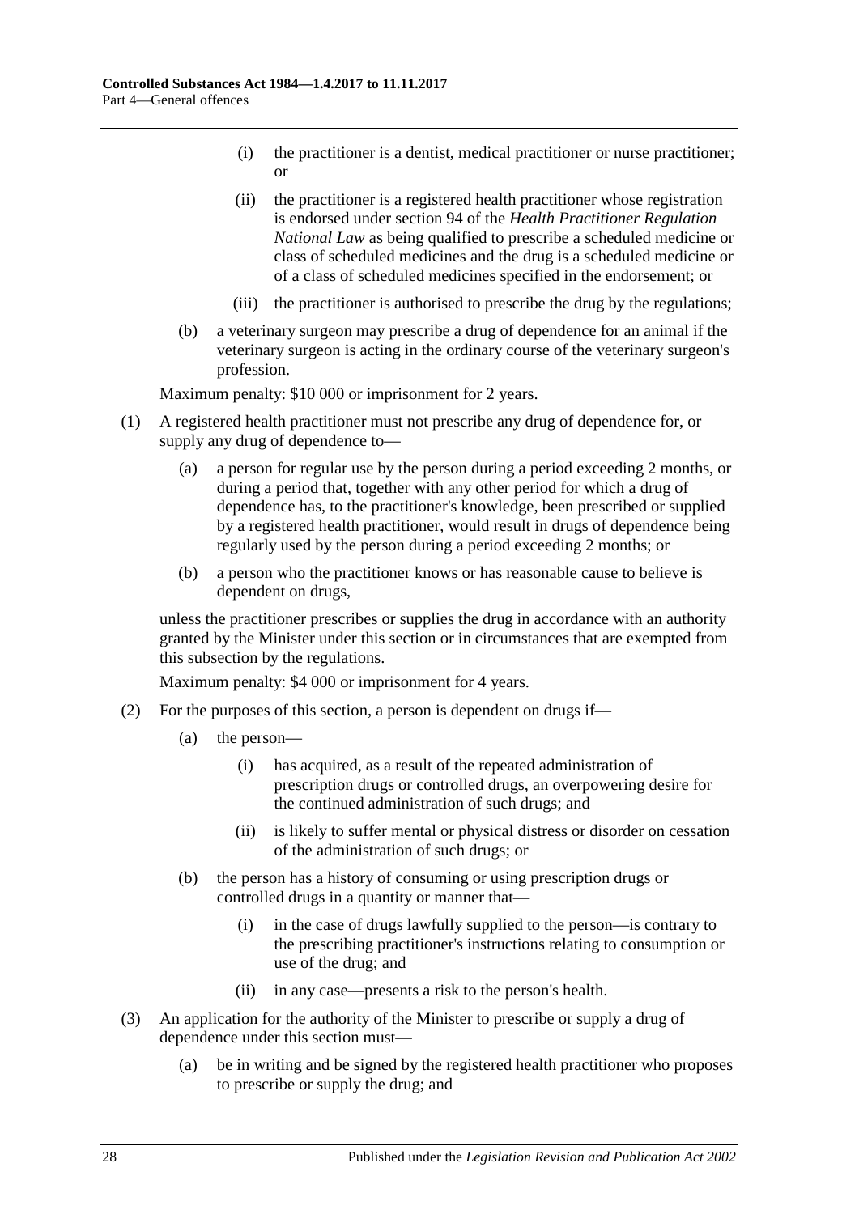- (i) the practitioner is a dentist, medical practitioner or nurse practitioner; or
- (ii) the practitioner is a registered health practitioner whose registration is endorsed under section 94 of the *Health Practitioner Regulation National Law* as being qualified to prescribe a scheduled medicine or class of scheduled medicines and the drug is a scheduled medicine or of a class of scheduled medicines specified in the endorsement; or
- (iii) the practitioner is authorised to prescribe the drug by the regulations;

(b) a veterinary surgeon may prescribe a drug of dependence for an animal if the veterinary surgeon is acting in the ordinary course of the veterinary surgeon's profession.

Maximum penalty: $10 000 or imprisonment for 2 years.

(1) A registered health practitioner must not prescribe any drug of dependence for, or supply any drug of dependence to—

(a) a person for regular use by the person during a period exceeding 2 months, or during a period that, together with any other period for which a drug of dependence has, to the practitioner's knowledge, been prescribed or supplied by a registered health practitioner, would result in drugs of dependence being regularly used by the person during a period exceeding 2 months; or

(b) a person who the practitioner knows or has reasonable cause to believe is dependent on drugs,

unless the practitioner prescribes or supplies the drug in accordance with an authority granted by the Minister under this section or in circumstances that are exempted from this subsection by the regulations.

Maximum penalty: $4 000 or imprisonment for 4 years.

(2) For the purposes of this section, a person is dependent on drugs if—

(a) the person—

- (i) has acquired, as a result of the repeated administration of prescription drugs or controlled drugs, an overpowering desire for the continued administration of such drugs; and
- (ii) is likely to suffer mental or physical distress or disorder on cessation of the administration of such drugs; or

(b) the person has a history of consuming or using prescription drugs or controlled drugs in a quantity or manner that—

- (i) in the case of drugs lawfully supplied to the person—is contrary to the prescribing practitioner's instructions relating to consumption or use of the drug; and
- (ii) in any case—presents a risk to the person's health.

(3) An application for the authority of the Minister to prescribe or supply a drug of dependence under this section must—

(a) be in writing and be signed by the registered health practitioner who proposes to prescribe or supply the drug; and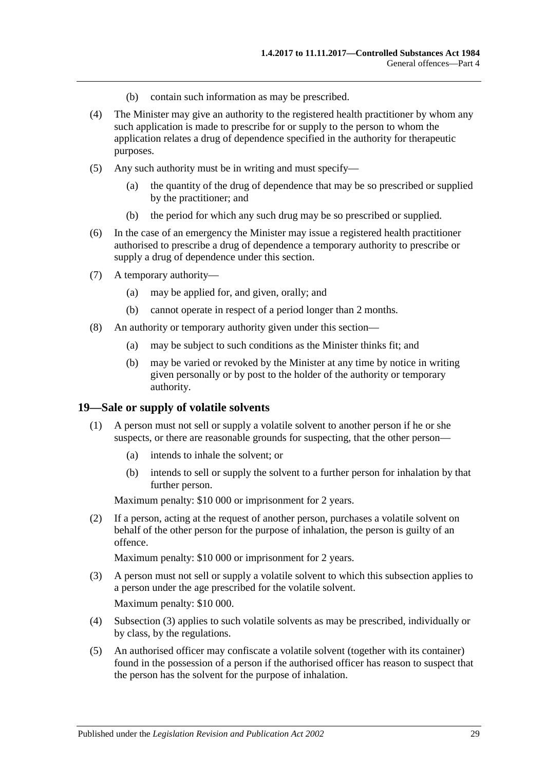(b) contain such information as may be prescribed.

(4) The Minister may give an authority to the registered health practitioner by whom any such application is made to prescribe for or supply to the person to whom the application relates a drug of dependence specified in the authority for therapeutic purposes.

(5) Any such authority must be in writing and must specify—

(a) the quantity of the drug of dependence that may be so prescribed or supplied by the practitioner; and

(b) the period for which any such drug may be so prescribed or supplied.

(6) In the case of an emergency the Minister may issue a registered health practitioner authorised to prescribe a drug of dependence a temporary authority to prescribe or supply a drug of dependence under this section.

(7) A temporary authority—

(a) may be applied for, and given, orally; and

(b) cannot operate in respect of a period longer than 2 months.

(8) An authority or temporary authority given under this section—

(a) may be subject to such conditions as the Minister thinks fit; and

(b) may be varied or revoked by the Minister at any time by notice in writing given personally or by post to the holder of the authority or temporary authority.

## 19—Sale or supply of volatile solvents

(1) A person must not sell or supply a volatile solvent to another person if he or she suspects, or there are reasonable grounds for suspecting, that the other person—

(a) intends to inhale the solvent; or

(b) intends to sell or supply the solvent to a further person for inhalation by that further person.

Maximum penalty: $10 000 or imprisonment for 2 years.

(2) If a person, acting at the request of another person, purchases a volatile solvent on behalf of the other person for the purpose of inhalation, the person is guilty of an offence.

Maximum penalty: $10 000 or imprisonment for 2 years.

(3) A person must not sell or supply a volatile solvent to which this subsection applies to a person under the age prescribed for the volatile solvent.

Maximum penalty: $10 000.

(4) Subsection (3) applies to such volatile solvents as may be prescribed, individually or by class, by the regulations.

(5) An authorised officer may confiscate a volatile solvent (together with its container) found in the possession of a person if the authorised officer has reason to suspect that the person has the solvent for the purpose of inhalation.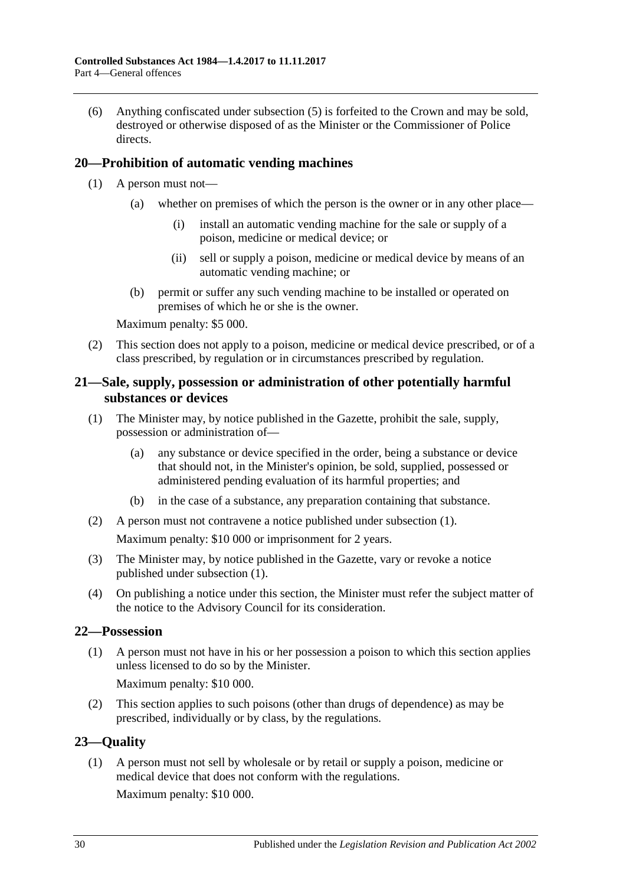(6) Anything confiscated under subsection (5) is forfeited to the Crown and may be sold, destroyed or otherwise disposed of as the Minister or the Commissioner of Police directs.

## 20—Prohibition of automatic vending machines

(1) A person must not—

(a) whether on premises of which the person is the owner or in any other place—

(i) install an automatic vending machine for the sale or supply of a poison, medicine or medical device; or

(ii) sell or supply a poison, medicine or medical device by means of an automatic vending machine; or

(b) permit or suffer any such vending machine to be installed or operated on premises of which he or she is the owner.

Maximum penalty: $5 000.

(2) This section does not apply to a poison, medicine or medical device prescribed, or of a class prescribed, by regulation or in circumstances prescribed by regulation.

## 21—Sale, supply, possession or administration of other potentially harmful substances or devices

(1) The Minister may, by notice published in the Gazette, prohibit the sale, supply, possession or administration of—

(a) any substance or device specified in the order, being a substance or device that should not, in the Minister's opinion, be sold, supplied, possessed or administered pending evaluation of its harmful properties; and

(b) in the case of a substance, any preparation containing that substance.

(2) A person must not contravene a notice published under subsection (1).

Maximum penalty: $10 000 or imprisonment for 2 years.

(3) The Minister may, by notice published in the Gazette, vary or revoke a notice published under subsection (1).

(4) On publishing a notice under this section, the Minister must refer the subject matter of the notice to the Advisory Council for its consideration.

## 22—Possession

(1) A person must not have in his or her possession a poison to which this section applies unless licensed to do so by the Minister.

Maximum penalty: $10 000.

(2) This section applies to such poisons (other than drugs of dependence) as may be prescribed, individually or by class, by the regulations.

## 23—Quality

(1) A person must not sell by wholesale or by retail or supply a poison, medicine or medical device that does not conform with the regulations.

Maximum penalty: $10 000.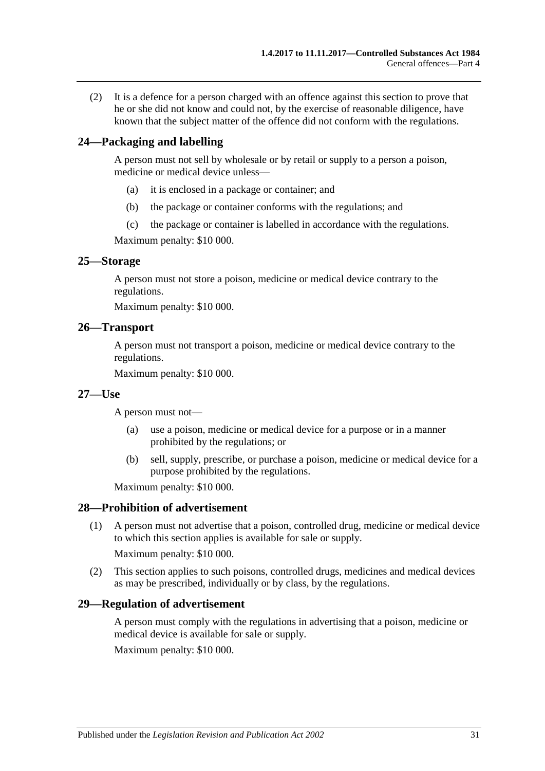(2) It is a defence for a person charged with an offence against this section to prove that he or she did not know and could not, by the exercise of reasonable diligence, have known that the subject matter of the offence did not conform with the regulations.

## 24—Packaging and labelling

A person must not sell by wholesale or by retail or supply to a person a poison, medicine or medical device unless—

- (a) it is enclosed in a package or container; and
- (b) the package or container conforms with the regulations; and
- (c) the package or container is labelled in accordance with the regulations.

Maximum penalty: $10 000.

## 25—Storage

A person must not store a poison, medicine or medical device contrary to the regulations.

Maximum penalty: $10 000.

## 26—Transport

A person must not transport a poison, medicine or medical device contrary to the regulations.

Maximum penalty: $10 000.

## 27—Use

A person must not—

- (a) use a poison, medicine or medical device for a purpose or in a manner prohibited by the regulations; or
- (b) sell, supply, prescribe, or purchase a poison, medicine or medical device for a purpose prohibited by the regulations.

Maximum penalty: $10 000.

## 28—Prohibition of advertisement

(1) A person must not advertise that a poison, controlled drug, medicine or medical device to which this section applies is available for sale or supply.

Maximum penalty: $10 000.

(2) This section applies to such poisons, controlled drugs, medicines and medical devices as may be prescribed, individually or by class, by the regulations.

## 29—Regulation of advertisement

A person must comply with the regulations in advertising that a poison, medicine or medical device is available for sale or supply.

Maximum penalty: $10 000.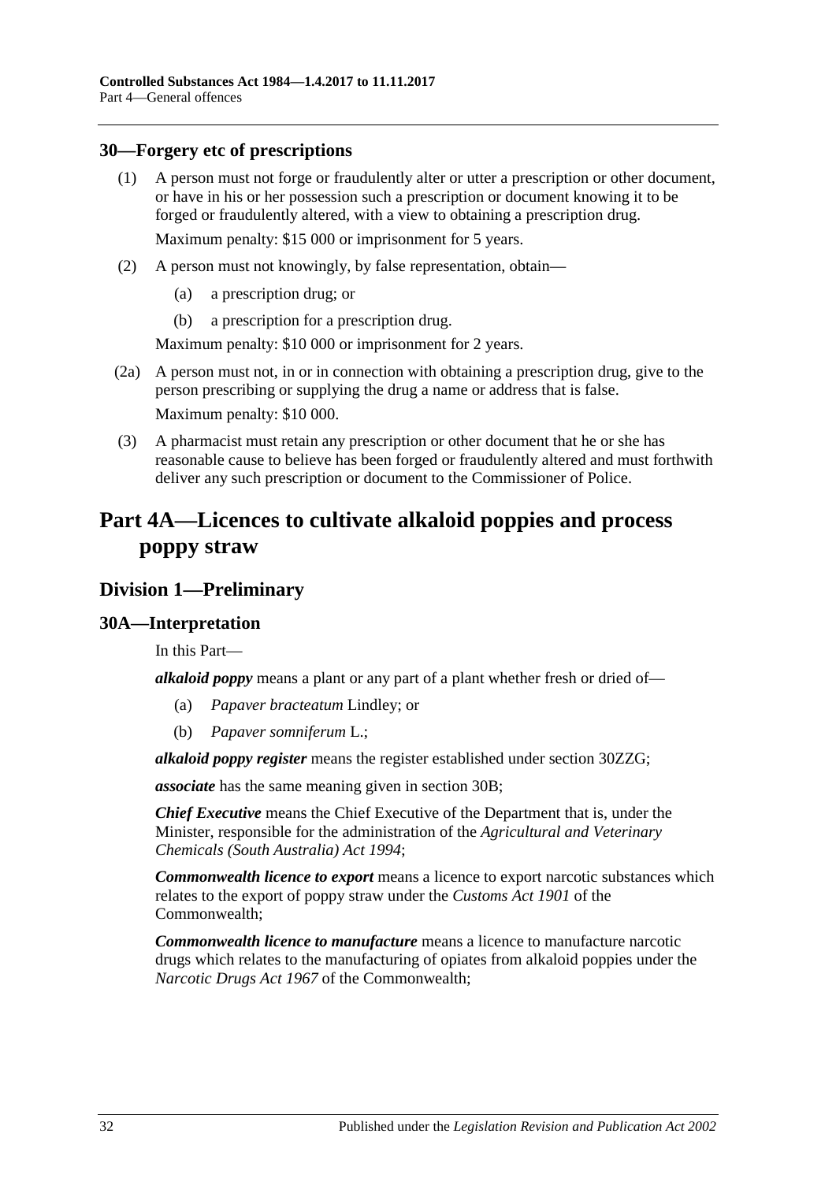### 30—Forgery etc of prescriptions

(1) A person must not forge or fraudulently alter or utter a prescription or other document, or have in his or her possession such a prescription or document knowing it to be forged or fraudulently altered, with a view to obtaining a prescription drug.

Maximum penalty: $15 000 or imprisonment for 5 years.

(2) A person must not knowingly, by false representation, obtain—

(a) a prescription drug; or

(b) a prescription for a prescription drug.

Maximum penalty: $10 000 or imprisonment for 2 years.

(2a) A person must not, in or in connection with obtaining a prescription drug, give to the person prescribing or supplying the drug a name or address that is false.

Maximum penalty: $10 000.

(3) A pharmacist must retain any prescription or other document that he or she has reasonable cause to believe has been forged or fraudulently altered and must forthwith deliver any such prescription or document to the Commissioner of Police.

# Part 4A—Licences to cultivate alkaloid poppies and process poppy straw

## Division 1—Preliminary

### 30A—Interpretation

In this Part—

***alkaloid poppy*** means a plant or any part of a plant whether fresh or dried of—

(a) *Papaver bracteatum* Lindley; or

(b) *Papaver somniferum* L.;

***alkaloid poppy register*** means the register established under section 30ZZG;

***associate*** has the same meaning given in section 30B;

***Chief Executive*** means the Chief Executive of the Department that is, under the Minister, responsible for the administration of the *Agricultural and Veterinary Chemicals (South Australia) Act 1994*;

***Commonwealth licence to export*** means a licence to export narcotic substances which relates to the export of poppy straw under the *Customs Act 1901* of the Commonwealth;

***Commonwealth licence to manufacture*** means a licence to manufacture narcotic drugs which relates to the manufacturing of opiates from alkaloid poppies under the *Narcotic Drugs Act 1967* of the Commonwealth;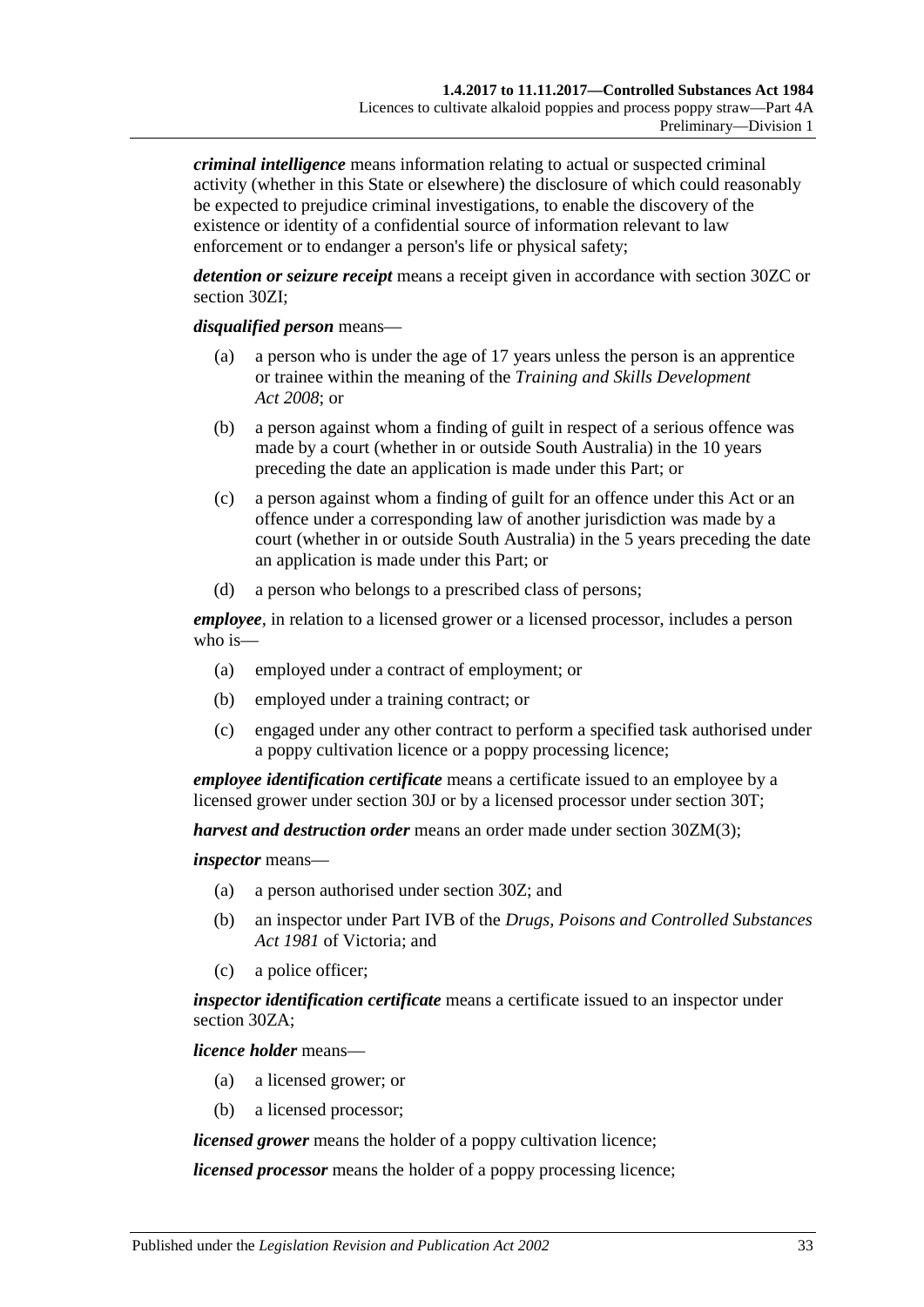***criminal intelligence*** means information relating to actual or suspected criminal activity (whether in this State or elsewhere) the disclosure of which could reasonably be expected to prejudice criminal investigations, to enable the discovery of the existence or identity of a confidential source of information relevant to law enforcement or to endanger a person's life or physical safety;

***detention or seizure receipt*** means a receipt given in accordance with section 30ZC or section 30ZI;

***disqualified person*** means—

(a) a person who is under the age of 17 years unless the person is an apprentice or trainee within the meaning of the *Training and Skills Development Act 2008*; or

(b) a person against whom a finding of guilt in respect of a serious offence was made by a court (whether in or outside South Australia) in the 10 years preceding the date an application is made under this Part; or

(c) a person against whom a finding of guilt for an offence under this Act or an offence under a corresponding law of another jurisdiction was made by a court (whether in or outside South Australia) in the 5 years preceding the date an application is made under this Part; or

(d) a person who belongs to a prescribed class of persons;

***employee***, in relation to a licensed grower or a licensed processor, includes a person who is—

(a) employed under a contract of employment; or

(b) employed under a training contract; or

(c) engaged under any other contract to perform a specified task authorised under a poppy cultivation licence or a poppy processing licence;

***employee identification certificate*** means a certificate issued to an employee by a licensed grower under section 30J or by a licensed processor under section 30T;

***harvest and destruction order*** means an order made under section 30ZM(3);

***inspector*** means—

(a) a person authorised under section 30Z; and

(b) an inspector under Part IVB of the *Drugs, Poisons and Controlled Substances Act 1981* of Victoria; and

(c) a police officer;

***inspector identification certificate*** means a certificate issued to an inspector under section 30ZA;

***licence holder*** means—

(a) a licensed grower; or

(b) a licensed processor;

***licensed grower*** means the holder of a poppy cultivation licence;

***licensed processor*** means the holder of a poppy processing licence;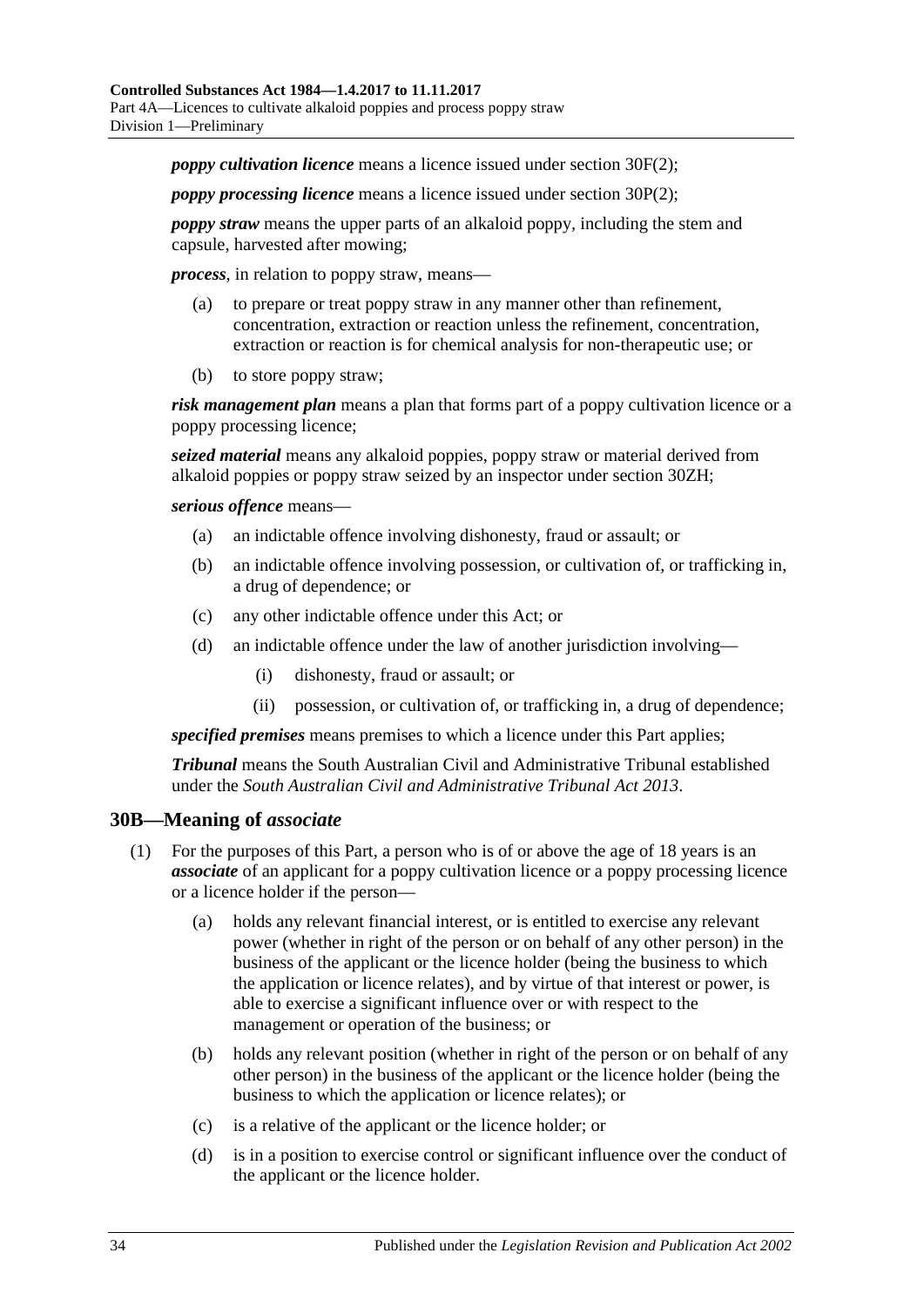***poppy cultivation licence*** means a licence issued under section 30F(2);

***poppy processing licence*** means a licence issued under section 30P(2);

***poppy straw*** means the upper parts of an alkaloid poppy, including the stem and capsule, harvested after mowing;

***process***, in relation to poppy straw, means—

- (a) to prepare or treat poppy straw in any manner other than refinement, concentration, extraction or reaction unless the refinement, concentration, extraction or reaction is for chemical analysis for non-therapeutic use; or
- (b) to store poppy straw;

***risk management plan*** means a plan that forms part of a poppy cultivation licence or a poppy processing licence;

***seized material*** means any alkaloid poppies, poppy straw or material derived from alkaloid poppies or poppy straw seized by an inspector under section 30ZH;

***serious offence*** means—

- (a) an indictable offence involving dishonesty, fraud or assault; or
- (b) an indictable offence involving possession, or cultivation of, or trafficking in, a drug of dependence; or
- (c) any other indictable offence under this Act; or
- (d) an indictable offence under the law of another jurisdiction involving—
  - (i) dishonesty, fraud or assault; or
  - (ii) possession, or cultivation of, or trafficking in, a drug of dependence;

***specified premises*** means premises to which a licence under this Part applies;

***Tribunal*** means the South Australian Civil and Administrative Tribunal established under the *South Australian Civil and Administrative Tribunal Act 2013*.

## 30B—Meaning of *associate*

(1) For the purposes of this Part, a person who is of or above the age of 18 years is an ***associate*** of an applicant for a poppy cultivation licence or a poppy processing licence or a licence holder if the person—

- (a) holds any relevant financial interest, or is entitled to exercise any relevant power (whether in right of the person or on behalf of any other person) in the business of the applicant or the licence holder (being the business to which the application or licence relates), and by virtue of that interest or power, is able to exercise a significant influence over or with respect to the management or operation of the business; or
- (b) holds any relevant position (whether in right of the person or on behalf of any other person) in the business of the applicant or the licence holder (being the business to which the application or licence relates); or
- (c) is a relative of the applicant or the licence holder; or
- (d) is in a position to exercise control or significant influence over the conduct of the applicant or the licence holder.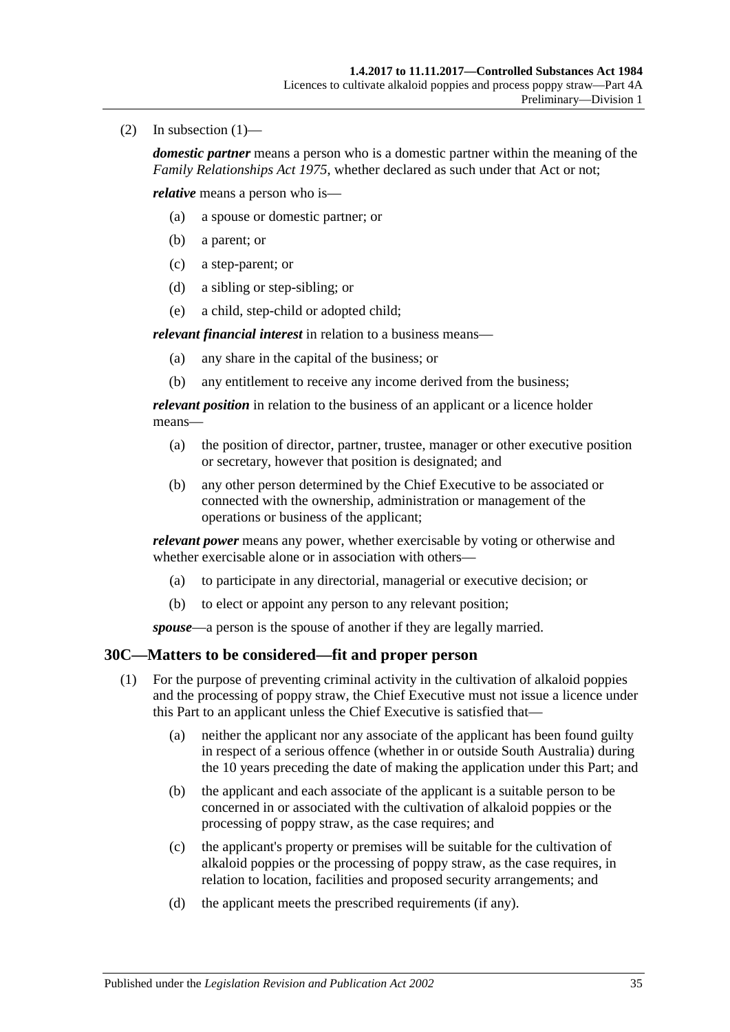(2) In subsection (1)—

***domestic partner*** means a person who is a domestic partner within the meaning of the *Family Relationships Act 1975*, whether declared as such under that Act or not;

***relative*** means a person who is—

- (a) a spouse or domestic partner; or
- (b) a parent; or
- (c) a step-parent; or
- (d) a sibling or step-sibling; or
- (e) a child, step-child or adopted child;

***relevant financial interest*** in relation to a business means—

- (a) any share in the capital of the business; or
- (b) any entitlement to receive any income derived from the business;

***relevant position*** in relation to the business of an applicant or a licence holder means—

- (a) the position of director, partner, trustee, manager or other executive position or secretary, however that position is designated; and
- (b) any other person determined by the Chief Executive to be associated or connected with the ownership, administration or management of the operations or business of the applicant;

***relevant power*** means any power, whether exercisable by voting or otherwise and whether exercisable alone or in association with others—

- (a) to participate in any directorial, managerial or executive decision; or
- (b) to elect or appoint any person to any relevant position;

***spouse***—a person is the spouse of another if they are legally married.

## 30C—Matters to be considered—fit and proper person

(1) For the purpose of preventing criminal activity in the cultivation of alkaloid poppies and the processing of poppy straw, the Chief Executive must not issue a licence under this Part to an applicant unless the Chief Executive is satisfied that—

- (a) neither the applicant nor any associate of the applicant has been found guilty in respect of a serious offence (whether in or outside South Australia) during the 10 years preceding the date of making the application under this Part; and
- (b) the applicant and each associate of the applicant is a suitable person to be concerned in or associated with the cultivation of alkaloid poppies or the processing of poppy straw, as the case requires; and
- (c) the applicant's property or premises will be suitable for the cultivation of alkaloid poppies or the processing of poppy straw, as the case requires, in relation to location, facilities and proposed security arrangements; and
- (d) the applicant meets the prescribed requirements (if any).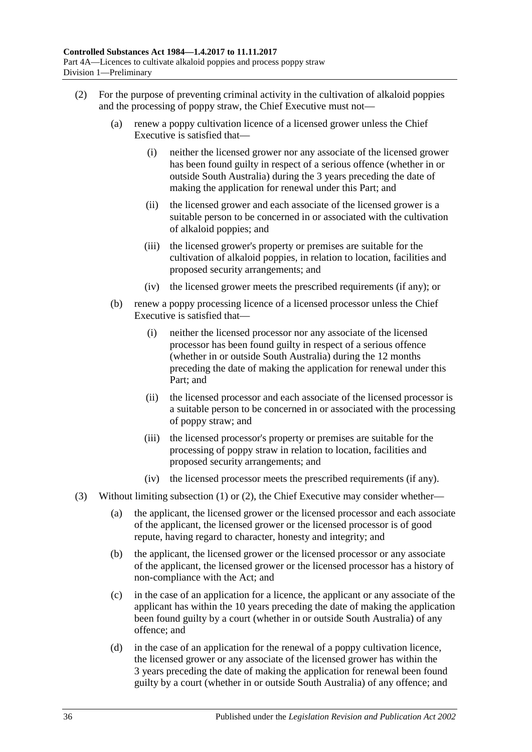(2) For the purpose of preventing criminal activity in the cultivation of alkaloid poppies and the processing of poppy straw, the Chief Executive must not—

(a) renew a poppy cultivation licence of a licensed grower unless the Chief Executive is satisfied that—

(i) neither the licensed grower nor any associate of the licensed grower has been found guilty in respect of a serious offence (whether in or outside South Australia) during the 3 years preceding the date of making the application for renewal under this Part; and

(ii) the licensed grower and each associate of the licensed grower is a suitable person to be concerned in or associated with the cultivation of alkaloid poppies; and

(iii) the licensed grower's property or premises are suitable for the cultivation of alkaloid poppies, in relation to location, facilities and proposed security arrangements; and

(iv) the licensed grower meets the prescribed requirements (if any); or

(b) renew a poppy processing licence of a licensed processor unless the Chief Executive is satisfied that—

(i) neither the licensed processor nor any associate of the licensed processor has been found guilty in respect of a serious offence (whether in or outside South Australia) during the 12 months preceding the date of making the application for renewal under this Part; and

(ii) the licensed processor and each associate of the licensed processor is a suitable person to be concerned in or associated with the processing of poppy straw; and

(iii) the licensed processor's property or premises are suitable for the processing of poppy straw in relation to location, facilities and proposed security arrangements; and

(iv) the licensed processor meets the prescribed requirements (if any).

(3) Without limiting subsection (1) or (2), the Chief Executive may consider whether—

(a) the applicant, the licensed grower or the licensed processor and each associate of the applicant, the licensed grower or the licensed processor is of good repute, having regard to character, honesty and integrity; and

(b) the applicant, the licensed grower or the licensed processor or any associate of the applicant, the licensed grower or the licensed processor has a history of non-compliance with the Act; and

(c) in the case of an application for a licence, the applicant or any associate of the applicant has within the 10 years preceding the date of making the application been found guilty by a court (whether in or outside South Australia) of any offence; and

(d) in the case of an application for the renewal of a poppy cultivation licence, the licensed grower or any associate of the licensed grower has within the 3 years preceding the date of making the application for renewal been found guilty by a court (whether in or outside South Australia) of any offence; and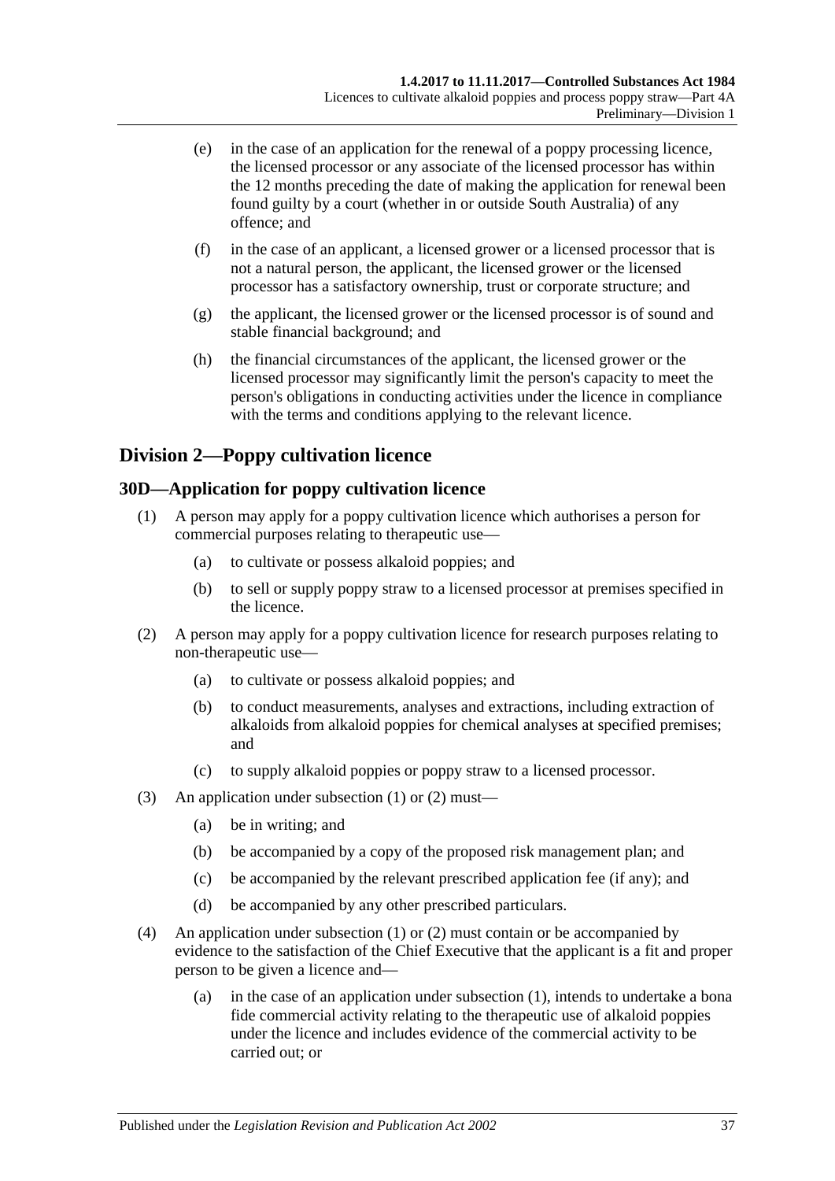(e) in the case of an application for the renewal of a poppy processing licence, the licensed processor or any associate of the licensed processor has within the 12 months preceding the date of making the application for renewal been found guilty by a court (whether in or outside South Australia) of any offence; and

(f) in the case of an applicant, a licensed grower or a licensed processor that is not a natural person, the applicant, the licensed grower or the licensed processor has a satisfactory ownership, trust or corporate structure; and

(g) the applicant, the licensed grower or the licensed processor is of sound and stable financial background; and

(h) the financial circumstances of the applicant, the licensed grower or the licensed processor may significantly limit the person's capacity to meet the person's obligations in conducting activities under the licence in compliance with the terms and conditions applying to the relevant licence.

## Division 2—Poppy cultivation licence

### 30D—Application for poppy cultivation licence

(1) A person may apply for a poppy cultivation licence which authorises a person for commercial purposes relating to therapeutic use—

(a) to cultivate or possess alkaloid poppies; and

(b) to sell or supply poppy straw to a licensed processor at premises specified in the licence.

(2) A person may apply for a poppy cultivation licence for research purposes relating to non-therapeutic use—

(a) to cultivate or possess alkaloid poppies; and

(b) to conduct measurements, analyses and extractions, including extraction of alkaloids from alkaloid poppies for chemical analyses at specified premises; and

(c) to supply alkaloid poppies or poppy straw to a licensed processor.

(3) An application under subsection (1) or (2) must—

(a) be in writing; and

(b) be accompanied by a copy of the proposed risk management plan; and

(c) be accompanied by the relevant prescribed application fee (if any); and

(d) be accompanied by any other prescribed particulars.

(4) An application under subsection (1) or (2) must contain or be accompanied by evidence to the satisfaction of the Chief Executive that the applicant is a fit and proper person to be given a licence and—

(a) in the case of an application under subsection (1), intends to undertake a bona fide commercial activity relating to the therapeutic use of alkaloid poppies under the licence and includes evidence of the commercial activity to be carried out; or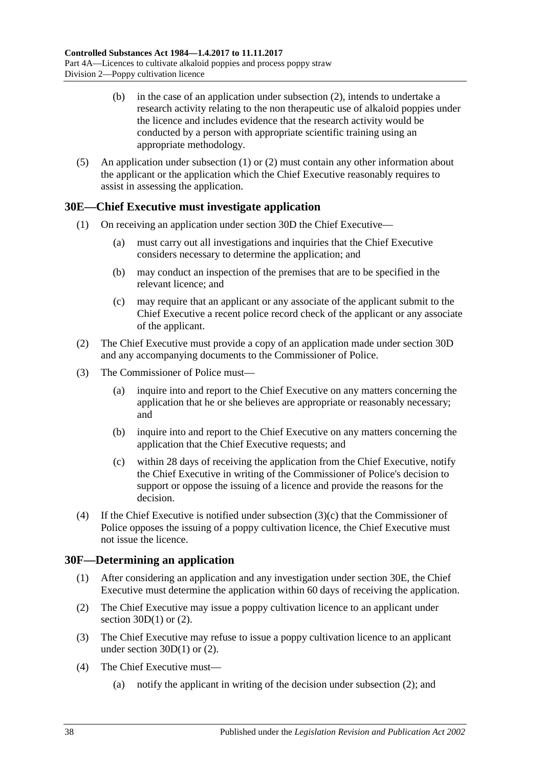(b) in the case of an application under subsection (2), intends to undertake a research activity relating to the non therapeutic use of alkaloid poppies under the licence and includes evidence that the research activity would be conducted by a person with appropriate scientific training using an appropriate methodology.

(5) An application under subsection (1) or (2) must contain any other information about the applicant or the application which the Chief Executive reasonably requires to assist in assessing the application.

## 30E—Chief Executive must investigate application

(1) On receiving an application under section 30D the Chief Executive—

(a) must carry out all investigations and inquiries that the Chief Executive considers necessary to determine the application; and

(b) may conduct an inspection of the premises that are to be specified in the relevant licence; and

(c) may require that an applicant or any associate of the applicant submit to the Chief Executive a recent police record check of the applicant or any associate of the applicant.

(2) The Chief Executive must provide a copy of an application made under section 30D and any accompanying documents to the Commissioner of Police.

(3) The Commissioner of Police must—

(a) inquire into and report to the Chief Executive on any matters concerning the application that he or she believes are appropriate or reasonably necessary; and

(b) inquire into and report to the Chief Executive on any matters concerning the application that the Chief Executive requests; and

(c) within 28 days of receiving the application from the Chief Executive, notify the Chief Executive in writing of the Commissioner of Police's decision to support or oppose the issuing of a licence and provide the reasons for the decision.

(4) If the Chief Executive is notified under subsection (3)(c) that the Commissioner of Police opposes the issuing of a poppy cultivation licence, the Chief Executive must not issue the licence.

## 30F—Determining an application

(1) After considering an application and any investigation under section 30E, the Chief Executive must determine the application within 60 days of receiving the application.

(2) The Chief Executive may issue a poppy cultivation licence to an applicant under section 30D(1) or (2).

(3) The Chief Executive may refuse to issue a poppy cultivation licence to an applicant under section 30D(1) or (2).

(4) The Chief Executive must—

(a) notify the applicant in writing of the decision under subsection (2); and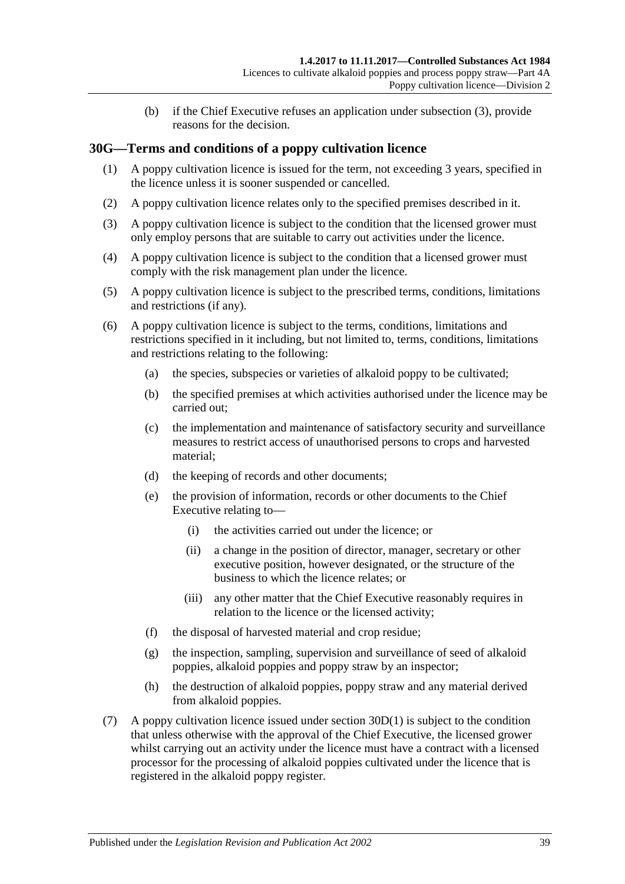(b) if the Chief Executive refuses an application under subsection (3), provide reasons for the decision.

## 30G—Terms and conditions of a poppy cultivation licence

(1) A poppy cultivation licence is issued for the term, not exceeding 3 years, specified in the licence unless it is sooner suspended or cancelled.

(2) A poppy cultivation licence relates only to the specified premises described in it.

(3) A poppy cultivation licence is subject to the condition that the licensed grower must only employ persons that are suitable to carry out activities under the licence.

(4) A poppy cultivation licence is subject to the condition that a licensed grower must comply with the risk management plan under the licence.

(5) A poppy cultivation licence is subject to the prescribed terms, conditions, limitations and restrictions (if any).

(6) A poppy cultivation licence is subject to the terms, conditions, limitations and restrictions specified in it including, but not limited to, terms, conditions, limitations and restrictions relating to the following:

(a) the species, subspecies or varieties of alkaloid poppy to be cultivated;

(b) the specified premises at which activities authorised under the licence may be carried out;

(c) the implementation and maintenance of satisfactory security and surveillance measures to restrict access of unauthorised persons to crops and harvested material;

(d) the keeping of records and other documents;

(e) the provision of information, records or other documents to the Chief Executive relating to—

(i) the activities carried out under the licence; or

(ii) a change in the position of director, manager, secretary or other executive position, however designated, or the structure of the business to which the licence relates; or

(iii) any other matter that the Chief Executive reasonably requires in relation to the licence or the licensed activity;

(f) the disposal of harvested material and crop residue;

(g) the inspection, sampling, supervision and surveillance of seed of alkaloid poppies, alkaloid poppies and poppy straw by an inspector;

(h) the destruction of alkaloid poppies, poppy straw and any material derived from alkaloid poppies.

(7) A poppy cultivation licence issued under section 30D(1) is subject to the condition that unless otherwise with the approval of the Chief Executive, the licensed grower whilst carrying out an activity under the licence must have a contract with a licensed processor for the processing of alkaloid poppies cultivated under the licence that is registered in the alkaloid poppy register.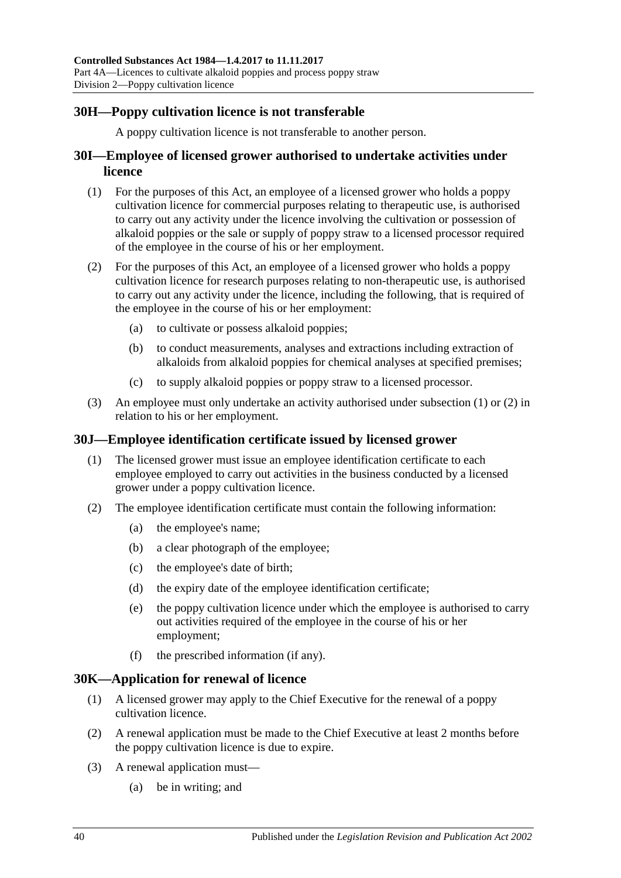## 30H—Poppy cultivation licence is not transferable

A poppy cultivation licence is not transferable to another person.

## 30I—Employee of licensed grower authorised to undertake activities under licence

(1) For the purposes of this Act, an employee of a licensed grower who holds a poppy cultivation licence for commercial purposes relating to therapeutic use, is authorised to carry out any activity under the licence involving the cultivation or possession of alkaloid poppies or the sale or supply of poppy straw to a licensed processor required of the employee in the course of his or her employment.

(2) For the purposes of this Act, an employee of a licensed grower who holds a poppy cultivation licence for research purposes relating to non-therapeutic use, is authorised to carry out any activity under the licence, including the following, that is required of the employee in the course of his or her employment:

- (a) to cultivate or possess alkaloid poppies;
- (b) to conduct measurements, analyses and extractions including extraction of alkaloids from alkaloid poppies for chemical analyses at specified premises;
- (c) to supply alkaloid poppies or poppy straw to a licensed processor.

(3) An employee must only undertake an activity authorised under subsection (1) or (2) in relation to his or her employment.

## 30J—Employee identification certificate issued by licensed grower

(1) The licensed grower must issue an employee identification certificate to each employee employed to carry out activities in the business conducted by a licensed grower under a poppy cultivation licence.

(2) The employee identification certificate must contain the following information:

- (a) the employee's name;
- (b) a clear photograph of the employee;
- (c) the employee's date of birth;
- (d) the expiry date of the employee identification certificate;
- (e) the poppy cultivation licence under which the employee is authorised to carry out activities required of the employee in the course of his or her employment;
- (f) the prescribed information (if any).

## 30K—Application for renewal of licence

(1) A licensed grower may apply to the Chief Executive for the renewal of a poppy cultivation licence.

(2) A renewal application must be made to the Chief Executive at least 2 months before the poppy cultivation licence is due to expire.

(3) A renewal application must—

- (a) be in writing; and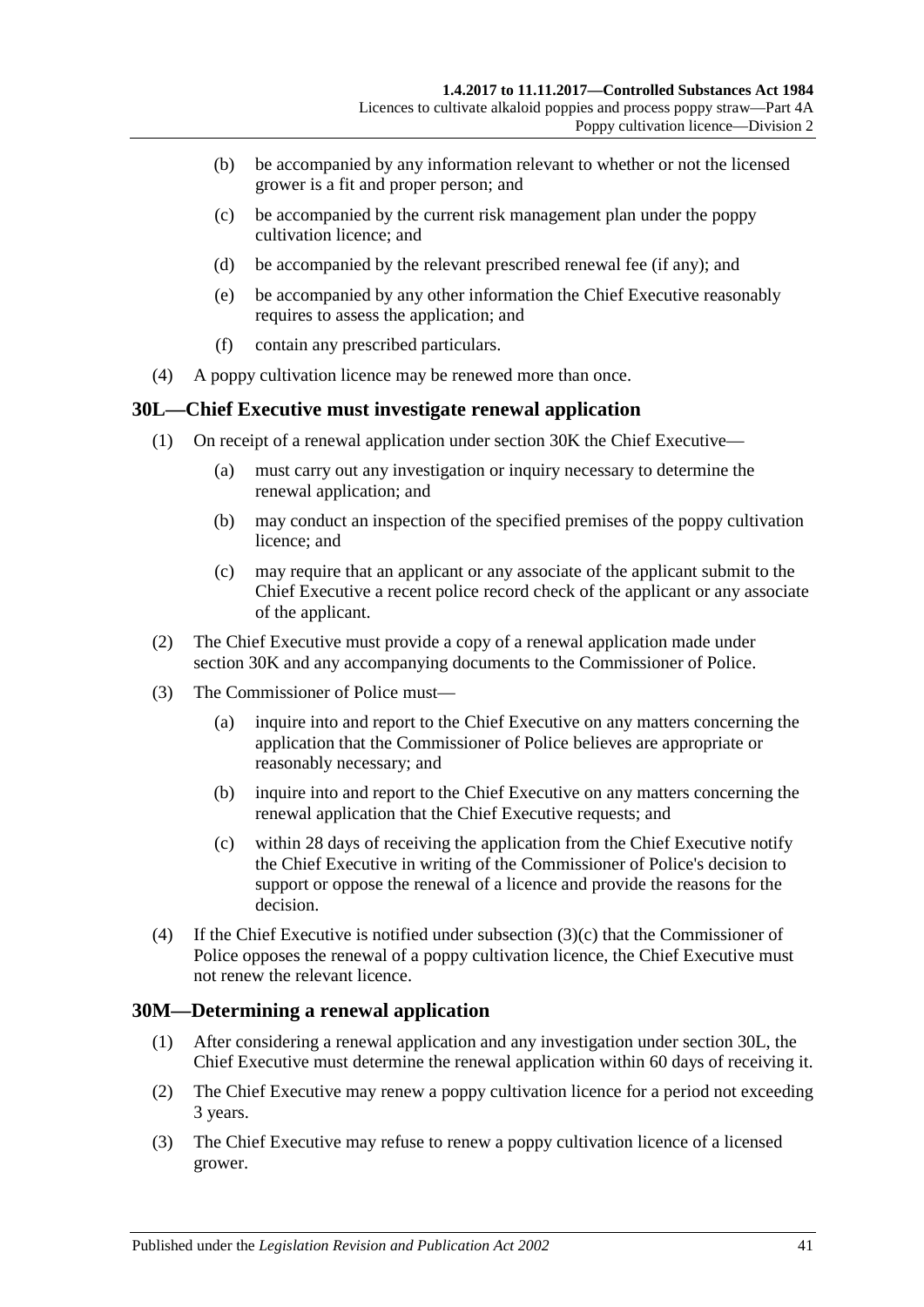(b) be accompanied by any information relevant to whether or not the licensed grower is a fit and proper person; and

(c) be accompanied by the current risk management plan under the poppy cultivation licence; and

(d) be accompanied by the relevant prescribed renewal fee (if any); and

(e) be accompanied by any other information the Chief Executive reasonably requires to assess the application; and

(f) contain any prescribed particulars.

(4) A poppy cultivation licence may be renewed more than once.

## 30L—Chief Executive must investigate renewal application

(1) On receipt of a renewal application under section 30K the Chief Executive—

(a) must carry out any investigation or inquiry necessary to determine the renewal application; and

(b) may conduct an inspection of the specified premises of the poppy cultivation licence; and

(c) may require that an applicant or any associate of the applicant submit to the Chief Executive a recent police record check of the applicant or any associate of the applicant.

(2) The Chief Executive must provide a copy of a renewal application made under section 30K and any accompanying documents to the Commissioner of Police.

(3) The Commissioner of Police must—

(a) inquire into and report to the Chief Executive on any matters concerning the application that the Commissioner of Police believes are appropriate or reasonably necessary; and

(b) inquire into and report to the Chief Executive on any matters concerning the renewal application that the Chief Executive requests; and

(c) within 28 days of receiving the application from the Chief Executive notify the Chief Executive in writing of the Commissioner of Police's decision to support or oppose the renewal of a licence and provide the reasons for the decision.

(4) If the Chief Executive is notified under subsection (3)(c) that the Commissioner of Police opposes the renewal of a poppy cultivation licence, the Chief Executive must not renew the relevant licence.

## 30M—Determining a renewal application

(1) After considering a renewal application and any investigation under section 30L, the Chief Executive must determine the renewal application within 60 days of receiving it.

(2) The Chief Executive may renew a poppy cultivation licence for a period not exceeding 3 years.

(3) The Chief Executive may refuse to renew a poppy cultivation licence of a licensed grower.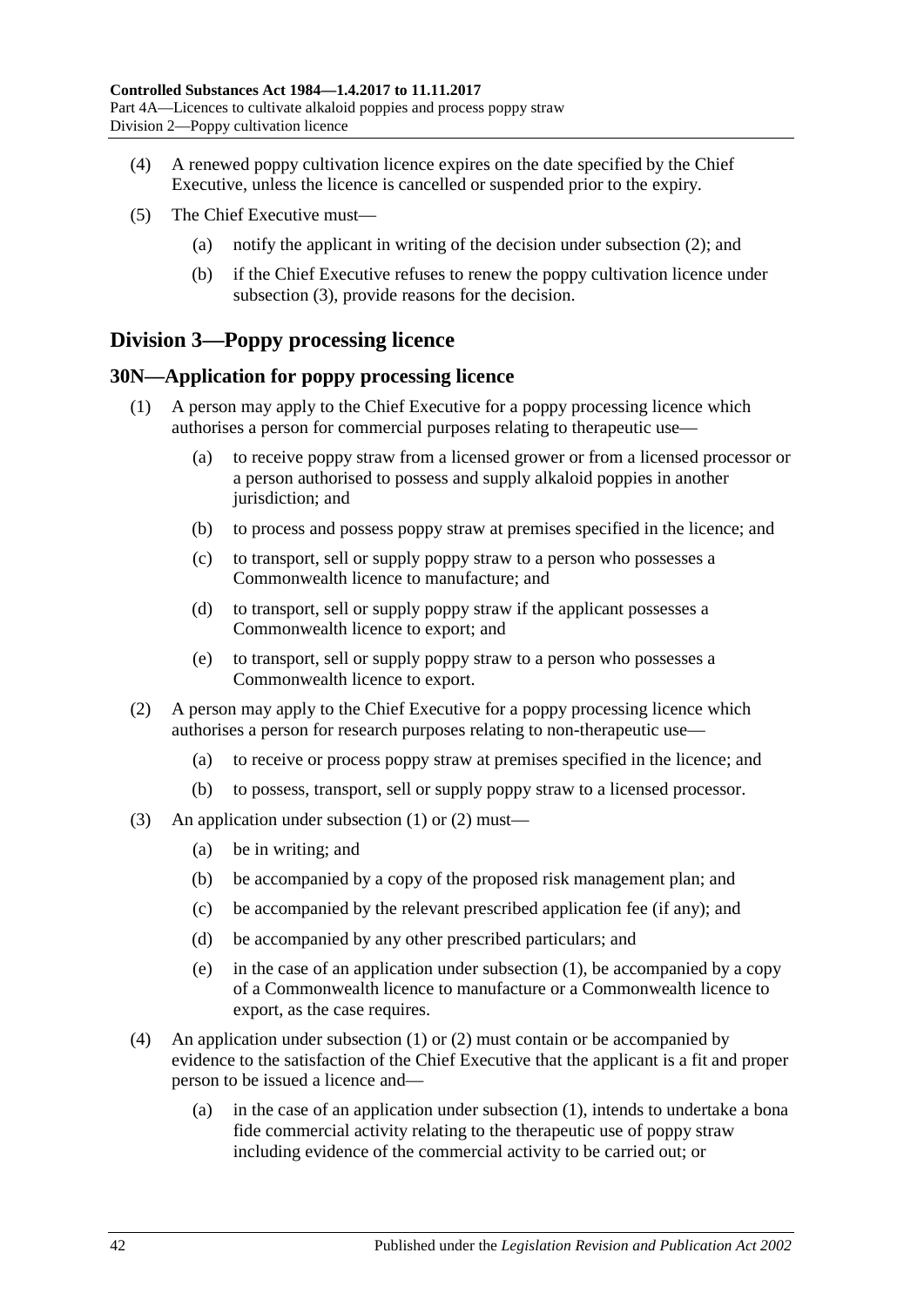(4) A renewed poppy cultivation licence expires on the date specified by the Chief Executive, unless the licence is cancelled or suspended prior to the expiry.

(5) The Chief Executive must—

  (a) notify the applicant in writing of the decision under subsection (2); and

  (b) if the Chief Executive refuses to renew the poppy cultivation licence under subsection (3), provide reasons for the decision.

## Division 3—Poppy processing licence

### 30N—Application for poppy processing licence

(1) A person may apply to the Chief Executive for a poppy processing licence which authorises a person for commercial purposes relating to therapeutic use—

  (a) to receive poppy straw from a licensed grower or from a licensed processor or a person authorised to possess and supply alkaloid poppies in another jurisdiction; and

  (b) to process and possess poppy straw at premises specified in the licence; and

  (c) to transport, sell or supply poppy straw to a person who possesses a Commonwealth licence to manufacture; and

  (d) to transport, sell or supply poppy straw if the applicant possesses a Commonwealth licence to export; and

  (e) to transport, sell or supply poppy straw to a person who possesses a Commonwealth licence to export.

(2) A person may apply to the Chief Executive for a poppy processing licence which authorises a person for research purposes relating to non-therapeutic use—

  (a) to receive or process poppy straw at premises specified in the licence; and

  (b) to possess, transport, sell or supply poppy straw to a licensed processor.

(3) An application under subsection (1) or (2) must—

  (a) be in writing; and

  (b) be accompanied by a copy of the proposed risk management plan; and

  (c) be accompanied by the relevant prescribed application fee (if any); and

  (d) be accompanied by any other prescribed particulars; and

  (e) in the case of an application under subsection (1), be accompanied by a copy of a Commonwealth licence to manufacture or a Commonwealth licence to export, as the case requires.

(4) An application under subsection (1) or (2) must contain or be accompanied by evidence to the satisfaction of the Chief Executive that the applicant is a fit and proper person to be issued a licence and—

  (a) in the case of an application under subsection (1), intends to undertake a bona fide commercial activity relating to the therapeutic use of poppy straw including evidence of the commercial activity to be carried out; or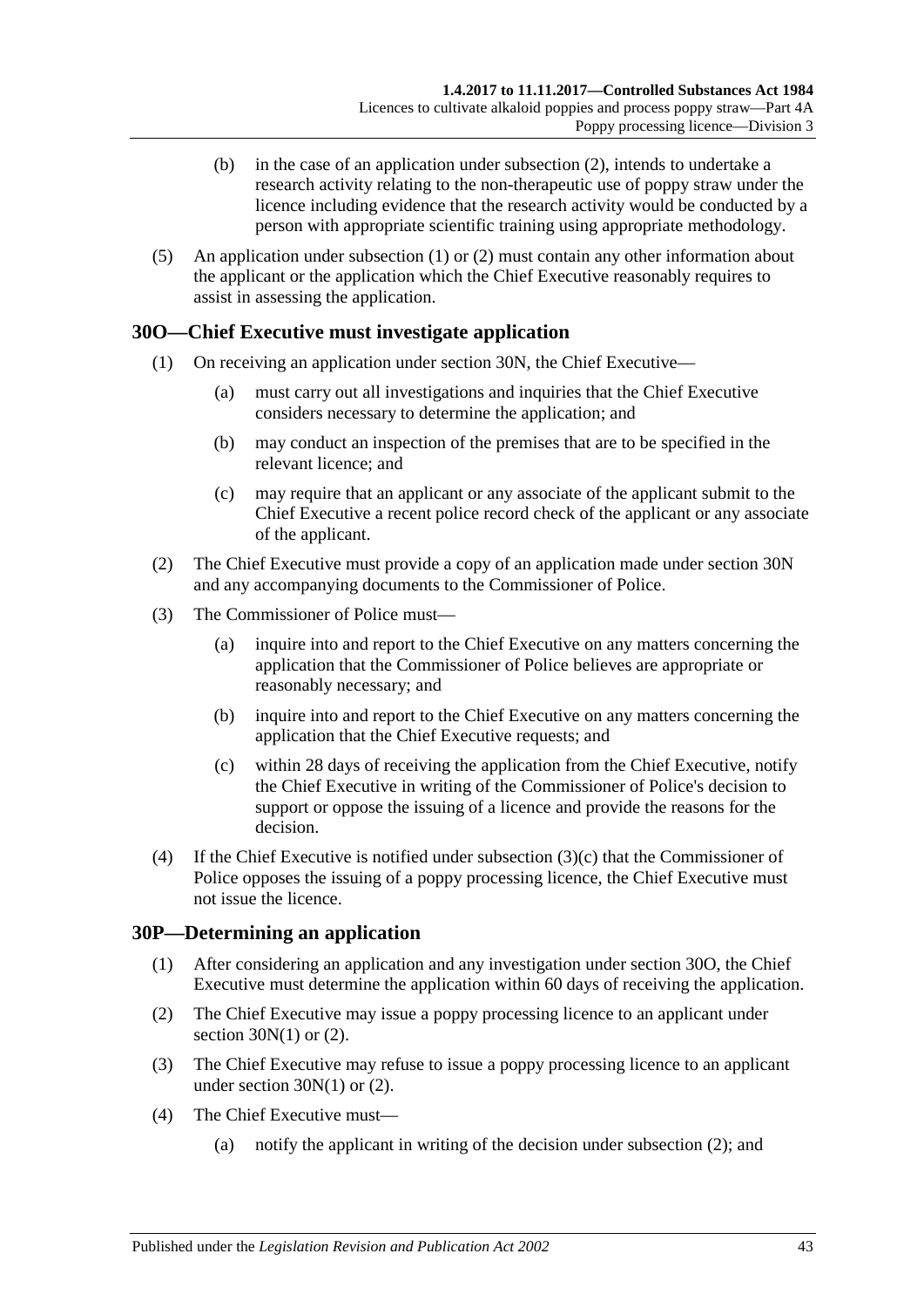(b) in the case of an application under subsection (2), intends to undertake a research activity relating to the non-therapeutic use of poppy straw under the licence including evidence that the research activity would be conducted by a person with appropriate scientific training using appropriate methodology.

(5) An application under subsection (1) or (2) must contain any other information about the applicant or the application which the Chief Executive reasonably requires to assist in assessing the application.

## 30O—Chief Executive must investigate application

(1) On receiving an application under section 30N, the Chief Executive—

(a) must carry out all investigations and inquiries that the Chief Executive considers necessary to determine the application; and

(b) may conduct an inspection of the premises that are to be specified in the relevant licence; and

(c) may require that an applicant or any associate of the applicant submit to the Chief Executive a recent police record check of the applicant or any associate of the applicant.

(2) The Chief Executive must provide a copy of an application made under section 30N and any accompanying documents to the Commissioner of Police.

(3) The Commissioner of Police must—

(a) inquire into and report to the Chief Executive on any matters concerning the application that the Commissioner of Police believes are appropriate or reasonably necessary; and

(b) inquire into and report to the Chief Executive on any matters concerning the application that the Chief Executive requests; and

(c) within 28 days of receiving the application from the Chief Executive, notify the Chief Executive in writing of the Commissioner of Police's decision to support or oppose the issuing of a licence and provide the reasons for the decision.

(4) If the Chief Executive is notified under subsection (3)(c) that the Commissioner of Police opposes the issuing of a poppy processing licence, the Chief Executive must not issue the licence.

## 30P—Determining an application

(1) After considering an application and any investigation under section 30O, the Chief Executive must determine the application within 60 days of receiving the application.

(2) The Chief Executive may issue a poppy processing licence to an applicant under section 30N(1) or (2).

(3) The Chief Executive may refuse to issue a poppy processing licence to an applicant under section 30N(1) or (2).

(4) The Chief Executive must—

(a) notify the applicant in writing of the decision under subsection (2); and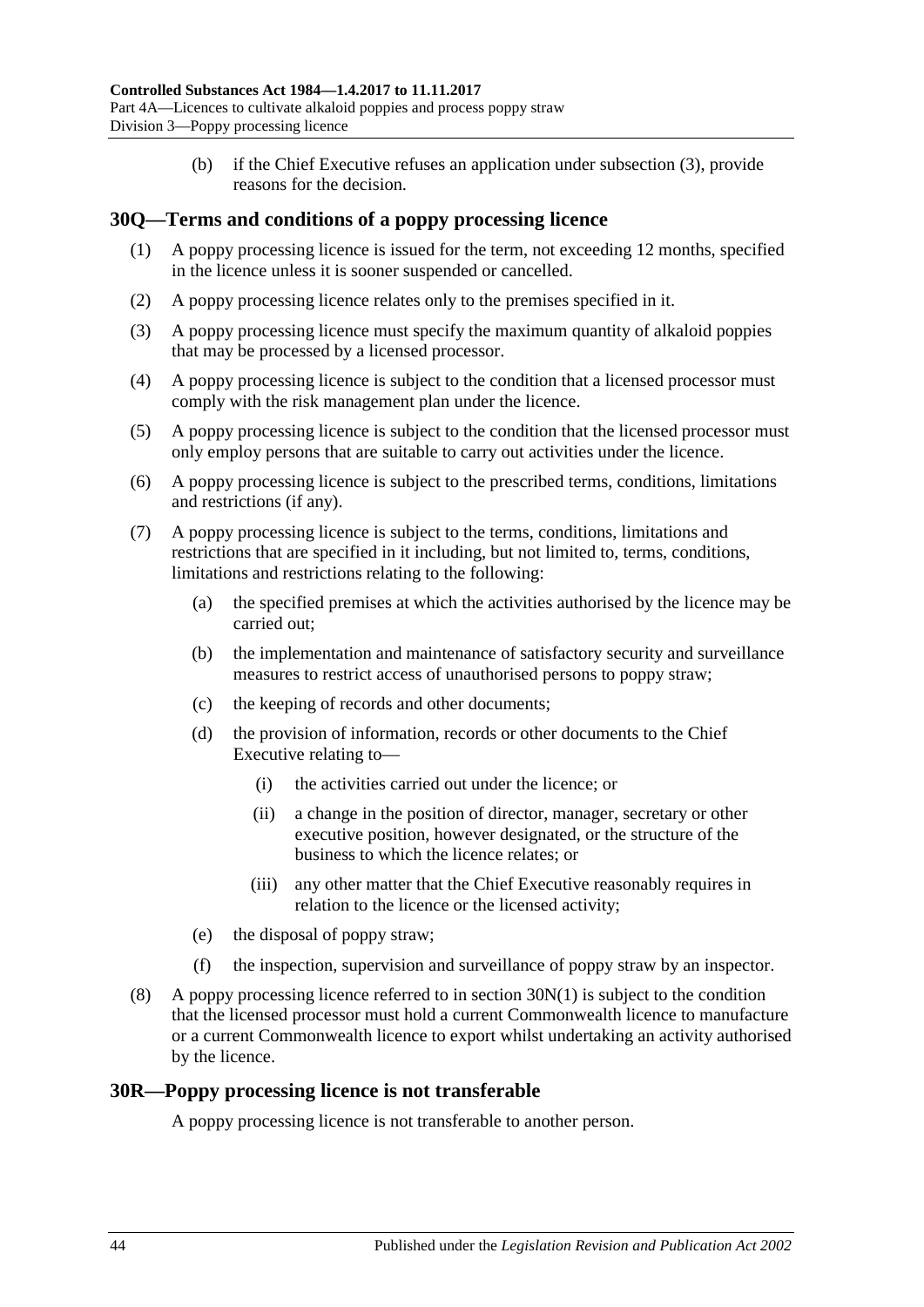(b) if the Chief Executive refuses an application under subsection (3), provide reasons for the decision.

## 30Q—Terms and conditions of a poppy processing licence

(1) A poppy processing licence is issued for the term, not exceeding 12 months, specified in the licence unless it is sooner suspended or cancelled.

(2) A poppy processing licence relates only to the premises specified in it.

(3) A poppy processing licence must specify the maximum quantity of alkaloid poppies that may be processed by a licensed processor.

(4) A poppy processing licence is subject to the condition that a licensed processor must comply with the risk management plan under the licence.

(5) A poppy processing licence is subject to the condition that the licensed processor must only employ persons that are suitable to carry out activities under the licence.

(6) A poppy processing licence is subject to the prescribed terms, conditions, limitations and restrictions (if any).

(7) A poppy processing licence is subject to the terms, conditions, limitations and restrictions that are specified in it including, but not limited to, terms, conditions, limitations and restrictions relating to the following:

- (a) the specified premises at which the activities authorised by the licence may be carried out;
- (b) the implementation and maintenance of satisfactory security and surveillance measures to restrict access of unauthorised persons to poppy straw;
- (c) the keeping of records and other documents;
- (d) the provision of information, records or other documents to the Chief Executive relating to—
  - (i) the activities carried out under the licence; or
  - (ii) a change in the position of director, manager, secretary or other executive position, however designated, or the structure of the business to which the licence relates; or
  - (iii) any other matter that the Chief Executive reasonably requires in relation to the licence or the licensed activity;
- (e) the disposal of poppy straw;
- (f) the inspection, supervision and surveillance of poppy straw by an inspector.

(8) A poppy processing licence referred to in section 30N(1) is subject to the condition that the licensed processor must hold a current Commonwealth licence to manufacture or a current Commonwealth licence to export whilst undertaking an activity authorised by the licence.

## 30R—Poppy processing licence is not transferable

A poppy processing licence is not transferable to another person.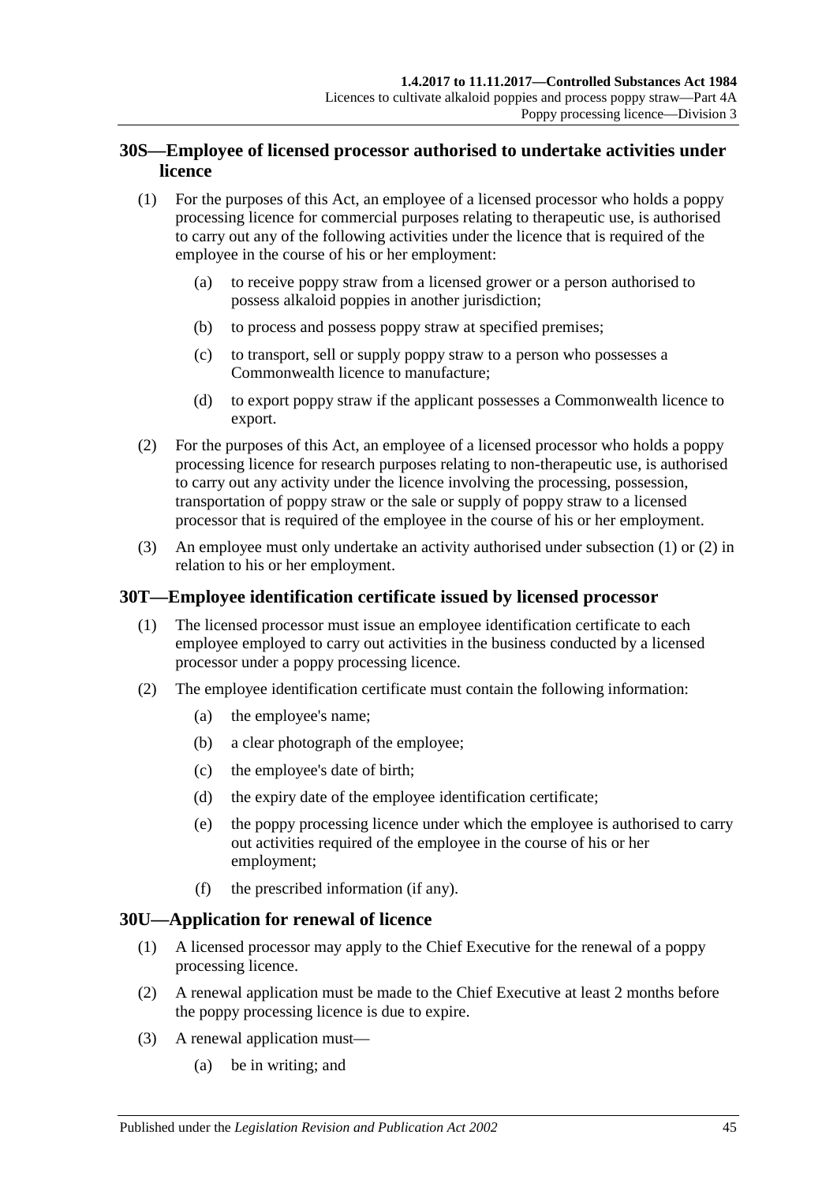## 30S—Employee of licensed processor authorised to undertake activities under licence

(1) For the purposes of this Act, an employee of a licensed processor who holds a poppy processing licence for commercial purposes relating to therapeutic use, is authorised to carry out any of the following activities under the licence that is required of the employee in the course of his or her employment:

- (a) to receive poppy straw from a licensed grower or a person authorised to possess alkaloid poppies in another jurisdiction;
- (b) to process and possess poppy straw at specified premises;
- (c) to transport, sell or supply poppy straw to a person who possesses a Commonwealth licence to manufacture;
- (d) to export poppy straw if the applicant possesses a Commonwealth licence to export.

(2) For the purposes of this Act, an employee of a licensed processor who holds a poppy processing licence for research purposes relating to non-therapeutic use, is authorised to carry out any activity under the licence involving the processing, possession, transportation of poppy straw or the sale or supply of poppy straw to a licensed processor that is required of the employee in the course of his or her employment.

(3) An employee must only undertake an activity authorised under subsection (1) or (2) in relation to his or her employment.

## 30T—Employee identification certificate issued by licensed processor

(1) The licensed processor must issue an employee identification certificate to each employee employed to carry out activities in the business conducted by a licensed processor under a poppy processing licence.

(2) The employee identification certificate must contain the following information:

- (a) the employee's name;
- (b) a clear photograph of the employee;
- (c) the employee's date of birth;
- (d) the expiry date of the employee identification certificate;
- (e) the poppy processing licence under which the employee is authorised to carry out activities required of the employee in the course of his or her employment;
- (f) the prescribed information (if any).

## 30U—Application for renewal of licence

(1) A licensed processor may apply to the Chief Executive for the renewal of a poppy processing licence.

(2) A renewal application must be made to the Chief Executive at least 2 months before the poppy processing licence is due to expire.

(3) A renewal application must—

- (a) be in writing; and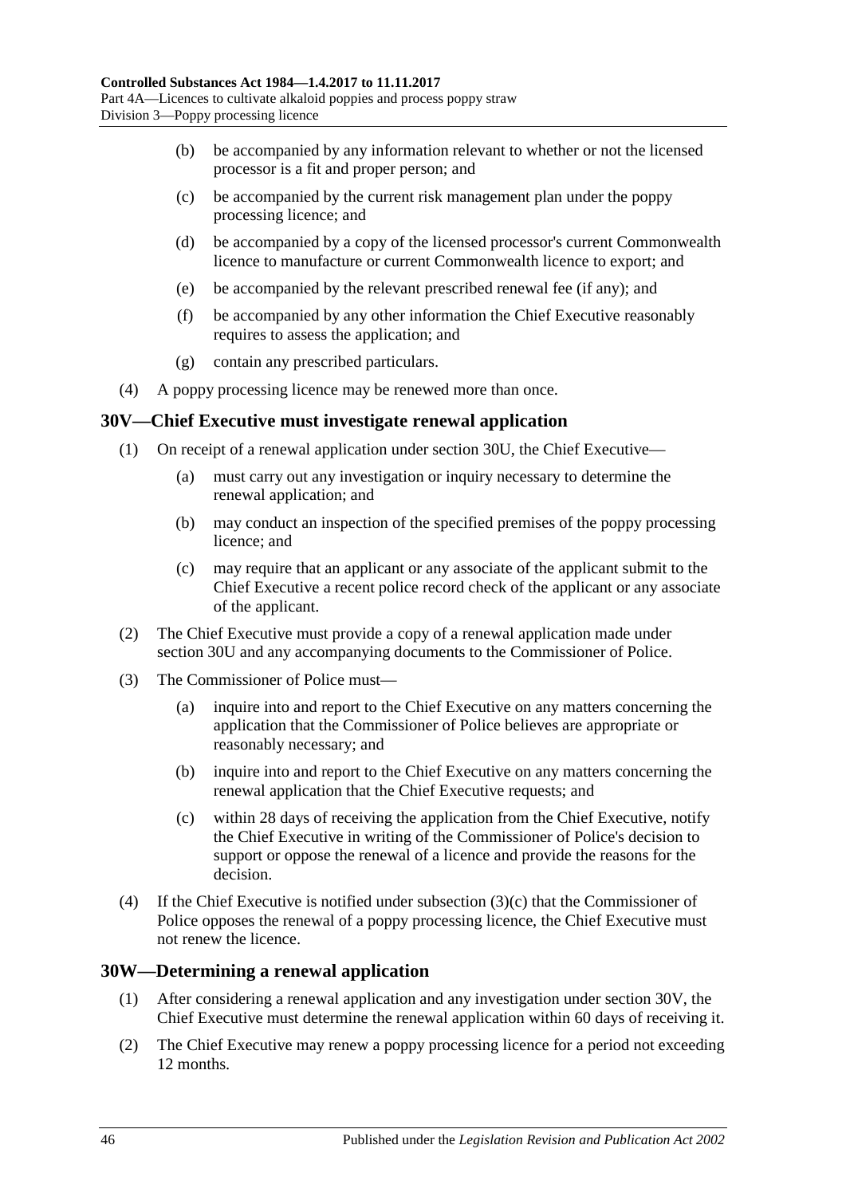(b) be accompanied by any information relevant to whether or not the licensed processor is a fit and proper person; and

(c) be accompanied by the current risk management plan under the poppy processing licence; and

(d) be accompanied by a copy of the licensed processor's current Commonwealth licence to manufacture or current Commonwealth licence to export; and

(e) be accompanied by the relevant prescribed renewal fee (if any); and

(f) be accompanied by any other information the Chief Executive reasonably requires to assess the application; and

(g) contain any prescribed particulars.

(4) A poppy processing licence may be renewed more than once.

## 30V—Chief Executive must investigate renewal application

(1) On receipt of a renewal application under section 30U, the Chief Executive—

(a) must carry out any investigation or inquiry necessary to determine the renewal application; and

(b) may conduct an inspection of the specified premises of the poppy processing licence; and

(c) may require that an applicant or any associate of the applicant submit to the Chief Executive a recent police record check of the applicant or any associate of the applicant.

(2) The Chief Executive must provide a copy of a renewal application made under section 30U and any accompanying documents to the Commissioner of Police.

(3) The Commissioner of Police must—

(a) inquire into and report to the Chief Executive on any matters concerning the application that the Commissioner of Police believes are appropriate or reasonably necessary; and

(b) inquire into and report to the Chief Executive on any matters concerning the renewal application that the Chief Executive requests; and

(c) within 28 days of receiving the application from the Chief Executive, notify the Chief Executive in writing of the Commissioner of Police's decision to support or oppose the renewal of a licence and provide the reasons for the decision.

(4) If the Chief Executive is notified under subsection (3)(c) that the Commissioner of Police opposes the renewal of a poppy processing licence, the Chief Executive must not renew the licence.

## 30W—Determining a renewal application

(1) After considering a renewal application and any investigation under section 30V, the Chief Executive must determine the renewal application within 60 days of receiving it.

(2) The Chief Executive may renew a poppy processing licence for a period not exceeding 12 months.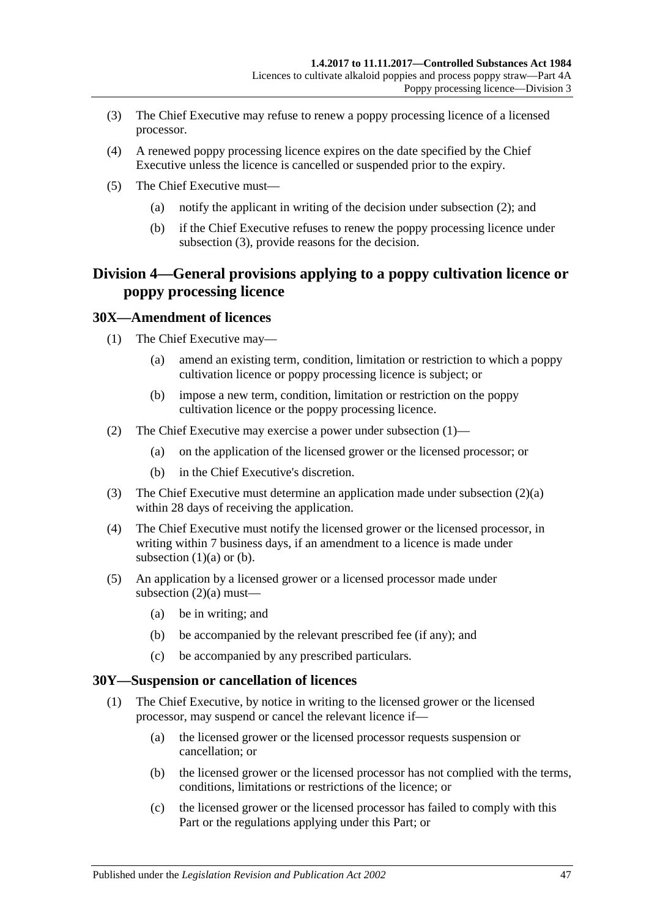(3) The Chief Executive may refuse to renew a poppy processing licence of a licensed processor.

(4) A renewed poppy processing licence expires on the date specified by the Chief Executive unless the licence is cancelled or suspended prior to the expiry.

(5) The Chief Executive must—

(a) notify the applicant in writing of the decision under subsection (2); and

(b) if the Chief Executive refuses to renew the poppy processing licence under subsection (3), provide reasons for the decision.

## Division 4—General provisions applying to a poppy cultivation licence or poppy processing licence

### 30X—Amendment of licences

(1) The Chief Executive may—

(a) amend an existing term, condition, limitation or restriction to which a poppy cultivation licence or poppy processing licence is subject; or

(b) impose a new term, condition, limitation or restriction on the poppy cultivation licence or the poppy processing licence.

(2) The Chief Executive may exercise a power under subsection (1)—

(a) on the application of the licensed grower or the licensed processor; or

(b) in the Chief Executive's discretion.

(3) The Chief Executive must determine an application made under subsection (2)(a) within 28 days of receiving the application.

(4) The Chief Executive must notify the licensed grower or the licensed processor, in writing within 7 business days, if an amendment to a licence is made under subsection (1)(a) or (b).

(5) An application by a licensed grower or a licensed processor made under subsection (2)(a) must—

(a) be in writing; and

(b) be accompanied by the relevant prescribed fee (if any); and

(c) be accompanied by any prescribed particulars.

### 30Y—Suspension or cancellation of licences

(1) The Chief Executive, by notice in writing to the licensed grower or the licensed processor, may suspend or cancel the relevant licence if—

(a) the licensed grower or the licensed processor requests suspension or cancellation; or

(b) the licensed grower or the licensed processor has not complied with the terms, conditions, limitations or restrictions of the licence; or

(c) the licensed grower or the licensed processor has failed to comply with this Part or the regulations applying under this Part; or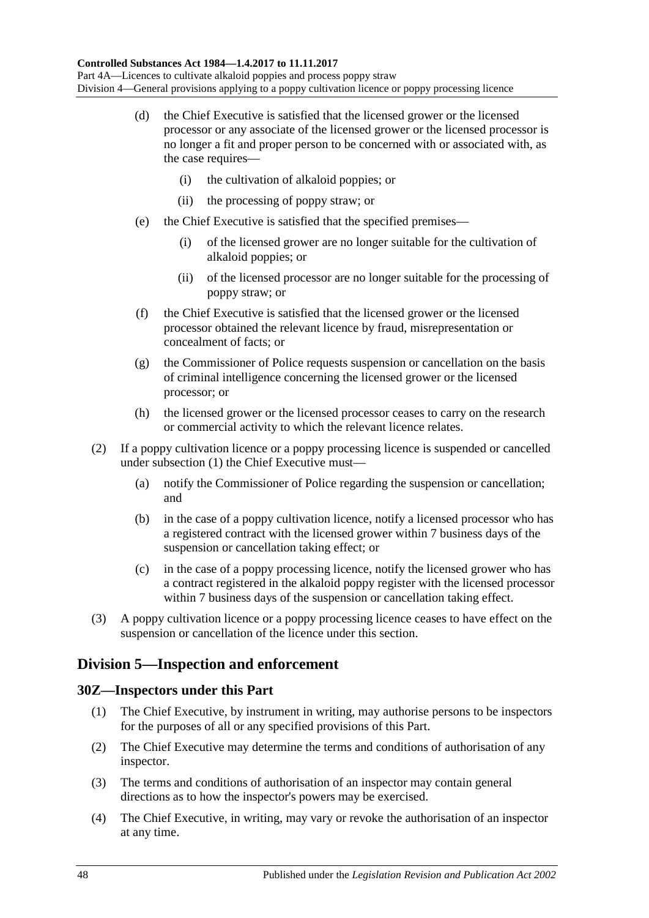(d) the Chief Executive is satisfied that the licensed grower or the licensed processor or any associate of the licensed grower or the licensed processor is no longer a fit and proper person to be concerned with or associated with, as the case requires—

(i) the cultivation of alkaloid poppies; or

(ii) the processing of poppy straw; or

(e) the Chief Executive is satisfied that the specified premises—

(i) of the licensed grower are no longer suitable for the cultivation of alkaloid poppies; or

(ii) of the licensed processor are no longer suitable for the processing of poppy straw; or

(f) the Chief Executive is satisfied that the licensed grower or the licensed processor obtained the relevant licence by fraud, misrepresentation or concealment of facts; or

(g) the Commissioner of Police requests suspension or cancellation on the basis of criminal intelligence concerning the licensed grower or the licensed processor; or

(h) the licensed grower or the licensed processor ceases to carry on the research or commercial activity to which the relevant licence relates.

(2) If a poppy cultivation licence or a poppy processing licence is suspended or cancelled under subsection (1) the Chief Executive must—

(a) notify the Commissioner of Police regarding the suspension or cancellation; and

(b) in the case of a poppy cultivation licence, notify a licensed processor who has a registered contract with the licensed grower within 7 business days of the suspension or cancellation taking effect; or

(c) in the case of a poppy processing licence, notify the licensed grower who has a contract registered in the alkaloid poppy register with the licensed processor within 7 business days of the suspension or cancellation taking effect.

(3) A poppy cultivation licence or a poppy processing licence ceases to have effect on the suspension or cancellation of the licence under this section.

## Division 5—Inspection and enforcement

### 30Z—Inspectors under this Part

(1) The Chief Executive, by instrument in writing, may authorise persons to be inspectors for the purposes of all or any specified provisions of this Part.

(2) The Chief Executive may determine the terms and conditions of authorisation of any inspector.

(3) The terms and conditions of authorisation of an inspector may contain general directions as to how the inspector's powers may be exercised.

(4) The Chief Executive, in writing, may vary or revoke the authorisation of an inspector at any time.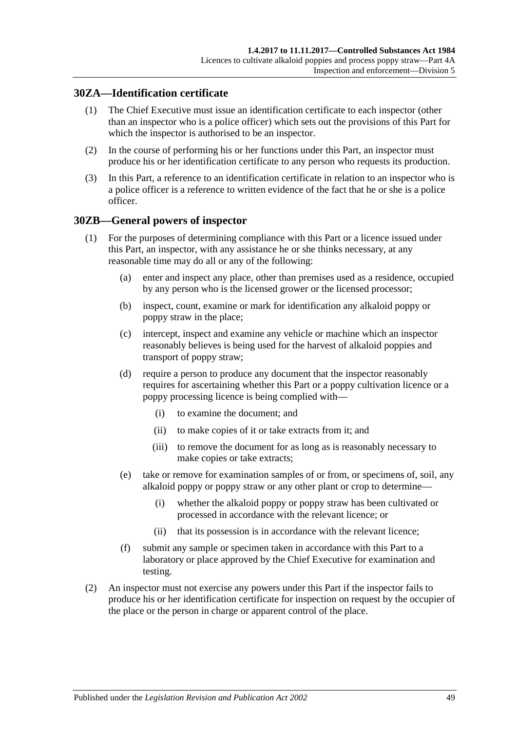## 30ZA—Identification certificate

(1) The Chief Executive must issue an identification certificate to each inspector (other than an inspector who is a police officer) which sets out the provisions of this Part for which the inspector is authorised to be an inspector.

(2) In the course of performing his or her functions under this Part, an inspector must produce his or her identification certificate to any person who requests its production.

(3) In this Part, a reference to an identification certificate in relation to an inspector who is a police officer is a reference to written evidence of the fact that he or she is a police officer.

## 30ZB—General powers of inspector

(1) For the purposes of determining compliance with this Part or a licence issued under this Part, an inspector, with any assistance he or she thinks necessary, at any reasonable time may do all or any of the following:

- (a) enter and inspect any place, other than premises used as a residence, occupied by any person who is the licensed grower or the licensed processor;
- (b) inspect, count, examine or mark for identification any alkaloid poppy or poppy straw in the place;
- (c) intercept, inspect and examine any vehicle or machine which an inspector reasonably believes is being used for the harvest of alkaloid poppies and transport of poppy straw;
- (d) require a person to produce any document that the inspector reasonably requires for ascertaining whether this Part or a poppy cultivation licence or a poppy processing licence is being complied with—
  - (i) to examine the document; and
  - (ii) to make copies of it or take extracts from it; and
  - (iii) to remove the document for as long as is reasonably necessary to make copies or take extracts;
- (e) take or remove for examination samples of or from, or specimens of, soil, any alkaloid poppy or poppy straw or any other plant or crop to determine—
  - (i) whether the alkaloid poppy or poppy straw has been cultivated or processed in accordance with the relevant licence; or
  - (ii) that its possession is in accordance with the relevant licence;
- (f) submit any sample or specimen taken in accordance with this Part to a laboratory or place approved by the Chief Executive for examination and testing.

(2) An inspector must not exercise any powers under this Part if the inspector fails to produce his or her identification certificate for inspection on request by the occupier of the place or the person in charge or apparent control of the place.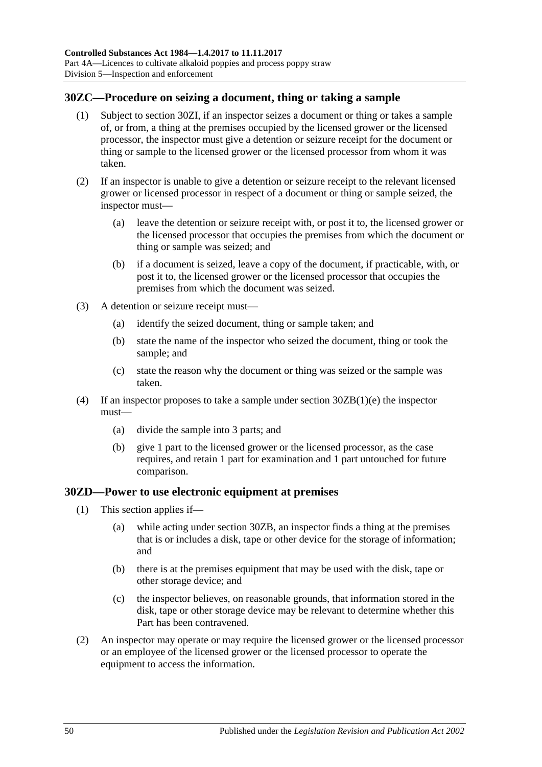## 30ZC—Procedure on seizing a document, thing or taking a sample

(1) Subject to section 30ZI, if an inspector seizes a document or thing or takes a sample of, or from, a thing at the premises occupied by the licensed grower or the licensed processor, the inspector must give a detention or seizure receipt for the document or thing or sample to the licensed grower or the licensed processor from whom it was taken.

(2) If an inspector is unable to give a detention or seizure receipt to the relevant licensed grower or licensed processor in respect of a document or thing or sample seized, the inspector must—

(a) leave the detention or seizure receipt with, or post it to, the licensed grower or the licensed processor that occupies the premises from which the document or thing or sample was seized; and

(b) if a document is seized, leave a copy of the document, if practicable, with, or post it to, the licensed grower or the licensed processor that occupies the premises from which the document was seized.

(3) A detention or seizure receipt must—

(a) identify the seized document, thing or sample taken; and

(b) state the name of the inspector who seized the document, thing or took the sample; and

(c) state the reason why the document or thing was seized or the sample was taken.

(4) If an inspector proposes to take a sample under section 30ZB(1)(e) the inspector must—

(a) divide the sample into 3 parts; and

(b) give 1 part to the licensed grower or the licensed processor, as the case requires, and retain 1 part for examination and 1 part untouched for future comparison.

## 30ZD—Power to use electronic equipment at premises

(1) This section applies if—

(a) while acting under section 30ZB, an inspector finds a thing at the premises that is or includes a disk, tape or other device for the storage of information; and

(b) there is at the premises equipment that may be used with the disk, tape or other storage device; and

(c) the inspector believes, on reasonable grounds, that information stored in the disk, tape or other storage device may be relevant to determine whether this Part has been contravened.

(2) An inspector may operate or may require the licensed grower or the licensed processor or an employee of the licensed grower or the licensed processor to operate the equipment to access the information.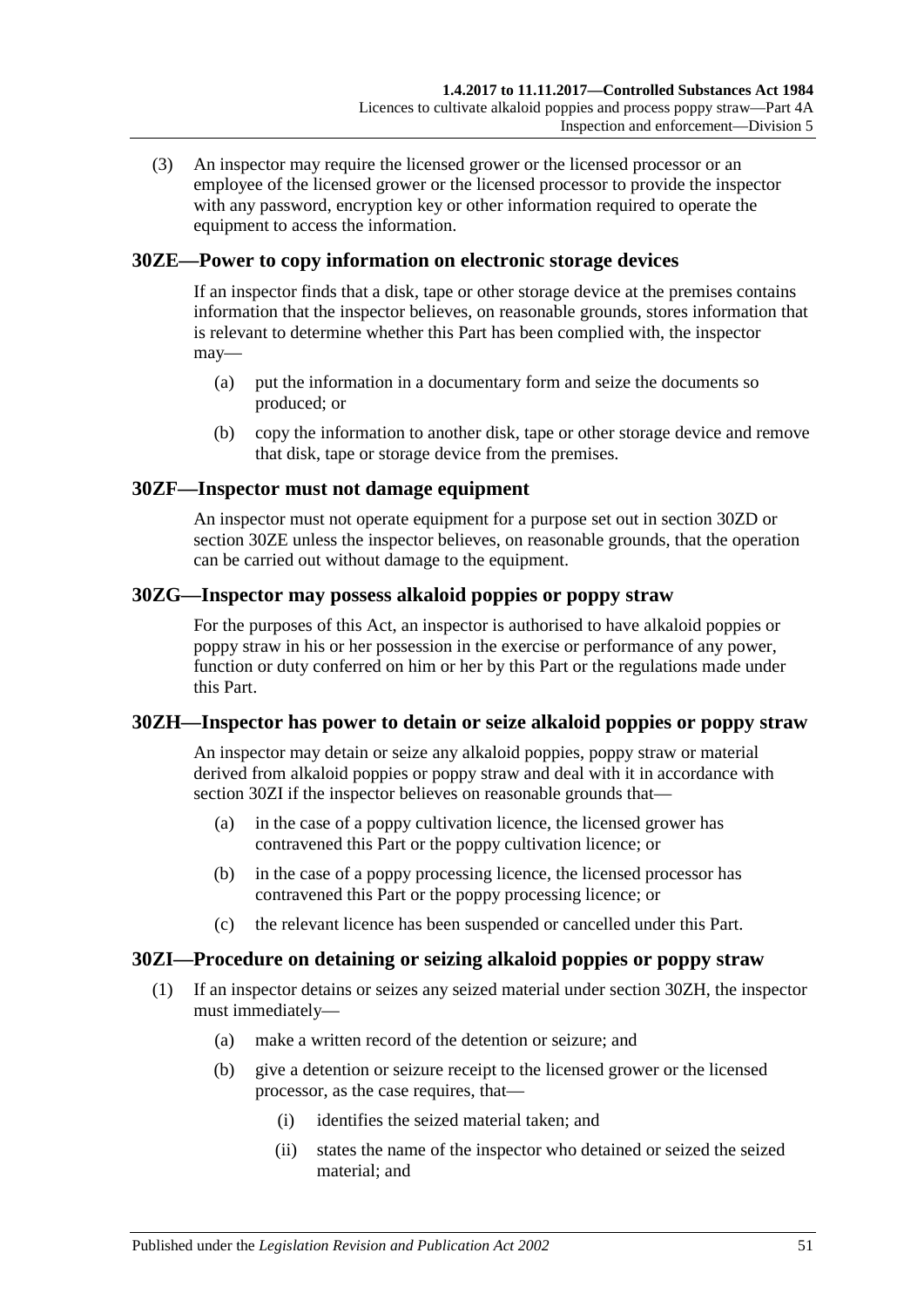(3) An inspector may require the licensed grower or the licensed processor or an employee of the licensed grower or the licensed processor to provide the inspector with any password, encryption key or other information required to operate the equipment to access the information.

### 30ZE—Power to copy information on electronic storage devices

If an inspector finds that a disk, tape or other storage device at the premises contains information that the inspector believes, on reasonable grounds, stores information that is relevant to determine whether this Part has been complied with, the inspector may—

(a) put the information in a documentary form and seize the documents so produced; or

(b) copy the information to another disk, tape or other storage device and remove that disk, tape or storage device from the premises.

### 30ZF—Inspector must not damage equipment

An inspector must not operate equipment for a purpose set out in section 30ZD or section 30ZE unless the inspector believes, on reasonable grounds, that the operation can be carried out without damage to the equipment.

### 30ZG—Inspector may possess alkaloid poppies or poppy straw

For the purposes of this Act, an inspector is authorised to have alkaloid poppies or poppy straw in his or her possession in the exercise or performance of any power, function or duty conferred on him or her by this Part or the regulations made under this Part.

### 30ZH—Inspector has power to detain or seize alkaloid poppies or poppy straw

An inspector may detain or seize any alkaloid poppies, poppy straw or material derived from alkaloid poppies or poppy straw and deal with it in accordance with section 30ZI if the inspector believes on reasonable grounds that—

(a) in the case of a poppy cultivation licence, the licensed grower has contravened this Part or the poppy cultivation licence; or

(b) in the case of a poppy processing licence, the licensed processor has contravened this Part or the poppy processing licence; or

(c) the relevant licence has been suspended or cancelled under this Part.

### 30ZI—Procedure on detaining or seizing alkaloid poppies or poppy straw

(1) If an inspector detains or seizes any seized material under section 30ZH, the inspector must immediately—

(a) make a written record of the detention or seizure; and

(b) give a detention or seizure receipt to the licensed grower or the licensed processor, as the case requires, that—

(i) identifies the seized material taken; and

(ii) states the name of the inspector who detained or seized the seized material; and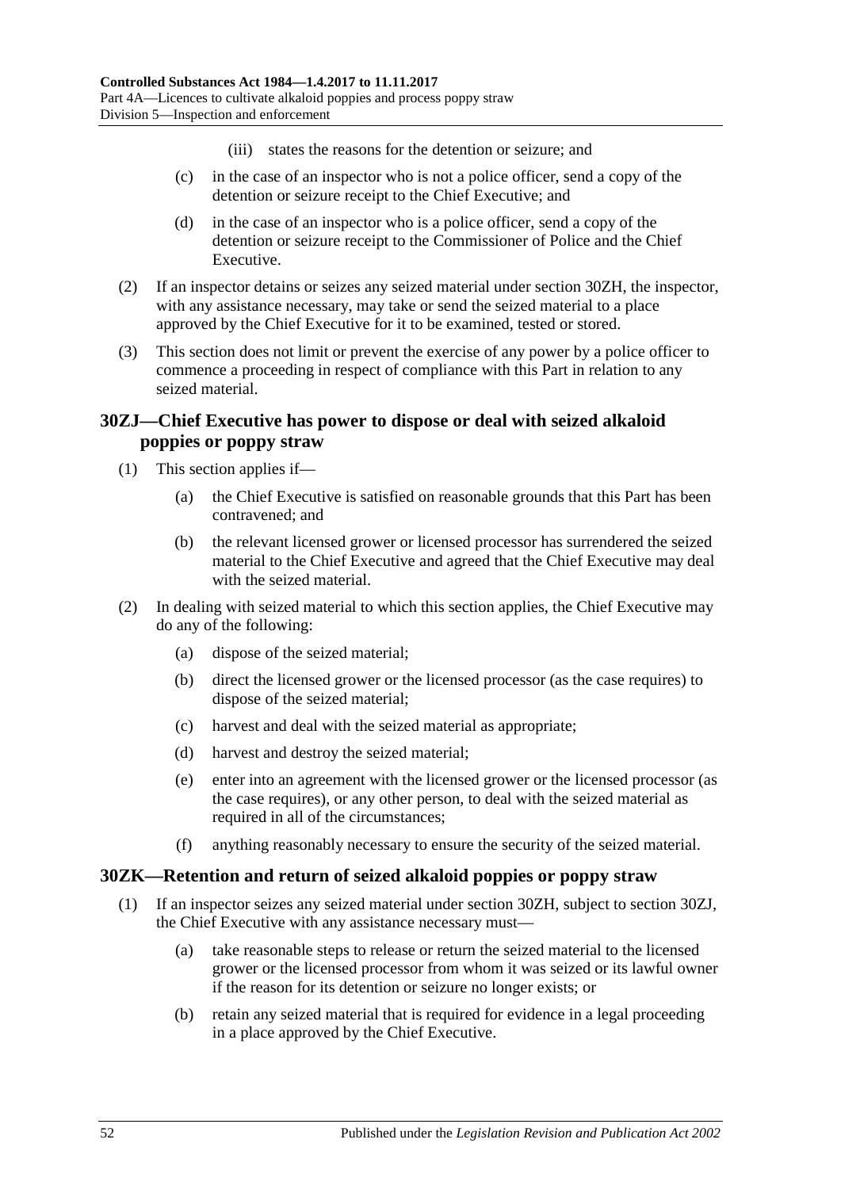(iii) states the reasons for the detention or seizure; and

(c) in the case of an inspector who is not a police officer, send a copy of the detention or seizure receipt to the Chief Executive; and

(d) in the case of an inspector who is a police officer, send a copy of the detention or seizure receipt to the Commissioner of Police and the Chief Executive.

(2) If an inspector detains or seizes any seized material under section 30ZH, the inspector, with any assistance necessary, may take or send the seized material to a place approved by the Chief Executive for it to be examined, tested or stored.

(3) This section does not limit or prevent the exercise of any power by a police officer to commence a proceeding in respect of compliance with this Part in relation to any seized material.

## 30ZJ—Chief Executive has power to dispose or deal with seized alkaloid poppies or poppy straw

(1) This section applies if—

(a) the Chief Executive is satisfied on reasonable grounds that this Part has been contravened; and

(b) the relevant licensed grower or licensed processor has surrendered the seized material to the Chief Executive and agreed that the Chief Executive may deal with the seized material.

(2) In dealing with seized material to which this section applies, the Chief Executive may do any of the following:

(a) dispose of the seized material;

(b) direct the licensed grower or the licensed processor (as the case requires) to dispose of the seized material;

(c) harvest and deal with the seized material as appropriate;

(d) harvest and destroy the seized material;

(e) enter into an agreement with the licensed grower or the licensed processor (as the case requires), or any other person, to deal with the seized material as required in all of the circumstances;

(f) anything reasonably necessary to ensure the security of the seized material.

## 30ZK—Retention and return of seized alkaloid poppies or poppy straw

(1) If an inspector seizes any seized material under section 30ZH, subject to section 30ZJ, the Chief Executive with any assistance necessary must—

(a) take reasonable steps to release or return the seized material to the licensed grower or the licensed processor from whom it was seized or its lawful owner if the reason for its detention or seizure no longer exists; or

(b) retain any seized material that is required for evidence in a legal proceeding in a place approved by the Chief Executive.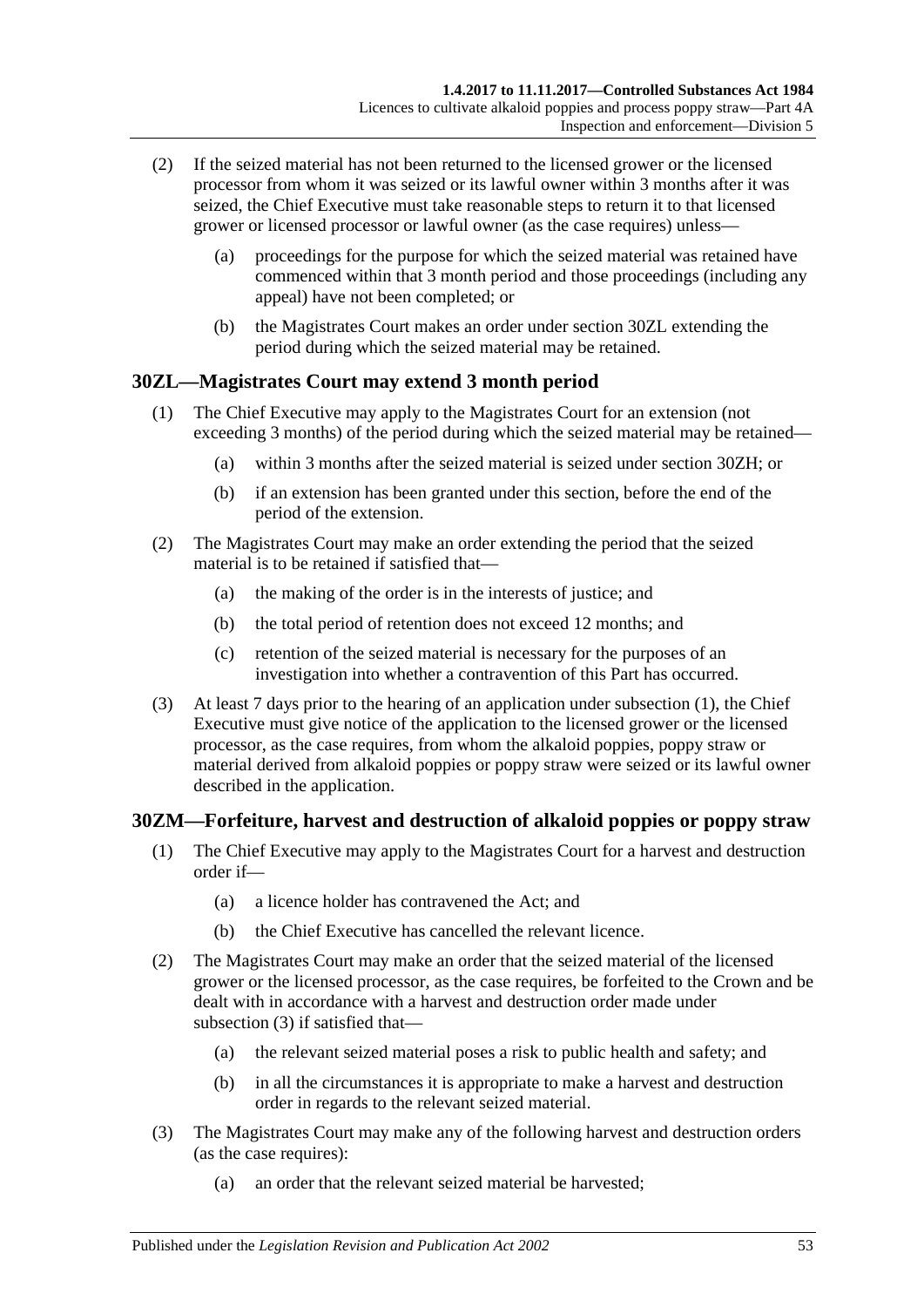(2) If the seized material has not been returned to the licensed grower or the licensed processor from whom it was seized or its lawful owner within 3 months after it was seized, the Chief Executive must take reasonable steps to return it to that licensed grower or licensed processor or lawful owner (as the case requires) unless—

(a) proceedings for the purpose for which the seized material was retained have commenced within that 3 month period and those proceedings (including any appeal) have not been completed; or

(b) the Magistrates Court makes an order under section 30ZL extending the period during which the seized material may be retained.

## 30ZL—Magistrates Court may extend 3 month period

(1) The Chief Executive may apply to the Magistrates Court for an extension (not exceeding 3 months) of the period during which the seized material may be retained—

(a) within 3 months after the seized material is seized under section 30ZH; or

(b) if an extension has been granted under this section, before the end of the period of the extension.

(2) The Magistrates Court may make an order extending the period that the seized material is to be retained if satisfied that—

(a) the making of the order is in the interests of justice; and

(b) the total period of retention does not exceed 12 months; and

(c) retention of the seized material is necessary for the purposes of an investigation into whether a contravention of this Part has occurred.

(3) At least 7 days prior to the hearing of an application under subsection (1), the Chief Executive must give notice of the application to the licensed grower or the licensed processor, as the case requires, from whom the alkaloid poppies, poppy straw or material derived from alkaloid poppies or poppy straw were seized or its lawful owner described in the application.

## 30ZM—Forfeiture, harvest and destruction of alkaloid poppies or poppy straw

(1) The Chief Executive may apply to the Magistrates Court for a harvest and destruction order if—

(a) a licence holder has contravened the Act; and

(b) the Chief Executive has cancelled the relevant licence.

(2) The Magistrates Court may make an order that the seized material of the licensed grower or the licensed processor, as the case requires, be forfeited to the Crown and be dealt with in accordance with a harvest and destruction order made under subsection (3) if satisfied that—

(a) the relevant seized material poses a risk to public health and safety; and

(b) in all the circumstances it is appropriate to make a harvest and destruction order in regards to the relevant seized material.

(3) The Magistrates Court may make any of the following harvest and destruction orders (as the case requires):

(a) an order that the relevant seized material be harvested;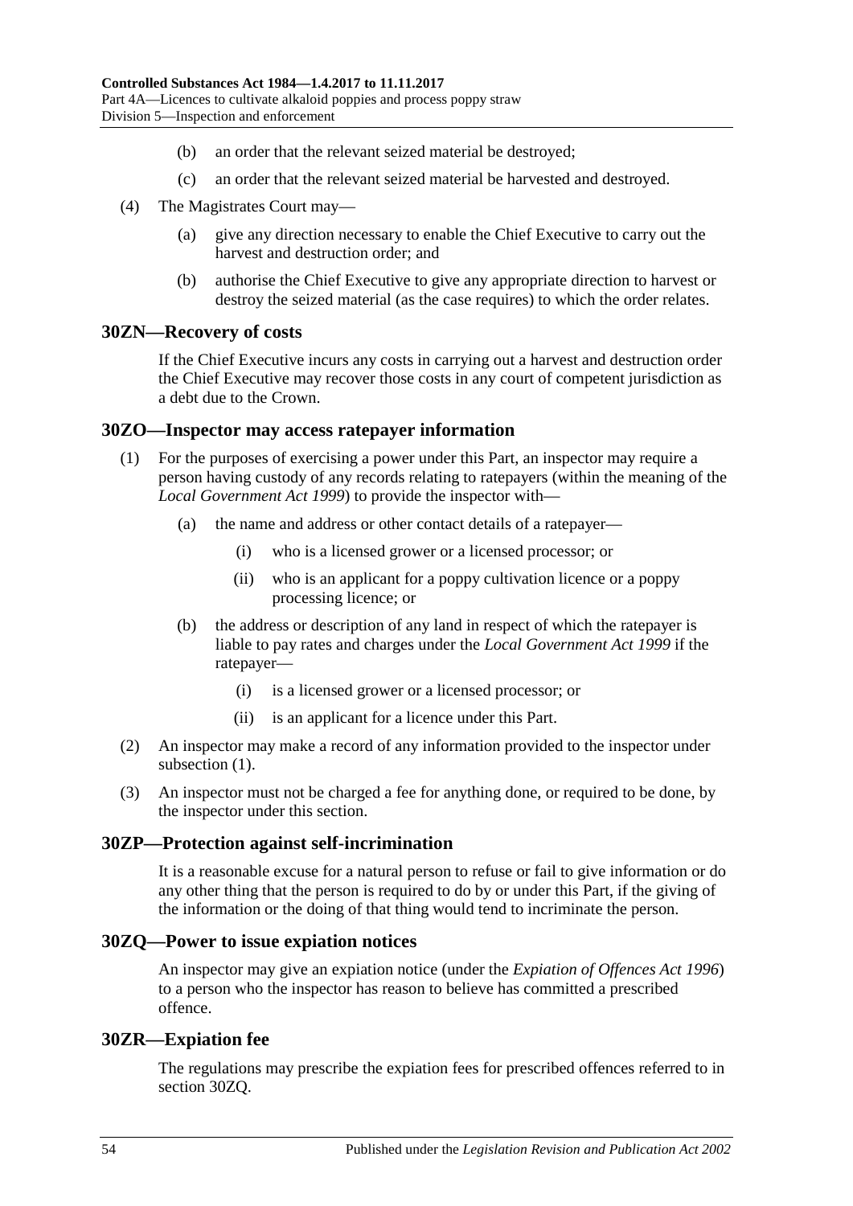(b) an order that the relevant seized material be destroyed;

(c) an order that the relevant seized material be harvested and destroyed.

(4) The Magistrates Court may—

(a) give any direction necessary to enable the Chief Executive to carry out the harvest and destruction order; and

(b) authorise the Chief Executive to give any appropriate direction to harvest or destroy the seized material (as the case requires) to which the order relates.

## 30ZN—Recovery of costs

If the Chief Executive incurs any costs in carrying out a harvest and destruction order the Chief Executive may recover those costs in any court of competent jurisdiction as a debt due to the Crown.

## 30ZO—Inspector may access ratepayer information

(1) For the purposes of exercising a power under this Part, an inspector may require a person having custody of any records relating to ratepayers (within the meaning of the *Local Government Act 1999*) to provide the inspector with—

(a) the name and address or other contact details of a ratepayer—

(i) who is a licensed grower or a licensed processor; or

(ii) who is an applicant for a poppy cultivation licence or a poppy processing licence; or

(b) the address or description of any land in respect of which the ratepayer is liable to pay rates and charges under the *Local Government Act 1999* if the ratepayer—

(i) is a licensed grower or a licensed processor; or

(ii) is an applicant for a licence under this Part.

(2) An inspector may make a record of any information provided to the inspector under subsection (1).

(3) An inspector must not be charged a fee for anything done, or required to be done, by the inspector under this section.

## 30ZP—Protection against self-incrimination

It is a reasonable excuse for a natural person to refuse or fail to give information or do any other thing that the person is required to do by or under this Part, if the giving of the information or the doing of that thing would tend to incriminate the person.

## 30ZQ—Power to issue expiation notices

An inspector may give an expiation notice (under the *Expiation of Offences Act 1996*) to a person who the inspector has reason to believe has committed a prescribed offence.

## 30ZR—Expiation fee

The regulations may prescribe the expiation fees for prescribed offences referred to in section 30ZQ.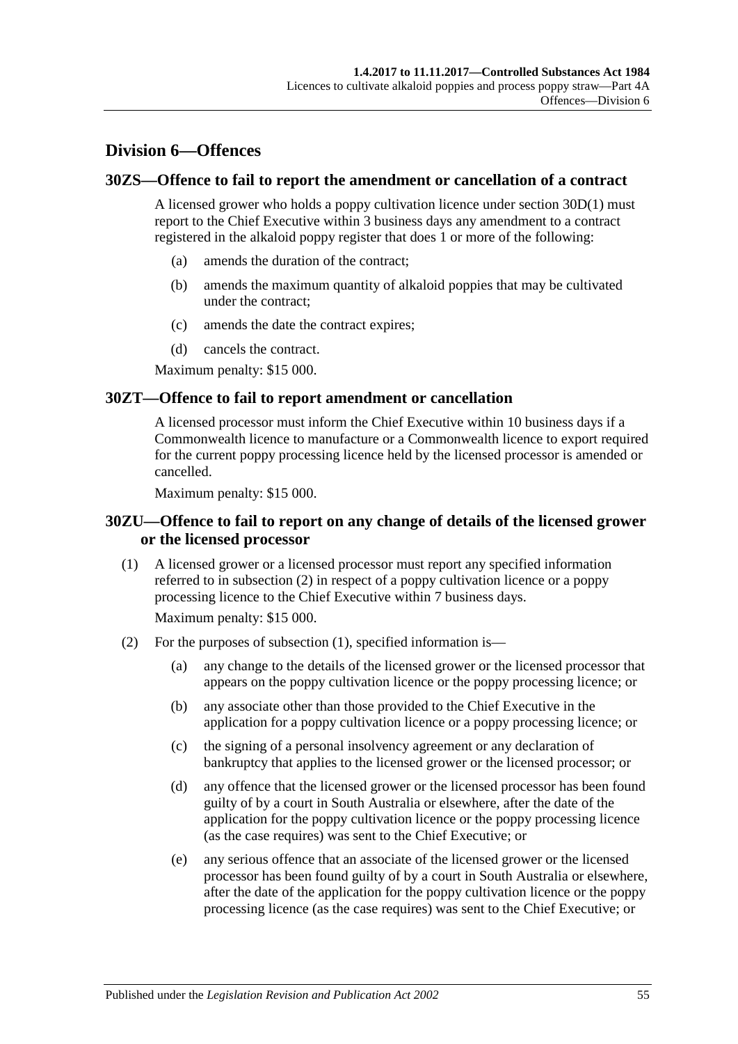## Division 6—Offences

### 30ZS—Offence to fail to report the amendment or cancellation of a contract

A licensed grower who holds a poppy cultivation licence under section 30D(1) must report to the Chief Executive within 3 business days any amendment to a contract registered in the alkaloid poppy register that does 1 or more of the following:

(a) amends the duration of the contract;

(b) amends the maximum quantity of alkaloid poppies that may be cultivated under the contract;

(c) amends the date the contract expires;

(d) cancels the contract.

Maximum penalty: $15 000.

### 30ZT—Offence to fail to report amendment or cancellation

A licensed processor must inform the Chief Executive within 10 business days if a Commonwealth licence to manufacture or a Commonwealth licence to export required for the current poppy processing licence held by the licensed processor is amended or cancelled.

Maximum penalty: $15 000.

### 30ZU—Offence to fail to report on any change of details of the licensed grower or the licensed processor

(1) A licensed grower or a licensed processor must report any specified information referred to in subsection (2) in respect of a poppy cultivation licence or a poppy processing licence to the Chief Executive within 7 business days.

Maximum penalty: $15 000.

(2) For the purposes of subsection (1), specified information is—

(a) any change to the details of the licensed grower or the licensed processor that appears on the poppy cultivation licence or the poppy processing licence; or

(b) any associate other than those provided to the Chief Executive in the application for a poppy cultivation licence or a poppy processing licence; or

(c) the signing of a personal insolvency agreement or any declaration of bankruptcy that applies to the licensed grower or the licensed processor; or

(d) any offence that the licensed grower or the licensed processor has been found guilty of by a court in South Australia or elsewhere, after the date of the application for the poppy cultivation licence or the poppy processing licence (as the case requires) was sent to the Chief Executive; or

(e) any serious offence that an associate of the licensed grower or the licensed processor has been found guilty of by a court in South Australia or elsewhere, after the date of the application for the poppy cultivation licence or the poppy processing licence (as the case requires) was sent to the Chief Executive; or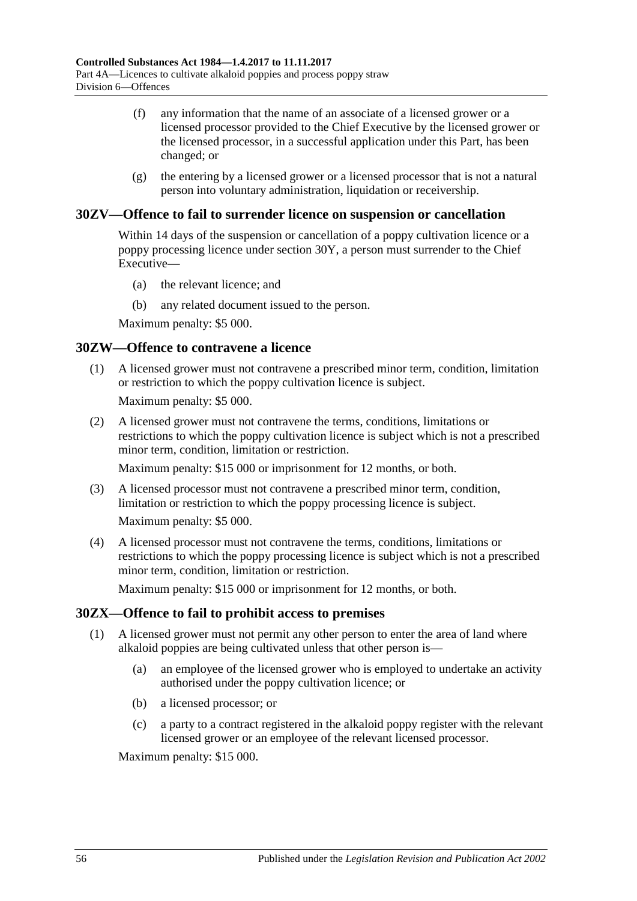(f) any information that the name of an associate of a licensed grower or a licensed processor provided to the Chief Executive by the licensed grower or the licensed processor, in a successful application under this Part, has been changed; or

(g) the entering by a licensed grower or a licensed processor that is not a natural person into voluntary administration, liquidation or receivership.

## 30ZV—Offence to fail to surrender licence on suspension or cancellation

Within 14 days of the suspension or cancellation of a poppy cultivation licence or a poppy processing licence under section 30Y, a person must surrender to the Chief Executive—

(a) the relevant licence; and

(b) any related document issued to the person.

Maximum penalty: $5 000.

## 30ZW—Offence to contravene a licence

(1) A licensed grower must not contravene a prescribed minor term, condition, limitation or restriction to which the poppy cultivation licence is subject.

Maximum penalty: $5 000.

(2) A licensed grower must not contravene the terms, conditions, limitations or restrictions to which the poppy cultivation licence is subject which is not a prescribed minor term, condition, limitation or restriction.

Maximum penalty: $15 000 or imprisonment for 12 months, or both.

(3) A licensed processor must not contravene a prescribed minor term, condition, limitation or restriction to which the poppy processing licence is subject.

Maximum penalty: $5 000.

(4) A licensed processor must not contravene the terms, conditions, limitations or restrictions to which the poppy processing licence is subject which is not a prescribed minor term, condition, limitation or restriction.

Maximum penalty: $15 000 or imprisonment for 12 months, or both.

## 30ZX—Offence to fail to prohibit access to premises

(1) A licensed grower must not permit any other person to enter the area of land where alkaloid poppies are being cultivated unless that other person is—

(a) an employee of the licensed grower who is employed to undertake an activity authorised under the poppy cultivation licence; or

(b) a licensed processor; or

(c) a party to a contract registered in the alkaloid poppy register with the relevant licensed grower or an employee of the relevant licensed processor.

Maximum penalty: $15 000.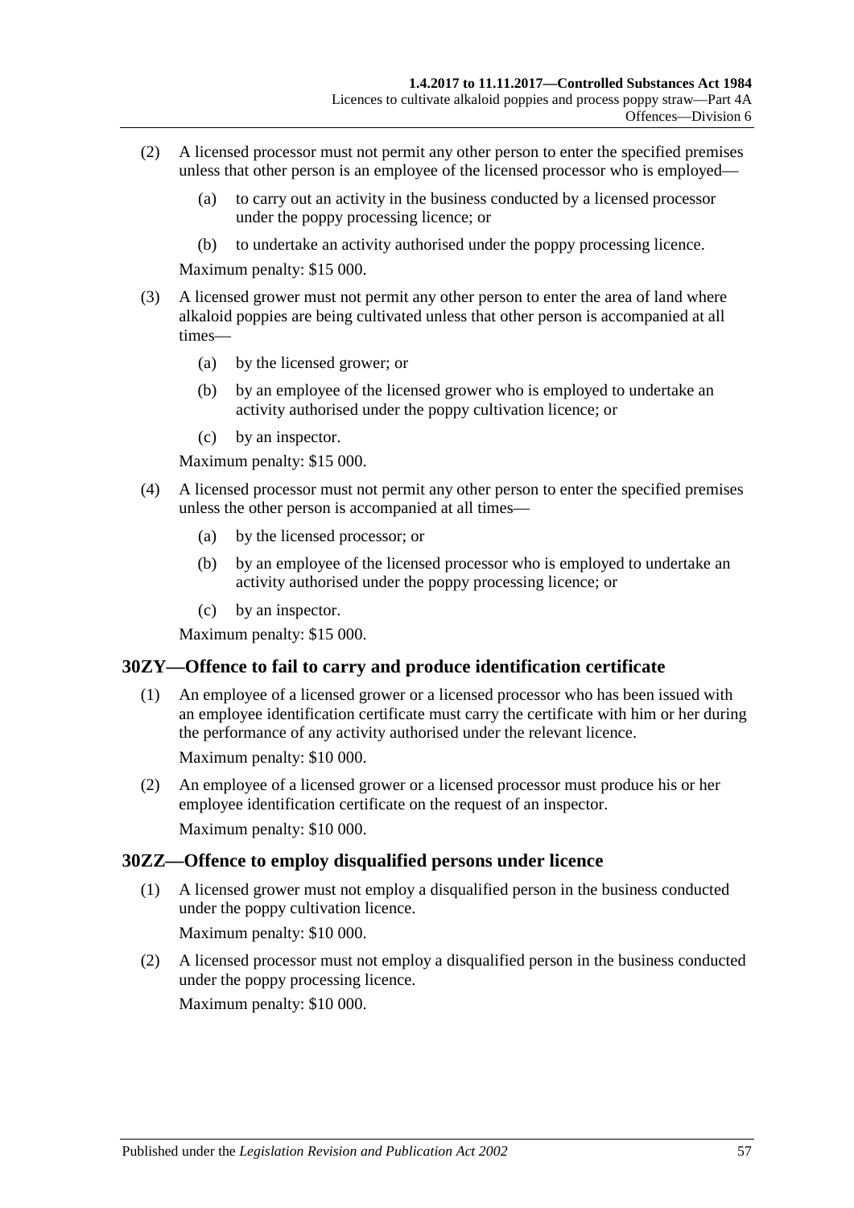(2) A licensed processor must not permit any other person to enter the specified premises unless that other person is an employee of the licensed processor who is employed—

(a) to carry out an activity in the business conducted by a licensed processor under the poppy processing licence; or

(b) to undertake an activity authorised under the poppy processing licence.

Maximum penalty: $15 000.

(3) A licensed grower must not permit any other person to enter the area of land where alkaloid poppies are being cultivated unless that other person is accompanied at all times—

(a) by the licensed grower; or

(b) by an employee of the licensed grower who is employed to undertake an activity authorised under the poppy cultivation licence; or

(c) by an inspector.

Maximum penalty: $15 000.

(4) A licensed processor must not permit any other person to enter the specified premises unless the other person is accompanied at all times—

(a) by the licensed processor; or

(b) by an employee of the licensed processor who is employed to undertake an activity authorised under the poppy processing licence; or

(c) by an inspector.

Maximum penalty: $15 000.

## 30ZY—Offence to fail to carry and produce identification certificate

(1) An employee of a licensed grower or a licensed processor who has been issued with an employee identification certificate must carry the certificate with him or her during the performance of any activity authorised under the relevant licence.

Maximum penalty: $10 000.

(2) An employee of a licensed grower or a licensed processor must produce his or her employee identification certificate on the request of an inspector.

Maximum penalty: $10 000.

## 30ZZ—Offence to employ disqualified persons under licence

(1) A licensed grower must not employ a disqualified person in the business conducted under the poppy cultivation licence.

Maximum penalty: $10 000.

(2) A licensed processor must not employ a disqualified person in the business conducted under the poppy processing licence.

Maximum penalty: $10 000.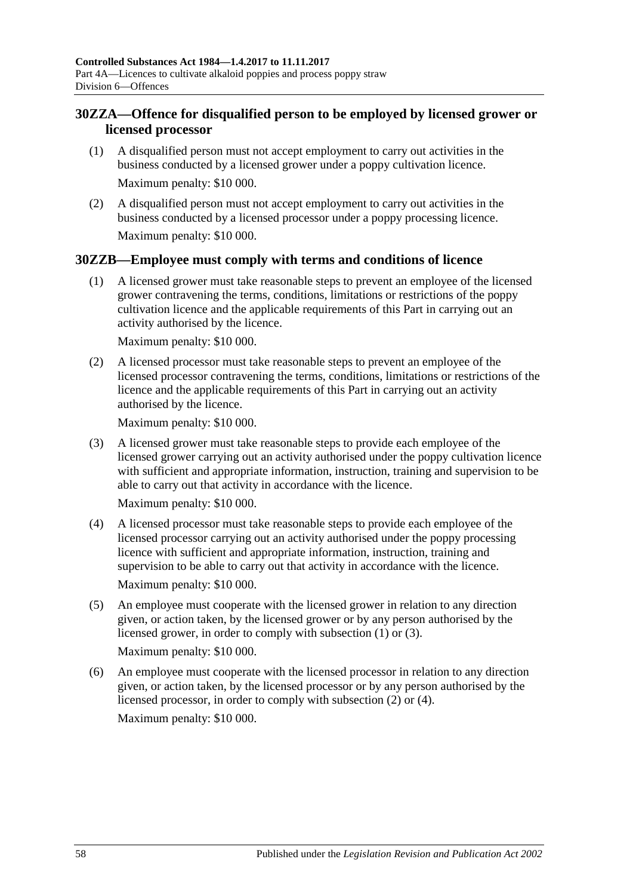## 30ZZA—Offence for disqualified person to be employed by licensed grower or licensed processor

(1) A disqualified person must not accept employment to carry out activities in the business conducted by a licensed grower under a poppy cultivation licence.

Maximum penalty: $10 000.

(2) A disqualified person must not accept employment to carry out activities in the business conducted by a licensed processor under a poppy processing licence.

Maximum penalty: $10 000.

## 30ZZB—Employee must comply with terms and conditions of licence

(1) A licensed grower must take reasonable steps to prevent an employee of the licensed grower contravening the terms, conditions, limitations or restrictions of the poppy cultivation licence and the applicable requirements of this Part in carrying out an activity authorised by the licence.

Maximum penalty: $10 000.

(2) A licensed processor must take reasonable steps to prevent an employee of the licensed processor contravening the terms, conditions, limitations or restrictions of the licence and the applicable requirements of this Part in carrying out an activity authorised by the licence.

Maximum penalty: $10 000.

(3) A licensed grower must take reasonable steps to provide each employee of the licensed grower carrying out an activity authorised under the poppy cultivation licence with sufficient and appropriate information, instruction, training and supervision to be able to carry out that activity in accordance with the licence.

Maximum penalty: $10 000.

(4) A licensed processor must take reasonable steps to provide each employee of the licensed processor carrying out an activity authorised under the poppy processing licence with sufficient and appropriate information, instruction, training and supervision to be able to carry out that activity in accordance with the licence.

Maximum penalty: $10 000.

(5) An employee must cooperate with the licensed grower in relation to any direction given, or action taken, by the licensed grower or by any person authorised by the licensed grower, in order to comply with subsection (1) or (3).

Maximum penalty: $10 000.

(6) An employee must cooperate with the licensed processor in relation to any direction given, or action taken, by the licensed processor or by any person authorised by the licensed processor, in order to comply with subsection (2) or (4).

Maximum penalty: $10 000.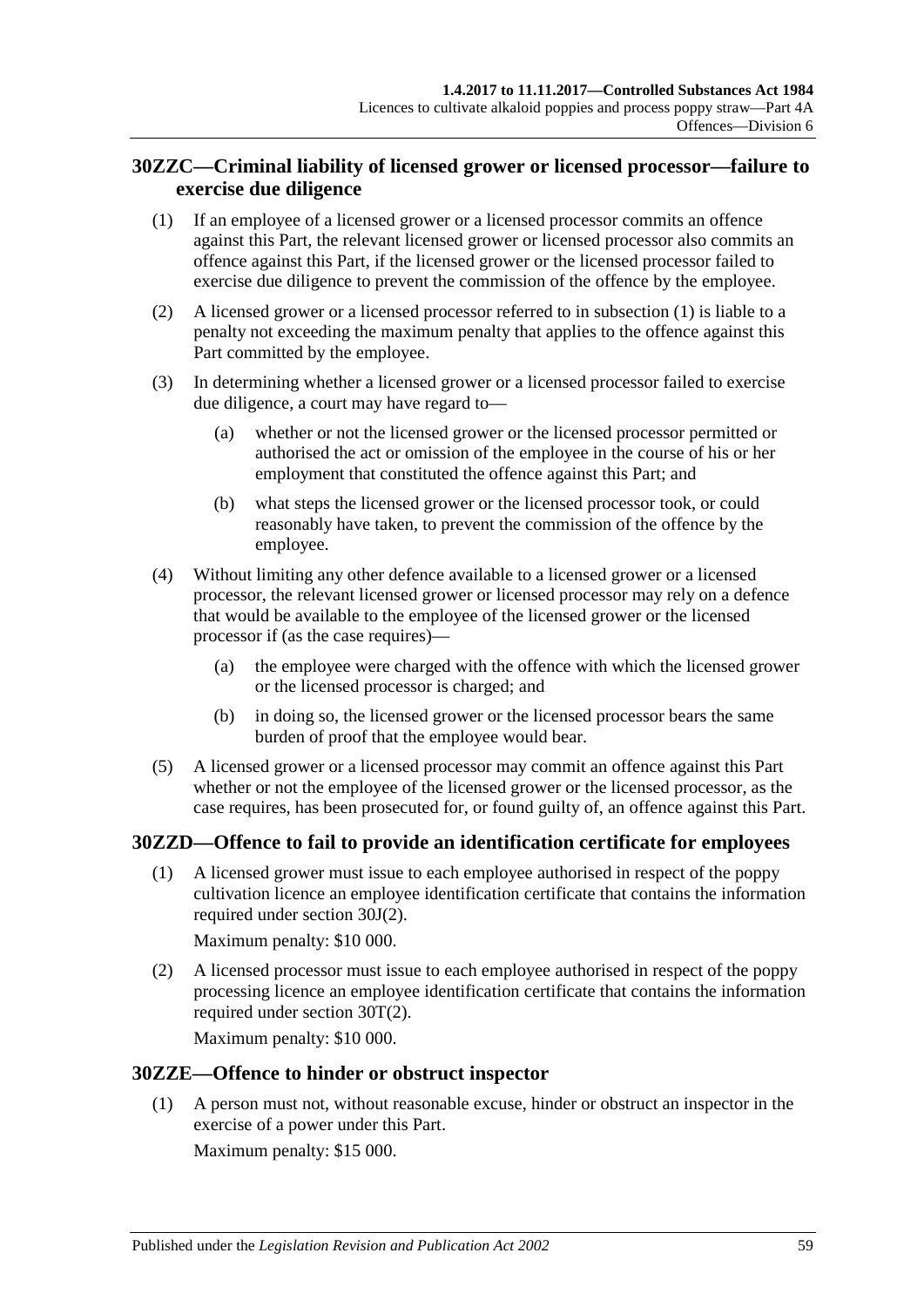## 30ZZC—Criminal liability of licensed grower or licensed processor—failure to exercise due diligence

(1) If an employee of a licensed grower or a licensed processor commits an offence against this Part, the relevant licensed grower or licensed processor also commits an offence against this Part, if the licensed grower or the licensed processor failed to exercise due diligence to prevent the commission of the offence by the employee.

(2) A licensed grower or a licensed processor referred to in subsection (1) is liable to a penalty not exceeding the maximum penalty that applies to the offence against this Part committed by the employee.

(3) In determining whether a licensed grower or a licensed processor failed to exercise due diligence, a court may have regard to—

- (a) whether or not the licensed grower or the licensed processor permitted or authorised the act or omission of the employee in the course of his or her employment that constituted the offence against this Part; and
- (b) what steps the licensed grower or the licensed processor took, or could reasonably have taken, to prevent the commission of the offence by the employee.

(4) Without limiting any other defence available to a licensed grower or a licensed processor, the relevant licensed grower or licensed processor may rely on a defence that would be available to the employee of the licensed grower or the licensed processor if (as the case requires)—

- (a) the employee were charged with the offence with which the licensed grower or the licensed processor is charged; and
- (b) in doing so, the licensed grower or the licensed processor bears the same burden of proof that the employee would bear.

(5) A licensed grower or a licensed processor may commit an offence against this Part whether or not the employee of the licensed grower or the licensed processor, as the case requires, has been prosecuted for, or found guilty of, an offence against this Part.

## 30ZZD—Offence to fail to provide an identification certificate for employees

(1) A licensed grower must issue to each employee authorised in respect of the poppy cultivation licence an employee identification certificate that contains the information required under section 30J(2).

Maximum penalty: $10 000.

(2) A licensed processor must issue to each employee authorised in respect of the poppy processing licence an employee identification certificate that contains the information required under section 30T(2).

Maximum penalty: $10 000.

## 30ZZE—Offence to hinder or obstruct inspector

(1) A person must not, without reasonable excuse, hinder or obstruct an inspector in the exercise of a power under this Part.

Maximum penalty: $15 000.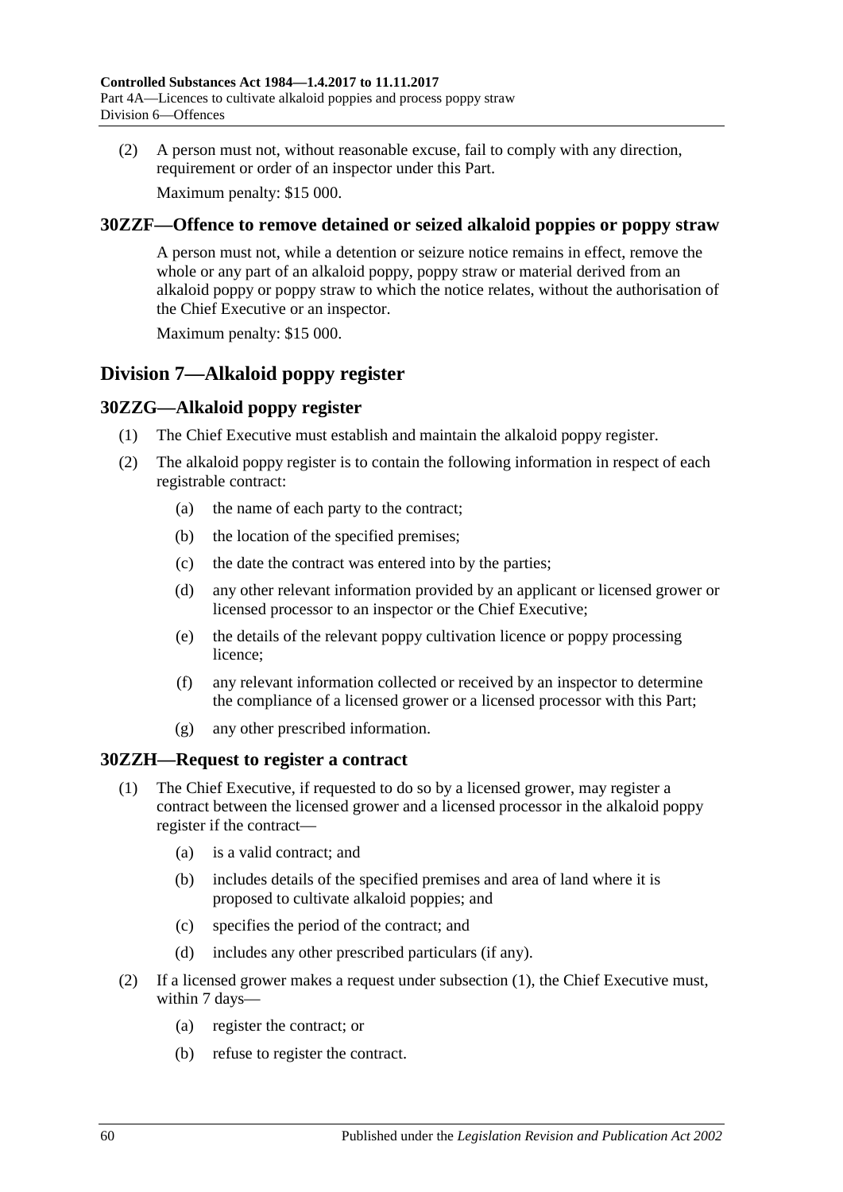(2) A person must not, without reasonable excuse, fail to comply with any direction, requirement or order of an inspector under this Part.

Maximum penalty: $15 000.

### 30ZZF—Offence to remove detained or seized alkaloid poppies or poppy straw

A person must not, while a detention or seizure notice remains in effect, remove the whole or any part of an alkaloid poppy, poppy straw or material derived from an alkaloid poppy or poppy straw to which the notice relates, without the authorisation of the Chief Executive or an inspector.

Maximum penalty: $15 000.

## Division 7—Alkaloid poppy register

### 30ZZG—Alkaloid poppy register

(1) The Chief Executive must establish and maintain the alkaloid poppy register.

(2) The alkaloid poppy register is to contain the following information in respect of each registrable contract:

- (a) the name of each party to the contract;
- (b) the location of the specified premises;
- (c) the date the contract was entered into by the parties;
- (d) any other relevant information provided by an applicant or licensed grower or licensed processor to an inspector or the Chief Executive;
- (e) the details of the relevant poppy cultivation licence or poppy processing licence;
- (f) any relevant information collected or received by an inspector to determine the compliance of a licensed grower or a licensed processor with this Part;
- (g) any other prescribed information.

### 30ZZH—Request to register a contract

(1) The Chief Executive, if requested to do so by a licensed grower, may register a contract between the licensed grower and a licensed processor in the alkaloid poppy register if the contract—

- (a) is a valid contract; and
- (b) includes details of the specified premises and area of land where it is proposed to cultivate alkaloid poppies; and
- (c) specifies the period of the contract; and
- (d) includes any other prescribed particulars (if any).

(2) If a licensed grower makes a request under subsection (1), the Chief Executive must, within 7 days—

- (a) register the contract; or
- (b) refuse to register the contract.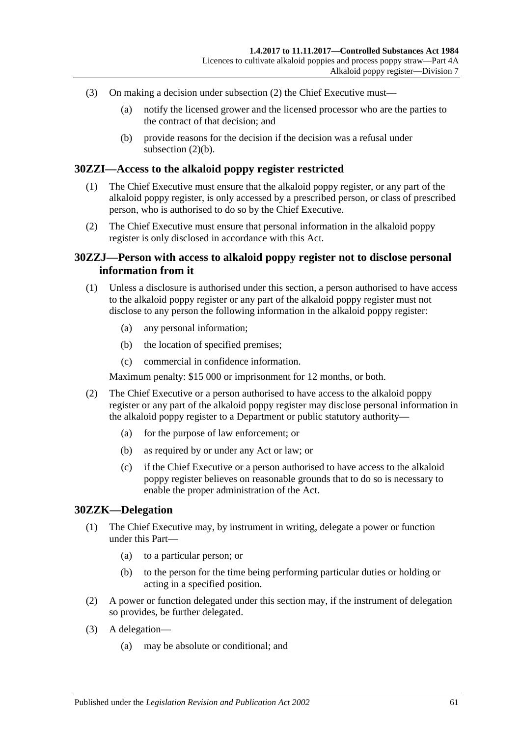(3) On making a decision under subsection (2) the Chief Executive must—

(a) notify the licensed grower and the licensed processor who are the parties to the contract of that decision; and

(b) provide reasons for the decision if the decision was a refusal under subsection (2)(b).

## 30ZZI—Access to the alkaloid poppy register restricted

(1) The Chief Executive must ensure that the alkaloid poppy register, or any part of the alkaloid poppy register, is only accessed by a prescribed person, or class of prescribed person, who is authorised to do so by the Chief Executive.

(2) The Chief Executive must ensure that personal information in the alkaloid poppy register is only disclosed in accordance with this Act.

## 30ZZJ—Person with access to alkaloid poppy register not to disclose personal information from it

(1) Unless a disclosure is authorised under this section, a person authorised to have access to the alkaloid poppy register or any part of the alkaloid poppy register must not disclose to any person the following information in the alkaloid poppy register:

(a) any personal information;

(b) the location of specified premises;

(c) commercial in confidence information.

Maximum penalty: $15 000 or imprisonment for 12 months, or both.

(2) The Chief Executive or a person authorised to have access to the alkaloid poppy register or any part of the alkaloid poppy register may disclose personal information in the alkaloid poppy register to a Department or public statutory authority—

(a) for the purpose of law enforcement; or

(b) as required by or under any Act or law; or

(c) if the Chief Executive or a person authorised to have access to the alkaloid poppy register believes on reasonable grounds that to do so is necessary to enable the proper administration of the Act.

## 30ZZK—Delegation

(1) The Chief Executive may, by instrument in writing, delegate a power or function under this Part—

(a) to a particular person; or

(b) to the person for the time being performing particular duties or holding or acting in a specified position.

(2) A power or function delegated under this section may, if the instrument of delegation so provides, be further delegated.

(3) A delegation—

(a) may be absolute or conditional; and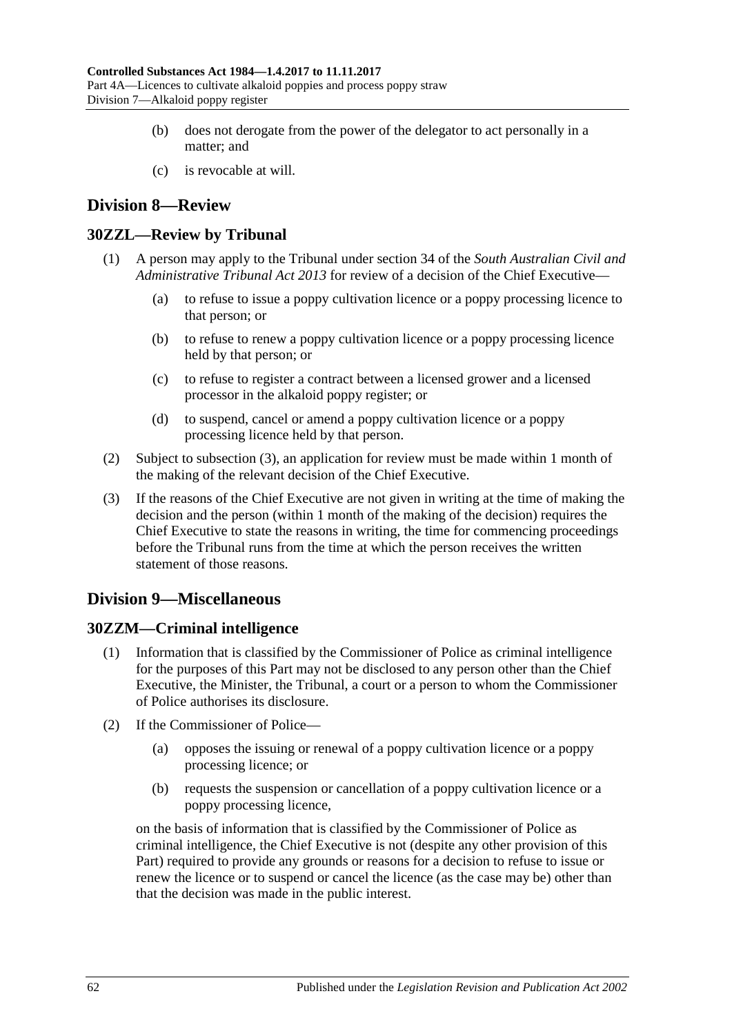(b) does not derogate from the power of the delegator to act personally in a matter; and

(c) is revocable at will.

## Division 8—Review

### 30ZZL—Review by Tribunal

(1) A person may apply to the Tribunal under section 34 of the *South Australian Civil and Administrative Tribunal Act 2013* for review of a decision of the Chief Executive—

(a) to refuse to issue a poppy cultivation licence or a poppy processing licence to that person; or

(b) to refuse to renew a poppy cultivation licence or a poppy processing licence held by that person; or

(c) to refuse to register a contract between a licensed grower and a licensed processor in the alkaloid poppy register; or

(d) to suspend, cancel or amend a poppy cultivation licence or a poppy processing licence held by that person.

(2) Subject to subsection (3), an application for review must be made within 1 month of the making of the relevant decision of the Chief Executive.

(3) If the reasons of the Chief Executive are not given in writing at the time of making the decision and the person (within 1 month of the making of the decision) requires the Chief Executive to state the reasons in writing, the time for commencing proceedings before the Tribunal runs from the time at which the person receives the written statement of those reasons.

## Division 9—Miscellaneous

### 30ZZM—Criminal intelligence

(1) Information that is classified by the Commissioner of Police as criminal intelligence for the purposes of this Part may not be disclosed to any person other than the Chief Executive, the Minister, the Tribunal, a court or a person to whom the Commissioner of Police authorises its disclosure.

(2) If the Commissioner of Police—

(a) opposes the issuing or renewal of a poppy cultivation licence or a poppy processing licence; or

(b) requests the suspension or cancellation of a poppy cultivation licence or a poppy processing licence,

on the basis of information that is classified by the Commissioner of Police as criminal intelligence, the Chief Executive is not (despite any other provision of this Part) required to provide any grounds or reasons for a decision to refuse to issue or renew the licence or to suspend or cancel the licence (as the case may be) other than that the decision was made in the public interest.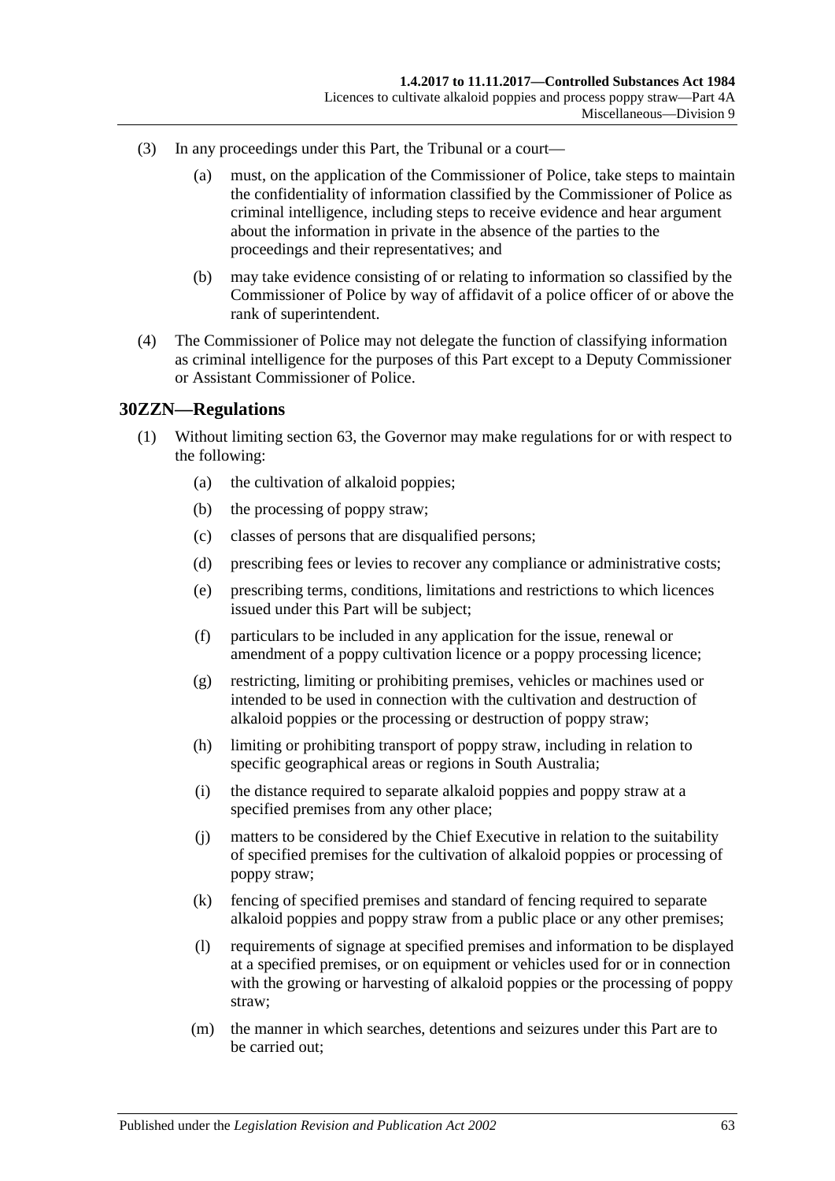(3) In any proceedings under this Part, the Tribunal or a court—

(a) must, on the application of the Commissioner of Police, take steps to maintain the confidentiality of information classified by the Commissioner of Police as criminal intelligence, including steps to receive evidence and hear argument about the information in private in the absence of the parties to the proceedings and their representatives; and

(b) may take evidence consisting of or relating to information so classified by the Commissioner of Police by way of affidavit of a police officer of or above the rank of superintendent.

(4) The Commissioner of Police may not delegate the function of classifying information as criminal intelligence for the purposes of this Part except to a Deputy Commissioner or Assistant Commissioner of Police.

## 30ZZN—Regulations

(1) Without limiting section 63, the Governor may make regulations for or with respect to the following:

(a) the cultivation of alkaloid poppies;

(b) the processing of poppy straw;

(c) classes of persons that are disqualified persons;

(d) prescribing fees or levies to recover any compliance or administrative costs;

(e) prescribing terms, conditions, limitations and restrictions to which licences issued under this Part will be subject;

(f) particulars to be included in any application for the issue, renewal or amendment of a poppy cultivation licence or a poppy processing licence;

(g) restricting, limiting or prohibiting premises, vehicles or machines used or intended to be used in connection with the cultivation and destruction of alkaloid poppies or the processing or destruction of poppy straw;

(h) limiting or prohibiting transport of poppy straw, including in relation to specific geographical areas or regions in South Australia;

(i) the distance required to separate alkaloid poppies and poppy straw at a specified premises from any other place;

(j) matters to be considered by the Chief Executive in relation to the suitability of specified premises for the cultivation of alkaloid poppies or processing of poppy straw;

(k) fencing of specified premises and standard of fencing required to separate alkaloid poppies and poppy straw from a public place or any other premises;

(l) requirements of signage at specified premises and information to be displayed at a specified premises, or on equipment or vehicles used for or in connection with the growing or harvesting of alkaloid poppies or the processing of poppy straw;

(m) the manner in which searches, detentions and seizures under this Part are to be carried out;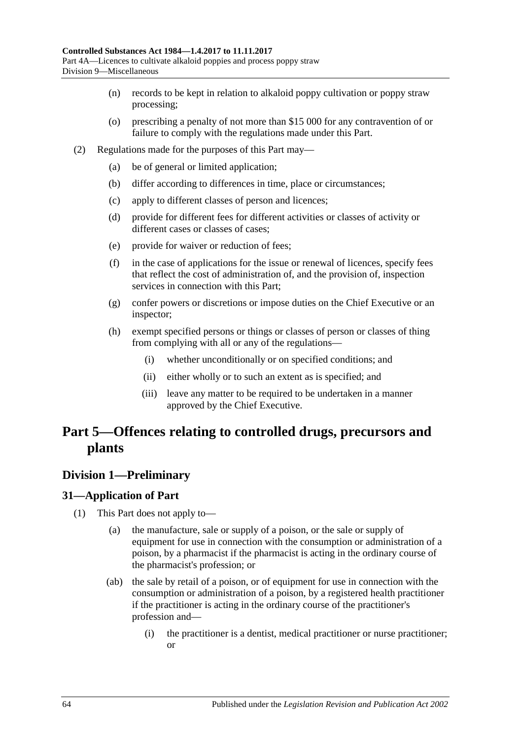(n) records to be kept in relation to alkaloid poppy cultivation or poppy straw processing;

(o) prescribing a penalty of not more than $15 000 for any contravention of or failure to comply with the regulations made under this Part.

(2) Regulations made for the purposes of this Part may—

(a) be of general or limited application;

(b) differ according to differences in time, place or circumstances;

(c) apply to different classes of person and licences;

(d) provide for different fees for different activities or classes of activity or different cases or classes of cases;

(e) provide for waiver or reduction of fees;

(f) in the case of applications for the issue or renewal of licences, specify fees that reflect the cost of administration of, and the provision of, inspection services in connection with this Part;

(g) confer powers or discretions or impose duties on the Chief Executive or an inspector;

(h) exempt specified persons or things or classes of person or classes of thing from complying with all or any of the regulations—

(i) whether unconditionally or on specified conditions; and

(ii) either wholly or to such an extent as is specified; and

(iii) leave any matter to be required to be undertaken in a manner approved by the Chief Executive.

# Part 5—Offences relating to controlled drugs, precursors and plants

## Division 1—Preliminary

### 31—Application of Part

(1) This Part does not apply to—

(a) the manufacture, sale or supply of a poison, or the sale or supply of equipment for use in connection with the consumption or administration of a poison, by a pharmacist if the pharmacist is acting in the ordinary course of the pharmacist's profession; or

(ab) the sale by retail of a poison, or of equipment for use in connection with the consumption or administration of a poison, by a registered health practitioner if the practitioner is acting in the ordinary course of the practitioner's profession and—

(i) the practitioner is a dentist, medical practitioner or nurse practitioner; or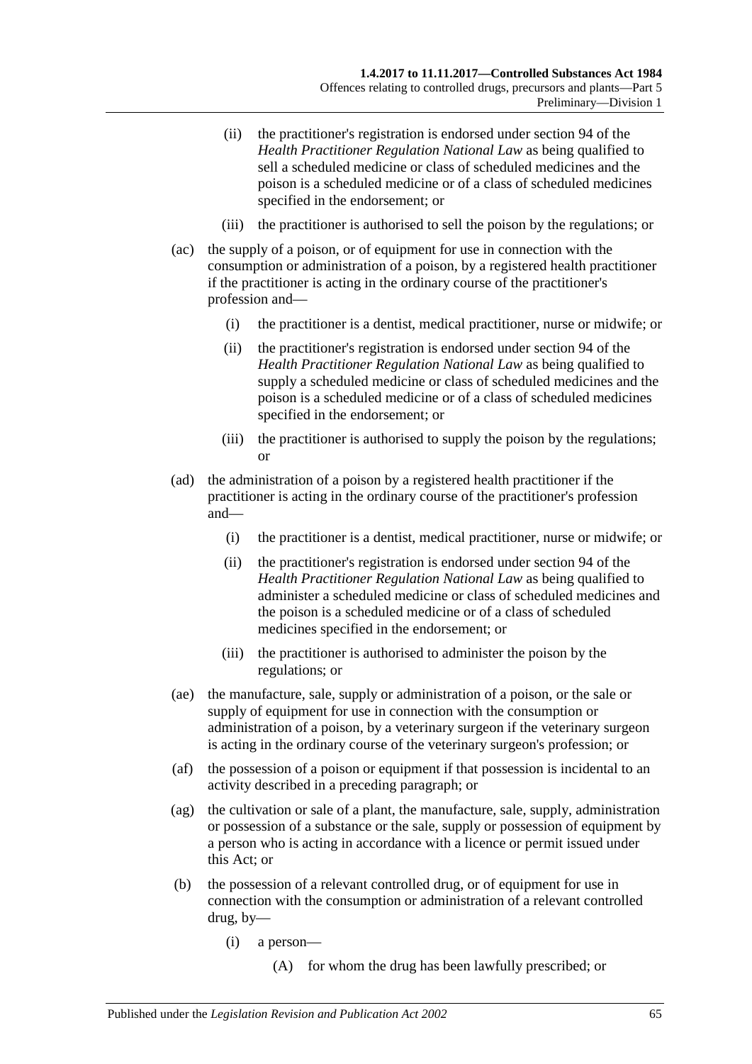(ii) the practitioner's registration is endorsed under section 94 of the *Health Practitioner Regulation National Law* as being qualified to sell a scheduled medicine or class of scheduled medicines and the poison is a scheduled medicine or of a class of scheduled medicines specified in the endorsement; or

(iii) the practitioner is authorised to sell the poison by the regulations; or

(ac) the supply of a poison, or of equipment for use in connection with the consumption or administration of a poison, by a registered health practitioner if the practitioner is acting in the ordinary course of the practitioner's profession and—

(i) the practitioner is a dentist, medical practitioner, nurse or midwife; or

(ii) the practitioner's registration is endorsed under section 94 of the *Health Practitioner Regulation National Law* as being qualified to supply a scheduled medicine or class of scheduled medicines and the poison is a scheduled medicine or of a class of scheduled medicines specified in the endorsement; or

(iii) the practitioner is authorised to supply the poison by the regulations; or

(ad) the administration of a poison by a registered health practitioner if the practitioner is acting in the ordinary course of the practitioner's profession and—

(i) the practitioner is a dentist, medical practitioner, nurse or midwife; or

(ii) the practitioner's registration is endorsed under section 94 of the *Health Practitioner Regulation National Law* as being qualified to administer a scheduled medicine or class of scheduled medicines and the poison is a scheduled medicine or of a class of scheduled medicines specified in the endorsement; or

(iii) the practitioner is authorised to administer the poison by the regulations; or

(ae) the manufacture, sale, supply or administration of a poison, or the sale or supply of equipment for use in connection with the consumption or administration of a poison, by a veterinary surgeon if the veterinary surgeon is acting in the ordinary course of the veterinary surgeon's profession; or

(af) the possession of a poison or equipment if that possession is incidental to an activity described in a preceding paragraph; or

(ag) the cultivation or sale of a plant, the manufacture, sale, supply, administration or possession of a substance or the sale, supply or possession of equipment by a person who is acting in accordance with a licence or permit issued under this Act; or

(b) the possession of a relevant controlled drug, or of equipment for use in connection with the consumption or administration of a relevant controlled drug, by—

(i) a person—

(A) for whom the drug has been lawfully prescribed; or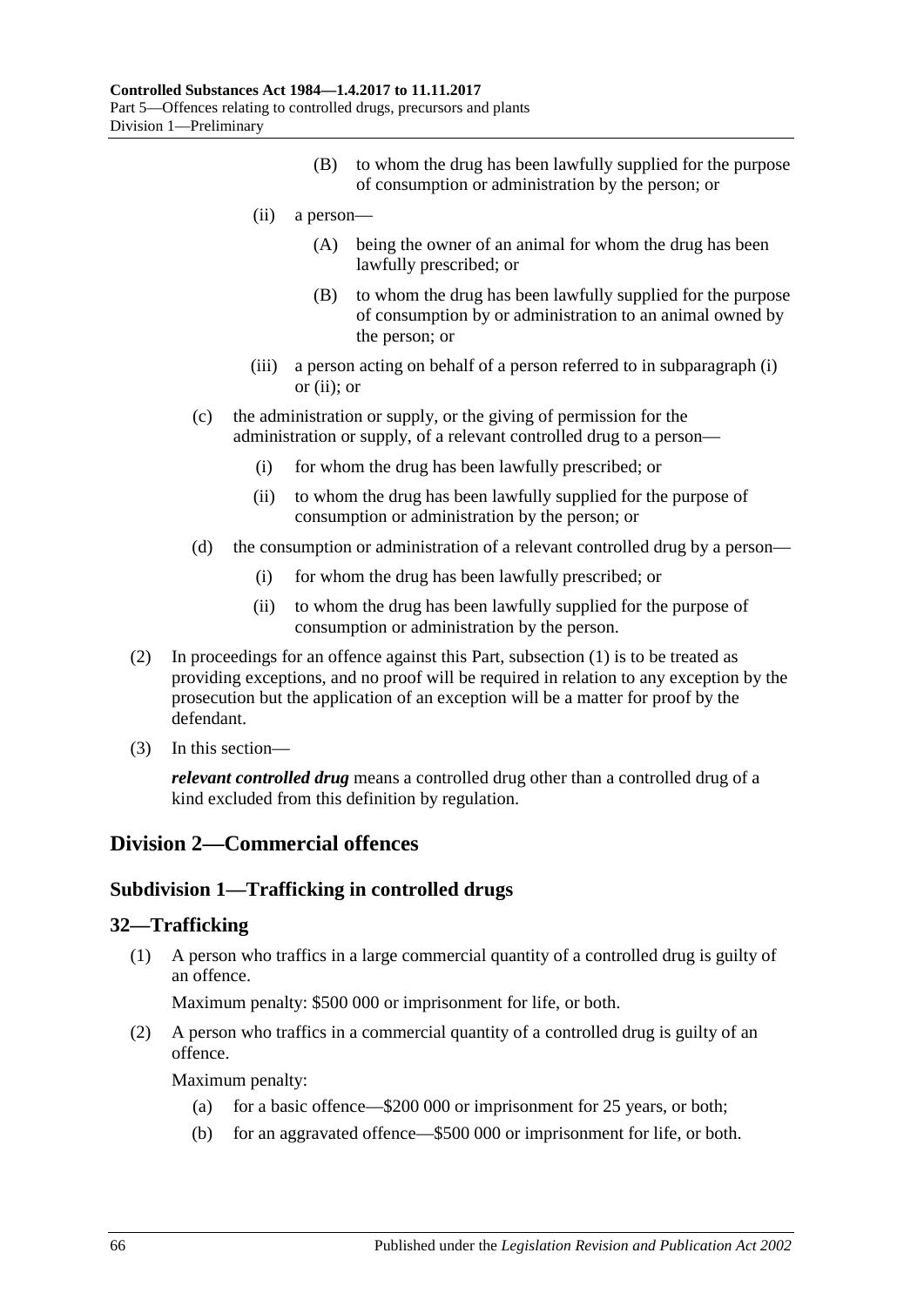(B) to whom the drug has been lawfully supplied for the purpose of consumption or administration by the person; or

(ii) a person—

(A) being the owner of an animal for whom the drug has been lawfully prescribed; or

(B) to whom the drug has been lawfully supplied for the purpose of consumption by or administration to an animal owned by the person; or

(iii) a person acting on behalf of a person referred to in subparagraph (i) or (ii); or

(c) the administration or supply, or the giving of permission for the administration or supply, of a relevant controlled drug to a person—

(i) for whom the drug has been lawfully prescribed; or

(ii) to whom the drug has been lawfully supplied for the purpose of consumption or administration by the person; or

(d) the consumption or administration of a relevant controlled drug by a person—

(i) for whom the drug has been lawfully prescribed; or

(ii) to whom the drug has been lawfully supplied for the purpose of consumption or administration by the person.

(2) In proceedings for an offence against this Part, subsection (1) is to be treated as providing exceptions, and no proof will be required in relation to any exception by the prosecution but the application of an exception will be a matter for proof by the defendant.

(3) In this section—

***relevant controlled drug*** means a controlled drug other than a controlled drug of a kind excluded from this definition by regulation.

## Division 2—Commercial offences

### Subdivision 1—Trafficking in controlled drugs

### 32—Trafficking

(1) A person who traffics in a large commercial quantity of a controlled drug is guilty of an offence.

Maximum penalty: $500 000 or imprisonment for life, or both.

(2) A person who traffics in a commercial quantity of a controlled drug is guilty of an offence.

Maximum penalty:

(a) for a basic offence—$200 000 or imprisonment for 25 years, or both;

(b) for an aggravated offence—$500 000 or imprisonment for life, or both.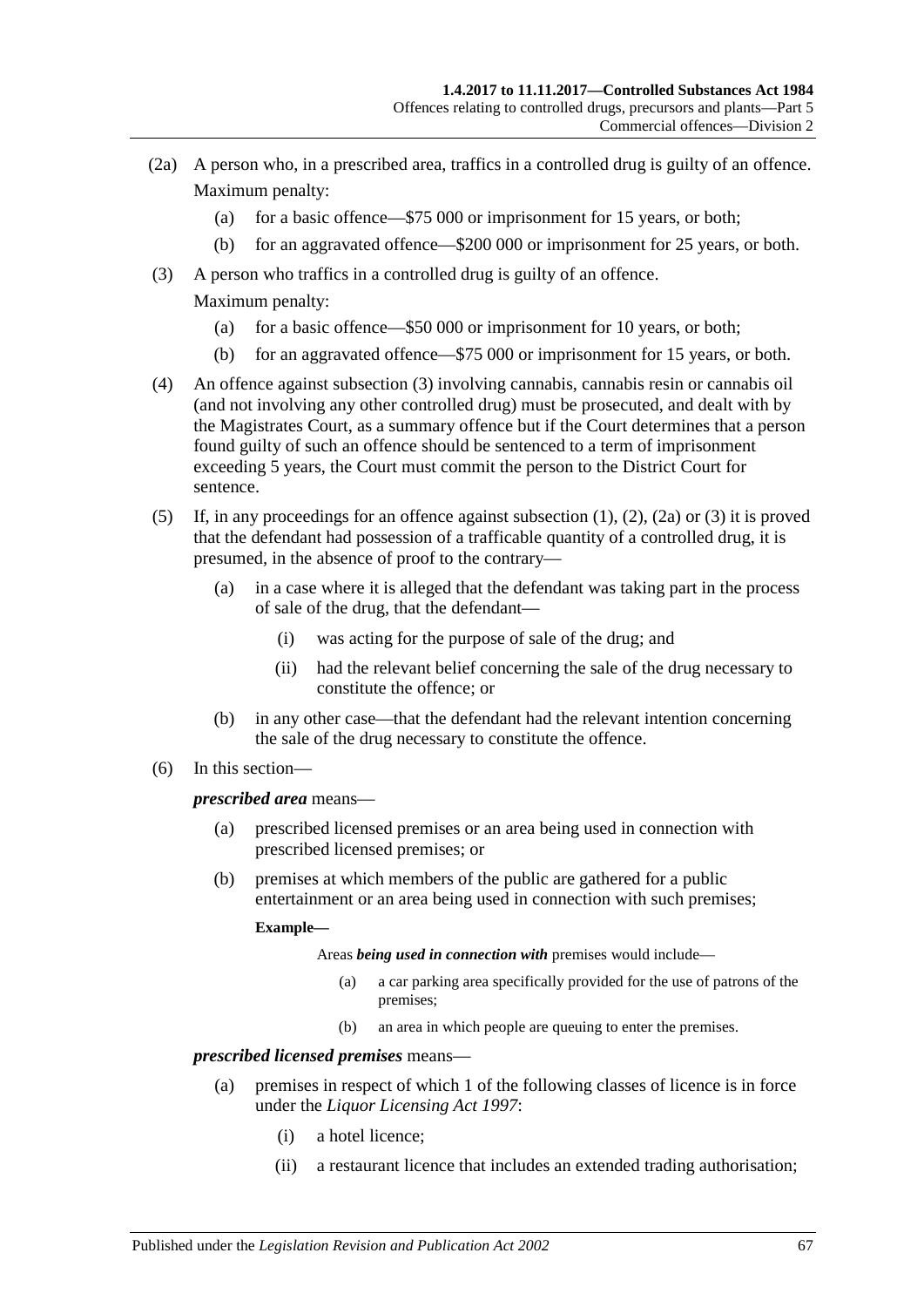(2a) A person who, in a prescribed area, traffics in a controlled drug is guilty of an offence.

Maximum penalty:

(a) for a basic offence—$75 000 or imprisonment for 15 years, or both;

(b) for an aggravated offence—$200 000 or imprisonment for 25 years, or both.

(3) A person who traffics in a controlled drug is guilty of an offence.

Maximum penalty:

(a) for a basic offence—$50 000 or imprisonment for 10 years, or both;

(b) for an aggravated offence—$75 000 or imprisonment for 15 years, or both.

(4) An offence against subsection (3) involving cannabis, cannabis resin or cannabis oil (and not involving any other controlled drug) must be prosecuted, and dealt with by the Magistrates Court, as a summary offence but if the Court determines that a person found guilty of such an offence should be sentenced to a term of imprisonment exceeding 5 years, the Court must commit the person to the District Court for sentence.

(5) If, in any proceedings for an offence against subsection (1), (2), (2a) or (3) it is proved that the defendant had possession of a trafficable quantity of a controlled drug, it is presumed, in the absence of proof to the contrary—

(a) in a case where it is alleged that the defendant was taking part in the process of sale of the drug, that the defendant—

(i) was acting for the purpose of sale of the drug; and

(ii) had the relevant belief concerning the sale of the drug necessary to constitute the offence; or

(b) in any other case—that the defendant had the relevant intention concerning the sale of the drug necessary to constitute the offence.

(6) In this section—

***prescribed area*** means—

(a) prescribed licensed premises or an area being used in connection with prescribed licensed premises; or

(b) premises at which members of the public are gathered for a public entertainment or an area being used in connection with such premises;

**Example—**

Areas ***being used in connection with*** premises would include—

(a) a car parking area specifically provided for the use of patrons of the premises;

(b) an area in which people are queuing to enter the premises.

***prescribed licensed premises*** means—

(a) premises in respect of which 1 of the following classes of licence is in force under the *Liquor Licensing Act 1997*:

(i) a hotel licence;

(ii) a restaurant licence that includes an extended trading authorisation;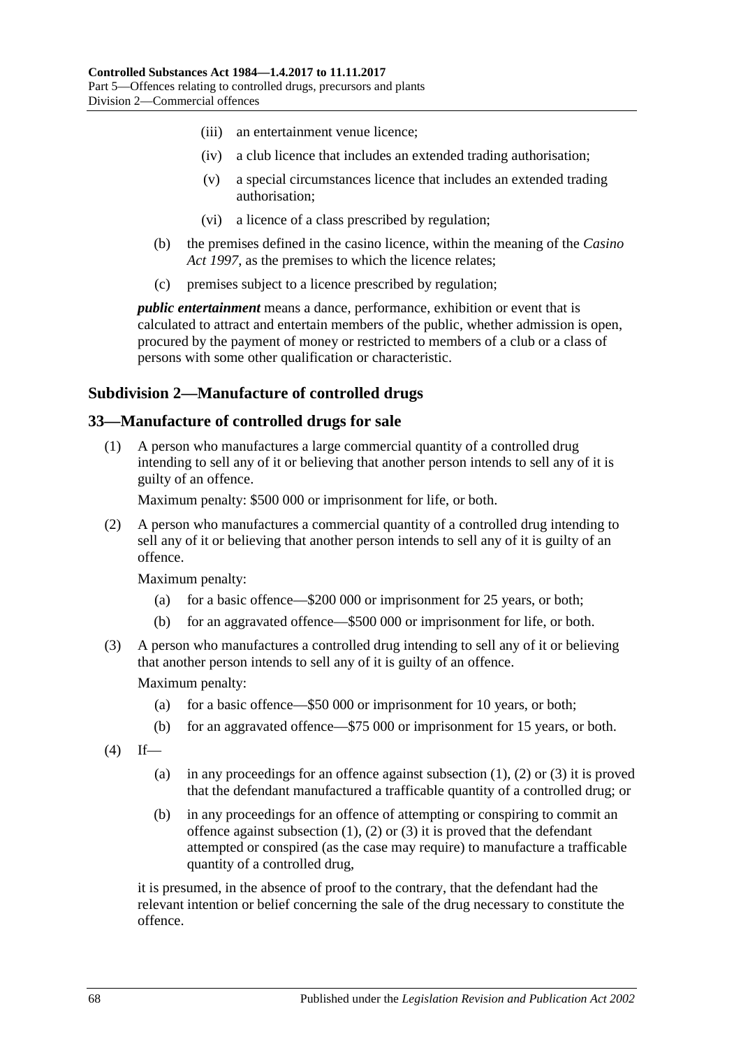(iii) an entertainment venue licence;

(iv) a club licence that includes an extended trading authorisation;

(v) a special circumstances licence that includes an extended trading authorisation;

(vi) a licence of a class prescribed by regulation;

(b) the premises defined in the casino licence, within the meaning of the *Casino Act 1997*, as the premises to which the licence relates;

(c) premises subject to a licence prescribed by regulation;

***public entertainment*** means a dance, performance, exhibition or event that is calculated to attract and entertain members of the public, whether admission is open, procured by the payment of money or restricted to members of a club or a class of persons with some other qualification or characteristic.

### Subdivision 2—Manufacture of controlled drugs

### 33—Manufacture of controlled drugs for sale

(1) A person who manufactures a large commercial quantity of a controlled drug intending to sell any of it or believing that another person intends to sell any of it is guilty of an offence.

Maximum penalty: $500 000 or imprisonment for life, or both.

(2) A person who manufactures a commercial quantity of a controlled drug intending to sell any of it or believing that another person intends to sell any of it is guilty of an offence.

Maximum penalty:

(a) for a basic offence—$200 000 or imprisonment for 25 years, or both;

(b) for an aggravated offence—$500 000 or imprisonment for life, or both.

(3) A person who manufactures a controlled drug intending to sell any of it or believing that another person intends to sell any of it is guilty of an offence.

Maximum penalty:

(a) for a basic offence—$50 000 or imprisonment for 10 years, or both;

(b) for an aggravated offence—$75 000 or imprisonment for 15 years, or both.

(4) If—

(a) in any proceedings for an offence against subsection (1), (2) or (3) it is proved that the defendant manufactured a trafficable quantity of a controlled drug; or

(b) in any proceedings for an offence of attempting or conspiring to commit an offence against subsection (1), (2) or (3) it is proved that the defendant attempted or conspired (as the case may require) to manufacture a trafficable quantity of a controlled drug,

it is presumed, in the absence of proof to the contrary, that the defendant had the relevant intention or belief concerning the sale of the drug necessary to constitute the offence.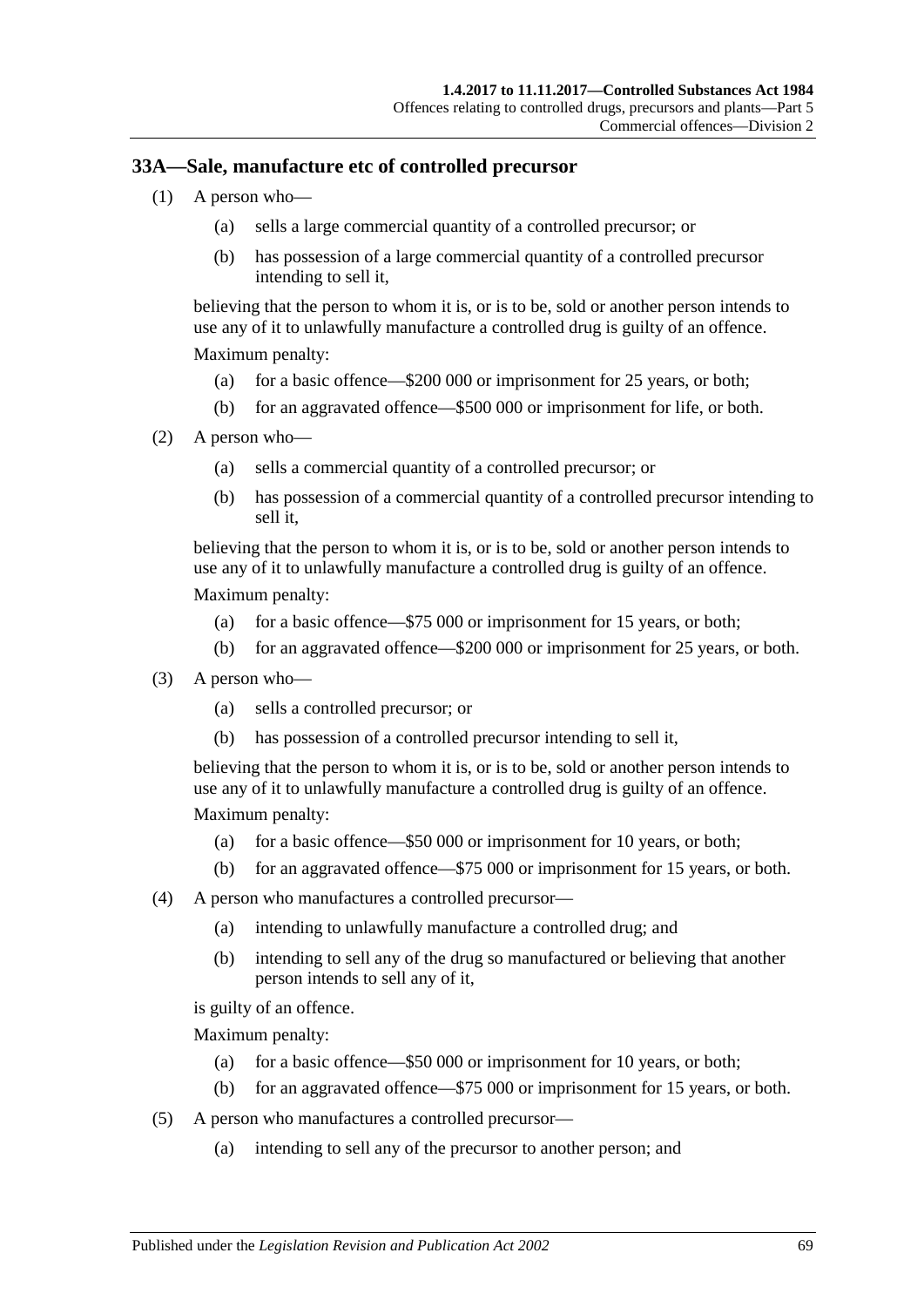### 33A—Sale, manufacture etc of controlled precursor

(1) A person who—

  (a) sells a large commercial quantity of a controlled precursor; or

  (b) has possession of a large commercial quantity of a controlled precursor intending to sell it,

believing that the person to whom it is, or is to be, sold or another person intends to use any of it to unlawfully manufacture a controlled drug is guilty of an offence.

Maximum penalty:

  (a) for a basic offence—$200 000 or imprisonment for 25 years, or both;

  (b) for an aggravated offence—$500 000 or imprisonment for life, or both.

(2) A person who—

  (a) sells a commercial quantity of a controlled precursor; or

  (b) has possession of a commercial quantity of a controlled precursor intending to sell it,

believing that the person to whom it is, or is to be, sold or another person intends to use any of it to unlawfully manufacture a controlled drug is guilty of an offence.

Maximum penalty:

  (a) for a basic offence—$75 000 or imprisonment for 15 years, or both;

  (b) for an aggravated offence—$200 000 or imprisonment for 25 years, or both.

(3) A person who—

  (a) sells a controlled precursor; or

  (b) has possession of a controlled precursor intending to sell it,

believing that the person to whom it is, or is to be, sold or another person intends to use any of it to unlawfully manufacture a controlled drug is guilty of an offence.

Maximum penalty:

  (a) for a basic offence—$50 000 or imprisonment for 10 years, or both;

  (b) for an aggravated offence—$75 000 or imprisonment for 15 years, or both.

(4) A person who manufactures a controlled precursor—

  (a) intending to unlawfully manufacture a controlled drug; and

  (b) intending to sell any of the drug so manufactured or believing that another person intends to sell any of it,

is guilty of an offence.

Maximum penalty:

  (a) for a basic offence—$50 000 or imprisonment for 10 years, or both;

  (b) for an aggravated offence—$75 000 or imprisonment for 15 years, or both.

(5) A person who manufactures a controlled precursor—

  (a) intending to sell any of the precursor to another person; and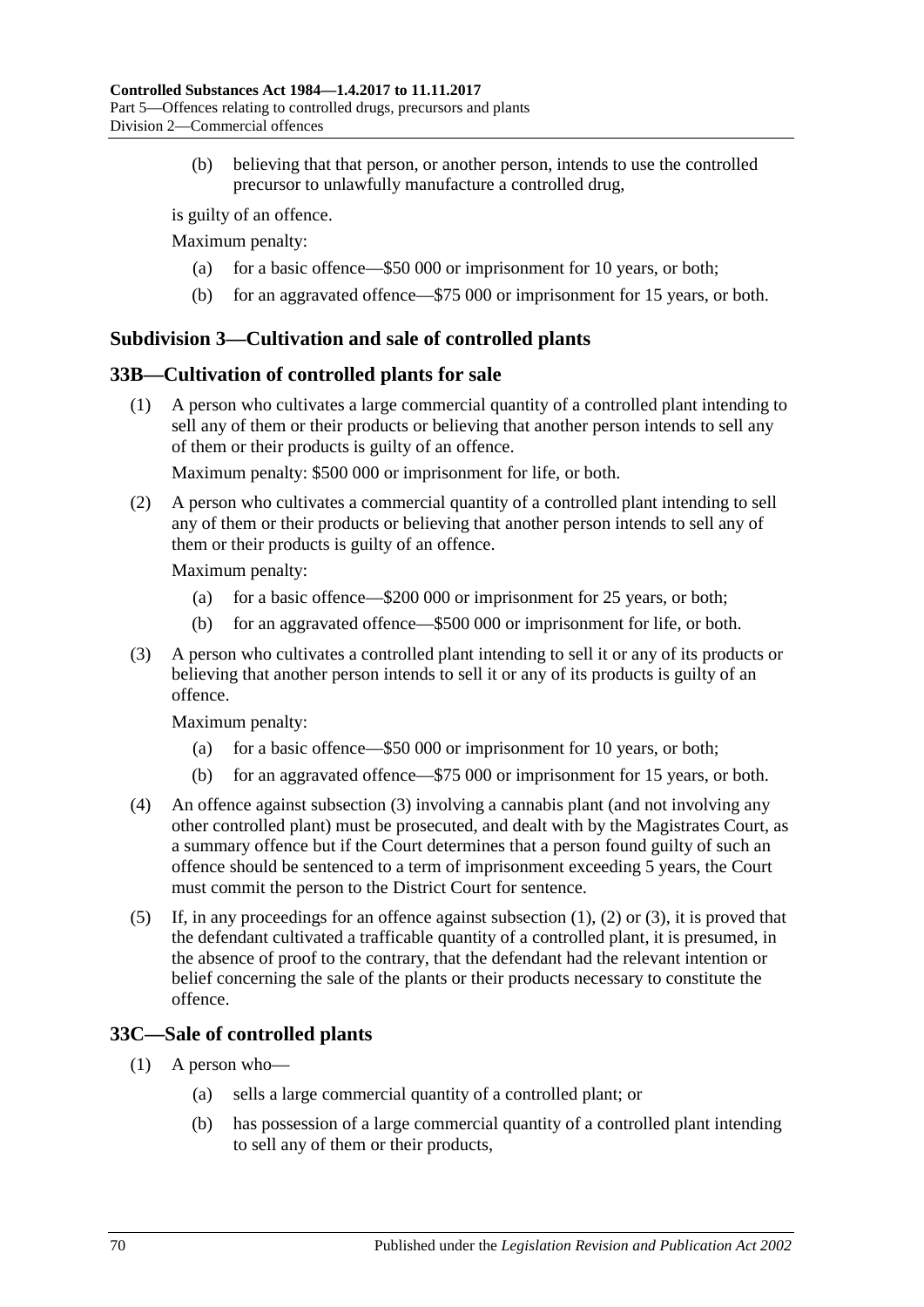(b) believing that that person, or another person, intends to use the controlled precursor to unlawfully manufacture a controlled drug,

is guilty of an offence.

Maximum penalty:

(a) for a basic offence—$50 000 or imprisonment for 10 years, or both;

(b) for an aggravated offence—$75 000 or imprisonment for 15 years, or both.

### Subdivision 3—Cultivation and sale of controlled plants

### 33B—Cultivation of controlled plants for sale

(1) A person who cultivates a large commercial quantity of a controlled plant intending to sell any of them or their products or believing that another person intends to sell any of them or their products is guilty of an offence.

Maximum penalty: $500 000 or imprisonment for life, or both.

(2) A person who cultivates a commercial quantity of a controlled plant intending to sell any of them or their products or believing that another person intends to sell any of them or their products is guilty of an offence.

Maximum penalty:

(a) for a basic offence—$200 000 or imprisonment for 25 years, or both;

(b) for an aggravated offence—$500 000 or imprisonment for life, or both.

(3) A person who cultivates a controlled plant intending to sell it or any of its products or believing that another person intends to sell it or any of its products is guilty of an offence.

Maximum penalty:

(a) for a basic offence—$50 000 or imprisonment for 10 years, or both;

(b) for an aggravated offence—$75 000 or imprisonment for 15 years, or both.

(4) An offence against subsection (3) involving a cannabis plant (and not involving any other controlled plant) must be prosecuted, and dealt with by the Magistrates Court, as a summary offence but if the Court determines that a person found guilty of such an offence should be sentenced to a term of imprisonment exceeding 5 years, the Court must commit the person to the District Court for sentence.

(5) If, in any proceedings for an offence against subsection (1), (2) or (3), it is proved that the defendant cultivated a trafficable quantity of a controlled plant, it is presumed, in the absence of proof to the contrary, that the defendant had the relevant intention or belief concerning the sale of the plants or their products necessary to constitute the offence.

### 33C—Sale of controlled plants

(1) A person who—

(a) sells a large commercial quantity of a controlled plant; or

(b) has possession of a large commercial quantity of a controlled plant intending to sell any of them or their products,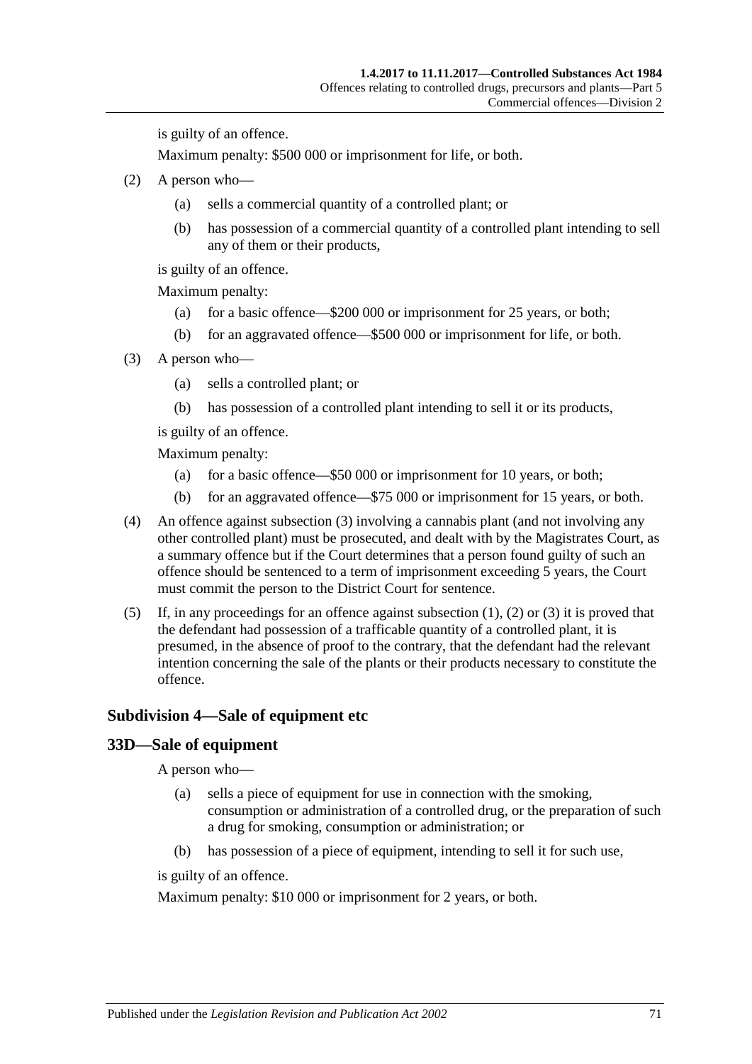is guilty of an offence.

Maximum penalty: $500 000 or imprisonment for life, or both.

(2) A person who—

  (a) sells a commercial quantity of a controlled plant; or

  (b) has possession of a commercial quantity of a controlled plant intending to sell any of them or their products,

is guilty of an offence.

Maximum penalty:

  (a) for a basic offence—$200 000 or imprisonment for 25 years, or both;

  (b) for an aggravated offence—$500 000 or imprisonment for life, or both.

(3) A person who—

  (a) sells a controlled plant; or

  (b) has possession of a controlled plant intending to sell it or its products,

is guilty of an offence.

Maximum penalty:

  (a) for a basic offence—$50 000 or imprisonment for 10 years, or both;

  (b) for an aggravated offence—$75 000 or imprisonment for 15 years, or both.

(4) An offence against subsection (3) involving a cannabis plant (and not involving any other controlled plant) must be prosecuted, and dealt with by the Magistrates Court, as a summary offence but if the Court determines that a person found guilty of such an offence should be sentenced to a term of imprisonment exceeding 5 years, the Court must commit the person to the District Court for sentence.

(5) If, in any proceedings for an offence against subsection (1), (2) or (3) it is proved that the defendant had possession of a trafficable quantity of a controlled plant, it is presumed, in the absence of proof to the contrary, that the defendant had the relevant intention concerning the sale of the plants or their products necessary to constitute the offence.

### Subdivision 4—Sale of equipment etc

### 33D—Sale of equipment

A person who—

  (a) sells a piece of equipment for use in connection with the smoking, consumption or administration of a controlled drug, or the preparation of such a drug for smoking, consumption or administration; or

  (b) has possession of a piece of equipment, intending to sell it for such use,

is guilty of an offence.

Maximum penalty: $10 000 or imprisonment for 2 years, or both.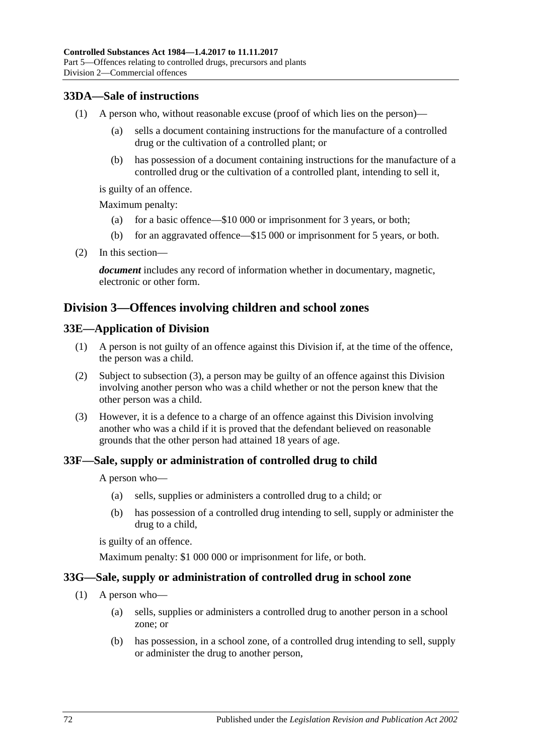## 33DA—Sale of instructions

(1) A person who, without reasonable excuse (proof of which lies on the person)—

(a) sells a document containing instructions for the manufacture of a controlled drug or the cultivation of a controlled plant; or

(b) has possession of a document containing instructions for the manufacture of a controlled drug or the cultivation of a controlled plant, intending to sell it,

is guilty of an offence.

Maximum penalty:

(a) for a basic offence—$10 000 or imprisonment for 3 years, or both;

(b) for an aggravated offence—$15 000 or imprisonment for 5 years, or both.

(2) In this section—

***document*** includes any record of information whether in documentary, magnetic, electronic or other form.

# Division 3—Offences involving children and school zones

## 33E—Application of Division

(1) A person is not guilty of an offence against this Division if, at the time of the offence, the person was a child.

(2) Subject to subsection (3), a person may be guilty of an offence against this Division involving another person who was a child whether or not the person knew that the other person was a child.

(3) However, it is a defence to a charge of an offence against this Division involving another who was a child if it is proved that the defendant believed on reasonable grounds that the other person had attained 18 years of age.

## 33F—Sale, supply or administration of controlled drug to child

A person who—

(a) sells, supplies or administers a controlled drug to a child; or

(b) has possession of a controlled drug intending to sell, supply or administer the drug to a child,

is guilty of an offence.

Maximum penalty: $1 000 000 or imprisonment for life, or both.

## 33G—Sale, supply or administration of controlled drug in school zone

(1) A person who—

(a) sells, supplies or administers a controlled drug to another person in a school zone; or

(b) has possession, in a school zone, of a controlled drug intending to sell, supply or administer the drug to another person,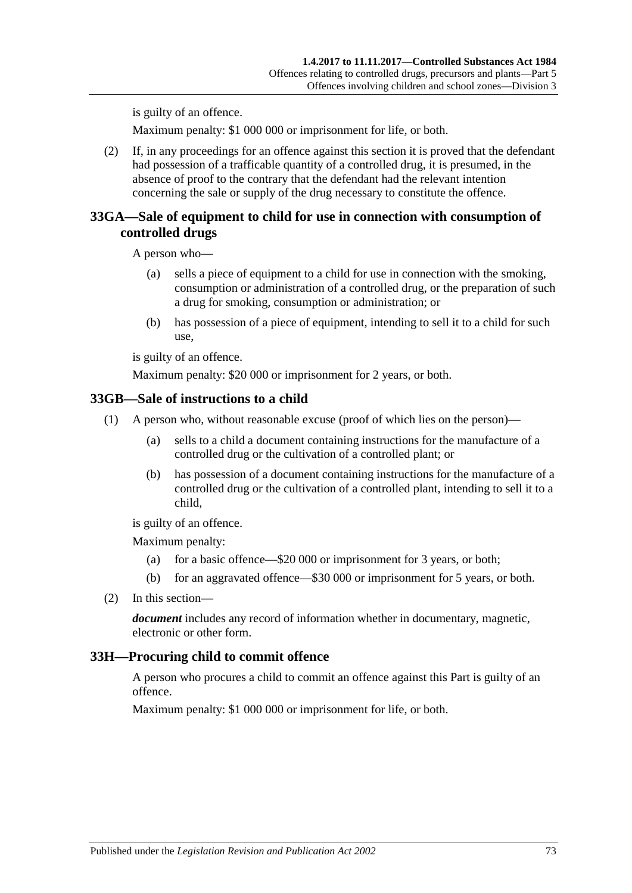is guilty of an offence.

Maximum penalty: $1 000 000 or imprisonment for life, or both.

(2) If, in any proceedings for an offence against this section it is proved that the defendant had possession of a trafficable quantity of a controlled drug, it is presumed, in the absence of proof to the contrary that the defendant had the relevant intention concerning the sale or supply of the drug necessary to constitute the offence.

## 33GA—Sale of equipment to child for use in connection with consumption of controlled drugs

A person who—

(a) sells a piece of equipment to a child for use in connection with the smoking, consumption or administration of a controlled drug, or the preparation of such a drug for smoking, consumption or administration; or

(b) has possession of a piece of equipment, intending to sell it to a child for such use,

is guilty of an offence.

Maximum penalty: $20 000 or imprisonment for 2 years, or both.

## 33GB—Sale of instructions to a child

(1) A person who, without reasonable excuse (proof of which lies on the person)—

(a) sells to a child a document containing instructions for the manufacture of a controlled drug or the cultivation of a controlled plant; or

(b) has possession of a document containing instructions for the manufacture of a controlled drug or the cultivation of a controlled plant, intending to sell it to a child,

is guilty of an offence.

Maximum penalty:

(a) for a basic offence—$20 000 or imprisonment for 3 years, or both;

(b) for an aggravated offence—$30 000 or imprisonment for 5 years, or both.

(2) In this section—

***document*** includes any record of information whether in documentary, magnetic, electronic or other form.

## 33H—Procuring child to commit offence

A person who procures a child to commit an offence against this Part is guilty of an offence.

Maximum penalty: $1 000 000 or imprisonment for life, or both.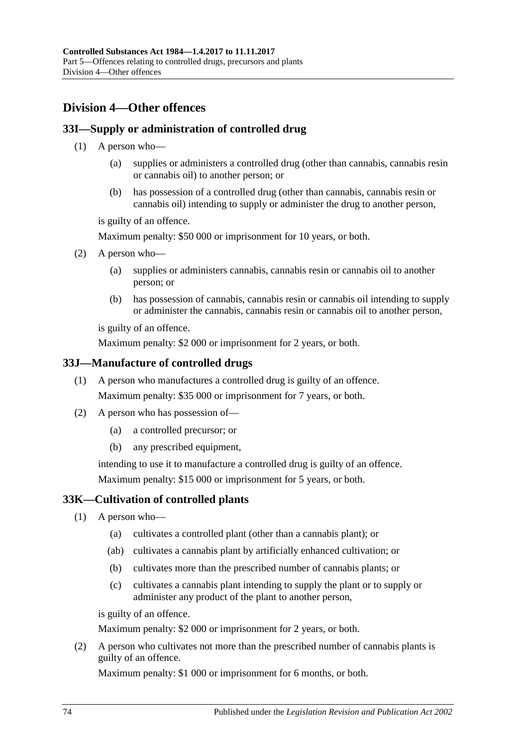## Division 4—Other offences

### 33I—Supply or administration of controlled drug

(1) A person who—

(a) supplies or administers a controlled drug (other than cannabis, cannabis resin or cannabis oil) to another person; or

(b) has possession of a controlled drug (other than cannabis, cannabis resin or cannabis oil) intending to supply or administer the drug to another person,

is guilty of an offence.

Maximum penalty: $50 000 or imprisonment for 10 years, or both.

(2) A person who—

(a) supplies or administers cannabis, cannabis resin or cannabis oil to another person; or

(b) has possession of cannabis, cannabis resin or cannabis oil intending to supply or administer the cannabis, cannabis resin or cannabis oil to another person,

is guilty of an offence.

Maximum penalty: $2 000 or imprisonment for 2 years, or both.

### 33J—Manufacture of controlled drugs

(1) A person who manufactures a controlled drug is guilty of an offence.

Maximum penalty: $35 000 or imprisonment for 7 years, or both.

(2) A person who has possession of—

(a) a controlled precursor; or

(b) any prescribed equipment,

intending to use it to manufacture a controlled drug is guilty of an offence.

Maximum penalty: $15 000 or imprisonment for 5 years, or both.

### 33K—Cultivation of controlled plants

(1) A person who—

(a) cultivates a controlled plant (other than a cannabis plant); or

(ab) cultivates a cannabis plant by artificially enhanced cultivation; or

(b) cultivates more than the prescribed number of cannabis plants; or

(c) cultivates a cannabis plant intending to supply the plant or to supply or administer any product of the plant to another person,

is guilty of an offence.

Maximum penalty: $2 000 or imprisonment for 2 years, or both.

(2) A person who cultivates not more than the prescribed number of cannabis plants is guilty of an offence.

Maximum penalty: $1 000 or imprisonment for 6 months, or both.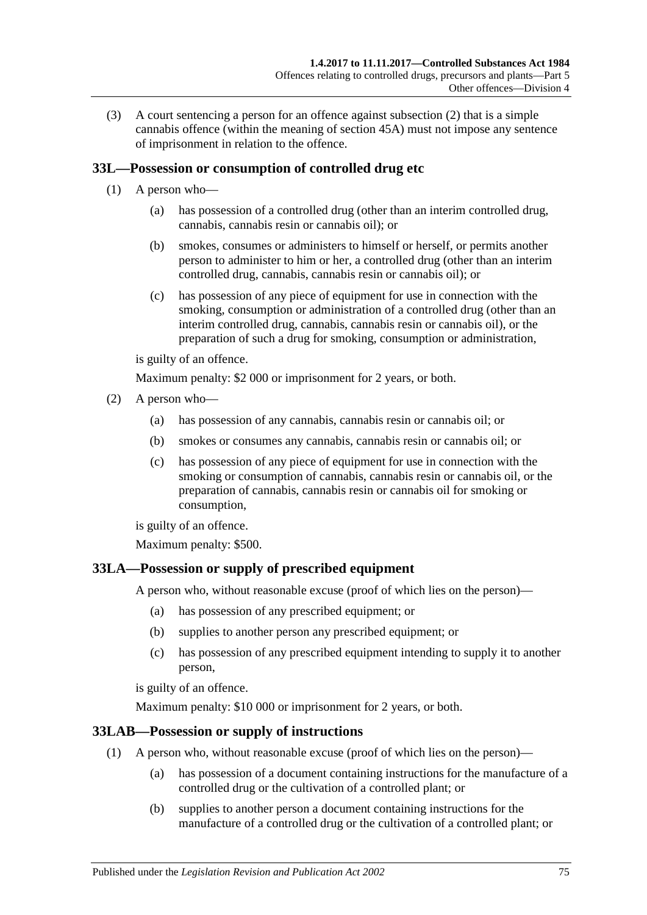(3) A court sentencing a person for an offence against subsection (2) that is a simple cannabis offence (within the meaning of section 45A) must not impose any sentence of imprisonment in relation to the offence.

## 33L—Possession or consumption of controlled drug etc

(1) A person who—

(a) has possession of a controlled drug (other than an interim controlled drug, cannabis, cannabis resin or cannabis oil); or

(b) smokes, consumes or administers to himself or herself, or permits another person to administer to him or her, a controlled drug (other than an interim controlled drug, cannabis, cannabis resin or cannabis oil); or

(c) has possession of any piece of equipment for use in connection with the smoking, consumption or administration of a controlled drug (other than an interim controlled drug, cannabis, cannabis resin or cannabis oil), or the preparation of such a drug for smoking, consumption or administration,

is guilty of an offence.

Maximum penalty: $2 000 or imprisonment for 2 years, or both.

(2) A person who—

(a) has possession of any cannabis, cannabis resin or cannabis oil; or

(b) smokes or consumes any cannabis, cannabis resin or cannabis oil; or

(c) has possession of any piece of equipment for use in connection with the smoking or consumption of cannabis, cannabis resin or cannabis oil, or the preparation of cannabis, cannabis resin or cannabis oil for smoking or consumption,

is guilty of an offence.

Maximum penalty: $500.

## 33LA—Possession or supply of prescribed equipment

A person who, without reasonable excuse (proof of which lies on the person)—

(a) has possession of any prescribed equipment; or

(b) supplies to another person any prescribed equipment; or

(c) has possession of any prescribed equipment intending to supply it to another person,

is guilty of an offence.

Maximum penalty: $10 000 or imprisonment for 2 years, or both.

## 33LAB—Possession or supply of instructions

(1) A person who, without reasonable excuse (proof of which lies on the person)—

(a) has possession of a document containing instructions for the manufacture of a controlled drug or the cultivation of a controlled plant; or

(b) supplies to another person a document containing instructions for the manufacture of a controlled drug or the cultivation of a controlled plant; or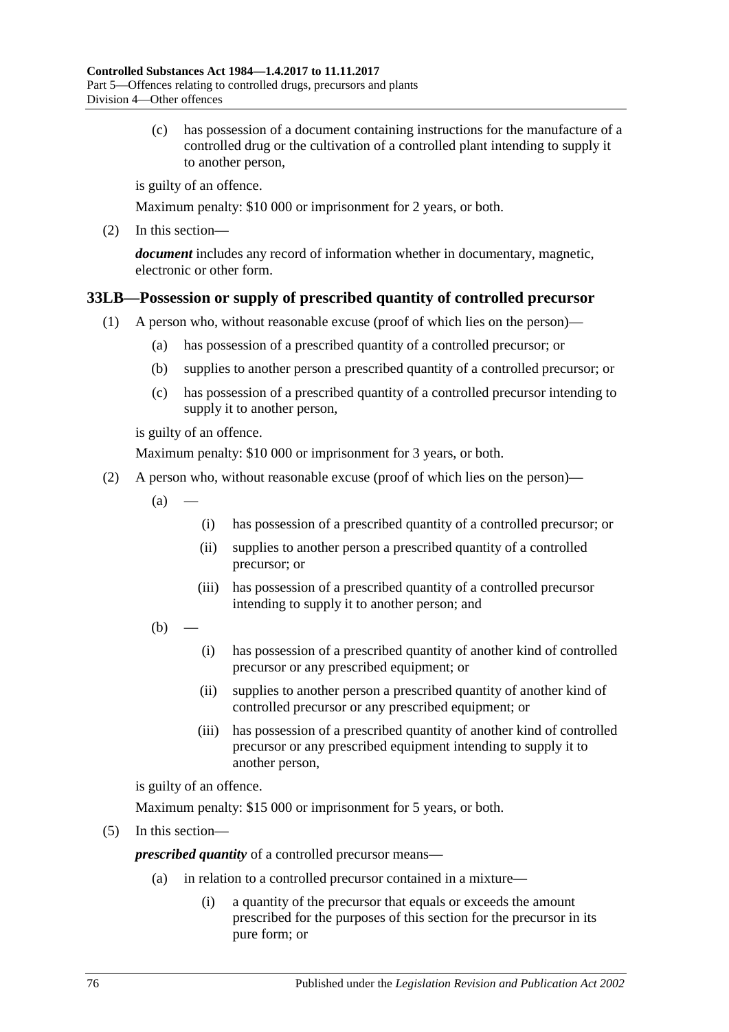(c) has possession of a document containing instructions for the manufacture of a controlled drug or the cultivation of a controlled plant intending to supply it to another person,

is guilty of an offence.

Maximum penalty: $10 000 or imprisonment for 2 years, or both.

(2) In this section—

***document*** includes any record of information whether in documentary, magnetic, electronic or other form.

## 33LB—Possession or supply of prescribed quantity of controlled precursor

(1) A person who, without reasonable excuse (proof of which lies on the person)—

(a) has possession of a prescribed quantity of a controlled precursor; or

(b) supplies to another person a prescribed quantity of a controlled precursor; or

(c) has possession of a prescribed quantity of a controlled precursor intending to supply it to another person,

is guilty of an offence.

Maximum penalty: $10 000 or imprisonment for 3 years, or both.

(2) A person who, without reasonable excuse (proof of which lies on the person)—

(a) —

(i) has possession of a prescribed quantity of a controlled precursor; or

(ii) supplies to another person a prescribed quantity of a controlled precursor; or

(iii) has possession of a prescribed quantity of a controlled precursor intending to supply it to another person; and

(b) —

(i) has possession of a prescribed quantity of another kind of controlled precursor or any prescribed equipment; or

(ii) supplies to another person a prescribed quantity of another kind of controlled precursor or any prescribed equipment; or

(iii) has possession of a prescribed quantity of another kind of controlled precursor or any prescribed equipment intending to supply it to another person,

is guilty of an offence.

Maximum penalty: $15 000 or imprisonment for 5 years, or both.

(5) In this section—

***prescribed quantity*** of a controlled precursor means—

(a) in relation to a controlled precursor contained in a mixture—

(i) a quantity of the precursor that equals or exceeds the amount prescribed for the purposes of this section for the precursor in its pure form; or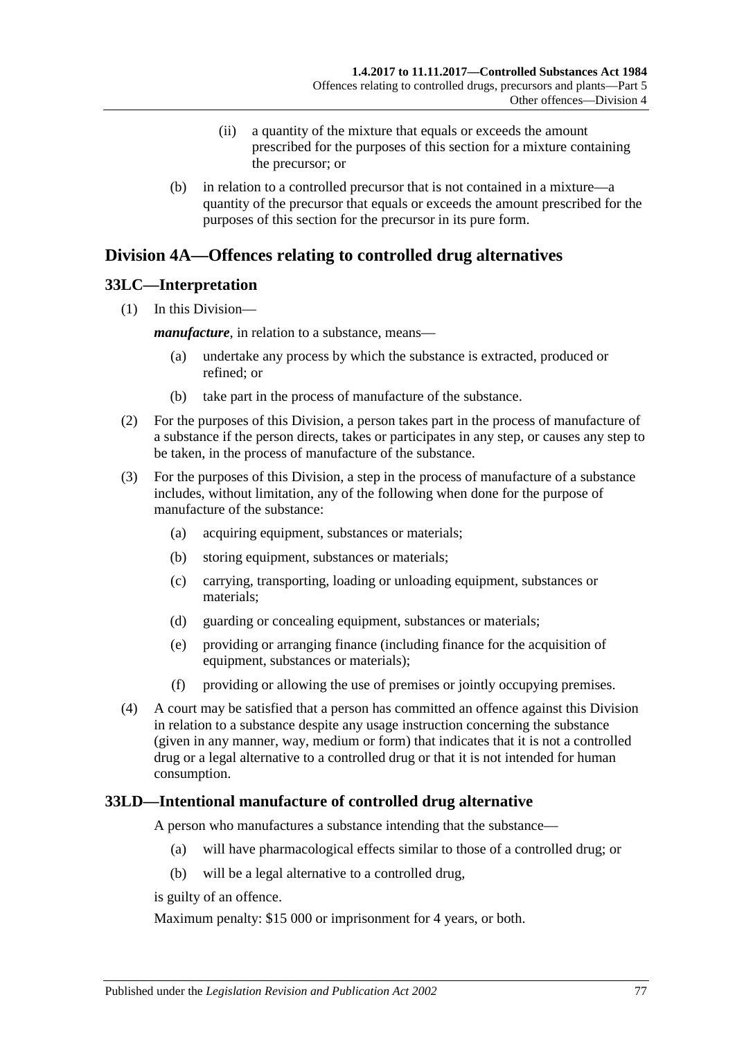(ii) a quantity of the mixture that equals or exceeds the amount prescribed for the purposes of this section for a mixture containing the precursor; or

(b) in relation to a controlled precursor that is not contained in a mixture—a quantity of the precursor that equals or exceeds the amount prescribed for the purposes of this section for the precursor in its pure form.

## Division 4A—Offences relating to controlled drug alternatives

### 33LC—Interpretation

(1) In this Division—

***manufacture***, in relation to a substance, means—

(a) undertake any process by which the substance is extracted, produced or refined; or

(b) take part in the process of manufacture of the substance.

(2) For the purposes of this Division, a person takes part in the process of manufacture of a substance if the person directs, takes or participates in any step, or causes any step to be taken, in the process of manufacture of the substance.

(3) For the purposes of this Division, a step in the process of manufacture of a substance includes, without limitation, any of the following when done for the purpose of manufacture of the substance:

(a) acquiring equipment, substances or materials;

(b) storing equipment, substances or materials;

(c) carrying, transporting, loading or unloading equipment, substances or materials;

(d) guarding or concealing equipment, substances or materials;

(e) providing or arranging finance (including finance for the acquisition of equipment, substances or materials);

(f) providing or allowing the use of premises or jointly occupying premises.

(4) A court may be satisfied that a person has committed an offence against this Division in relation to a substance despite any usage instruction concerning the substance (given in any manner, way, medium or form) that indicates that it is not a controlled drug or a legal alternative to a controlled drug or that it is not intended for human consumption.

### 33LD—Intentional manufacture of controlled drug alternative

A person who manufactures a substance intending that the substance—

(a) will have pharmacological effects similar to those of a controlled drug; or

(b) will be a legal alternative to a controlled drug,

is guilty of an offence.

Maximum penalty: $15 000 or imprisonment for 4 years, or both.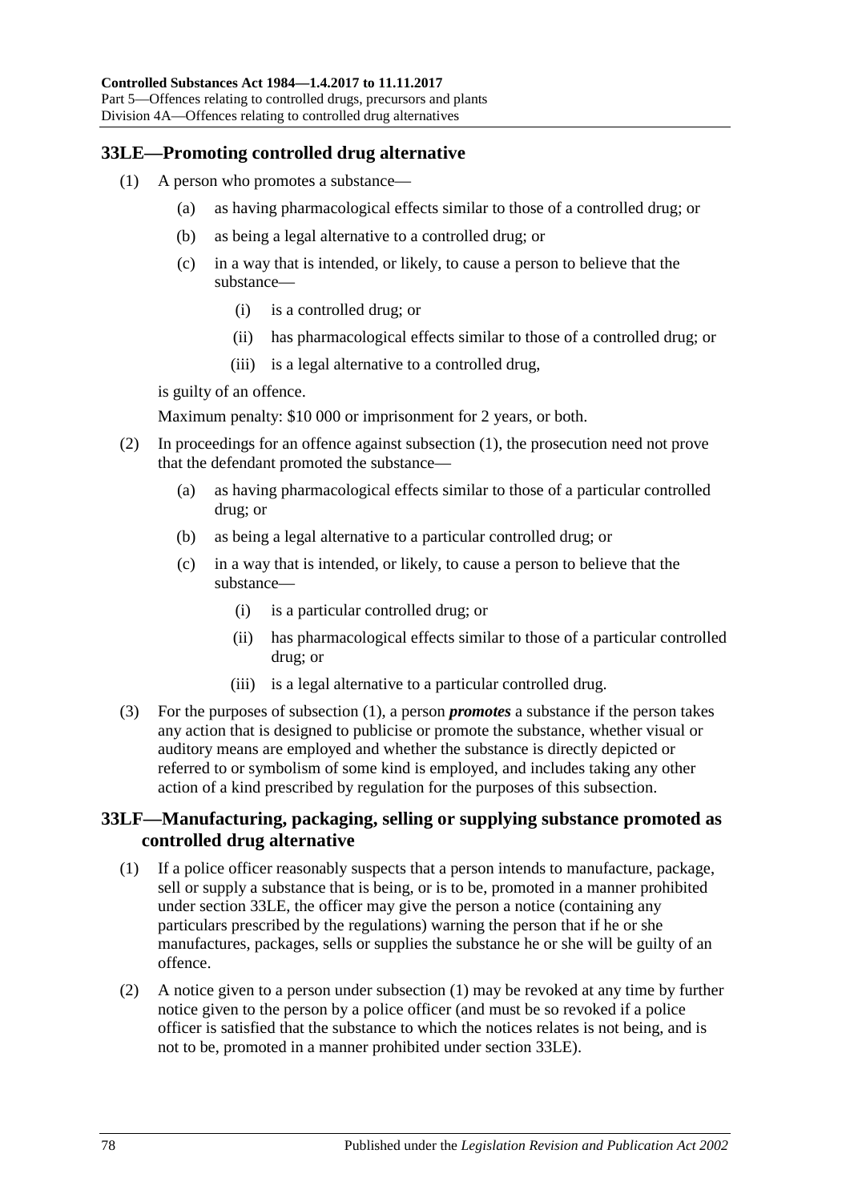## 33LE—Promoting controlled drug alternative

(1) A person who promotes a substance—

  (a) as having pharmacological effects similar to those of a controlled drug; or

  (b) as being a legal alternative to a controlled drug; or

  (c) in a way that is intended, or likely, to cause a person to believe that the substance—

    (i) is a controlled drug; or

    (ii) has pharmacological effects similar to those of a controlled drug; or

    (iii) is a legal alternative to a controlled drug,

  is guilty of an offence.

  Maximum penalty: $10 000 or imprisonment for 2 years, or both.

(2) In proceedings for an offence against subsection (1), the prosecution need not prove that the defendant promoted the substance—

  (a) as having pharmacological effects similar to those of a particular controlled drug; or

  (b) as being a legal alternative to a particular controlled drug; or

  (c) in a way that is intended, or likely, to cause a person to believe that the substance—

    (i) is a particular controlled drug; or

    (ii) has pharmacological effects similar to those of a particular controlled drug; or

    (iii) is a legal alternative to a particular controlled drug.

(3) For the purposes of subsection (1), a person ***promotes*** a substance if the person takes any action that is designed to publicise or promote the substance, whether visual or auditory means are employed and whether the substance is directly depicted or referred to or symbolism of some kind is employed, and includes taking any other action of a kind prescribed by regulation for the purposes of this subsection.

## 33LF—Manufacturing, packaging, selling or supplying substance promoted as controlled drug alternative

(1) If a police officer reasonably suspects that a person intends to manufacture, package, sell or supply a substance that is being, or is to be, promoted in a manner prohibited under section 33LE, the officer may give the person a notice (containing any particulars prescribed by the regulations) warning the person that if he or she manufactures, packages, sells or supplies the substance he or she will be guilty of an offence.

(2) A notice given to a person under subsection (1) may be revoked at any time by further notice given to the person by a police officer (and must be so revoked if a police officer is satisfied that the substance to which the notices relates is not being, and is not to be, promoted in a manner prohibited under section 33LE).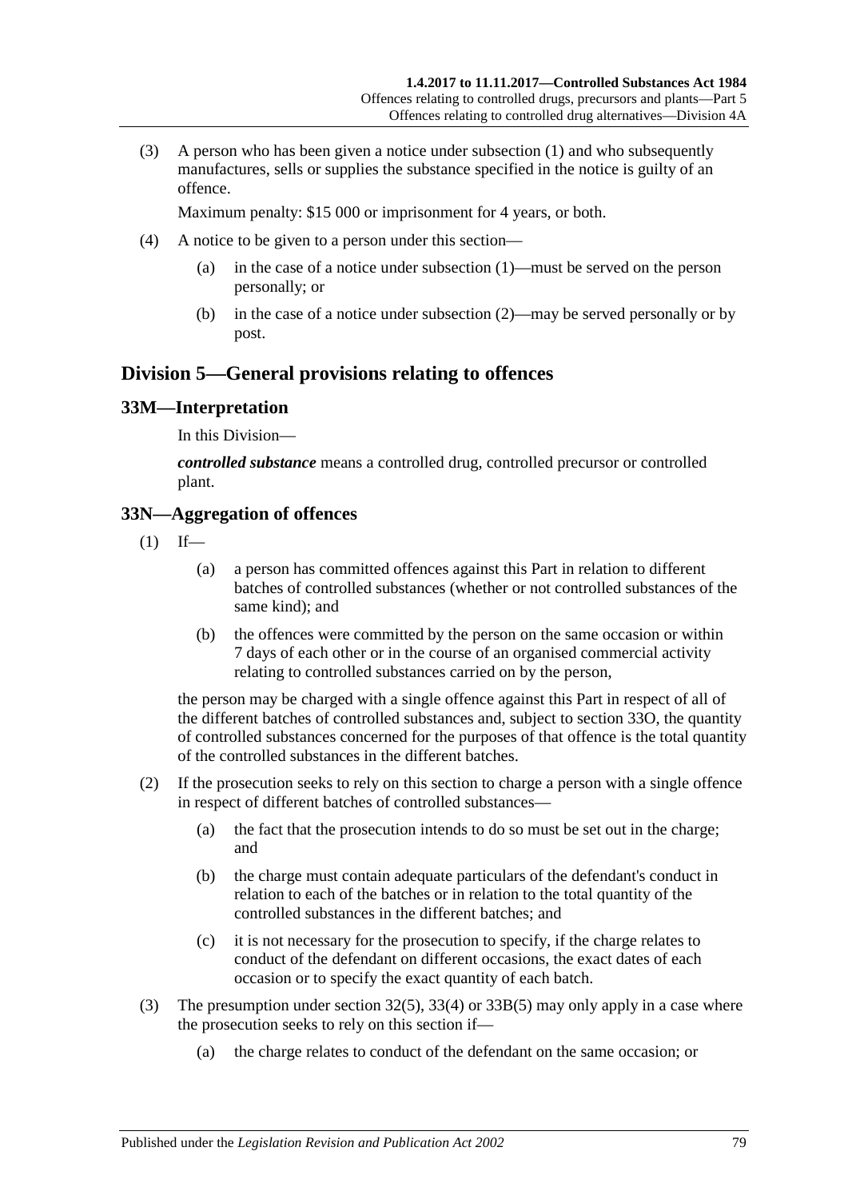(3) A person who has been given a notice under subsection (1) and who subsequently manufactures, sells or supplies the substance specified in the notice is guilty of an offence.

Maximum penalty: $15 000 or imprisonment for 4 years, or both.

(4) A notice to be given to a person under this section—

(a) in the case of a notice under subsection (1)—must be served on the person personally; or

(b) in the case of a notice under subsection (2)—may be served personally or by post.

## Division 5—General provisions relating to offences

### 33M—Interpretation

In this Division—

***controlled substance*** means a controlled drug, controlled precursor or controlled plant.

### 33N—Aggregation of offences

(1) If—

(a) a person has committed offences against this Part in relation to different batches of controlled substances (whether or not controlled substances of the same kind); and

(b) the offences were committed by the person on the same occasion or within 7 days of each other or in the course of an organised commercial activity relating to controlled substances carried on by the person,

the person may be charged with a single offence against this Part in respect of all of the different batches of controlled substances and, subject to section 33O, the quantity of controlled substances concerned for the purposes of that offence is the total quantity of the controlled substances in the different batches.

(2) If the prosecution seeks to rely on this section to charge a person with a single offence in respect of different batches of controlled substances—

(a) the fact that the prosecution intends to do so must be set out in the charge; and

(b) the charge must contain adequate particulars of the defendant's conduct in relation to each of the batches or in relation to the total quantity of the controlled substances in the different batches; and

(c) it is not necessary for the prosecution to specify, if the charge relates to conduct of the defendant on different occasions, the exact dates of each occasion or to specify the exact quantity of each batch.

(3) The presumption under section 32(5), 33(4) or 33B(5) may only apply in a case where the prosecution seeks to rely on this section if—

(a) the charge relates to conduct of the defendant on the same occasion; or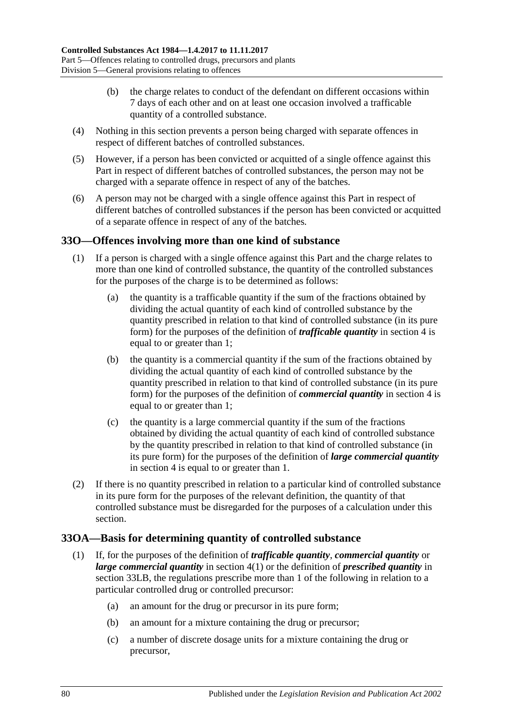(b) the charge relates to conduct of the defendant on different occasions within 7 days of each other and on at least one occasion involved a trafficable quantity of a controlled substance.

(4) Nothing in this section prevents a person being charged with separate offences in respect of different batches of controlled substances.

(5) However, if a person has been convicted or acquitted of a single offence against this Part in respect of different batches of controlled substances, the person may not be charged with a separate offence in respect of any of the batches.

(6) A person may not be charged with a single offence against this Part in respect of different batches of controlled substances if the person has been convicted or acquitted of a separate offence in respect of any of the batches.

## 33O—Offences involving more than one kind of substance

(1) If a person is charged with a single offence against this Part and the charge relates to more than one kind of controlled substance, the quantity of the controlled substances for the purposes of the charge is to be determined as follows:

(a) the quantity is a trafficable quantity if the sum of the fractions obtained by dividing the actual quantity of each kind of controlled substance by the quantity prescribed in relation to that kind of controlled substance (in its pure form) for the purposes of the definition of ***trafficable quantity*** in section 4 is equal to or greater than 1;

(b) the quantity is a commercial quantity if the sum of the fractions obtained by dividing the actual quantity of each kind of controlled substance by the quantity prescribed in relation to that kind of controlled substance (in its pure form) for the purposes of the definition of ***commercial quantity*** in section 4 is equal to or greater than 1;

(c) the quantity is a large commercial quantity if the sum of the fractions obtained by dividing the actual quantity of each kind of controlled substance by the quantity prescribed in relation to that kind of controlled substance (in its pure form) for the purposes of the definition of ***large commercial quantity*** in section 4 is equal to or greater than 1.

(2) If there is no quantity prescribed in relation to a particular kind of controlled substance in its pure form for the purposes of the relevant definition, the quantity of that controlled substance must be disregarded for the purposes of a calculation under this section.

## 33OA—Basis for determining quantity of controlled substance

(1) If, for the purposes of the definition of ***trafficable quantity***, ***commercial quantity*** or ***large commercial quantity*** in section 4(1) or the definition of ***prescribed quantity*** in section 33LB, the regulations prescribe more than 1 of the following in relation to a particular controlled drug or controlled precursor:

(a) an amount for the drug or precursor in its pure form;

(b) an amount for a mixture containing the drug or precursor;

(c) a number of discrete dosage units for a mixture containing the drug or precursor,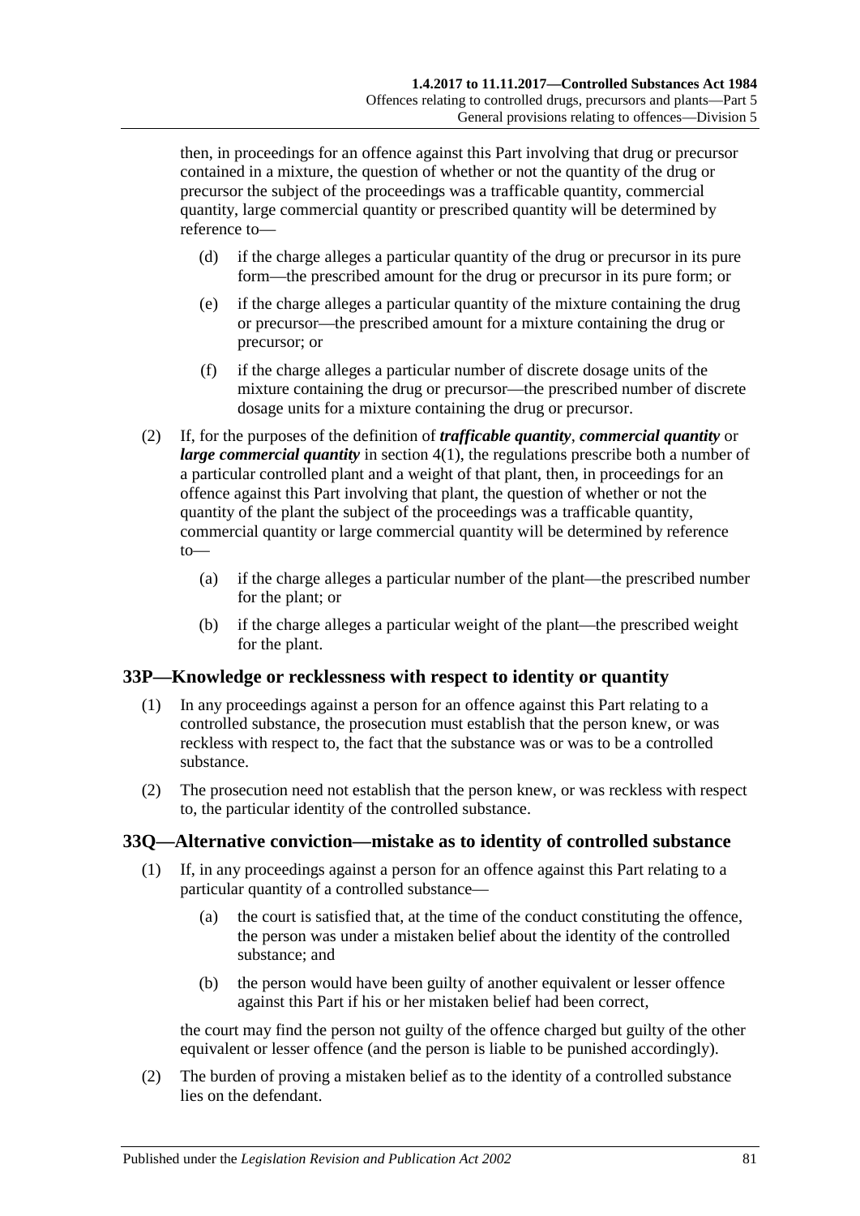then, in proceedings for an offence against this Part involving that drug or precursor contained in a mixture, the question of whether or not the quantity of the drug or precursor the subject of the proceedings was a trafficable quantity, commercial quantity, large commercial quantity or prescribed quantity will be determined by reference to—

(d) if the charge alleges a particular quantity of the drug or precursor in its pure form—the prescribed amount for the drug or precursor in its pure form; or

(e) if the charge alleges a particular quantity of the mixture containing the drug or precursor—the prescribed amount for a mixture containing the drug or precursor; or

(f) if the charge alleges a particular number of discrete dosage units of the mixture containing the drug or precursor—the prescribed number of discrete dosage units for a mixture containing the drug or precursor.

(2) If, for the purposes of the definition of ***trafficable quantity***, ***commercial quantity*** or ***large commercial quantity*** in section 4(1), the regulations prescribe both a number of a particular controlled plant and a weight of that plant, then, in proceedings for an offence against this Part involving that plant, the question of whether or not the quantity of the plant the subject of the proceedings was a trafficable quantity, commercial quantity or large commercial quantity will be determined by reference to—

(a) if the charge alleges a particular number of the plant—the prescribed number for the plant; or

(b) if the charge alleges a particular weight of the plant—the prescribed weight for the plant.

## 33P—Knowledge or recklessness with respect to identity or quantity

(1) In any proceedings against a person for an offence against this Part relating to a controlled substance, the prosecution must establish that the person knew, or was reckless with respect to, the fact that the substance was or was to be a controlled substance.

(2) The prosecution need not establish that the person knew, or was reckless with respect to, the particular identity of the controlled substance.

## 33Q—Alternative conviction—mistake as to identity of controlled substance

(1) If, in any proceedings against a person for an offence against this Part relating to a particular quantity of a controlled substance—

(a) the court is satisfied that, at the time of the conduct constituting the offence, the person was under a mistaken belief about the identity of the controlled substance; and

(b) the person would have been guilty of another equivalent or lesser offence against this Part if his or her mistaken belief had been correct,

the court may find the person not guilty of the offence charged but guilty of the other equivalent or lesser offence (and the person is liable to be punished accordingly).

(2) The burden of proving a mistaken belief as to the identity of a controlled substance lies on the defendant.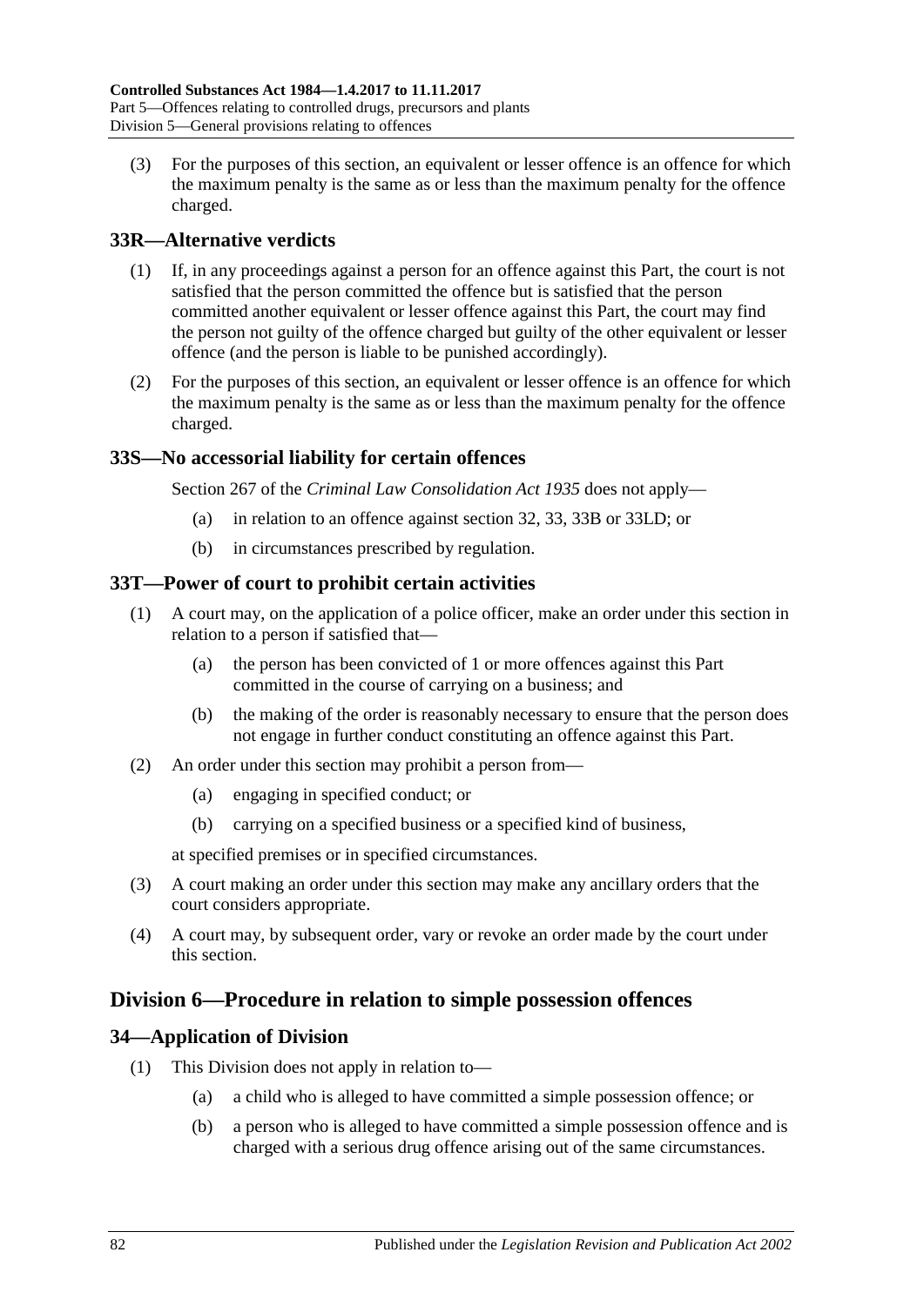(3) For the purposes of this section, an equivalent or lesser offence is an offence for which the maximum penalty is the same as or less than the maximum penalty for the offence charged.

## 33R—Alternative verdicts

(1) If, in any proceedings against a person for an offence against this Part, the court is not satisfied that the person committed the offence but is satisfied that the person committed another equivalent or lesser offence against this Part, the court may find the person not guilty of the offence charged but guilty of the other equivalent or lesser offence (and the person is liable to be punished accordingly).

(2) For the purposes of this section, an equivalent or lesser offence is an offence for which the maximum penalty is the same as or less than the maximum penalty for the offence charged.

## 33S—No accessorial liability for certain offences

Section 267 of the *Criminal Law Consolidation Act 1935* does not apply—

- (a) in relation to an offence against section 32, 33, 33B or 33LD; or
- (b) in circumstances prescribed by regulation.

## 33T—Power of court to prohibit certain activities

(1) A court may, on the application of a police officer, make an order under this section in relation to a person if satisfied that—

- (a) the person has been convicted of 1 or more offences against this Part committed in the course of carrying on a business; and
- (b) the making of the order is reasonably necessary to ensure that the person does not engage in further conduct constituting an offence against this Part.

(2) An order under this section may prohibit a person from—

- (a) engaging in specified conduct; or
- (b) carrying on a specified business or a specified kind of business,

at specified premises or in specified circumstances.

(3) A court making an order under this section may make any ancillary orders that the court considers appropriate.

(4) A court may, by subsequent order, vary or revoke an order made by the court under this section.

# Division 6—Procedure in relation to simple possession offences

## 34—Application of Division

(1) This Division does not apply in relation to—

- (a) a child who is alleged to have committed a simple possession offence; or
- (b) a person who is alleged to have committed a simple possession offence and is charged with a serious drug offence arising out of the same circumstances.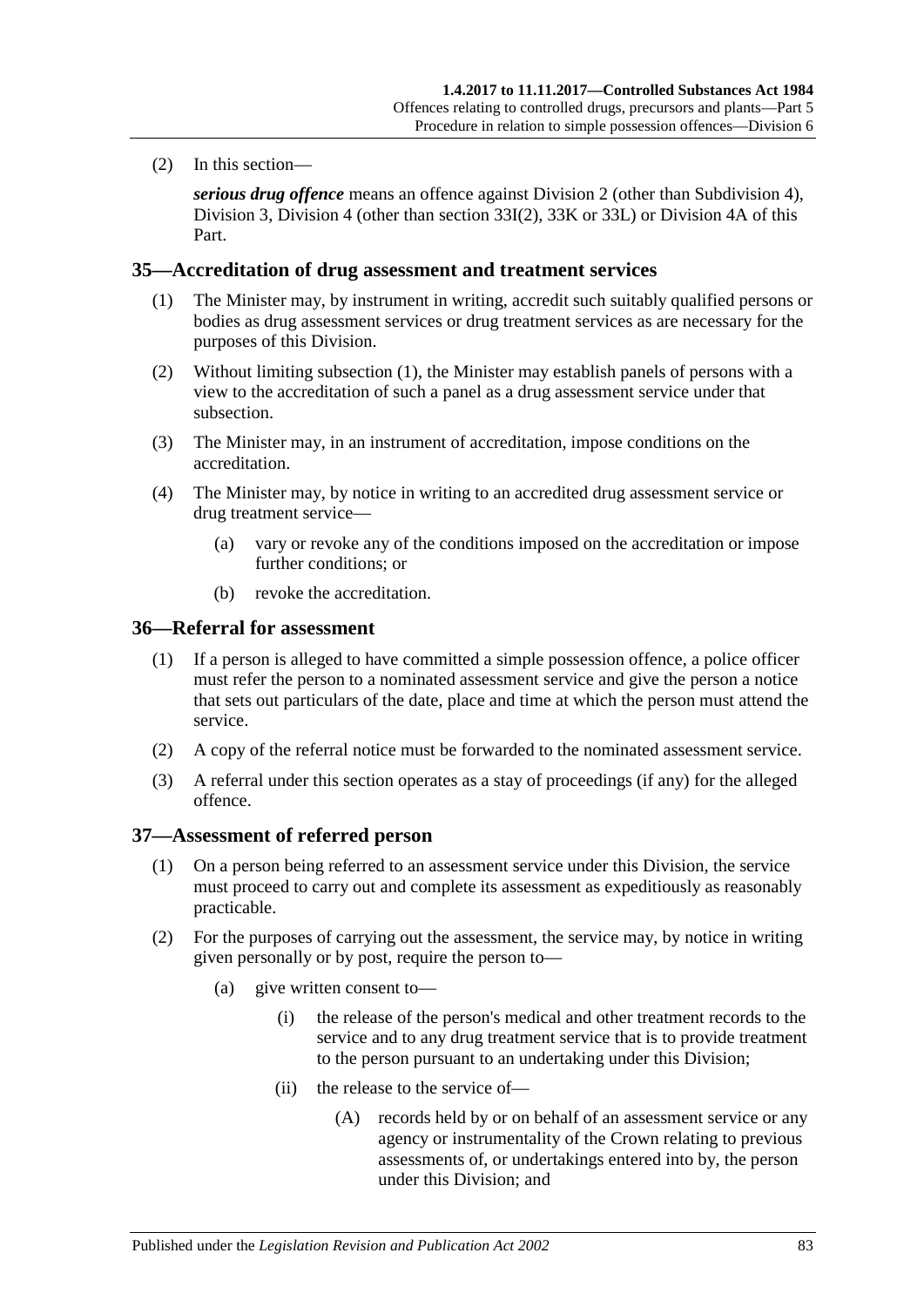(2) In this section—

***serious drug offence*** means an offence against Division 2 (other than Subdivision 4), Division 3, Division 4 (other than section 33I(2), 33K or 33L) or Division 4A of this Part.

## 35—Accreditation of drug assessment and treatment services

(1) The Minister may, by instrument in writing, accredit such suitably qualified persons or bodies as drug assessment services or drug treatment services as are necessary for the purposes of this Division.

(2) Without limiting subsection (1), the Minister may establish panels of persons with a view to the accreditation of such a panel as a drug assessment service under that subsection.

(3) The Minister may, in an instrument of accreditation, impose conditions on the accreditation.

(4) The Minister may, by notice in writing to an accredited drug assessment service or drug treatment service—

(a) vary or revoke any of the conditions imposed on the accreditation or impose further conditions; or

(b) revoke the accreditation.

## 36—Referral for assessment

(1) If a person is alleged to have committed a simple possession offence, a police officer must refer the person to a nominated assessment service and give the person a notice that sets out particulars of the date, place and time at which the person must attend the service.

(2) A copy of the referral notice must be forwarded to the nominated assessment service.

(3) A referral under this section operates as a stay of proceedings (if any) for the alleged offence.

## 37—Assessment of referred person

(1) On a person being referred to an assessment service under this Division, the service must proceed to carry out and complete its assessment as expeditiously as reasonably practicable.

(2) For the purposes of carrying out the assessment, the service may, by notice in writing given personally or by post, require the person to—

(a) give written consent to—

(i) the release of the person's medical and other treatment records to the service and to any drug treatment service that is to provide treatment to the person pursuant to an undertaking under this Division;

(ii) the release to the service of—

(A) records held by or on behalf of an assessment service or any agency or instrumentality of the Crown relating to previous assessments of, or undertakings entered into by, the person under this Division; and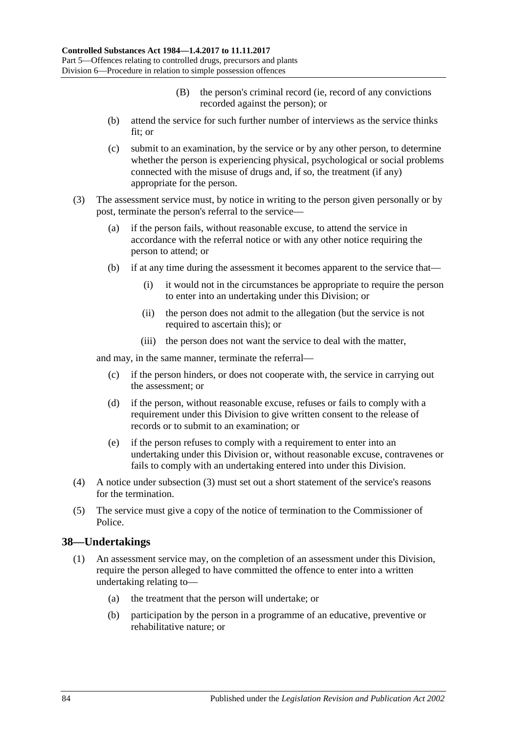(B) the person's criminal record (ie, record of any convictions recorded against the person); or

(b) attend the service for such further number of interviews as the service thinks fit; or

(c) submit to an examination, by the service or by any other person, to determine whether the person is experiencing physical, psychological or social problems connected with the misuse of drugs and, if so, the treatment (if any) appropriate for the person.

(3) The assessment service must, by notice in writing to the person given personally or by post, terminate the person's referral to the service—

(a) if the person fails, without reasonable excuse, to attend the service in accordance with the referral notice or with any other notice requiring the person to attend; or

(b) if at any time during the assessment it becomes apparent to the service that—

(i) it would not in the circumstances be appropriate to require the person to enter into an undertaking under this Division; or

(ii) the person does not admit to the allegation (but the service is not required to ascertain this); or

(iii) the person does not want the service to deal with the matter,

and may, in the same manner, terminate the referral—

(c) if the person hinders, or does not cooperate with, the service in carrying out the assessment; or

(d) if the person, without reasonable excuse, refuses or fails to comply with a requirement under this Division to give written consent to the release of records or to submit to an examination; or

(e) if the person refuses to comply with a requirement to enter into an undertaking under this Division or, without reasonable excuse, contravenes or fails to comply with an undertaking entered into under this Division.

(4) A notice under subsection (3) must set out a short statement of the service's reasons for the termination.

(5) The service must give a copy of the notice of termination to the Commissioner of Police.

## 38—Undertakings

(1) An assessment service may, on the completion of an assessment under this Division, require the person alleged to have committed the offence to enter into a written undertaking relating to—

(a) the treatment that the person will undertake; or

(b) participation by the person in a programme of an educative, preventive or rehabilitative nature; or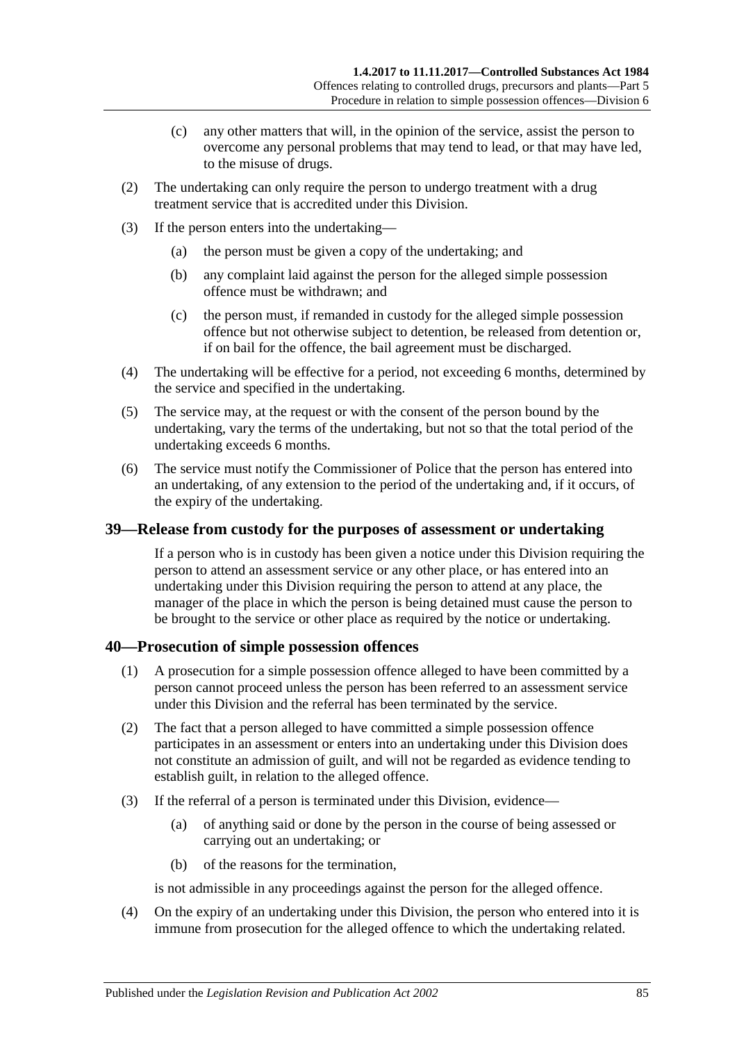(c) any other matters that will, in the opinion of the service, assist the person to overcome any personal problems that may tend to lead, or that may have led, to the misuse of drugs.

(2) The undertaking can only require the person to undergo treatment with a drug treatment service that is accredited under this Division.

(3) If the person enters into the undertaking—

(a) the person must be given a copy of the undertaking; and

(b) any complaint laid against the person for the alleged simple possession offence must be withdrawn; and

(c) the person must, if remanded in custody for the alleged simple possession offence but not otherwise subject to detention, be released from detention or, if on bail for the offence, the bail agreement must be discharged.

(4) The undertaking will be effective for a period, not exceeding 6 months, determined by the service and specified in the undertaking.

(5) The service may, at the request or with the consent of the person bound by the undertaking, vary the terms of the undertaking, but not so that the total period of the undertaking exceeds 6 months.

(6) The service must notify the Commissioner of Police that the person has entered into an undertaking, of any extension to the period of the undertaking and, if it occurs, of the expiry of the undertaking.

## 39—Release from custody for the purposes of assessment or undertaking

If a person who is in custody has been given a notice under this Division requiring the person to attend an assessment service or any other place, or has entered into an undertaking under this Division requiring the person to attend at any place, the manager of the place in which the person is being detained must cause the person to be brought to the service or other place as required by the notice or undertaking.

## 40—Prosecution of simple possession offences

(1) A prosecution for a simple possession offence alleged to have been committed by a person cannot proceed unless the person has been referred to an assessment service under this Division and the referral has been terminated by the service.

(2) The fact that a person alleged to have committed a simple possession offence participates in an assessment or enters into an undertaking under this Division does not constitute an admission of guilt, and will not be regarded as evidence tending to establish guilt, in relation to the alleged offence.

(3) If the referral of a person is terminated under this Division, evidence—

(a) of anything said or done by the person in the course of being assessed or carrying out an undertaking; or

(b) of the reasons for the termination,

is not admissible in any proceedings against the person for the alleged offence.

(4) On the expiry of an undertaking under this Division, the person who entered into it is immune from prosecution for the alleged offence to which the undertaking related.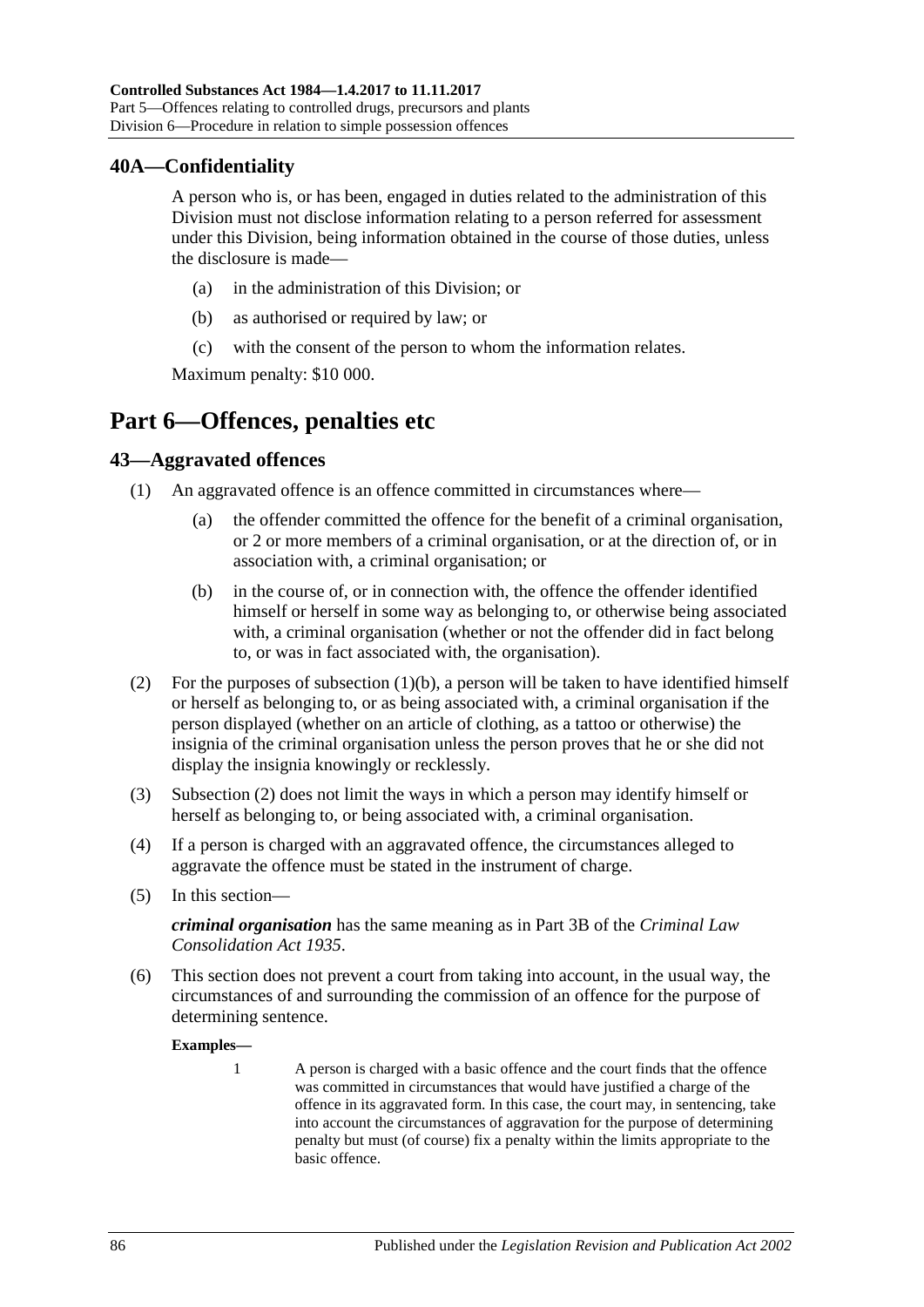## 40A—Confidentiality

A person who is, or has been, engaged in duties related to the administration of this Division must not disclose information relating to a person referred for assessment under this Division, being information obtained in the course of those duties, unless the disclosure is made—

(a) in the administration of this Division; or

(b) as authorised or required by law; or

(c) with the consent of the person to whom the information relates.

Maximum penalty: $10 000.

# Part 6—Offences, penalties etc

## 43—Aggravated offences

(1) An aggravated offence is an offence committed in circumstances where—

(a) the offender committed the offence for the benefit of a criminal organisation, or 2 or more members of a criminal organisation, or at the direction of, or in association with, a criminal organisation; or

(b) in the course of, or in connection with, the offence the offender identified himself or herself in some way as belonging to, or otherwise being associated with, a criminal organisation (whether or not the offender did in fact belong to, or was in fact associated with, the organisation).

(2) For the purposes of subsection (1)(b), a person will be taken to have identified himself or herself as belonging to, or as being associated with, a criminal organisation if the person displayed (whether on an article of clothing, as a tattoo or otherwise) the insignia of the criminal organisation unless the person proves that he or she did not display the insignia knowingly or recklessly.

(3) Subsection (2) does not limit the ways in which a person may identify himself or herself as belonging to, or being associated with, a criminal organisation.

(4) If a person is charged with an aggravated offence, the circumstances alleged to aggravate the offence must be stated in the instrument of charge.

(5) In this section—

***criminal organisation*** has the same meaning as in Part 3B of the *Criminal Law Consolidation Act 1935*.

(6) This section does not prevent a court from taking into account, in the usual way, the circumstances of and surrounding the commission of an offence for the purpose of determining sentence.

**Examples—**

1 A person is charged with a basic offence and the court finds that the offence was committed in circumstances that would have justified a charge of the offence in its aggravated form. In this case, the court may, in sentencing, take into account the circumstances of aggravation for the purpose of determining penalty but must (of course) fix a penalty within the limits appropriate to the basic offence.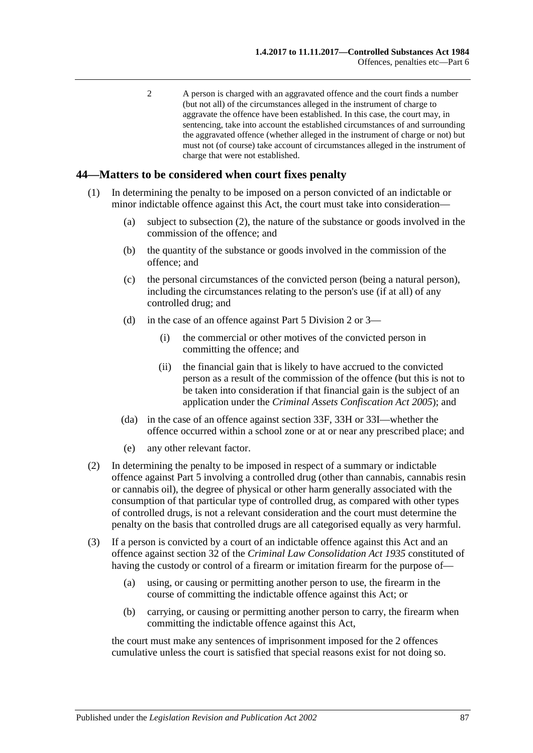2 A person is charged with an aggravated offence and the court finds a number (but not all) of the circumstances alleged in the instrument of charge to aggravate the offence have been established. In this case, the court may, in sentencing, take into account the established circumstances of and surrounding the aggravated offence (whether alleged in the instrument of charge or not) but must not (of course) take account of circumstances alleged in the instrument of charge that were not established.

## 44—Matters to be considered when court fixes penalty

(1) In determining the penalty to be imposed on a person convicted of an indictable or minor indictable offence against this Act, the court must take into consideration—

(a) subject to subsection (2), the nature of the substance or goods involved in the commission of the offence; and

(b) the quantity of the substance or goods involved in the commission of the offence; and

(c) the personal circumstances of the convicted person (being a natural person), including the circumstances relating to the person's use (if at all) of any controlled drug; and

(d) in the case of an offence against Part 5 Division 2 or 3—

(i) the commercial or other motives of the convicted person in committing the offence; and

(ii) the financial gain that is likely to have accrued to the convicted person as a result of the commission of the offence (but this is not to be taken into consideration if that financial gain is the subject of an application under the *Criminal Assets Confiscation Act 2005*); and

(da) in the case of an offence against section 33F, 33H or 33I—whether the offence occurred within a school zone or at or near any prescribed place; and

(e) any other relevant factor.

(2) In determining the penalty to be imposed in respect of a summary or indictable offence against Part 5 involving a controlled drug (other than cannabis, cannabis resin or cannabis oil), the degree of physical or other harm generally associated with the consumption of that particular type of controlled drug, as compared with other types of controlled drugs, is not a relevant consideration and the court must determine the penalty on the basis that controlled drugs are all categorised equally as very harmful.

(3) If a person is convicted by a court of an indictable offence against this Act and an offence against section 32 of the *Criminal Law Consolidation Act 1935* constituted of having the custody or control of a firearm or imitation firearm for the purpose of—

(a) using, or causing or permitting another person to use, the firearm in the course of committing the indictable offence against this Act; or

(b) carrying, or causing or permitting another person to carry, the firearm when committing the indictable offence against this Act,

the court must make any sentences of imprisonment imposed for the 2 offences cumulative unless the court is satisfied that special reasons exist for not doing so.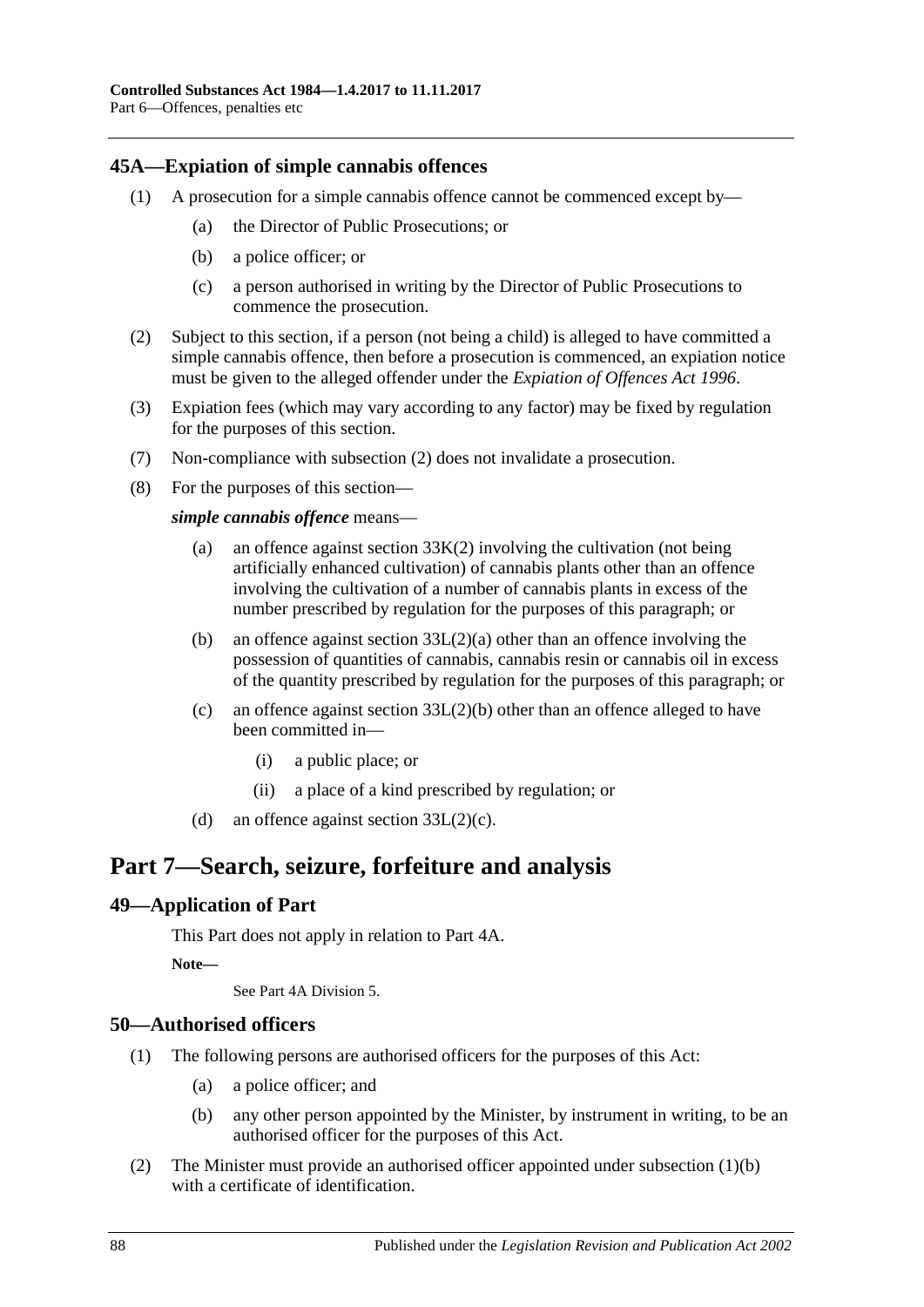### 45A—Expiation of simple cannabis offences

(1) A prosecution for a simple cannabis offence cannot be commenced except by—

 (a) the Director of Public Prosecutions; or

 (b) a police officer; or

 (c) a person authorised in writing by the Director of Public Prosecutions to commence the prosecution.

(2) Subject to this section, if a person (not being a child) is alleged to have committed a simple cannabis offence, then before a prosecution is commenced, an expiation notice must be given to the alleged offender under the *Expiation of Offences Act 1996*.

(3) Expiation fees (which may vary according to any factor) may be fixed by regulation for the purposes of this section.

(7) Non-compliance with subsection (2) does not invalidate a prosecution.

(8) For the purposes of this section—

***simple cannabis offence*** means—

 (a) an offence against section 33K(2) involving the cultivation (not being artificially enhanced cultivation) of cannabis plants other than an offence involving the cultivation of a number of cannabis plants in excess of the number prescribed by regulation for the purposes of this paragraph; or

 (b) an offence against section 33L(2)(a) other than an offence involving the possession of quantities of cannabis, cannabis resin or cannabis oil in excess of the quantity prescribed by regulation for the purposes of this paragraph; or

 (c) an offence against section 33L(2)(b) other than an offence alleged to have been committed in—

  (i) a public place; or

  (ii) a place of a kind prescribed by regulation; or

 (d) an offence against section 33L(2)(c).

## Part 7—Search, seizure, forfeiture and analysis

### 49—Application of Part

This Part does not apply in relation to Part 4A.

**Note—**

See Part 4A Division 5.

### 50—Authorised officers

(1) The following persons are authorised officers for the purposes of this Act:

 (a) a police officer; and

 (b) any other person appointed by the Minister, by instrument in writing, to be an authorised officer for the purposes of this Act.

(2) The Minister must provide an authorised officer appointed under subsection (1)(b) with a certificate of identification.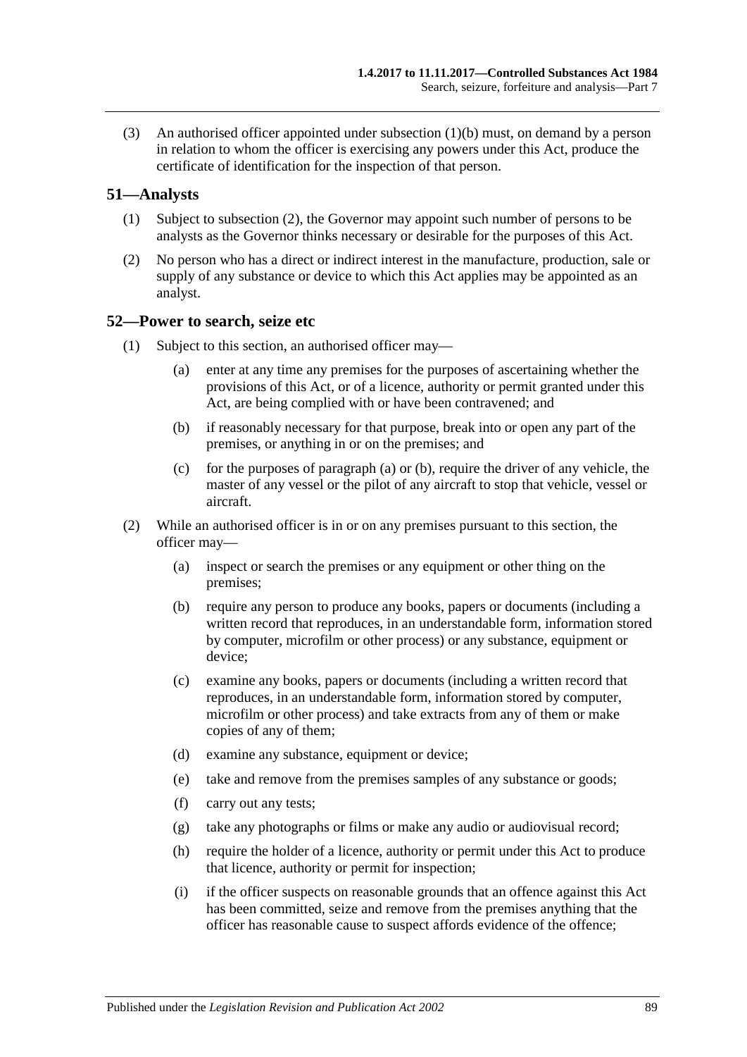(3) An authorised officer appointed under subsection (1)(b) must, on demand by a person in relation to whom the officer is exercising any powers under this Act, produce the certificate of identification for the inspection of that person.

## 51—Analysts

(1) Subject to subsection (2), the Governor may appoint such number of persons to be analysts as the Governor thinks necessary or desirable for the purposes of this Act.

(2) No person who has a direct or indirect interest in the manufacture, production, sale or supply of any substance or device to which this Act applies may be appointed as an analyst.

## 52—Power to search, seize etc

(1) Subject to this section, an authorised officer may—

(a) enter at any time any premises for the purposes of ascertaining whether the provisions of this Act, or of a licence, authority or permit granted under this Act, are being complied with or have been contravened; and

(b) if reasonably necessary for that purpose, break into or open any part of the premises, or anything in or on the premises; and

(c) for the purposes of paragraph (a) or (b), require the driver of any vehicle, the master of any vessel or the pilot of any aircraft to stop that vehicle, vessel or aircraft.

(2) While an authorised officer is in or on any premises pursuant to this section, the officer may—

(a) inspect or search the premises or any equipment or other thing on the premises;

(b) require any person to produce any books, papers or documents (including a written record that reproduces, in an understandable form, information stored by computer, microfilm or other process) or any substance, equipment or device;

(c) examine any books, papers or documents (including a written record that reproduces, in an understandable form, information stored by computer, microfilm or other process) and take extracts from any of them or make copies of any of them;

(d) examine any substance, equipment or device;

(e) take and remove from the premises samples of any substance or goods;

(f) carry out any tests;

(g) take any photographs or films or make any audio or audiovisual record;

(h) require the holder of a licence, authority or permit under this Act to produce that licence, authority or permit for inspection;

(i) if the officer suspects on reasonable grounds that an offence against this Act has been committed, seize and remove from the premises anything that the officer has reasonable cause to suspect affords evidence of the offence;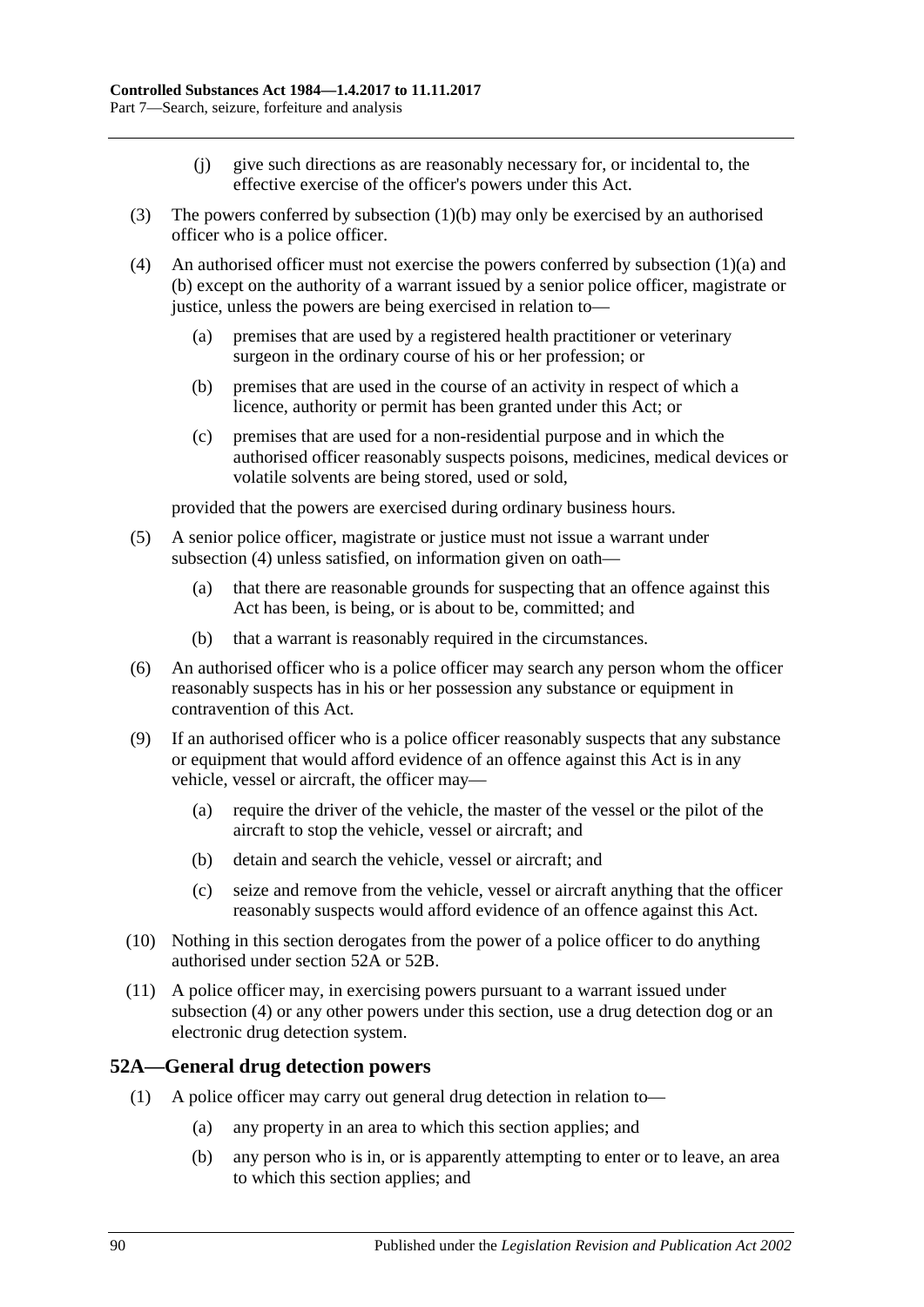(j) give such directions as are reasonably necessary for, or incidental to, the effective exercise of the officer's powers under this Act.

(3) The powers conferred by subsection (1)(b) may only be exercised by an authorised officer who is a police officer.

(4) An authorised officer must not exercise the powers conferred by subsection (1)(a) and (b) except on the authority of a warrant issued by a senior police officer, magistrate or justice, unless the powers are being exercised in relation to—

(a) premises that are used by a registered health practitioner or veterinary surgeon in the ordinary course of his or her profession; or

(b) premises that are used in the course of an activity in respect of which a licence, authority or permit has been granted under this Act; or

(c) premises that are used for a non-residential purpose and in which the authorised officer reasonably suspects poisons, medicines, medical devices or volatile solvents are being stored, used or sold,

provided that the powers are exercised during ordinary business hours.

(5) A senior police officer, magistrate or justice must not issue a warrant under subsection (4) unless satisfied, on information given on oath—

(a) that there are reasonable grounds for suspecting that an offence against this Act has been, is being, or is about to be, committed; and

(b) that a warrant is reasonably required in the circumstances.

(6) An authorised officer who is a police officer may search any person whom the officer reasonably suspects has in his or her possession any substance or equipment in contravention of this Act.

(9) If an authorised officer who is a police officer reasonably suspects that any substance or equipment that would afford evidence of an offence against this Act is in any vehicle, vessel or aircraft, the officer may—

(a) require the driver of the vehicle, the master of the vessel or the pilot of the aircraft to stop the vehicle, vessel or aircraft; and

(b) detain and search the vehicle, vessel or aircraft; and

(c) seize and remove from the vehicle, vessel or aircraft anything that the officer reasonably suspects would afford evidence of an offence against this Act.

(10) Nothing in this section derogates from the power of a police officer to do anything authorised under section 52A or 52B.

(11) A police officer may, in exercising powers pursuant to a warrant issued under subsection (4) or any other powers under this section, use a drug detection dog or an electronic drug detection system.

## 52A—General drug detection powers

(1) A police officer may carry out general drug detection in relation to—

(a) any property in an area to which this section applies; and

(b) any person who is in, or is apparently attempting to enter or to leave, an area to which this section applies; and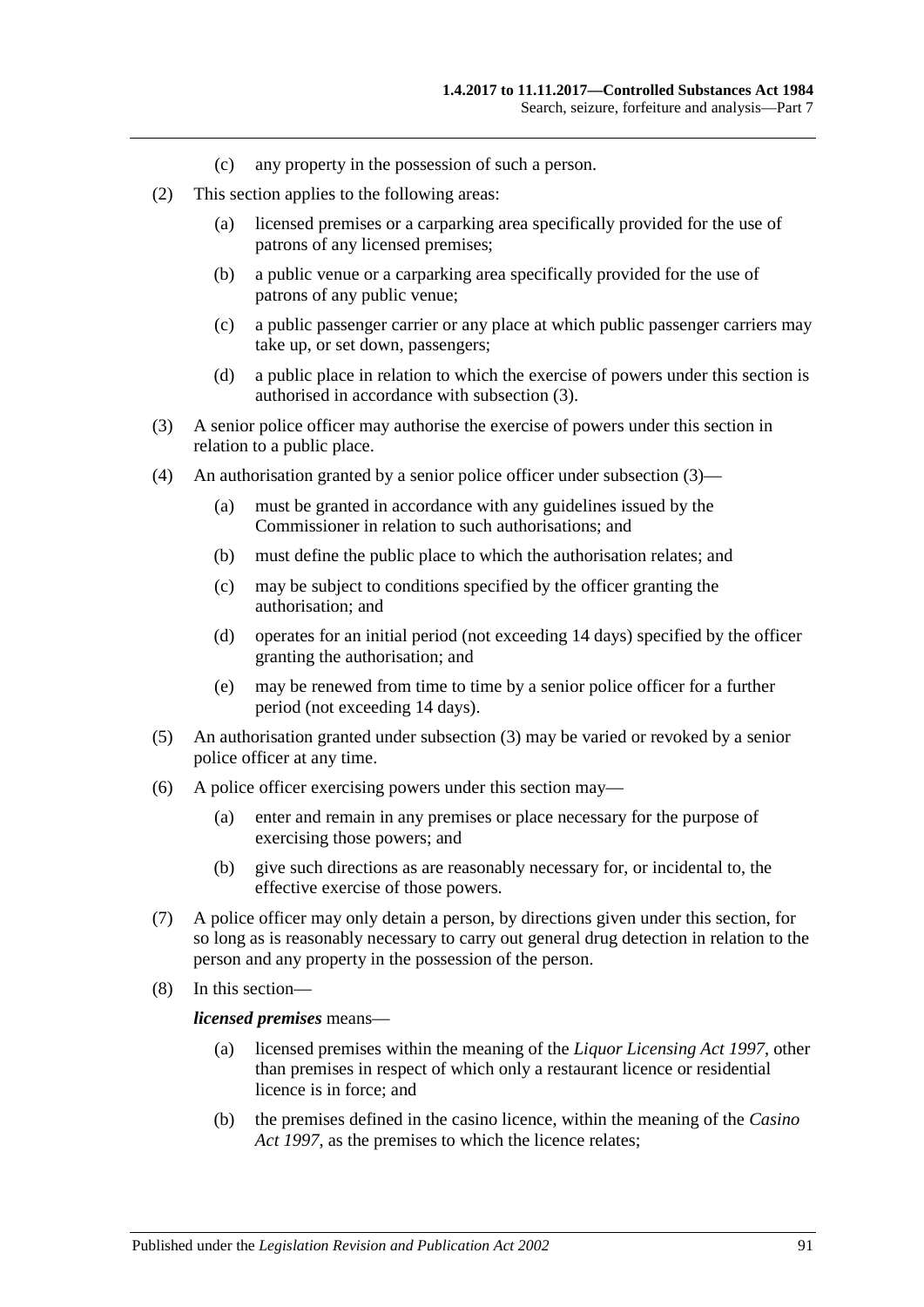(c) any property in the possession of such a person.

(2) This section applies to the following areas:

(a) licensed premises or a carparking area specifically provided for the use of patrons of any licensed premises;

(b) a public venue or a carparking area specifically provided for the use of patrons of any public venue;

(c) a public passenger carrier or any place at which public passenger carriers may take up, or set down, passengers;

(d) a public place in relation to which the exercise of powers under this section is authorised in accordance with subsection (3).

(3) A senior police officer may authorise the exercise of powers under this section in relation to a public place.

(4) An authorisation granted by a senior police officer under subsection (3)—

(a) must be granted in accordance with any guidelines issued by the Commissioner in relation to such authorisations; and

(b) must define the public place to which the authorisation relates; and

(c) may be subject to conditions specified by the officer granting the authorisation; and

(d) operates for an initial period (not exceeding 14 days) specified by the officer granting the authorisation; and

(e) may be renewed from time to time by a senior police officer for a further period (not exceeding 14 days).

(5) An authorisation granted under subsection (3) may be varied or revoked by a senior police officer at any time.

(6) A police officer exercising powers under this section may—

(a) enter and remain in any premises or place necessary for the purpose of exercising those powers; and

(b) give such directions as are reasonably necessary for, or incidental to, the effective exercise of those powers.

(7) A police officer may only detain a person, by directions given under this section, for so long as is reasonably necessary to carry out general drug detection in relation to the person and any property in the possession of the person.

(8) In this section—

***licensed premises*** means—

(a) licensed premises within the meaning of the *Liquor Licensing Act 1997*, other than premises in respect of which only a restaurant licence or residential licence is in force; and

(b) the premises defined in the casino licence, within the meaning of the *Casino Act 1997*, as the premises to which the licence relates;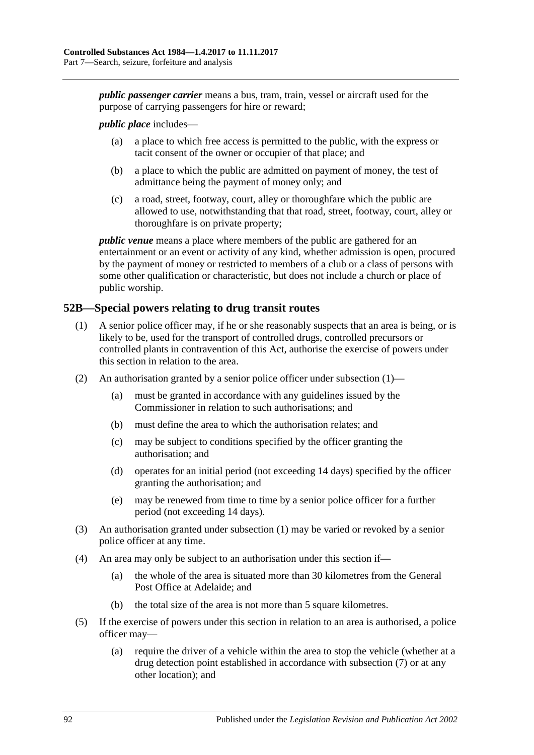***public passenger carrier*** means a bus, tram, train, vessel or aircraft used for the purpose of carrying passengers for hire or reward;

***public place*** includes—

- (a) a place to which free access is permitted to the public, with the express or tacit consent of the owner or occupier of that place; and
- (b) a place to which the public are admitted on payment of money, the test of admittance being the payment of money only; and
- (c) a road, street, footway, court, alley or thoroughfare which the public are allowed to use, notwithstanding that that road, street, footway, court, alley or thoroughfare is on private property;

***public venue*** means a place where members of the public are gathered for an entertainment or an event or activity of any kind, whether admission is open, procured by the payment of money or restricted to members of a club or a class of persons with some other qualification or characteristic, but does not include a church or place of public worship.

## 52B—Special powers relating to drug transit routes

(1) A senior police officer may, if he or she reasonably suspects that an area is being, or is likely to be, used for the transport of controlled drugs, controlled precursors or controlled plants in contravention of this Act, authorise the exercise of powers under this section in relation to the area.

(2) An authorisation granted by a senior police officer under subsection (1)—

- (a) must be granted in accordance with any guidelines issued by the Commissioner in relation to such authorisations; and
- (b) must define the area to which the authorisation relates; and
- (c) may be subject to conditions specified by the officer granting the authorisation; and
- (d) operates for an initial period (not exceeding 14 days) specified by the officer granting the authorisation; and
- (e) may be renewed from time to time by a senior police officer for a further period (not exceeding 14 days).

(3) An authorisation granted under subsection (1) may be varied or revoked by a senior police officer at any time.

(4) An area may only be subject to an authorisation under this section if—

- (a) the whole of the area is situated more than 30 kilometres from the General Post Office at Adelaide; and
- (b) the total size of the area is not more than 5 square kilometres.

(5) If the exercise of powers under this section in relation to an area is authorised, a police officer may—

- (a) require the driver of a vehicle within the area to stop the vehicle (whether at a drug detection point established in accordance with subsection (7) or at any other location); and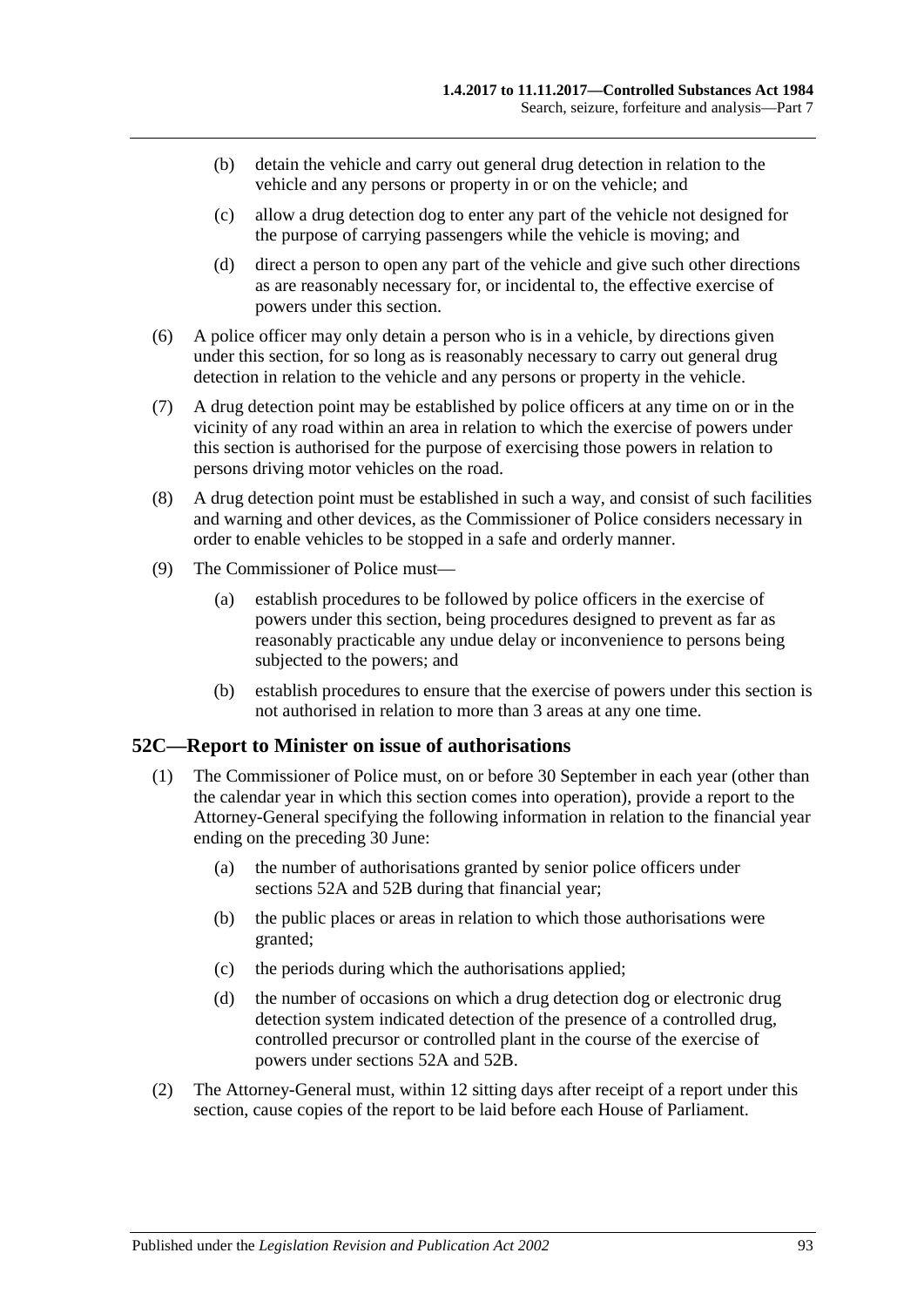(b) detain the vehicle and carry out general drug detection in relation to the vehicle and any persons or property in or on the vehicle; and

(c) allow a drug detection dog to enter any part of the vehicle not designed for the purpose of carrying passengers while the vehicle is moving; and

(d) direct a person to open any part of the vehicle and give such other directions as are reasonably necessary for, or incidental to, the effective exercise of powers under this section.

(6) A police officer may only detain a person who is in a vehicle, by directions given under this section, for so long as is reasonably necessary to carry out general drug detection in relation to the vehicle and any persons or property in the vehicle.

(7) A drug detection point may be established by police officers at any time on or in the vicinity of any road within an area in relation to which the exercise of powers under this section is authorised for the purpose of exercising those powers in relation to persons driving motor vehicles on the road.

(8) A drug detection point must be established in such a way, and consist of such facilities and warning and other devices, as the Commissioner of Police considers necessary in order to enable vehicles to be stopped in a safe and orderly manner.

(9) The Commissioner of Police must—

(a) establish procedures to be followed by police officers in the exercise of powers under this section, being procedures designed to prevent as far as reasonably practicable any undue delay or inconvenience to persons being subjected to the powers; and

(b) establish procedures to ensure that the exercise of powers under this section is not authorised in relation to more than 3 areas at any one time.

## 52C—Report to Minister on issue of authorisations

(1) The Commissioner of Police must, on or before 30 September in each year (other than the calendar year in which this section comes into operation), provide a report to the Attorney-General specifying the following information in relation to the financial year ending on the preceding 30 June:

(a) the number of authorisations granted by senior police officers under sections 52A and 52B during that financial year;

(b) the public places or areas in relation to which those authorisations were granted;

(c) the periods during which the authorisations applied;

(d) the number of occasions on which a drug detection dog or electronic drug detection system indicated detection of the presence of a controlled drug, controlled precursor or controlled plant in the course of the exercise of powers under sections 52A and 52B.

(2) The Attorney-General must, within 12 sitting days after receipt of a report under this section, cause copies of the report to be laid before each House of Parliament.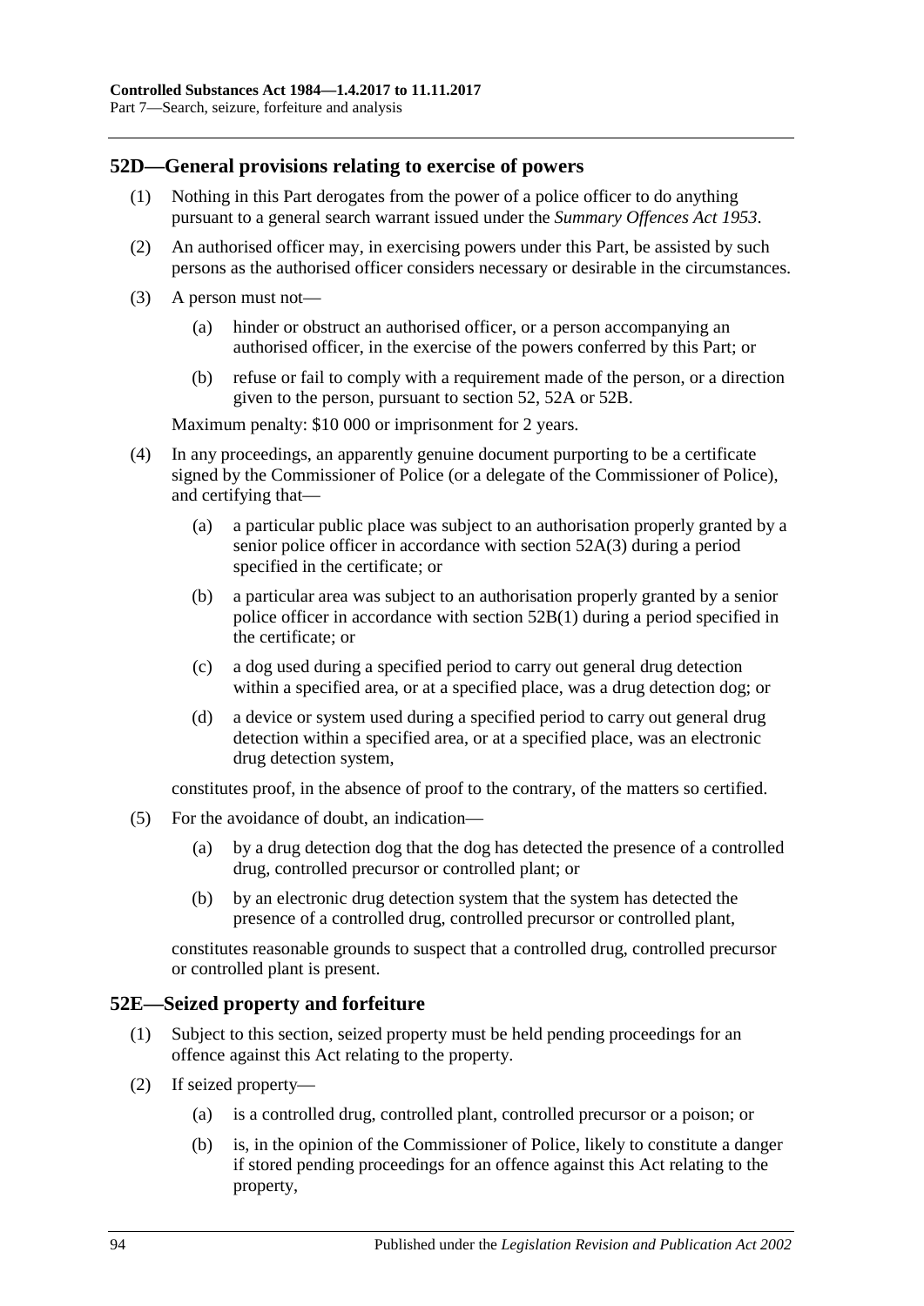## 52D—General provisions relating to exercise of powers

(1) Nothing in this Part derogates from the power of a police officer to do anything pursuant to a general search warrant issued under the *Summary Offences Act 1953*.

(2) An authorised officer may, in exercising powers under this Part, be assisted by such persons as the authorised officer considers necessary or desirable in the circumstances.

(3) A person must not—

(a) hinder or obstruct an authorised officer, or a person accompanying an authorised officer, in the exercise of the powers conferred by this Part; or

(b) refuse or fail to comply with a requirement made of the person, or a direction given to the person, pursuant to section 52, 52A or 52B.

Maximum penalty: $10 000 or imprisonment for 2 years.

(4) In any proceedings, an apparently genuine document purporting to be a certificate signed by the Commissioner of Police (or a delegate of the Commissioner of Police), and certifying that—

(a) a particular public place was subject to an authorisation properly granted by a senior police officer in accordance with section 52A(3) during a period specified in the certificate; or

(b) a particular area was subject to an authorisation properly granted by a senior police officer in accordance with section 52B(1) during a period specified in the certificate; or

(c) a dog used during a specified period to carry out general drug detection within a specified area, or at a specified place, was a drug detection dog; or

(d) a device or system used during a specified period to carry out general drug detection within a specified area, or at a specified place, was an electronic drug detection system,

constitutes proof, in the absence of proof to the contrary, of the matters so certified.

(5) For the avoidance of doubt, an indication—

(a) by a drug detection dog that the dog has detected the presence of a controlled drug, controlled precursor or controlled plant; or

(b) by an electronic drug detection system that the system has detected the presence of a controlled drug, controlled precursor or controlled plant,

constitutes reasonable grounds to suspect that a controlled drug, controlled precursor or controlled plant is present.

## 52E—Seized property and forfeiture

(1) Subject to this section, seized property must be held pending proceedings for an offence against this Act relating to the property.

(2) If seized property—

(a) is a controlled drug, controlled plant, controlled precursor or a poison; or

(b) is, in the opinion of the Commissioner of Police, likely to constitute a danger if stored pending proceedings for an offence against this Act relating to the property,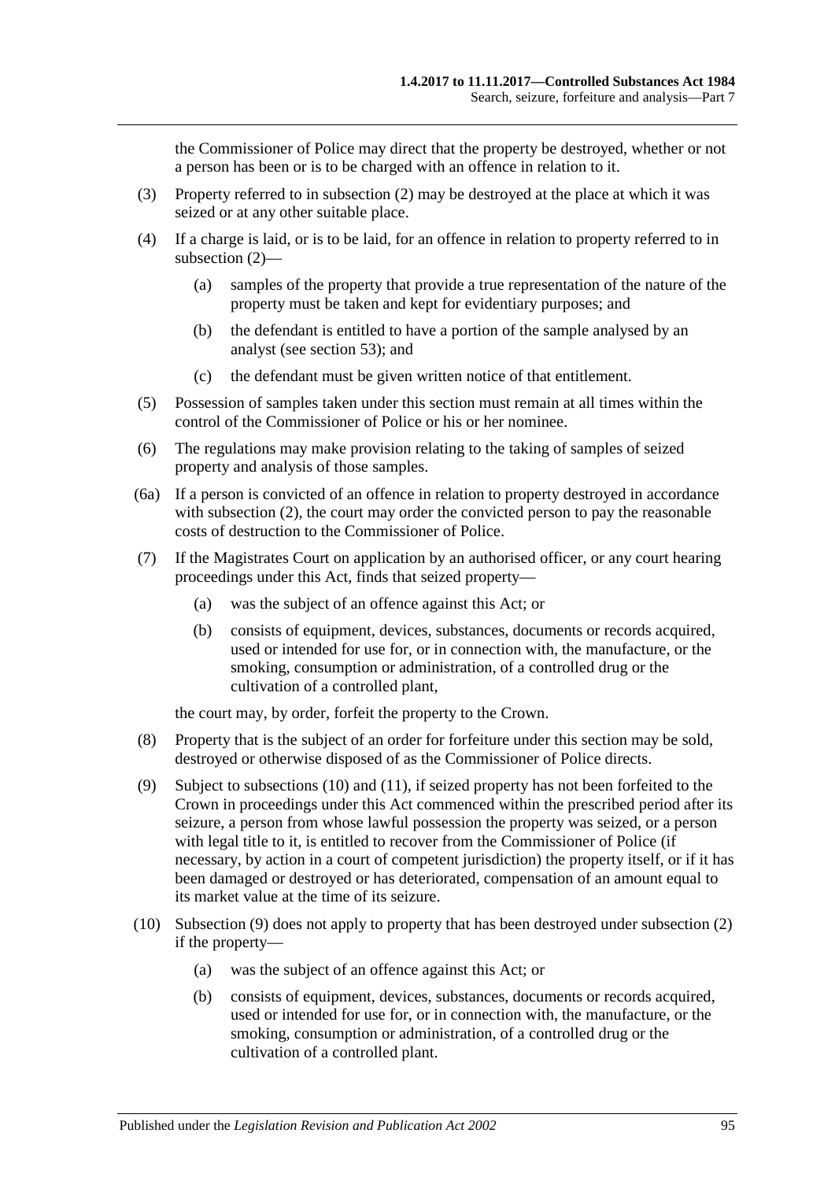the Commissioner of Police may direct that the property be destroyed, whether or not a person has been or is to be charged with an offence in relation to it.

(3) Property referred to in subsection (2) may be destroyed at the place at which it was seized or at any other suitable place.

(4) If a charge is laid, or is to be laid, for an offence in relation to property referred to in subsection (2)—

(a) samples of the property that provide a true representation of the nature of the property must be taken and kept for evidentiary purposes; and

(b) the defendant is entitled to have a portion of the sample analysed by an analyst (see section 53); and

(c) the defendant must be given written notice of that entitlement.

(5) Possession of samples taken under this section must remain at all times within the control of the Commissioner of Police or his or her nominee.

(6) The regulations may make provision relating to the taking of samples of seized property and analysis of those samples.

(6a) If a person is convicted of an offence in relation to property destroyed in accordance with subsection (2), the court may order the convicted person to pay the reasonable costs of destruction to the Commissioner of Police.

(7) If the Magistrates Court on application by an authorised officer, or any court hearing proceedings under this Act, finds that seized property—

(a) was the subject of an offence against this Act; or

(b) consists of equipment, devices, substances, documents or records acquired, used or intended for use for, or in connection with, the manufacture, or the smoking, consumption or administration, of a controlled drug or the cultivation of a controlled plant,

the court may, by order, forfeit the property to the Crown.

(8) Property that is the subject of an order for forfeiture under this section may be sold, destroyed or otherwise disposed of as the Commissioner of Police directs.

(9) Subject to subsections (10) and (11), if seized property has not been forfeited to the Crown in proceedings under this Act commenced within the prescribed period after its seizure, a person from whose lawful possession the property was seized, or a person with legal title to it, is entitled to recover from the Commissioner of Police (if necessary, by action in a court of competent jurisdiction) the property itself, or if it has been damaged or destroyed or has deteriorated, compensation of an amount equal to its market value at the time of its seizure.

(10) Subsection (9) does not apply to property that has been destroyed under subsection (2) if the property—

(a) was the subject of an offence against this Act; or

(b) consists of equipment, devices, substances, documents or records acquired, used or intended for use for, or in connection with, the manufacture, or the smoking, consumption or administration, of a controlled drug or the cultivation of a controlled plant.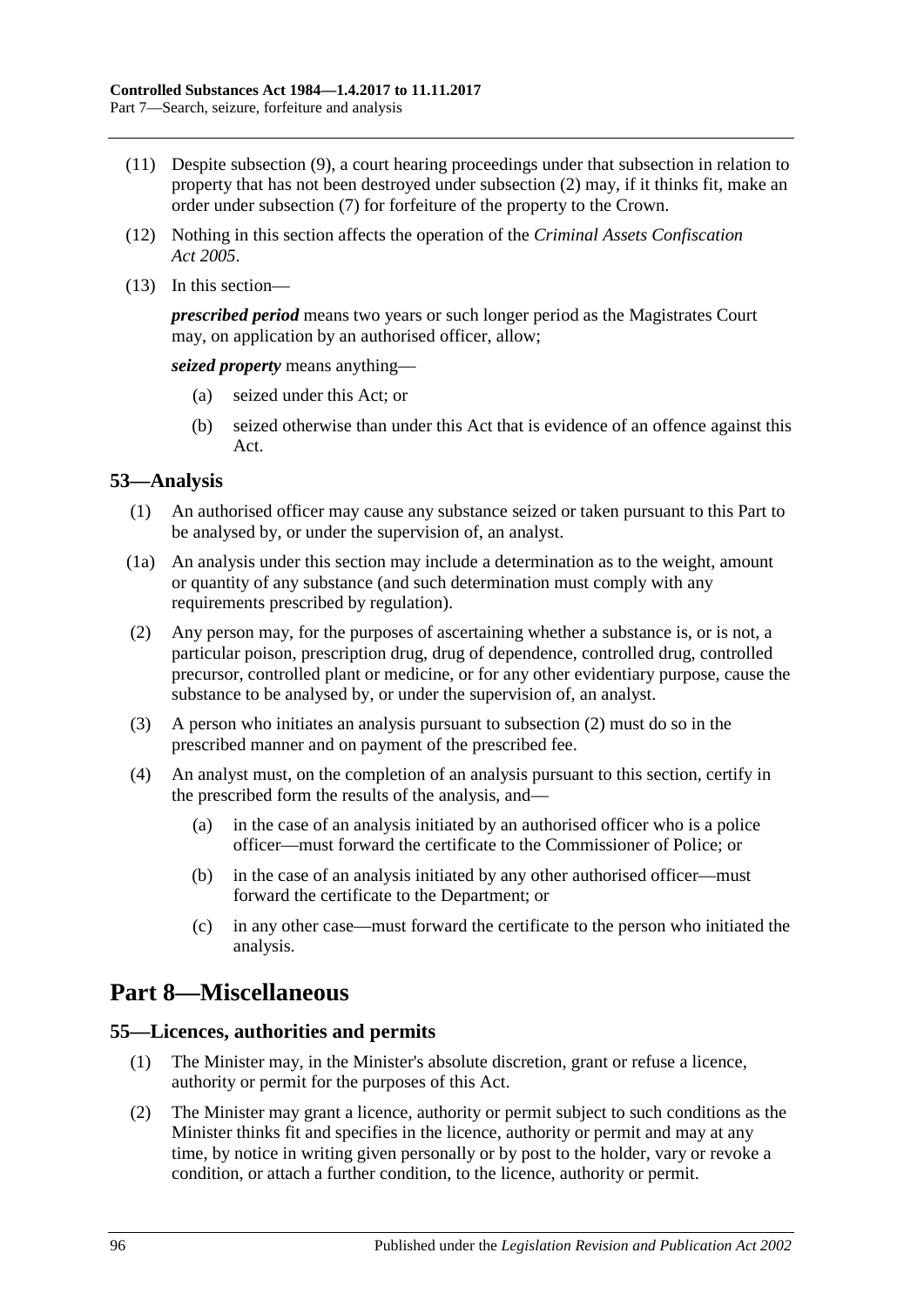(11) Despite subsection (9), a court hearing proceedings under that subsection in relation to property that has not been destroyed under subsection (2) may, if it thinks fit, make an order under subsection (7) for forfeiture of the property to the Crown.

(12) Nothing in this section affects the operation of the *Criminal Assets Confiscation Act 2005*.

(13) In this section—

***prescribed period*** means two years or such longer period as the Magistrates Court may, on application by an authorised officer, allow;

***seized property*** means anything—

(a) seized under this Act; or

(b) seized otherwise than under this Act that is evidence of an offence against this Act.

## 53—Analysis

(1) An authorised officer may cause any substance seized or taken pursuant to this Part to be analysed by, or under the supervision of, an analyst.

(1a) An analysis under this section may include a determination as to the weight, amount or quantity of any substance (and such determination must comply with any requirements prescribed by regulation).

(2) Any person may, for the purposes of ascertaining whether a substance is, or is not, a particular poison, prescription drug, drug of dependence, controlled drug, controlled precursor, controlled plant or medicine, or for any other evidentiary purpose, cause the substance to be analysed by, or under the supervision of, an analyst.

(3) A person who initiates an analysis pursuant to subsection (2) must do so in the prescribed manner and on payment of the prescribed fee.

(4) An analyst must, on the completion of an analysis pursuant to this section, certify in the prescribed form the results of the analysis, and—

(a) in the case of an analysis initiated by an authorised officer who is a police officer—must forward the certificate to the Commissioner of Police; or

(b) in the case of an analysis initiated by any other authorised officer—must forward the certificate to the Department; or

(c) in any other case—must forward the certificate to the person who initiated the analysis.

# Part 8—Miscellaneous

## 55—Licences, authorities and permits

(1) The Minister may, in the Minister's absolute discretion, grant or refuse a licence, authority or permit for the purposes of this Act.

(2) The Minister may grant a licence, authority or permit subject to such conditions as the Minister thinks fit and specifies in the licence, authority or permit and may at any time, by notice in writing given personally or by post to the holder, vary or revoke a condition, or attach a further condition, to the licence, authority or permit.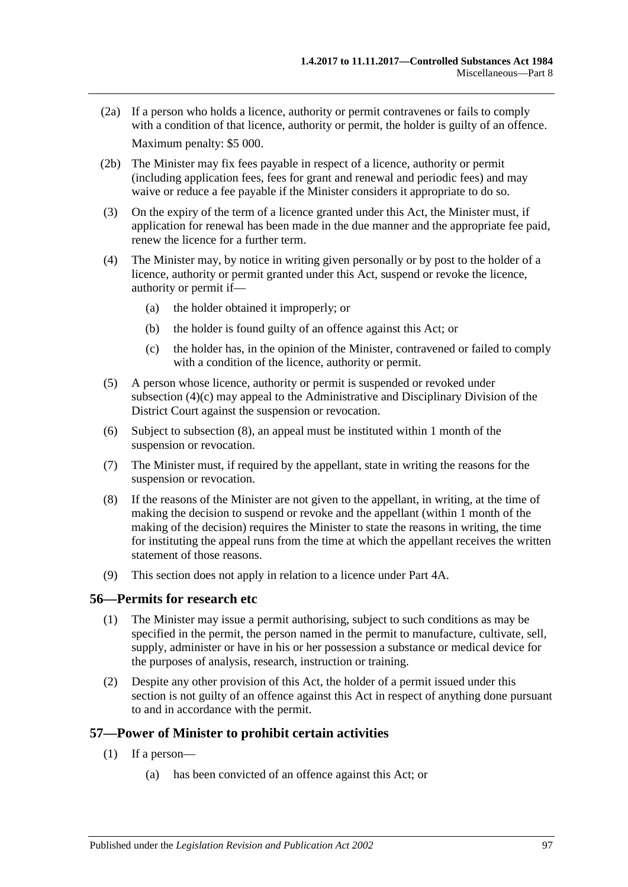(2a) If a person who holds a licence, authority or permit contravenes or fails to comply with a condition of that licence, authority or permit, the holder is guilty of an offence.

Maximum penalty: $5 000.

(2b) The Minister may fix fees payable in respect of a licence, authority or permit (including application fees, fees for grant and renewal and periodic fees) and may waive or reduce a fee payable if the Minister considers it appropriate to do so.

(3) On the expiry of the term of a licence granted under this Act, the Minister must, if application for renewal has been made in the due manner and the appropriate fee paid, renew the licence for a further term.

(4) The Minister may, by notice in writing given personally or by post to the holder of a licence, authority or permit granted under this Act, suspend or revoke the licence, authority or permit if—

(a) the holder obtained it improperly; or

(b) the holder is found guilty of an offence against this Act; or

(c) the holder has, in the opinion of the Minister, contravened or failed to comply with a condition of the licence, authority or permit.

(5) A person whose licence, authority or permit is suspended or revoked under subsection (4)(c) may appeal to the Administrative and Disciplinary Division of the District Court against the suspension or revocation.

(6) Subject to subsection (8), an appeal must be instituted within 1 month of the suspension or revocation.

(7) The Minister must, if required by the appellant, state in writing the reasons for the suspension or revocation.

(8) If the reasons of the Minister are not given to the appellant, in writing, at the time of making the decision to suspend or revoke and the appellant (within 1 month of the making of the decision) requires the Minister to state the reasons in writing, the time for instituting the appeal runs from the time at which the appellant receives the written statement of those reasons.

(9) This section does not apply in relation to a licence under Part 4A.

## 56—Permits for research etc

(1) The Minister may issue a permit authorising, subject to such conditions as may be specified in the permit, the person named in the permit to manufacture, cultivate, sell, supply, administer or have in his or her possession a substance or medical device for the purposes of analysis, research, instruction or training.

(2) Despite any other provision of this Act, the holder of a permit issued under this section is not guilty of an offence against this Act in respect of anything done pursuant to and in accordance with the permit.

## 57—Power of Minister to prohibit certain activities

(1) If a person—

(a) has been convicted of an offence against this Act; or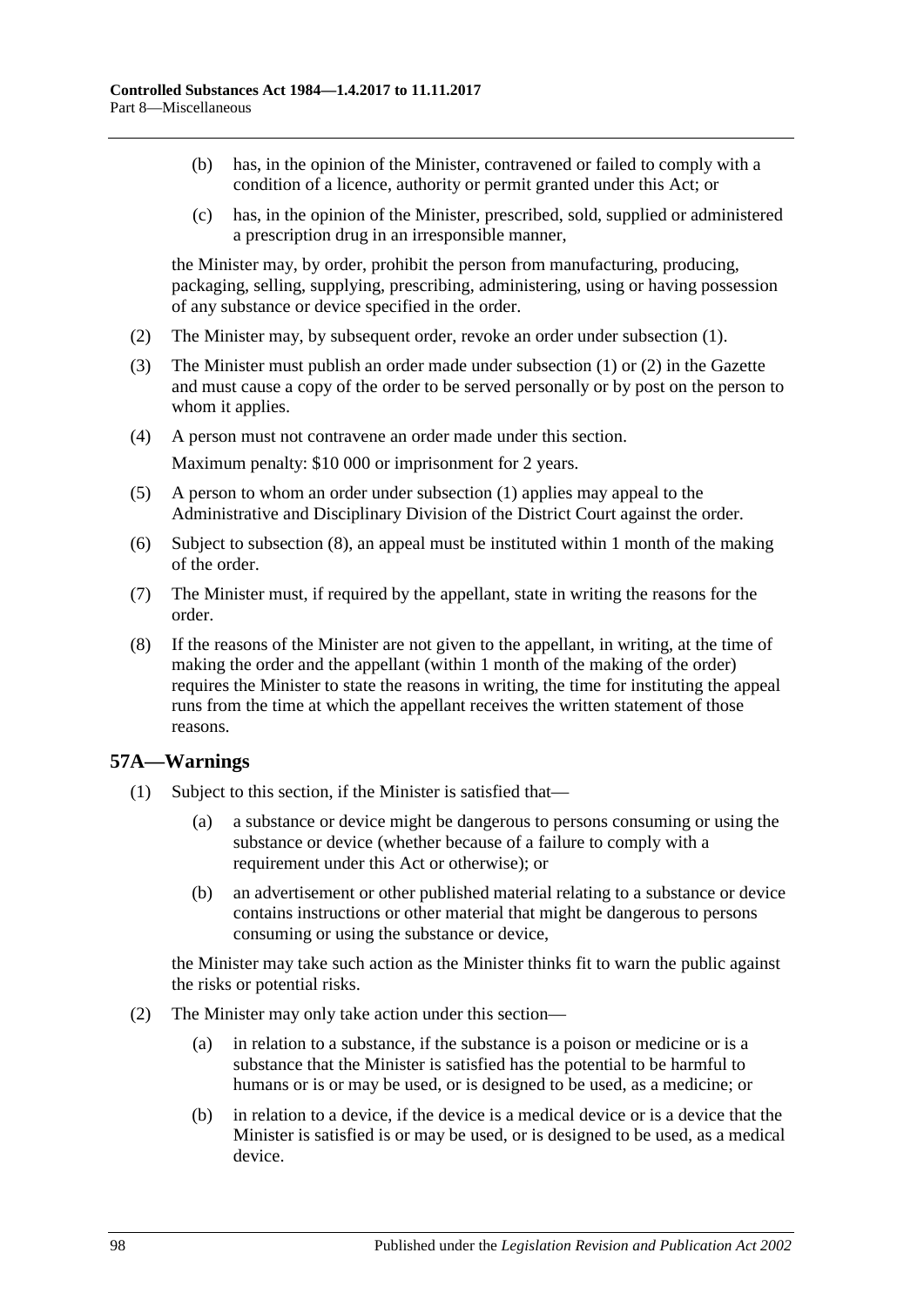(b) has, in the opinion of the Minister, contravened or failed to comply with a condition of a licence, authority or permit granted under this Act; or

(c) has, in the opinion of the Minister, prescribed, sold, supplied or administered a prescription drug in an irresponsible manner,

the Minister may, by order, prohibit the person from manufacturing, producing, packaging, selling, supplying, prescribing, administering, using or having possession of any substance or device specified in the order.

(2) The Minister may, by subsequent order, revoke an order under subsection (1).

(3) The Minister must publish an order made under subsection (1) or (2) in the Gazette and must cause a copy of the order to be served personally or by post on the person to whom it applies.

(4) A person must not contravene an order made under this section.

Maximum penalty: $10 000 or imprisonment for 2 years.

(5) A person to whom an order under subsection (1) applies may appeal to the Administrative and Disciplinary Division of the District Court against the order.

(6) Subject to subsection (8), an appeal must be instituted within 1 month of the making of the order.

(7) The Minister must, if required by the appellant, state in writing the reasons for the order.

(8) If the reasons of the Minister are not given to the appellant, in writing, at the time of making the order and the appellant (within 1 month of the making of the order) requires the Minister to state the reasons in writing, the time for instituting the appeal runs from the time at which the appellant receives the written statement of those reasons.

## 57A—Warnings

(1) Subject to this section, if the Minister is satisfied that—

(a) a substance or device might be dangerous to persons consuming or using the substance or device (whether because of a failure to comply with a requirement under this Act or otherwise); or

(b) an advertisement or other published material relating to a substance or device contains instructions or other material that might be dangerous to persons consuming or using the substance or device,

the Minister may take such action as the Minister thinks fit to warn the public against the risks or potential risks.

(2) The Minister may only take action under this section—

(a) in relation to a substance, if the substance is a poison or medicine or is a substance that the Minister is satisfied has the potential to be harmful to humans or is or may be used, or is designed to be used, as a medicine; or

(b) in relation to a device, if the device is a medical device or is a device that the Minister is satisfied is or may be used, or is designed to be used, as a medical device.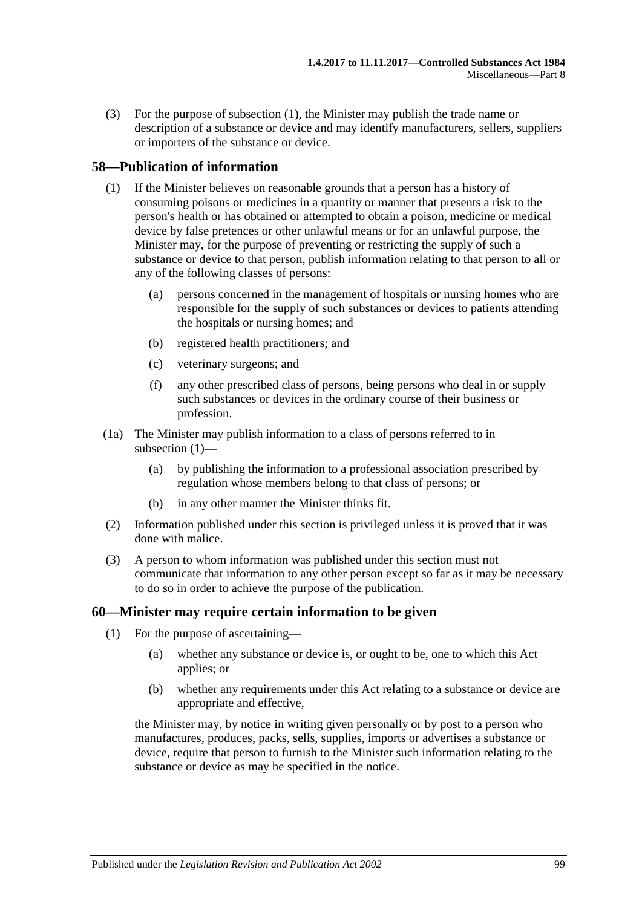(3) For the purpose of subsection (1), the Minister may publish the trade name or description of a substance or device and may identify manufacturers, sellers, suppliers or importers of the substance or device.

## 58—Publication of information

(1) If the Minister believes on reasonable grounds that a person has a history of consuming poisons or medicines in a quantity or manner that presents a risk to the person's health or has obtained or attempted to obtain a poison, medicine or medical device by false pretences or other unlawful means or for an unlawful purpose, the Minister may, for the purpose of preventing or restricting the supply of such a substance or device to that person, publish information relating to that person to all or any of the following classes of persons:

- (a) persons concerned in the management of hospitals or nursing homes who are responsible for the supply of such substances or devices to patients attending the hospitals or nursing homes; and
- (b) registered health practitioners; and
- (c) veterinary surgeons; and
- (f) any other prescribed class of persons, being persons who deal in or supply such substances or devices in the ordinary course of their business or profession.

(1a) The Minister may publish information to a class of persons referred to in subsection (1)—

- (a) by publishing the information to a professional association prescribed by regulation whose members belong to that class of persons; or
- (b) in any other manner the Minister thinks fit.

(2) Information published under this section is privileged unless it is proved that it was done with malice.

(3) A person to whom information was published under this section must not communicate that information to any other person except so far as it may be necessary to do so in order to achieve the purpose of the publication.

## 60—Minister may require certain information to be given

(1) For the purpose of ascertaining—

- (a) whether any substance or device is, or ought to be, one to which this Act applies; or
- (b) whether any requirements under this Act relating to a substance or device are appropriate and effective,

the Minister may, by notice in writing given personally or by post to a person who manufactures, produces, packs, sells, supplies, imports or advertises a substance or device, require that person to furnish to the Minister such information relating to the substance or device as may be specified in the notice.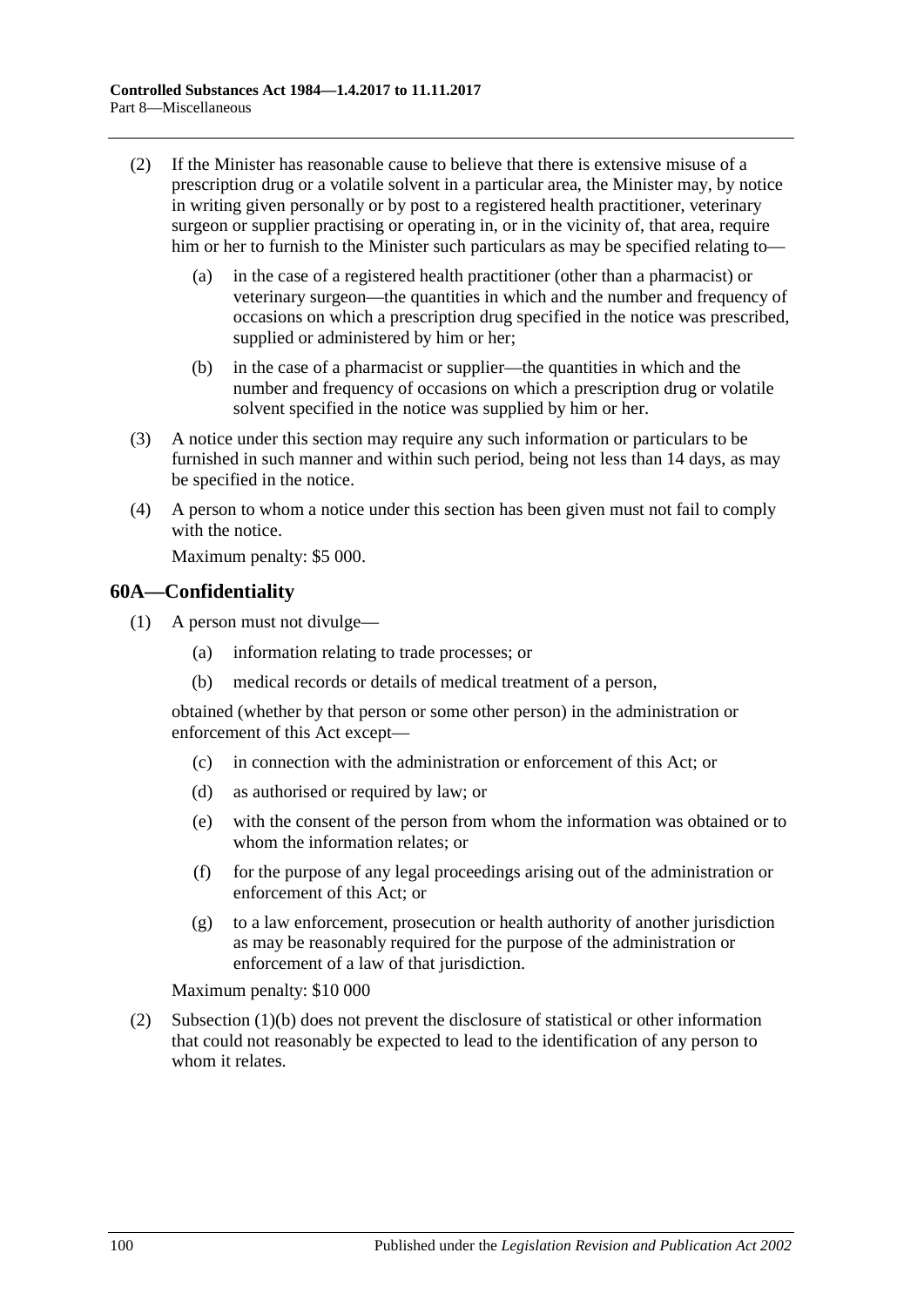(2) If the Minister has reasonable cause to believe that there is extensive misuse of a prescription drug or a volatile solvent in a particular area, the Minister may, by notice in writing given personally or by post to a registered health practitioner, veterinary surgeon or supplier practising or operating in, or in the vicinity of, that area, require him or her to furnish to the Minister such particulars as may be specified relating to—

(a) in the case of a registered health practitioner (other than a pharmacist) or veterinary surgeon—the quantities in which and the number and frequency of occasions on which a prescription drug specified in the notice was prescribed, supplied or administered by him or her;

(b) in the case of a pharmacist or supplier—the quantities in which and the number and frequency of occasions on which a prescription drug or volatile solvent specified in the notice was supplied by him or her.

(3) A notice under this section may require any such information or particulars to be furnished in such manner and within such period, being not less than 14 days, as may be specified in the notice.

(4) A person to whom a notice under this section has been given must not fail to comply with the notice.

Maximum penalty: $5 000.

## 60A—Confidentiality

(1) A person must not divulge—

(a) information relating to trade processes; or

(b) medical records or details of medical treatment of a person,

obtained (whether by that person or some other person) in the administration or enforcement of this Act except—

(c) in connection with the administration or enforcement of this Act; or

(d) as authorised or required by law; or

(e) with the consent of the person from whom the information was obtained or to whom the information relates; or

(f) for the purpose of any legal proceedings arising out of the administration or enforcement of this Act; or

(g) to a law enforcement, prosecution or health authority of another jurisdiction as may be reasonably required for the purpose of the administration or enforcement of a law of that jurisdiction.

Maximum penalty: $10 000

(2) Subsection (1)(b) does not prevent the disclosure of statistical or other information that could not reasonably be expected to lead to the identification of any person to whom it relates.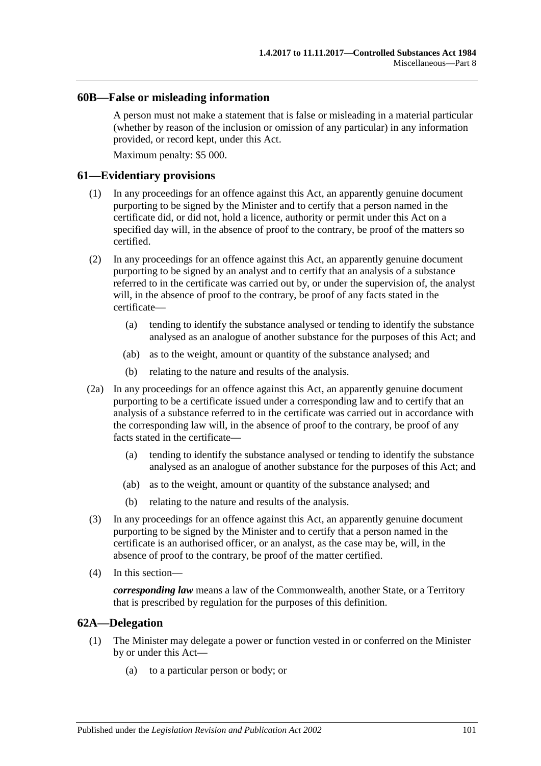## 60B—False or misleading information

A person must not make a statement that is false or misleading in a material particular (whether by reason of the inclusion or omission of any particular) in any information provided, or record kept, under this Act.

Maximum penalty: $5 000.

## 61—Evidentiary provisions

(1) In any proceedings for an offence against this Act, an apparently genuine document purporting to be signed by the Minister and to certify that a person named in the certificate did, or did not, hold a licence, authority or permit under this Act on a specified day will, in the absence of proof to the contrary, be proof of the matters so certified.

(2) In any proceedings for an offence against this Act, an apparently genuine document purporting to be signed by an analyst and to certify that an analysis of a substance referred to in the certificate was carried out by, or under the supervision of, the analyst will, in the absence of proof to the contrary, be proof of any facts stated in the certificate—

- (a) tending to identify the substance analysed or tending to identify the substance analysed as an analogue of another substance for the purposes of this Act; and
- (ab) as to the weight, amount or quantity of the substance analysed; and
- (b) relating to the nature and results of the analysis.

(2a) In any proceedings for an offence against this Act, an apparently genuine document purporting to be a certificate issued under a corresponding law and to certify that an analysis of a substance referred to in the certificate was carried out in accordance with the corresponding law will, in the absence of proof to the contrary, be proof of any facts stated in the certificate—

- (a) tending to identify the substance analysed or tending to identify the substance analysed as an analogue of another substance for the purposes of this Act; and
- (ab) as to the weight, amount or quantity of the substance analysed; and
- (b) relating to the nature and results of the analysis.

(3) In any proceedings for an offence against this Act, an apparently genuine document purporting to be signed by the Minister and to certify that a person named in the certificate is an authorised officer, or an analyst, as the case may be, will, in the absence of proof to the contrary, be proof of the matter certified.

(4) In this section—

***corresponding law*** means a law of the Commonwealth, another State, or a Territory that is prescribed by regulation for the purposes of this definition.

## 62A—Delegation

(1) The Minister may delegate a power or function vested in or conferred on the Minister by or under this Act—

- (a) to a particular person or body; or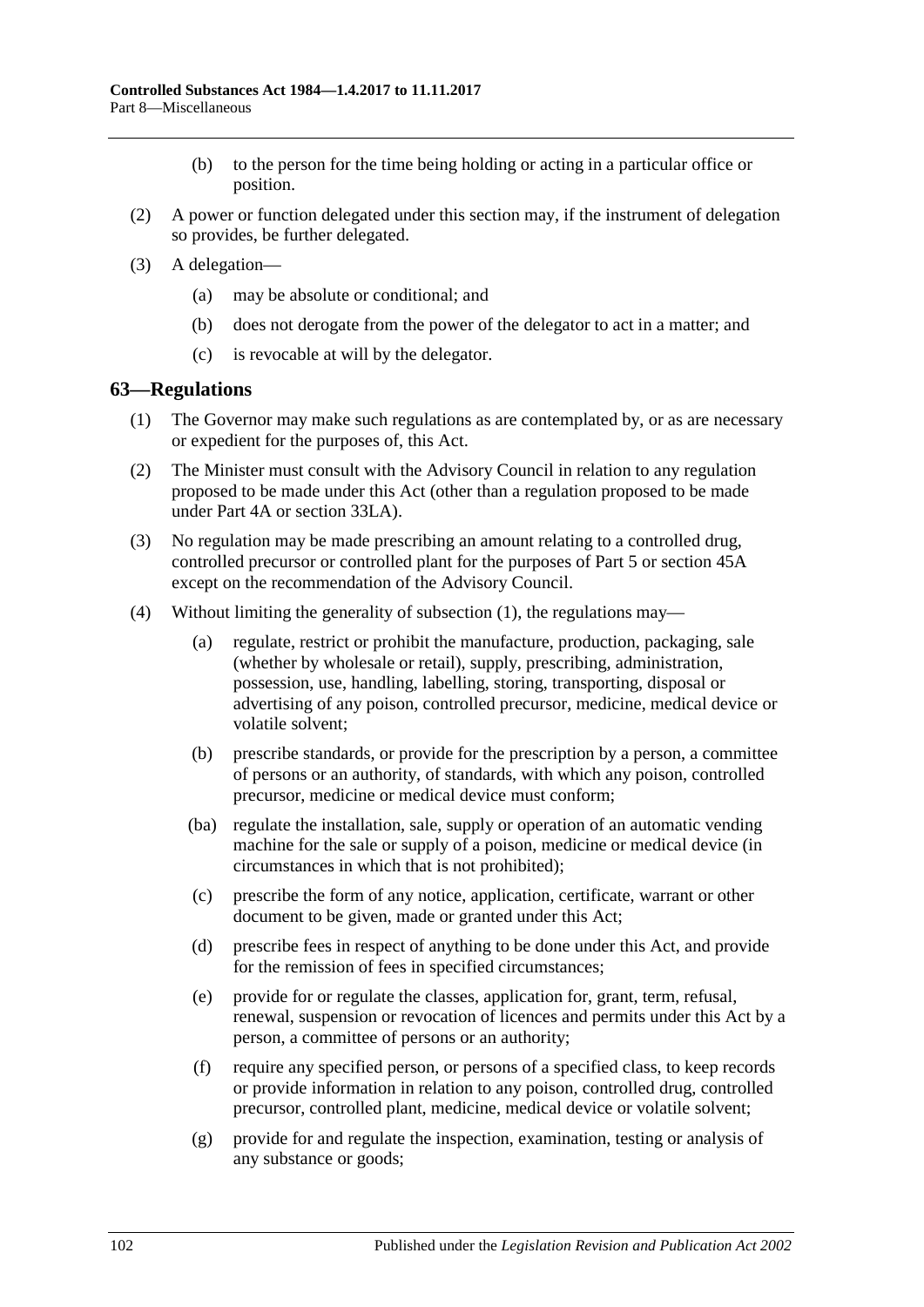(b) to the person for the time being holding or acting in a particular office or position.

(2) A power or function delegated under this section may, if the instrument of delegation so provides, be further delegated.

(3) A delegation—

(a) may be absolute or conditional; and

(b) does not derogate from the power of the delegator to act in a matter; and

(c) is revocable at will by the delegator.

## 63—Regulations

(1) The Governor may make such regulations as are contemplated by, or as are necessary or expedient for the purposes of, this Act.

(2) The Minister must consult with the Advisory Council in relation to any regulation proposed to be made under this Act (other than a regulation proposed to be made under Part 4A or section 33LA).

(3) No regulation may be made prescribing an amount relating to a controlled drug, controlled precursor or controlled plant for the purposes of Part 5 or section 45A except on the recommendation of the Advisory Council.

(4) Without limiting the generality of subsection (1), the regulations may—

(a) regulate, restrict or prohibit the manufacture, production, packaging, sale (whether by wholesale or retail), supply, prescribing, administration, possession, use, handling, labelling, storing, transporting, disposal or advertising of any poison, controlled precursor, medicine, medical device or volatile solvent;

(b) prescribe standards, or provide for the prescription by a person, a committee of persons or an authority, of standards, with which any poison, controlled precursor, medicine or medical device must conform;

(ba) regulate the installation, sale, supply or operation of an automatic vending machine for the sale or supply of a poison, medicine or medical device (in circumstances in which that is not prohibited);

(c) prescribe the form of any notice, application, certificate, warrant or other document to be given, made or granted under this Act;

(d) prescribe fees in respect of anything to be done under this Act, and provide for the remission of fees in specified circumstances;

(e) provide for or regulate the classes, application for, grant, term, refusal, renewal, suspension or revocation of licences and permits under this Act by a person, a committee of persons or an authority;

(f) require any specified person, or persons of a specified class, to keep records or provide information in relation to any poison, controlled drug, controlled precursor, controlled plant, medicine, medical device or volatile solvent;

(g) provide for and regulate the inspection, examination, testing or analysis of any substance or goods;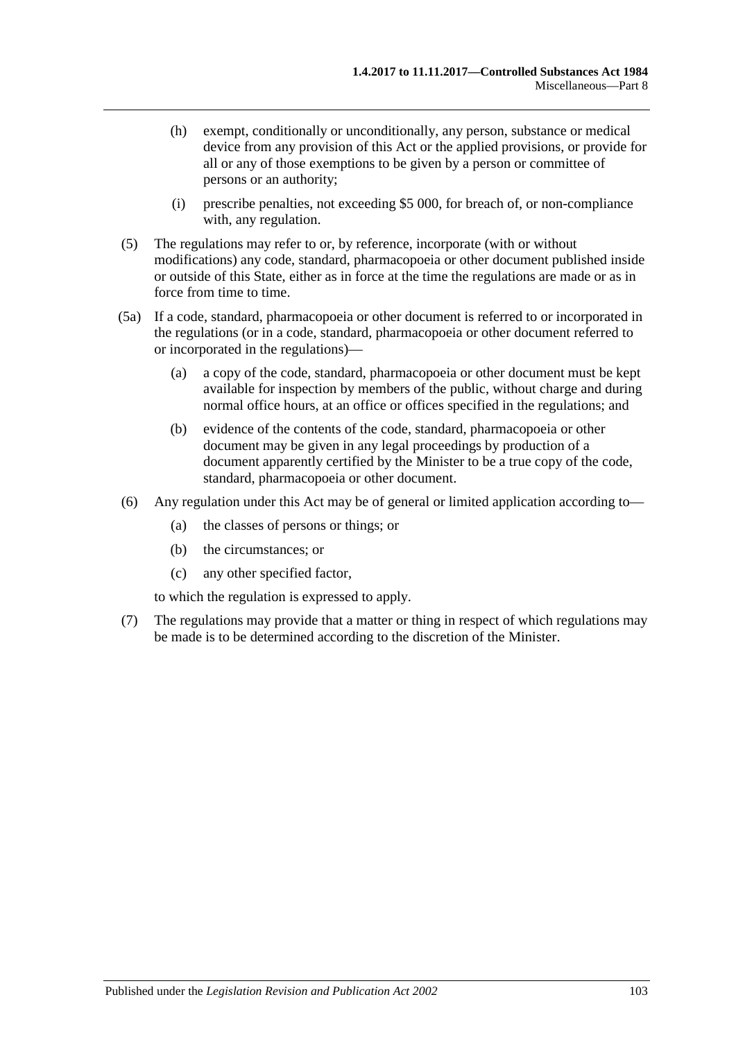(h) exempt, conditionally or unconditionally, any person, substance or medical device from any provision of this Act or the applied provisions, or provide for all or any of those exemptions to be given by a person or committee of persons or an authority;

(i) prescribe penalties, not exceeding $5 000, for breach of, or non-compliance with, any regulation.

(5) The regulations may refer to or, by reference, incorporate (with or without modifications) any code, standard, pharmacopoeia or other document published inside or outside of this State, either as in force at the time the regulations are made or as in force from time to time.

(5a) If a code, standard, pharmacopoeia or other document is referred to or incorporated in the regulations (or in a code, standard, pharmacopoeia or other document referred to or incorporated in the regulations)—

(a) a copy of the code, standard, pharmacopoeia or other document must be kept available for inspection by members of the public, without charge and during normal office hours, at an office or offices specified in the regulations; and

(b) evidence of the contents of the code, standard, pharmacopoeia or other document may be given in any legal proceedings by production of a document apparently certified by the Minister to be a true copy of the code, standard, pharmacopoeia or other document.

(6) Any regulation under this Act may be of general or limited application according to—

(a) the classes of persons or things; or

(b) the circumstances; or

(c) any other specified factor,

to which the regulation is expressed to apply.

(7) The regulations may provide that a matter or thing in respect of which regulations may be made is to be determined according to the discretion of the Minister.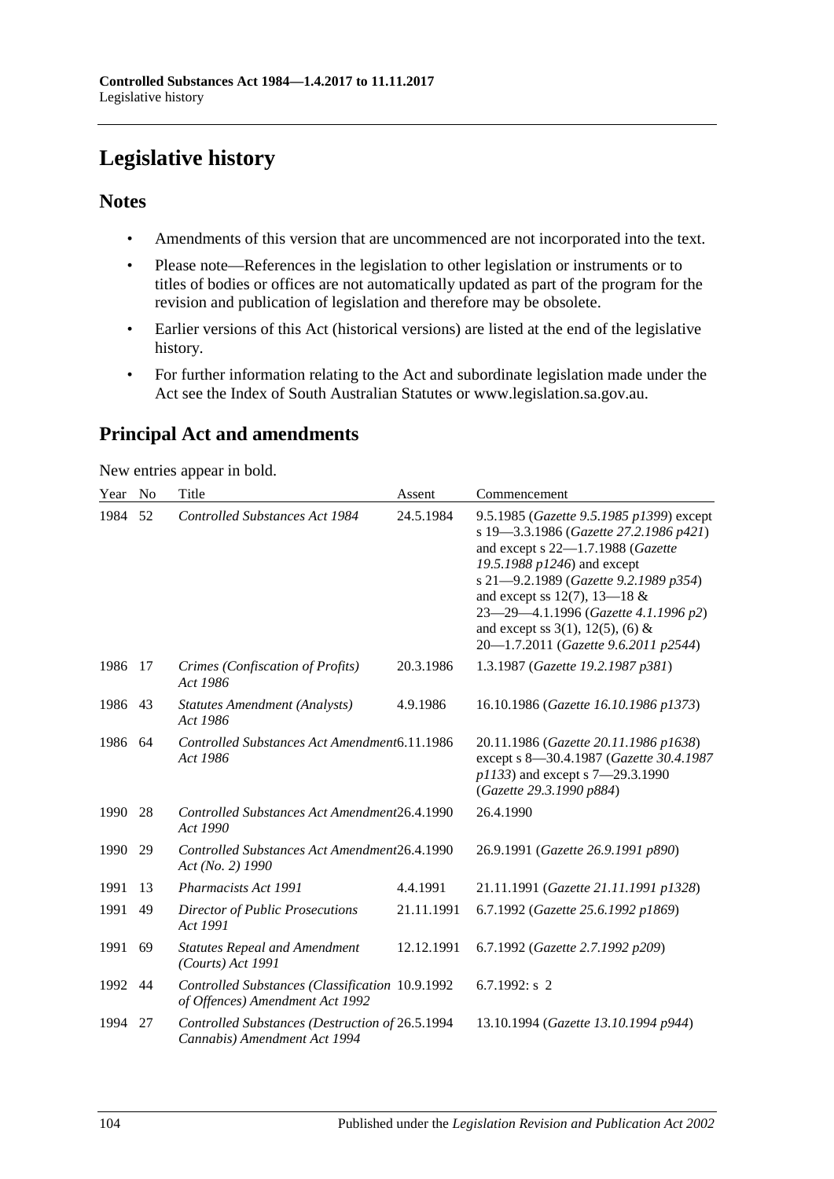# Legislative history

## Notes

- Amendments of this version that are uncommenced are not incorporated into the text.
- Please note—References in the legislation to other legislation or instruments or to titles of bodies or offices are not automatically updated as part of the program for the revision and publication of legislation and therefore may be obsolete.
- Earlier versions of this Act (historical versions) are listed at the end of the legislative history.
- For further information relating to the Act and subordinate legislation made under the Act see the Index of South Australian Statutes or www.legislation.sa.gov.au.

## Principal Act and amendments

New entries appear in bold.

| Year | No | Title | Assent | Commencement |
|---|---|---|---|---|
| 1984 | 52 | *Controlled Substances Act 1984* | 24.5.1984 | 9.5.1985 (*Gazette 9.5.1985 p1399*) except s 19—3.3.1986 (*Gazette 27.2.1986 p421*) and except s 22—1.7.1988 (*Gazette 19.5.1988 p1246*) and except s 21—9.2.1989 (*Gazette 9.2.1989 p354*) and except ss 12(7), 13—18 & 23—29—4.1.1996 (*Gazette 4.1.1996 p2*) and except ss 3(1), 12(5), (6) & 20—1.7.2011 (*Gazette 9.6.2011 p2544*) |
| 1986 | 17 | *Crimes (Confiscation of Profits) Act 1986* | 20.3.1986 | 1.3.1987 (*Gazette 19.2.1987 p381*) |
| 1986 | 43 | *Statutes Amendment (Analysts) Act 1986* | 4.9.1986 | 16.10.1986 (*Gazette 16.10.1986 p1373*) |
| 1986 | 64 | *Controlled Substances Act Amendment Act 1986* | 6.11.1986 | 20.11.1986 (*Gazette 20.11.1986 p1638*) except s 8—30.4.1987 (*Gazette 30.4.1987 p1133*) and except s 7—29.3.1990 (*Gazette 29.3.1990 p884*) |
| 1990 | 28 | *Controlled Substances Act Amendment Act 1990* | 26.4.1990 | 26.4.1990 |
| 1990 | 29 | *Controlled Substances Act Amendment Act (No. 2) 1990* | 26.4.1990 | 26.9.1991 (*Gazette 26.9.1991 p890*) |
| 1991 | 13 | *Pharmacists Act 1991* | 4.4.1991 | 21.11.1991 (*Gazette 21.11.1991 p1328*) |
| 1991 | 49 | *Director of Public Prosecutions Act 1991* | 21.11.1991 | 6.7.1992 (*Gazette 25.6.1992 p1869*) |
| 1991 | 69 | *Statutes Repeal and Amendment (Courts) Act 1991* | 12.12.1991 | 6.7.1992 (*Gazette 2.7.1992 p209*) |
| 1992 | 44 | *Controlled Substances (Classification of Offences) Amendment Act 1992* | 10.9.1992 | 6.7.1992: s 2 |
| 1994 | 27 | *Controlled Substances (Destruction of Cannabis) Amendment Act 1994* | 26.5.1994 | 13.10.1994 (*Gazette 13.10.1994 p944*) |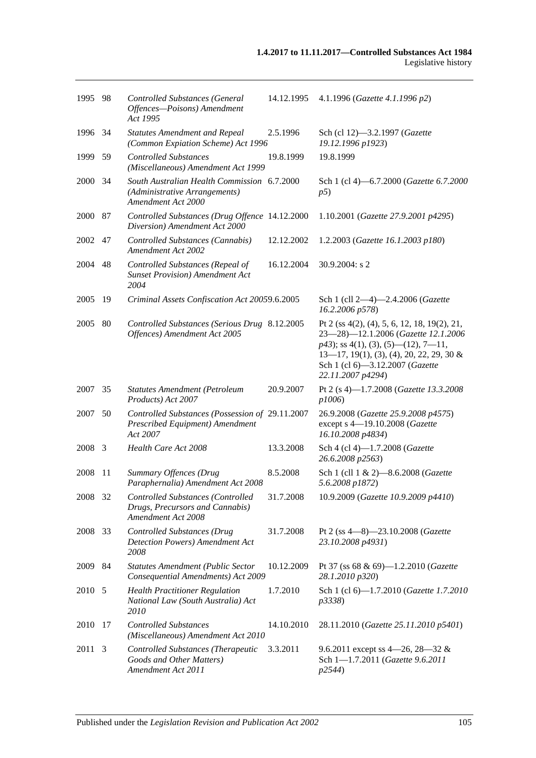| 1995 | 98 | *Controlled Substances (General Offences—Poisons) Amendment Act 1995* | 14.12.1995 | 4.1.1996 (*Gazette 4.1.1996 p2*) |
|---|---|---|---|---|
| 1996 | 34 | *Statutes Amendment and Repeal (Common Expiation Scheme) Act 1996* | 2.5.1996 | Sch (cl 12)—3.2.1997 (*Gazette 19.12.1996 p1923*) |
| 1999 | 59 | *Controlled Substances (Miscellaneous) Amendment Act 1999* | 19.8.1999 | 19.8.1999 |
| 2000 | 34 | *South Australian Health Commission (Administrative Arrangements) Amendment Act 2000* | 6.7.2000 | Sch 1 (cl 4)—6.7.2000 (*Gazette 6.7.2000 p5*) |
| 2000 | 87 | *Controlled Substances (Drug Offence Diversion) Amendment Act 2000* | 14.12.2000 | 1.10.2001 (*Gazette 27.9.2001 p4295*) |
| 2002 | 47 | *Controlled Substances (Cannabis) Amendment Act 2002* | 12.12.2002 | 1.2.2003 (*Gazette 16.1.2003 p180*) |
| 2004 | 48 | *Controlled Substances (Repeal of Sunset Provision) Amendment Act 2004* | 16.12.2004 | 30.9.2004: s 2 |
| 2005 | 19 | *Criminal Assets Confiscation Act 2005* | 9.6.2005 | Sch 1 (cll 2—4)—2.4.2006 (*Gazette 16.2.2006 p578*) |
| 2005 | 80 | *Controlled Substances (Serious Drug Offences) Amendment Act 2005* | 8.12.2005 | Pt 2 (ss 4(2), (4), 5, 6, 12, 18, 19(2), 21, 23—28)—12.1.2006 (*Gazette 12.1.2006 p43*); ss 4(1), (3), (5)—(12), 7—11, 13—17, 19(1), (3), (4), 20, 22, 29, 30 & Sch 1 (cl 6)—3.12.2007 (*Gazette 22.11.2007 p4294*) |
| 2007 | 35 | *Statutes Amendment (Petroleum Products) Act 2007* | 20.9.2007 | Pt 2 (s 4)—1.7.2008 (*Gazette 13.3.2008 p1006*) |
| 2007 | 50 | *Controlled Substances (Possession of Prescribed Equipment) Amendment Act 2007* | 29.11.2007 | 26.9.2008 (*Gazette 25.9.2008 p4575*) except s 4—19.10.2008 (*Gazette 16.10.2008 p4834*) |
| 2008 | 3 | *Health Care Act 2008* | 13.3.2008 | Sch 4 (cl 4)—1.7.2008 (*Gazette 26.6.2008 p2563*) |
| 2008 | 11 | *Summary Offences (Drug Paraphernalia) Amendment Act 2008* | 8.5.2008 | Sch 1 (cll 1 & 2)—8.6.2008 (*Gazette 5.6.2008 p1872*) |
| 2008 | 32 | *Controlled Substances (Controlled Drugs, Precursors and Cannabis) Amendment Act 2008* | 31.7.2008 | 10.9.2009 (*Gazette 10.9.2009 p4410*) |
| 2008 | 33 | *Controlled Substances (Drug Detection Powers) Amendment Act 2008* | 31.7.2008 | Pt 2 (ss 4—8)—23.10.2008 (*Gazette 23.10.2008 p4931*) |
| 2009 | 84 | *Statutes Amendment (Public Sector Consequential Amendments) Act 2009* | 10.12.2009 | Pt 37 (ss 68 & 69)—1.2.2010 (*Gazette 28.1.2010 p320*) |
| 2010 | 5 | *Health Practitioner Regulation National Law (South Australia) Act 2010* | 1.7.2010 | Sch 1 (cl 6)—1.7.2010 (*Gazette 1.7.2010 p3338*) |
| 2010 | 17 | *Controlled Substances (Miscellaneous) Amendment Act 2010* | 14.10.2010 | 28.11.2010 (*Gazette 25.11.2010 p5401*) |
| 2011 | 3 | *Controlled Substances (Therapeutic Goods and Other Matters) Amendment Act 2011* | 3.3.2011 | 9.6.2011 except ss 4—26, 28—32 & Sch 1—1.7.2011 (*Gazette 9.6.2011 p2544*) |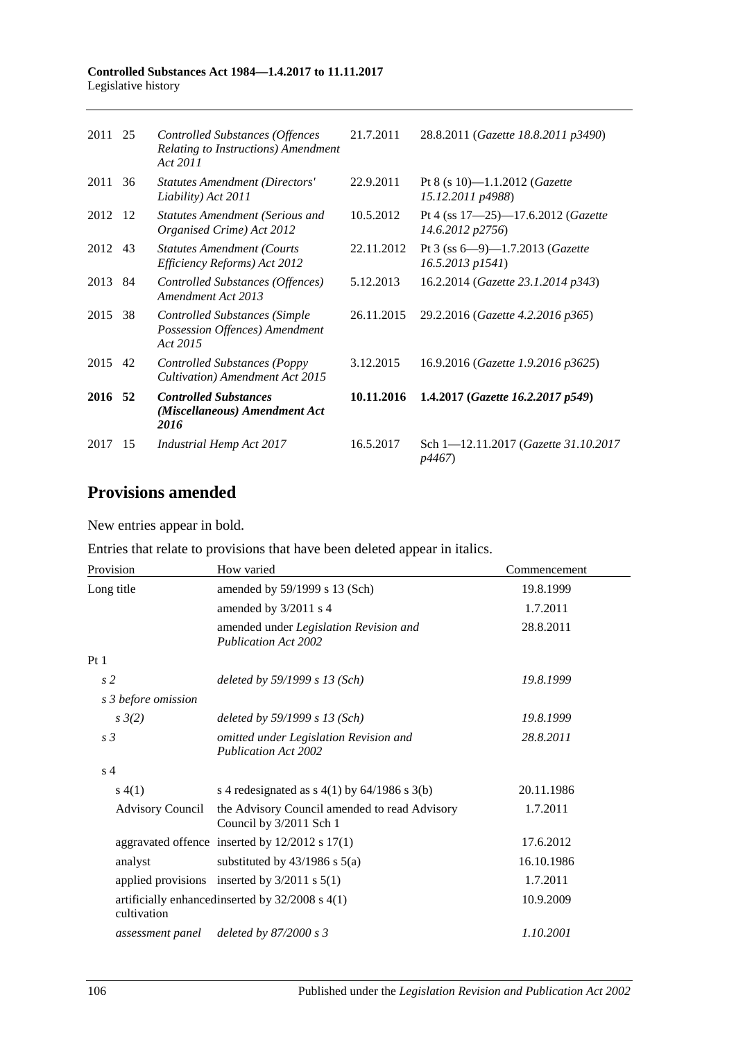| | | | | |
|---|---|---|---|---|
| 2011 | 25 | *Controlled Substances (Offences Relating to Instructions) Amendment Act 2011* | 21.7.2011 | 28.8.2011 (*Gazette 18.8.2011 p3490*) |
| 2011 | 36 | *Statutes Amendment (Directors' Liability) Act 2011* | 22.9.2011 | Pt 8 (s 10)—1.1.2012 (*Gazette 15.12.2011 p4988*) |
| 2012 | 12 | *Statutes Amendment (Serious and Organised Crime) Act 2012* | 10.5.2012 | Pt 4 (ss 17—25)—17.6.2012 (*Gazette 14.6.2012 p2756*) |
| 2012 | 43 | *Statutes Amendment (Courts Efficiency Reforms) Act 2012* | 22.11.2012 | Pt 3 (ss 6—9)—1.7.2013 (*Gazette 16.5.2013 p1541*) |
| 2013 | 84 | *Controlled Substances (Offences) Amendment Act 2013* | 5.12.2013 | 16.2.2014 (*Gazette 23.1.2014 p343*) |
| 2015 | 38 | *Controlled Substances (Simple Possession Offences) Amendment Act 2015* | 26.11.2015 | 29.2.2016 (*Gazette 4.2.2016 p365*) |
| 2015 | 42 | *Controlled Substances (Poppy Cultivation) Amendment Act 2015* | 3.12.2015 | 16.9.2016 (*Gazette 1.9.2016 p3625*) |
| **2016** | **52** | ***Controlled Substances (Miscellaneous) Amendment Act 2016*** | **10.11.2016** | **1.4.2017 (*Gazette 16.2.2017 p549*)** |
| 2017 | 15 | *Industrial Hemp Act 2017* | 16.5.2017 | Sch 1—12.11.2017 (*Gazette 31.10.2017 p4467*) |

## Provisions amended

New entries appear in bold.

Entries that relate to provisions that have been deleted appear in italics.

| Provision | How varied | Commencement |
|---|---|---|
| Long title | amended by 59/1999 s 13 (Sch) | 19.8.1999 |
| | amended by 3/2011 s 4 | 1.7.2011 |
| | amended under *Legislation Revision and Publication Act 2002* | 28.8.2011 |
| Pt 1 | | |
| *s 2* | *deleted by 59/1999 s 13 (Sch)* | *19.8.1999* |
| *s 3 before omission* | | |
| *s 3(2)* | *deleted by 59/1999 s 13 (Sch)* | *19.8.1999* |
| *s 3* | *omitted under Legislation Revision and Publication Act 2002* | *28.8.2011* |
| s 4 | | |
| s 4(1) | s 4 redesignated as s 4(1) by 64/1986 s 3(b) | 20.11.1986 |
| Advisory Council | the Advisory Council amended to read Advisory Council by 3/2011 Sch 1 | 1.7.2011 |
| aggravated offence | inserted by 12/2012 s 17(1) | 17.6.2012 |
| analyst | substituted by 43/1986 s 5(a) | 16.10.1986 |
| applied provisions | inserted by 3/2011 s 5(1) | 1.7.2011 |
| artificially enhanced cultivation | inserted by 32/2008 s 4(1) | 10.9.2009 |
| *assessment panel* | *deleted by 87/2000 s 3* | *1.10.2001* |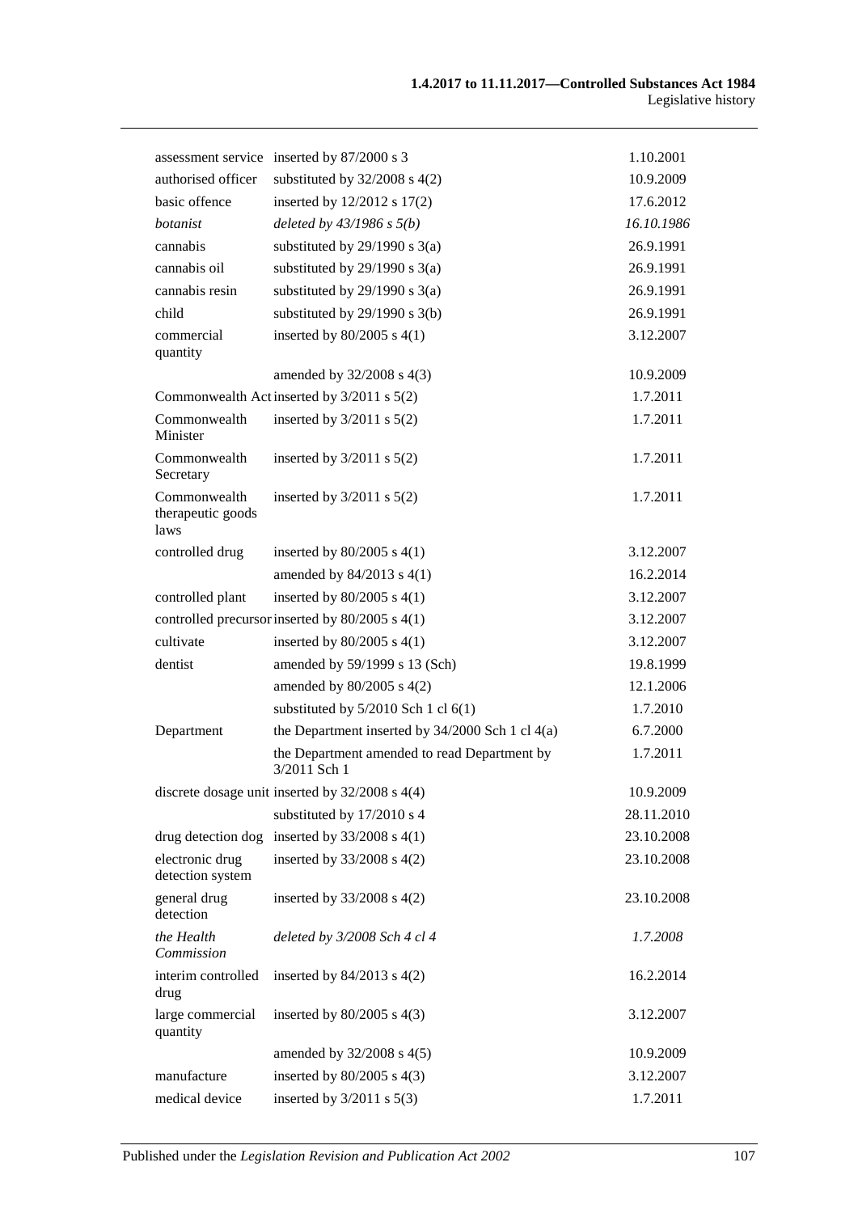| | | |
|---|---|---|
| assessment service | inserted by 87/2000 s 3 | 1.10.2001 |
| authorised officer | substituted by 32/2008 s 4(2) | 10.9.2009 |
| basic offence | inserted by 12/2012 s 17(2) | 17.6.2012 |
| *botanist* | *deleted by 43/1986 s 5(b)* | *16.10.1986* |
| cannabis | substituted by 29/1990 s 3(a) | 26.9.1991 |
| cannabis oil | substituted by 29/1990 s 3(a) | 26.9.1991 |
| cannabis resin | substituted by 29/1990 s 3(a) | 26.9.1991 |
| child | substituted by 29/1990 s 3(b) | 26.9.1991 |
| commercial quantity | inserted by 80/2005 s 4(1) | 3.12.2007 |
| | amended by 32/2008 s 4(3) | 10.9.2009 |
| Commonwealth Act | inserted by 3/2011 s 5(2) | 1.7.2011 |
| Commonwealth Minister | inserted by 3/2011 s 5(2) | 1.7.2011 |
| Commonwealth Secretary | inserted by 3/2011 s 5(2) | 1.7.2011 |
| Commonwealth therapeutic goods laws | inserted by 3/2011 s 5(2) | 1.7.2011 |
| controlled drug | inserted by 80/2005 s 4(1) | 3.12.2007 |
| | amended by 84/2013 s 4(1) | 16.2.2014 |
| controlled plant | inserted by 80/2005 s 4(1) | 3.12.2007 |
| controlled precursor | inserted by 80/2005 s 4(1) | 3.12.2007 |
| cultivate | inserted by 80/2005 s 4(1) | 3.12.2007 |
| dentist | amended by 59/1999 s 13 (Sch) | 19.8.1999 |
| | amended by 80/2005 s 4(2) | 12.1.2006 |
| | substituted by 5/2010 Sch 1 cl 6(1) | 1.7.2010 |
| Department | the Department inserted by 34/2000 Sch 1 cl 4(a) | 6.7.2000 |
| | the Department amended to read Department by 3/2011 Sch 1 | 1.7.2011 |
| discrete dosage unit | inserted by 32/2008 s 4(4) | 10.9.2009 |
| | substituted by 17/2010 s 4 | 28.11.2010 |
| drug detection dog | inserted by 33/2008 s 4(1) | 23.10.2008 |
| electronic drug detection system | inserted by 33/2008 s 4(2) | 23.10.2008 |
| general drug detection | inserted by 33/2008 s 4(2) | 23.10.2008 |
| *the Health Commission* | *deleted by 3/2008 Sch 4 cl 4* | *1.7.2008* |
| interim controlled drug | inserted by 84/2013 s 4(2) | 16.2.2014 |
| large commercial quantity | inserted by 80/2005 s 4(3) | 3.12.2007 |
| | amended by 32/2008 s 4(5) | 10.9.2009 |
| manufacture | inserted by 80/2005 s 4(3) | 3.12.2007 |
| medical device | inserted by 3/2011 s 5(3) | 1.7.2011 |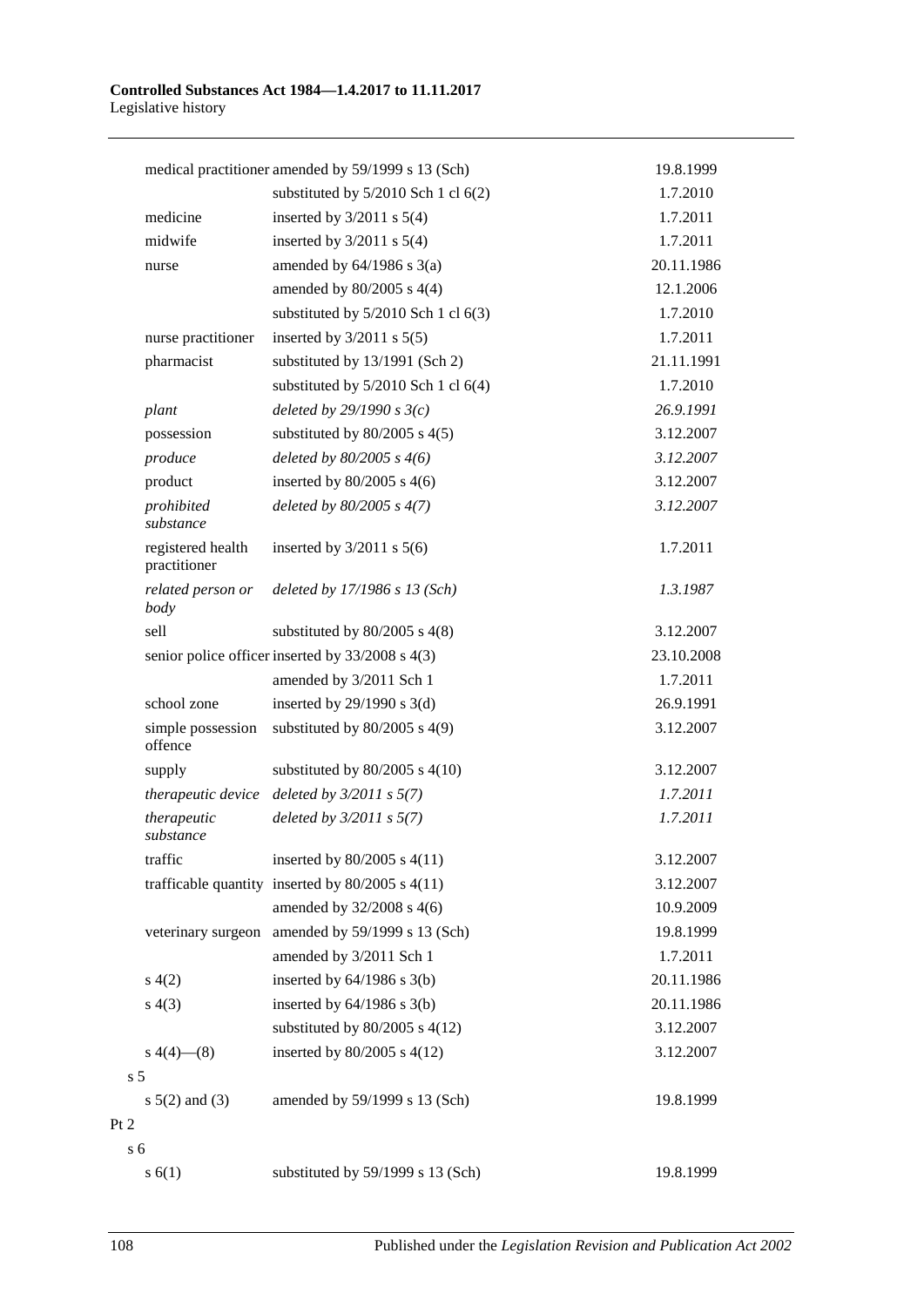| | | | |
|---|---|---|---|
| | medical practitioner | amended by 59/1999 s 13 (Sch) | 19.8.1999 |
| | | substituted by 5/2010 Sch 1 cl 6(2) | 1.7.2010 |
| | medicine | inserted by 3/2011 s 5(4) | 1.7.2011 |
| | midwife | inserted by 3/2011 s 5(4) | 1.7.2011 |
| | nurse | amended by 64/1986 s 3(a) | 20.11.1986 |
| | | amended by 80/2005 s 4(4) | 12.1.2006 |
| | | substituted by 5/2010 Sch 1 cl 6(3) | 1.7.2010 |
| | nurse practitioner | inserted by 3/2011 s 5(5) | 1.7.2011 |
| | pharmacist | substituted by 13/1991 (Sch 2) | 21.11.1991 |
| | | substituted by 5/2010 Sch 1 cl 6(4) | 1.7.2010 |
| | *plant* | *deleted by 29/1990 s 3(c)* | *26.9.1991* |
| | possession | substituted by 80/2005 s 4(5) | 3.12.2007 |
| | *produce* | *deleted by 80/2005 s 4(6)* | *3.12.2007* |
| | product | inserted by 80/2005 s 4(6) | 3.12.2007 |
| | *prohibited substance* | *deleted by 80/2005 s 4(7)* | *3.12.2007* |
| | registered health practitioner | inserted by 3/2011 s 5(6) | 1.7.2011 |
| | *related person or body* | *deleted by 17/1986 s 13 (Sch)* | *1.3.1987* |
| | sell | substituted by 80/2005 s 4(8) | 3.12.2007 |
| | senior police officer | inserted by 33/2008 s 4(3) | 23.10.2008 |
| | | amended by 3/2011 Sch 1 | 1.7.2011 |
| | school zone | inserted by 29/1990 s 3(d) | 26.9.1991 |
| | simple possession offence | substituted by 80/2005 s 4(9) | 3.12.2007 |
| | supply | substituted by 80/2005 s 4(10) | 3.12.2007 |
| | *therapeutic device* | *deleted by 3/2011 s 5(7)* | *1.7.2011* |
| | *therapeutic substance* | *deleted by 3/2011 s 5(7)* | *1.7.2011* |
| | traffic | inserted by 80/2005 s 4(11) | 3.12.2007 |
| | trafficable quantity | inserted by 80/2005 s 4(11) | 3.12.2007 |
| | | amended by 32/2008 s 4(6) | 10.9.2009 |
| | veterinary surgeon | amended by 59/1999 s 13 (Sch) | 19.8.1999 |
| | | amended by 3/2011 Sch 1 | 1.7.2011 |
| | s 4(2) | inserted by 64/1986 s 3(b) | 20.11.1986 |
| | s 4(3) | inserted by 64/1986 s 3(b) | 20.11.1986 |
| | | substituted by 80/2005 s 4(12) | 3.12.2007 |
| | s 4(4)—(8) | inserted by 80/2005 s 4(12) | 3.12.2007 |
| s 5 | | | |
| | s 5(2) and (3) | amended by 59/1999 s 13 (Sch) | 19.8.1999 |
| Pt 2 | | | |
| s 6 | | | |
| | s 6(1) | substituted by 59/1999 s 13 (Sch) | 19.8.1999 |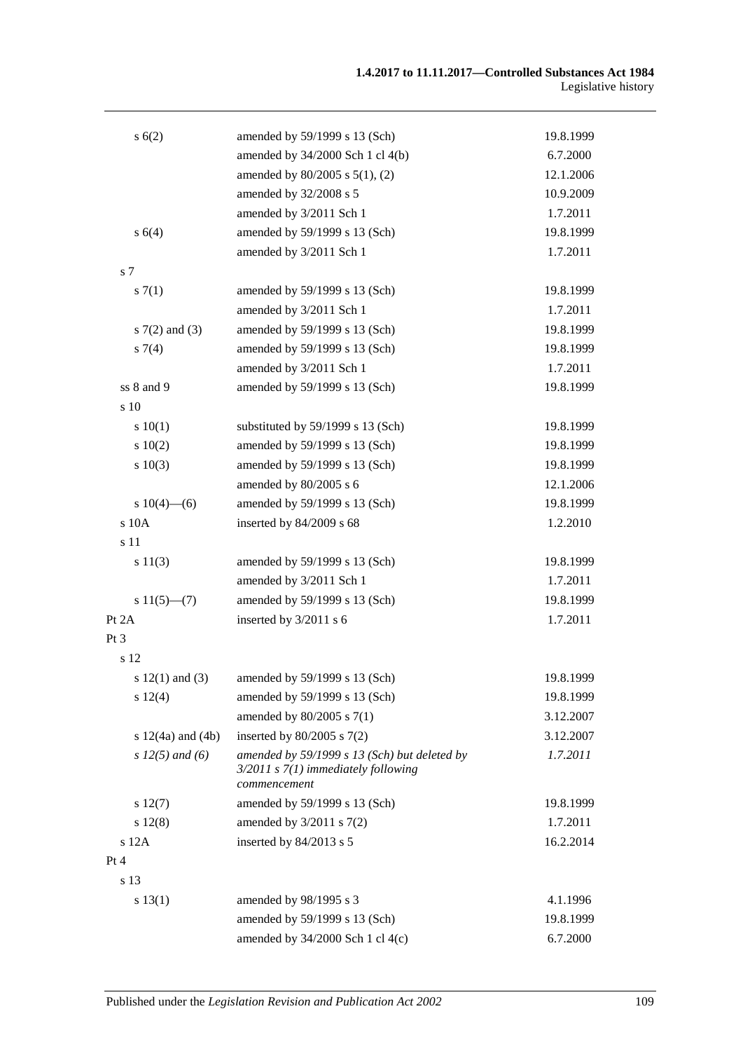| | | |
|---|---|---|
| s 6(2) | amended by 59/1999 s 13 (Sch) | 19.8.1999 |
| | amended by 34/2000 Sch 1 cl 4(b) | 6.7.2000 |
| | amended by 80/2005 s 5(1), (2) | 12.1.2006 |
| | amended by 32/2008 s 5 | 10.9.2009 |
| | amended by 3/2011 Sch 1 | 1.7.2011 |
| s 6(4) | amended by 59/1999 s 13 (Sch) | 19.8.1999 |
| | amended by 3/2011 Sch 1 | 1.7.2011 |
| s 7 | | |
| s 7(1) | amended by 59/1999 s 13 (Sch) | 19.8.1999 |
| | amended by 3/2011 Sch 1 | 1.7.2011 |
| s 7(2) and (3) | amended by 59/1999 s 13 (Sch) | 19.8.1999 |
| s 7(4) | amended by 59/1999 s 13 (Sch) | 19.8.1999 |
| | amended by 3/2011 Sch 1 | 1.7.2011 |
| ss 8 and 9 | amended by 59/1999 s 13 (Sch) | 19.8.1999 |
| s 10 | | |
| s 10(1) | substituted by 59/1999 s 13 (Sch) | 19.8.1999 |
| s 10(2) | amended by 59/1999 s 13 (Sch) | 19.8.1999 |
| s 10(3) | amended by 59/1999 s 13 (Sch) | 19.8.1999 |
| | amended by 80/2005 s 6 | 12.1.2006 |
| s 10(4)—(6) | amended by 59/1999 s 13 (Sch) | 19.8.1999 |
| s 10A | inserted by 84/2009 s 68 | 1.2.2010 |
| s 11 | | |
| s 11(3) | amended by 59/1999 s 13 (Sch) | 19.8.1999 |
| | amended by 3/2011 Sch 1 | 1.7.2011 |
| s 11(5)—(7) | amended by 59/1999 s 13 (Sch) | 19.8.1999 |
| Pt 2A | inserted by 3/2011 s 6 | 1.7.2011 |
| Pt 3 | | |
| s 12 | | |
| s 12(1) and (3) | amended by 59/1999 s 13 (Sch) | 19.8.1999 |
| s 12(4) | amended by 59/1999 s 13 (Sch) | 19.8.1999 |
| | amended by 80/2005 s 7(1) | 3.12.2007 |
| s 12(4a) and (4b) | inserted by 80/2005 s 7(2) | 3.12.2007 |
| *s 12(5) and (6)* | *amended by 59/1999 s 13 (Sch) but deleted by 3/2011 s 7(1) immediately following commencement* | *1.7.2011* |
| s 12(7) | amended by 59/1999 s 13 (Sch) | 19.8.1999 |
| s 12(8) | amended by 3/2011 s 7(2) | 1.7.2011 |
| s 12A | inserted by 84/2013 s 5 | 16.2.2014 |
| Pt 4 | | |
| s 13 | | |
| s 13(1) | amended by 98/1995 s 3 | 4.1.1996 |
| | amended by 59/1999 s 13 (Sch) | 19.8.1999 |
| | amended by 34/2000 Sch 1 cl 4(c) | 6.7.2000 |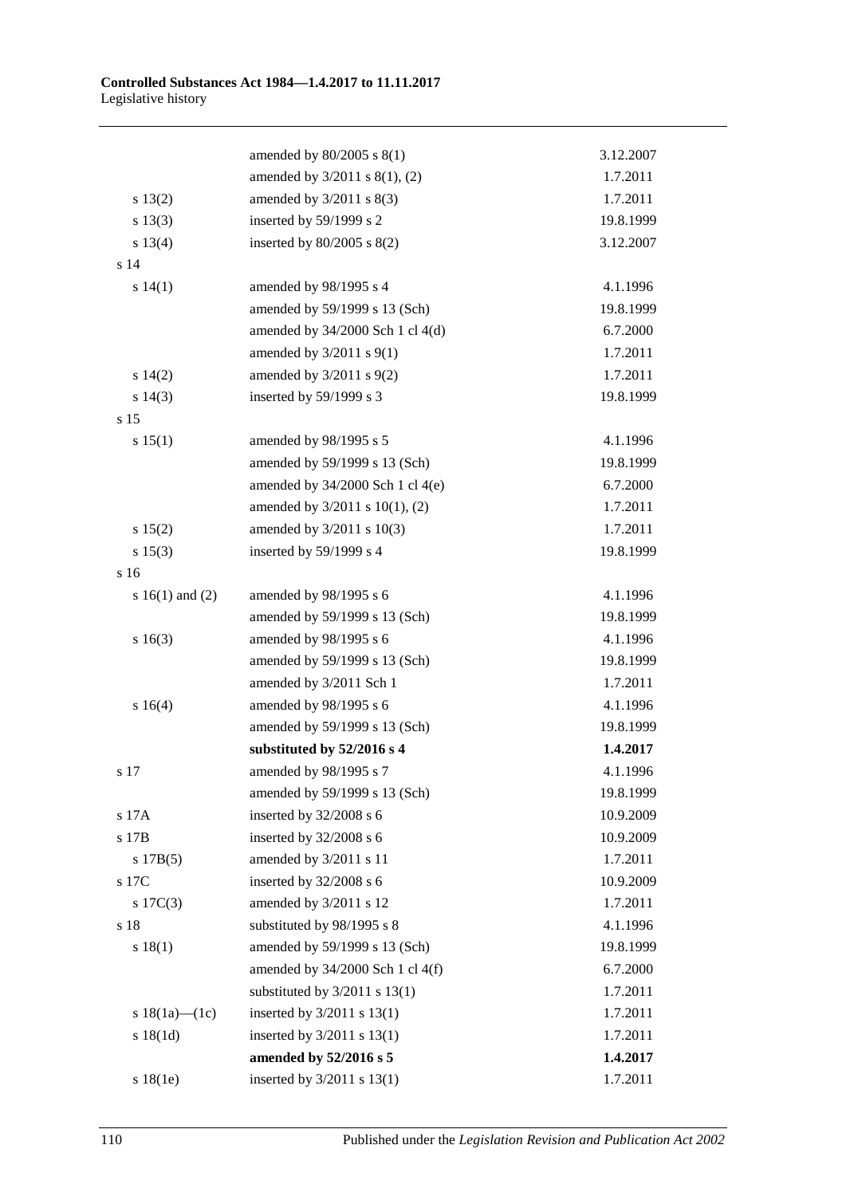| | | |
|---|---|---|
| | amended by 80/2005 s 8(1) | 3.12.2007 |
| | amended by 3/2011 s 8(1), (2) | 1.7.2011 |
| s 13(2) | amended by 3/2011 s 8(3) | 1.7.2011 |
| s 13(3) | inserted by 59/1999 s 2 | 19.8.1999 |
| s 13(4) | inserted by 80/2005 s 8(2) | 3.12.2007 |
| s 14 | | |
| s 14(1) | amended by 98/1995 s 4 | 4.1.1996 |
| | amended by 59/1999 s 13 (Sch) | 19.8.1999 |
| | amended by 34/2000 Sch 1 cl 4(d) | 6.7.2000 |
| | amended by 3/2011 s 9(1) | 1.7.2011 |
| s 14(2) | amended by 3/2011 s 9(2) | 1.7.2011 |
| s 14(3) | inserted by 59/1999 s 3 | 19.8.1999 |
| s 15 | | |
| s 15(1) | amended by 98/1995 s 5 | 4.1.1996 |
| | amended by 59/1999 s 13 (Sch) | 19.8.1999 |
| | amended by 34/2000 Sch 1 cl 4(e) | 6.7.2000 |
| | amended by 3/2011 s 10(1), (2) | 1.7.2011 |
| s 15(2) | amended by 3/2011 s 10(3) | 1.7.2011 |
| s 15(3) | inserted by 59/1999 s 4 | 19.8.1999 |
| s 16 | | |
| s 16(1) and (2) | amended by 98/1995 s 6 | 4.1.1996 |
| | amended by 59/1999 s 13 (Sch) | 19.8.1999 |
| s 16(3) | amended by 98/1995 s 6 | 4.1.1996 |
| | amended by 59/1999 s 13 (Sch) | 19.8.1999 |
| | amended by 3/2011 Sch 1 | 1.7.2011 |
| s 16(4) | amended by 98/1995 s 6 | 4.1.1996 |
| | amended by 59/1999 s 13 (Sch) | 19.8.1999 |
| | **substituted by 52/2016 s 4** | **1.4.2017** |
| s 17 | amended by 98/1995 s 7 | 4.1.1996 |
| | amended by 59/1999 s 13 (Sch) | 19.8.1999 |
| s 17A | inserted by 32/2008 s 6 | 10.9.2009 |
| s 17B | inserted by 32/2008 s 6 | 10.9.2009 |
| s 17B(5) | amended by 3/2011 s 11 | 1.7.2011 |
| s 17C | inserted by 32/2008 s 6 | 10.9.2009 |
| s 17C(3) | amended by 3/2011 s 12 | 1.7.2011 |
| s 18 | substituted by 98/1995 s 8 | 4.1.1996 |
| s 18(1) | amended by 59/1999 s 13 (Sch) | 19.8.1999 |
| | amended by 34/2000 Sch 1 cl 4(f) | 6.7.2000 |
| | substituted by 3/2011 s 13(1) | 1.7.2011 |
| s 18(1a)—(1c) | inserted by 3/2011 s 13(1) | 1.7.2011 |
| s 18(1d) | inserted by 3/2011 s 13(1) | 1.7.2011 |
| | **amended by 52/2016 s 5** | **1.4.2017** |
| s 18(1e) | inserted by 3/2011 s 13(1) | 1.7.2011 |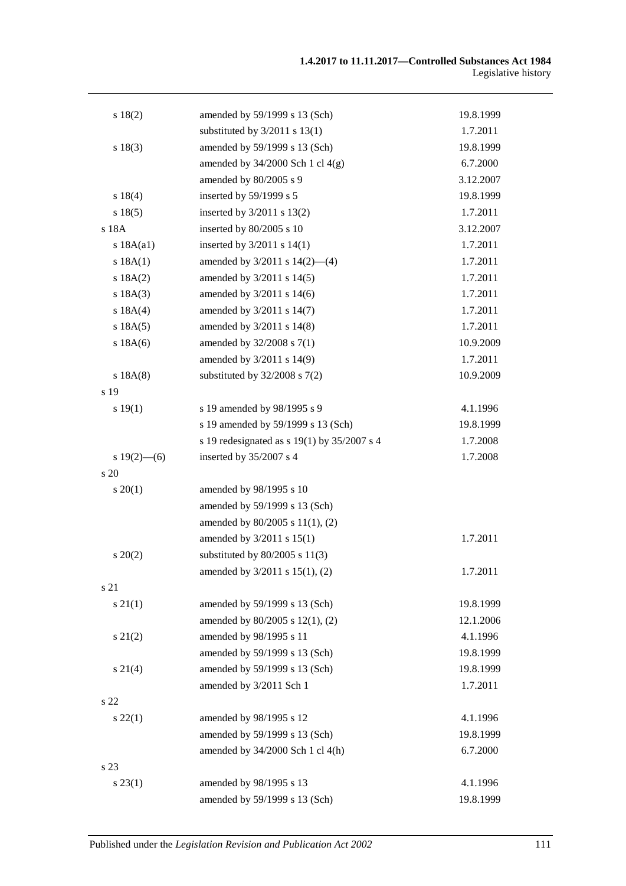| | | |
|---|---|---|
| s 18(2) | amended by 59/1999 s 13 (Sch) | 19.8.1999 |
| | substituted by 3/2011 s 13(1) | 1.7.2011 |
| s 18(3) | amended by 59/1999 s 13 (Sch) | 19.8.1999 |
| | amended by 34/2000 Sch 1 cl 4(g) | 6.7.2000 |
| | amended by 80/2005 s 9 | 3.12.2007 |
| s 18(4) | inserted by 59/1999 s 5 | 19.8.1999 |
| s 18(5) | inserted by 3/2011 s 13(2) | 1.7.2011 |
| s 18A | inserted by 80/2005 s 10 | 3.12.2007 |
| s 18A(a1) | inserted by 3/2011 s 14(1) | 1.7.2011 |
| s 18A(1) | amended by 3/2011 s 14(2)—(4) | 1.7.2011 |
| s 18A(2) | amended by 3/2011 s 14(5) | 1.7.2011 |
| s 18A(3) | amended by 3/2011 s 14(6) | 1.7.2011 |
| s 18A(4) | amended by 3/2011 s 14(7) | 1.7.2011 |
| s 18A(5) | amended by 3/2011 s 14(8) | 1.7.2011 |
| s 18A(6) | amended by 32/2008 s 7(1) | 10.9.2009 |
| | amended by 3/2011 s 14(9) | 1.7.2011 |
| s 18A(8) | substituted by 32/2008 s 7(2) | 10.9.2009 |
| s 19 | | |
| s 19(1) | s 19 amended by 98/1995 s 9 | 4.1.1996 |
| | s 19 amended by 59/1999 s 13 (Sch) | 19.8.1999 |
| | s 19 redesignated as s 19(1) by 35/2007 s 4 | 1.7.2008 |
| s 19(2)—(6) | inserted by 35/2007 s 4 | 1.7.2008 |
| s 20 | | |
| s 20(1) | amended by 98/1995 s 10 | |
| | amended by 59/1999 s 13 (Sch) | |
| | amended by 80/2005 s 11(1), (2) | |
| | amended by 3/2011 s 15(1) | 1.7.2011 |
| s 20(2) | substituted by 80/2005 s 11(3) | |
| | amended by 3/2011 s 15(1), (2) | 1.7.2011 |
| s 21 | | |
| s 21(1) | amended by 59/1999 s 13 (Sch) | 19.8.1999 |
| | amended by 80/2005 s 12(1), (2) | 12.1.2006 |
| s 21(2) | amended by 98/1995 s 11 | 4.1.1996 |
| | amended by 59/1999 s 13 (Sch) | 19.8.1999 |
| s 21(4) | amended by 59/1999 s 13 (Sch) | 19.8.1999 |
| | amended by 3/2011 Sch 1 | 1.7.2011 |
| s 22 | | |
| s 22(1) | amended by 98/1995 s 12 | 4.1.1996 |
| | amended by 59/1999 s 13 (Sch) | 19.8.1999 |
| | amended by 34/2000 Sch 1 cl 4(h) | 6.7.2000 |
| s 23 | | |
| s 23(1) | amended by 98/1995 s 13 | 4.1.1996 |
| | amended by 59/1999 s 13 (Sch) | 19.8.1999 |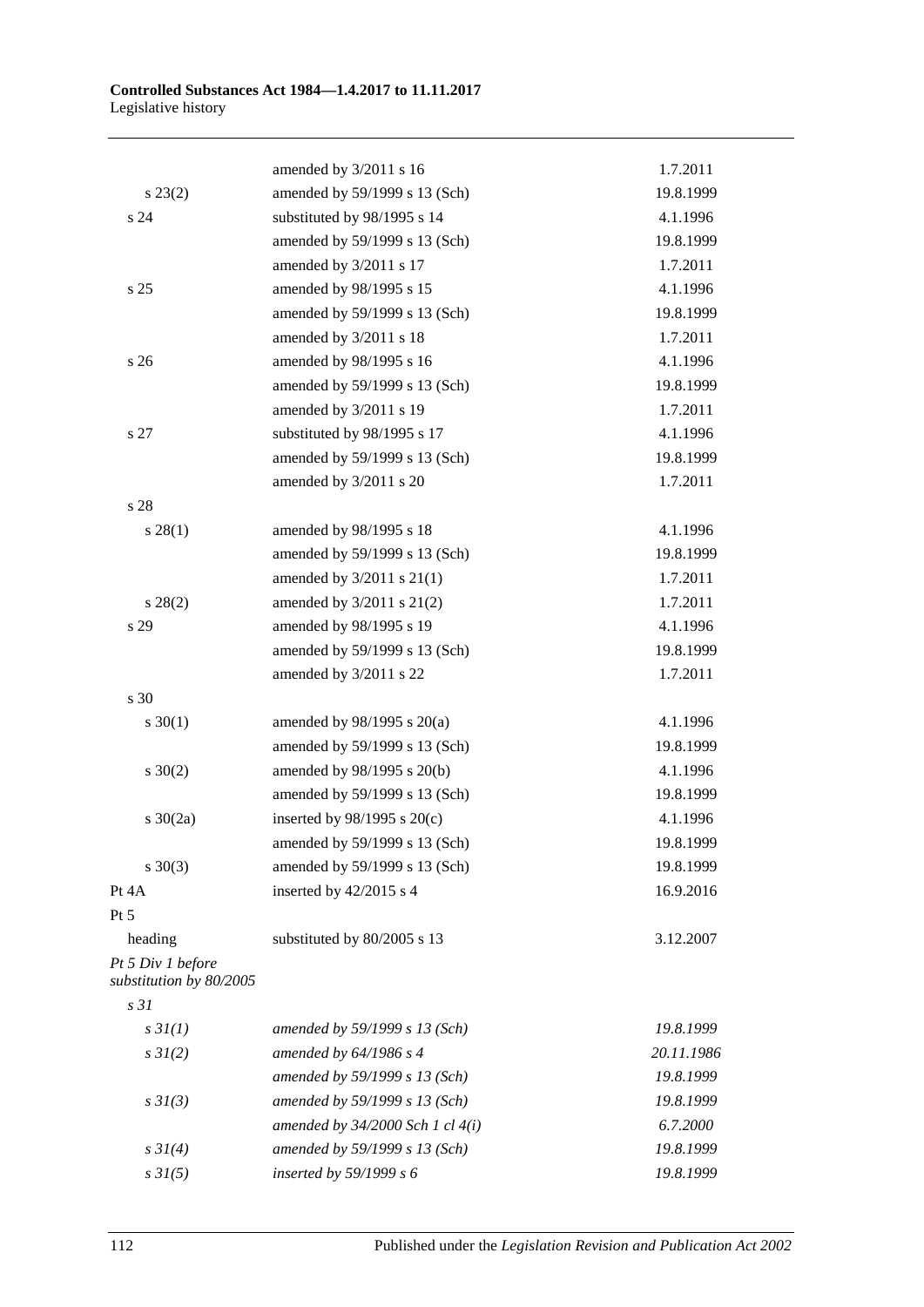| | | |
|---|---|---|
| | amended by 3/2011 s 16 | 1.7.2011 |
| s 23(2) | amended by 59/1999 s 13 (Sch) | 19.8.1999 |
| s 24 | substituted by 98/1995 s 14 | 4.1.1996 |
| | amended by 59/1999 s 13 (Sch) | 19.8.1999 |
| | amended by 3/2011 s 17 | 1.7.2011 |
| s 25 | amended by 98/1995 s 15 | 4.1.1996 |
| | amended by 59/1999 s 13 (Sch) | 19.8.1999 |
| | amended by 3/2011 s 18 | 1.7.2011 |
| s 26 | amended by 98/1995 s 16 | 4.1.1996 |
| | amended by 59/1999 s 13 (Sch) | 19.8.1999 |
| | amended by 3/2011 s 19 | 1.7.2011 |
| s 27 | substituted by 98/1995 s 17 | 4.1.1996 |
| | amended by 59/1999 s 13 (Sch) | 19.8.1999 |
| | amended by 3/2011 s 20 | 1.7.2011 |
| s 28 | | |
| s 28(1) | amended by 98/1995 s 18 | 4.1.1996 |
| | amended by 59/1999 s 13 (Sch) | 19.8.1999 |
| | amended by 3/2011 s 21(1) | 1.7.2011 |
| s 28(2) | amended by 3/2011 s 21(2) | 1.7.2011 |
| s 29 | amended by 98/1995 s 19 | 4.1.1996 |
| | amended by 59/1999 s 13 (Sch) | 19.8.1999 |
| | amended by 3/2011 s 22 | 1.7.2011 |
| s 30 | | |
| s 30(1) | amended by 98/1995 s 20(a) | 4.1.1996 |
| | amended by 59/1999 s 13 (Sch) | 19.8.1999 |
| s 30(2) | amended by 98/1995 s 20(b) | 4.1.1996 |
| | amended by 59/1999 s 13 (Sch) | 19.8.1999 |
| s 30(2a) | inserted by 98/1995 s 20(c) | 4.1.1996 |
| | amended by 59/1999 s 13 (Sch) | 19.8.1999 |
| s 30(3) | amended by 59/1999 s 13 (Sch) | 19.8.1999 |
| Pt 4A | inserted by 42/2015 s 4 | 16.9.2016 |
| Pt 5 | | |
| heading | substituted by 80/2005 s 13 | 3.12.2007 |
| *Pt 5 Div 1 before substitution by 80/2005* | | |
| *s 31* | | |
| *s 31(1)* | *amended by 59/1999 s 13 (Sch)* | *19.8.1999* |
| *s 31(2)* | *amended by 64/1986 s 4* | *20.11.1986* |
| | *amended by 59/1999 s 13 (Sch)* | *19.8.1999* |
| *s 31(3)* | *amended by 59/1999 s 13 (Sch)* | *19.8.1999* |
| | *amended by 34/2000 Sch 1 cl 4(i)* | *6.7.2000* |
| *s 31(4)* | *amended by 59/1999 s 13 (Sch)* | *19.8.1999* |
| *s 31(5)* | *inserted by 59/1999 s 6* | *19.8.1999* |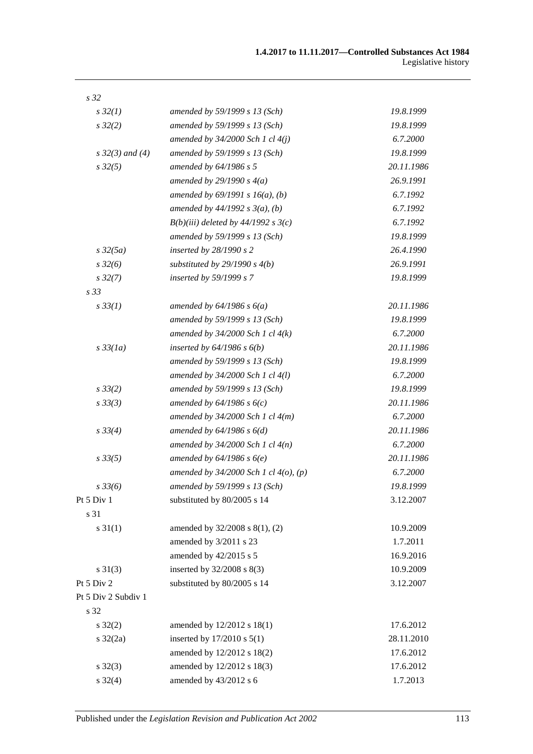| | | |
|---|---|---|
| *s 32* | | |
| *s 32(1)* | *amended by 59/1999 s 13 (Sch)* | *19.8.1999* |
| *s 32(2)* | *amended by 59/1999 s 13 (Sch)* | *19.8.1999* |
| | *amended by 34/2000 Sch 1 cl 4(j)* | *6.7.2000* |
| *s 32(3) and (4)* | *amended by 59/1999 s 13 (Sch)* | *19.8.1999* |
| *s 32(5)* | *amended by 64/1986 s 5* | *20.11.1986* |
| | *amended by 29/1990 s 4(a)* | *26.9.1991* |
| | *amended by 69/1991 s 16(a), (b)* | *6.7.1992* |
| | *amended by 44/1992 s 3(a), (b)* | *6.7.1992* |
| | *B(b)(iii) deleted by 44/1992 s 3(c)* | *6.7.1992* |
| | *amended by 59/1999 s 13 (Sch)* | *19.8.1999* |
| *s 32(5a)* | *inserted by 28/1990 s 2* | *26.4.1990* |
| *s 32(6)* | *substituted by 29/1990 s 4(b)* | *26.9.1991* |
| *s 32(7)* | *inserted by 59/1999 s 7* | *19.8.1999* |
| *s 33* | | |
| *s 33(1)* | *amended by 64/1986 s 6(a)* | *20.11.1986* |
| | *amended by 59/1999 s 13 (Sch)* | *19.8.1999* |
| | *amended by 34/2000 Sch 1 cl 4(k)* | *6.7.2000* |
| *s 33(1a)* | *inserted by 64/1986 s 6(b)* | *20.11.1986* |
| | *amended by 59/1999 s 13 (Sch)* | *19.8.1999* |
| | *amended by 34/2000 Sch 1 cl 4(l)* | *6.7.2000* |
| *s 33(2)* | *amended by 59/1999 s 13 (Sch)* | *19.8.1999* |
| *s 33(3)* | *amended by 64/1986 s 6(c)* | *20.11.1986* |
| | *amended by 34/2000 Sch 1 cl 4(m)* | *6.7.2000* |
| *s 33(4)* | *amended by 64/1986 s 6(d)* | *20.11.1986* |
| | *amended by 34/2000 Sch 1 cl 4(n)* | *6.7.2000* |
| *s 33(5)* | *amended by 64/1986 s 6(e)* | *20.11.1986* |
| | *amended by 34/2000 Sch 1 cl 4(o), (p)* | *6.7.2000* |
| *s 33(6)* | *amended by 59/1999 s 13 (Sch)* | *19.8.1999* |
| Pt 5 Div 1 | substituted by 80/2005 s 14 | 3.12.2007 |
| s 31 | | |
| s 31(1) | amended by 32/2008 s 8(1), (2) | 10.9.2009 |
| | amended by 3/2011 s 23 | 1.7.2011 |
| | amended by 42/2015 s 5 | 16.9.2016 |
| s 31(3) | inserted by 32/2008 s 8(3) | 10.9.2009 |
| Pt 5 Div 2 | substituted by 80/2005 s 14 | 3.12.2007 |
| Pt 5 Div 2 Subdiv 1 | | |
| s 32 | | |
| s 32(2) | amended by 12/2012 s 18(1) | 17.6.2012 |
| s 32(2a) | inserted by 17/2010 s 5(1) | 28.11.2010 |
| | amended by 12/2012 s 18(2) | 17.6.2012 |
| s 32(3) | amended by 12/2012 s 18(3) | 17.6.2012 |
| s 32(4) | amended by 43/2012 s 6 | 1.7.2013 |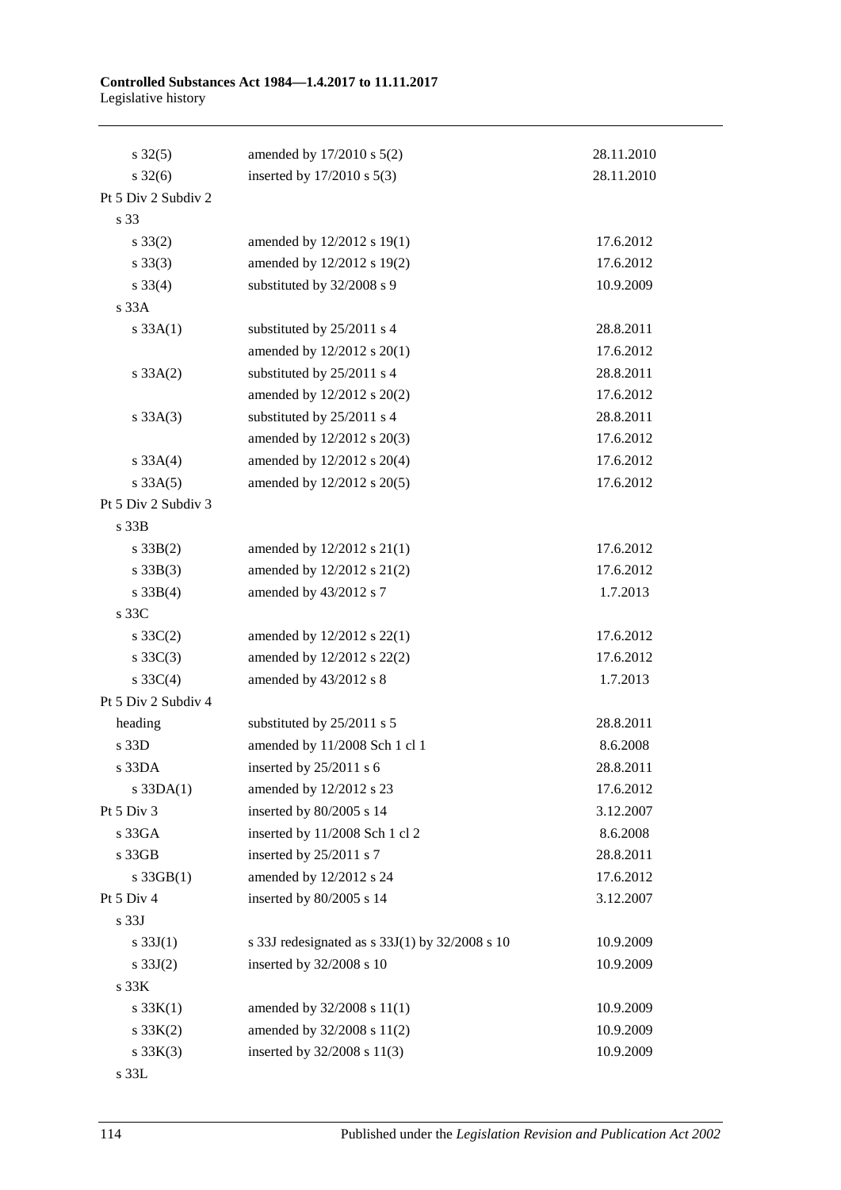| | | |
|---|---|---|
| s 32(5) | amended by 17/2010 s 5(2) | 28.11.2010 |
| s 32(6) | inserted by 17/2010 s 5(3) | 28.11.2010 |
| Pt 5 Div 2 Subdiv 2 | | |
| s 33 | | |
| s 33(2) | amended by 12/2012 s 19(1) | 17.6.2012 |
| s 33(3) | amended by 12/2012 s 19(2) | 17.6.2012 |
| s 33(4) | substituted by 32/2008 s 9 | 10.9.2009 |
| s 33A | | |
| s 33A(1) | substituted by 25/2011 s 4 | 28.8.2011 |
| | amended by 12/2012 s 20(1) | 17.6.2012 |
| s 33A(2) | substituted by 25/2011 s 4 | 28.8.2011 |
| | amended by 12/2012 s 20(2) | 17.6.2012 |
| s 33A(3) | substituted by 25/2011 s 4 | 28.8.2011 |
| | amended by 12/2012 s 20(3) | 17.6.2012 |
| s 33A(4) | amended by 12/2012 s 20(4) | 17.6.2012 |
| s 33A(5) | amended by 12/2012 s 20(5) | 17.6.2012 |
| Pt 5 Div 2 Subdiv 3 | | |
| s 33B | | |
| s 33B(2) | amended by 12/2012 s 21(1) | 17.6.2012 |
| s 33B(3) | amended by 12/2012 s 21(2) | 17.6.2012 |
| s 33B(4) | amended by 43/2012 s 7 | 1.7.2013 |
| s 33C | | |
| s 33C(2) | amended by 12/2012 s 22(1) | 17.6.2012 |
| s 33C(3) | amended by 12/2012 s 22(2) | 17.6.2012 |
| s 33C(4) | amended by 43/2012 s 8 | 1.7.2013 |
| Pt 5 Div 2 Subdiv 4 | | |
| heading | substituted by 25/2011 s 5 | 28.8.2011 |
| s 33D | amended by 11/2008 Sch 1 cl 1 | 8.6.2008 |
| s 33DA | inserted by 25/2011 s 6 | 28.8.2011 |
| s 33DA(1) | amended by 12/2012 s 23 | 17.6.2012 |
| Pt 5 Div 3 | inserted by 80/2005 s 14 | 3.12.2007 |
| s 33GA | inserted by 11/2008 Sch 1 cl 2 | 8.6.2008 |
| s 33GB | inserted by 25/2011 s 7 | 28.8.2011 |
| s 33GB(1) | amended by 12/2012 s 24 | 17.6.2012 |
| Pt 5 Div 4 | inserted by 80/2005 s 14 | 3.12.2007 |
| s 33J | | |
| s 33J(1) | s 33J redesignated as s 33J(1) by 32/2008 s 10 | 10.9.2009 |
| s 33J(2) | inserted by 32/2008 s 10 | 10.9.2009 |
| s 33K | | |
| s 33K(1) | amended by 32/2008 s 11(1) | 10.9.2009 |
| s 33K(2) | amended by 32/2008 s 11(2) | 10.9.2009 |
| s 33K(3) | inserted by 32/2008 s 11(3) | 10.9.2009 |
| s 33L | | |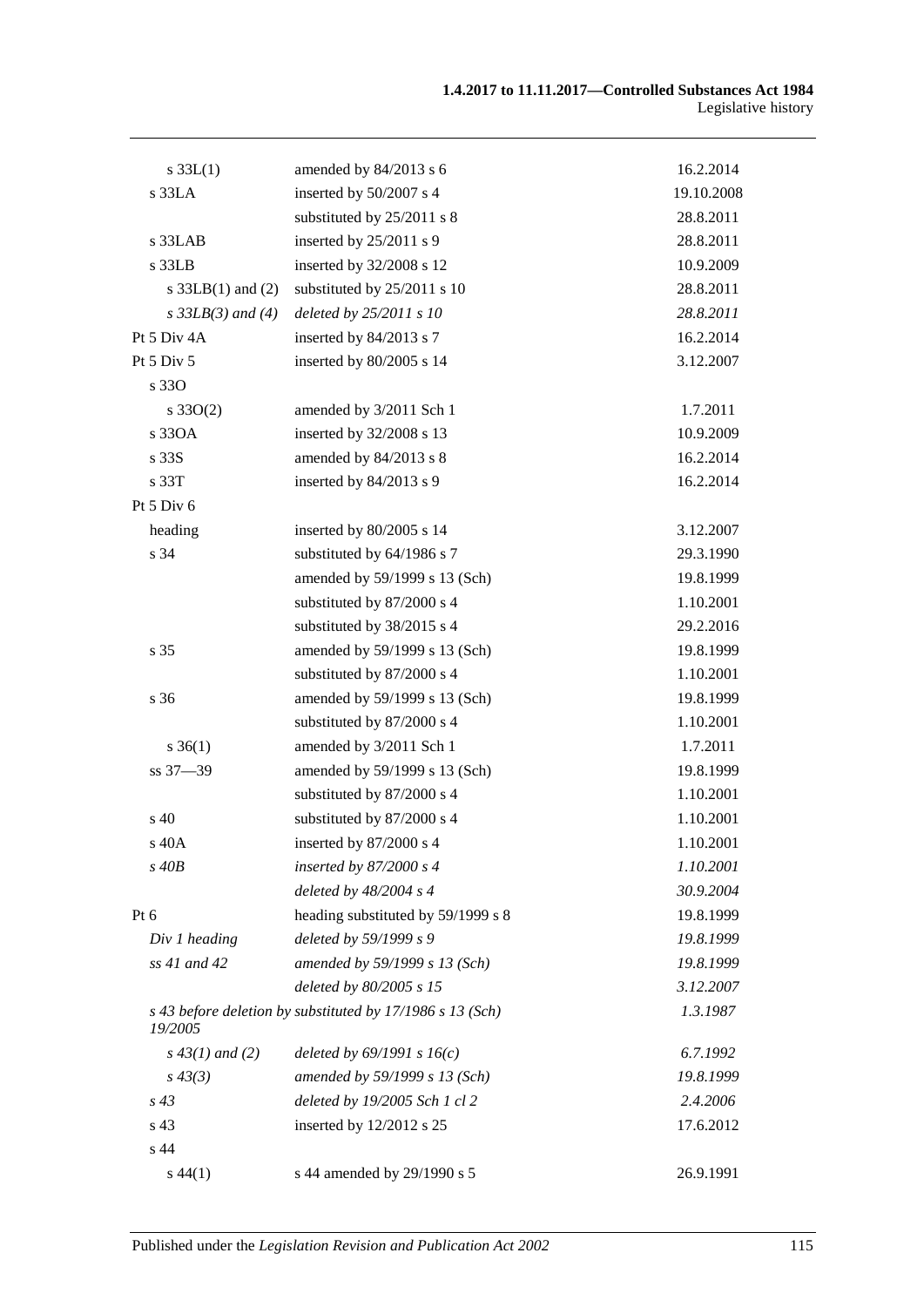| | | |
|---|---|---|
| s 33L(1) | amended by 84/2013 s 6 | 16.2.2014 |
| s 33LA | inserted by 50/2007 s 4 | 19.10.2008 |
| | substituted by 25/2011 s 8 | 28.8.2011 |
| s 33LAB | inserted by 25/2011 s 9 | 28.8.2011 |
| s 33LB | inserted by 32/2008 s 12 | 10.9.2009 |
| s 33LB(1) and (2) | substituted by 25/2011 s 10 | 28.8.2011 |
| *s 33LB(3) and (4)* | *deleted by 25/2011 s 10* | *28.8.2011* |
| Pt 5 Div 4A | inserted by 84/2013 s 7 | 16.2.2014 |
| Pt 5 Div 5 | inserted by 80/2005 s 14 | 3.12.2007 |
| s 33O | | |
| s 33O(2) | amended by 3/2011 Sch 1 | 1.7.2011 |
| s 33OA | inserted by 32/2008 s 13 | 10.9.2009 |
| s 33S | amended by 84/2013 s 8 | 16.2.2014 |
| s 33T | inserted by 84/2013 s 9 | 16.2.2014 |
| Pt 5 Div 6 | | |
| heading | inserted by 80/2005 s 14 | 3.12.2007 |
| s 34 | substituted by 64/1986 s 7 | 29.3.1990 |
| | amended by 59/1999 s 13 (Sch) | 19.8.1999 |
| | substituted by 87/2000 s 4 | 1.10.2001 |
| | substituted by 38/2015 s 4 | 29.2.2016 |
| s 35 | amended by 59/1999 s 13 (Sch) | 19.8.1999 |
| | substituted by 87/2000 s 4 | 1.10.2001 |
| s 36 | amended by 59/1999 s 13 (Sch) | 19.8.1999 |
| | substituted by 87/2000 s 4 | 1.10.2001 |
| s 36(1) | amended by 3/2011 Sch 1 | 1.7.2011 |
| ss 37—39 | amended by 59/1999 s 13 (Sch) | 19.8.1999 |
| | substituted by 87/2000 s 4 | 1.10.2001 |
| s 40 | substituted by 87/2000 s 4 | 1.10.2001 |
| s 40A | inserted by 87/2000 s 4 | 1.10.2001 |
| *s 40B* | *inserted by 87/2000 s 4* | *1.10.2001* |
| | *deleted by 48/2004 s 4* | *30.9.2004* |
| Pt 6 | heading substituted by 59/1999 s 8 | 19.8.1999 |
| *Div 1 heading* | *deleted by 59/1999 s 9* | *19.8.1999* |
| *ss 41 and 42* | *amended by 59/1999 s 13 (Sch)* | *19.8.1999* |
| | *deleted by 80/2005 s 15* | *3.12.2007* |
| *s 43 before deletion by 19/2005* | *substituted by 17/1986 s 13 (Sch)* | *1.3.1987* |
| *s 43(1) and (2)* | *deleted by 69/1991 s 16(c)* | *6.7.1992* |
| *s 43(3)* | *amended by 59/1999 s 13 (Sch)* | *19.8.1999* |
| *s 43* | *deleted by 19/2005 Sch 1 cl 2* | *2.4.2006* |
| s 43 | inserted by 12/2012 s 25 | 17.6.2012 |
| s 44 | | |
| s 44(1) | s 44 amended by 29/1990 s 5 | 26.9.1991 |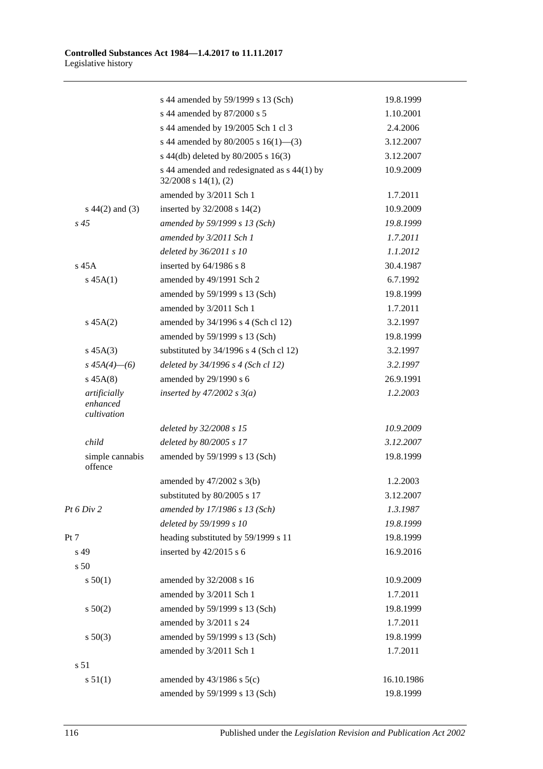| | | |
|---|---|---|
| | s 44 amended by 59/1999 s 13 (Sch) | 19.8.1999 |
| | s 44 amended by 87/2000 s 5 | 1.10.2001 |
| | s 44 amended by 19/2005 Sch 1 cl 3 | 2.4.2006 |
| | s 44 amended by 80/2005 s 16(1)—(3) | 3.12.2007 |
| | s 44(db) deleted by 80/2005 s 16(3) | 3.12.2007 |
| | s 44 amended and redesignated as s 44(1) by 32/2008 s 14(1), (2) | 10.9.2009 |
| | amended by 3/2011 Sch 1 | 1.7.2011 |
| s 44(2) and (3) | inserted by 32/2008 s 14(2) | 10.9.2009 |
| *s 45* | *amended by 59/1999 s 13 (Sch)* | *19.8.1999* |
| | *amended by 3/2011 Sch 1* | *1.7.2011* |
| | *deleted by 36/2011 s 10* | *1.1.2012* |
| s 45A | inserted by 64/1986 s 8 | 30.4.1987 |
| s 45A(1) | amended by 49/1991 Sch 2 | 6.7.1992 |
| | amended by 59/1999 s 13 (Sch) | 19.8.1999 |
| | amended by 3/2011 Sch 1 | 1.7.2011 |
| s 45A(2) | amended by 34/1996 s 4 (Sch cl 12) | 3.2.1997 |
| | amended by 59/1999 s 13 (Sch) | 19.8.1999 |
| s 45A(3) | substituted by 34/1996 s 4 (Sch cl 12) | 3.2.1997 |
| *s 45A(4)—(6)* | *deleted by 34/1996 s 4 (Sch cl 12)* | *3.2.1997* |
| s 45A(8) | amended by 29/1990 s 6 | 26.9.1991 |
| *artificially enhanced cultivation* | *inserted by 47/2002 s 3(a)* | *1.2.2003* |
| | *deleted by 32/2008 s 15* | *10.9.2009* |
| *child* | *deleted by 80/2005 s 17* | *3.12.2007* |
| simple cannabis offence | amended by 59/1999 s 13 (Sch) | 19.8.1999 |
| | amended by 47/2002 s 3(b) | 1.2.2003 |
| | substituted by 80/2005 s 17 | 3.12.2007 |
| *Pt 6 Div 2* | *amended by 17/1986 s 13 (Sch)* | *1.3.1987* |
| | *deleted by 59/1999 s 10* | *19.8.1999* |
| Pt 7 | heading substituted by 59/1999 s 11 | 19.8.1999 |
| s 49 | inserted by 42/2015 s 6 | 16.9.2016 |
| s 50 | | |
| s 50(1) | amended by 32/2008 s 16 | 10.9.2009 |
| | amended by 3/2011 Sch 1 | 1.7.2011 |
| s 50(2) | amended by 59/1999 s 13 (Sch) | 19.8.1999 |
| | amended by 3/2011 s 24 | 1.7.2011 |
| s 50(3) | amended by 59/1999 s 13 (Sch) | 19.8.1999 |
| | amended by 3/2011 Sch 1 | 1.7.2011 |
| s 51 | | |
| s 51(1) | amended by 43/1986 s 5(c) | 16.10.1986 |
| | amended by 59/1999 s 13 (Sch) | 19.8.1999 |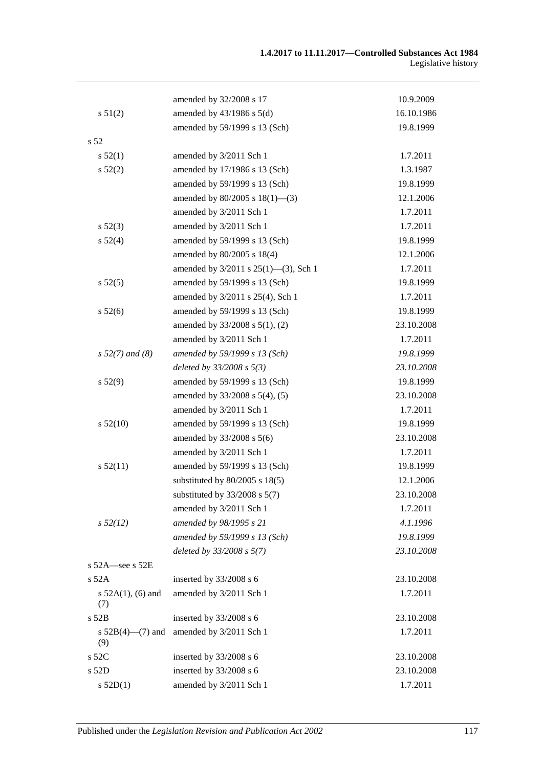| | | |
|---|---|---|
| | amended by 32/2008 s 17 | 10.9.2009 |
| s 51(2) | amended by 43/1986 s 5(d) | 16.10.1986 |
| | amended by 59/1999 s 13 (Sch) | 19.8.1999 |
| s 52 | | |
| s 52(1) | amended by 3/2011 Sch 1 | 1.7.2011 |
| s 52(2) | amended by 17/1986 s 13 (Sch) | 1.3.1987 |
| | amended by 59/1999 s 13 (Sch) | 19.8.1999 |
| | amended by 80/2005 s 18(1)—(3) | 12.1.2006 |
| | amended by 3/2011 Sch 1 | 1.7.2011 |
| s 52(3) | amended by 3/2011 Sch 1 | 1.7.2011 |
| s 52(4) | amended by 59/1999 s 13 (Sch) | 19.8.1999 |
| | amended by 80/2005 s 18(4) | 12.1.2006 |
| | amended by 3/2011 s 25(1)—(3), Sch 1 | 1.7.2011 |
| s 52(5) | amended by 59/1999 s 13 (Sch) | 19.8.1999 |
| | amended by 3/2011 s 25(4), Sch 1 | 1.7.2011 |
| s 52(6) | amended by 59/1999 s 13 (Sch) | 19.8.1999 |
| | amended by 33/2008 s 5(1), (2) | 23.10.2008 |
| | amended by 3/2011 Sch 1 | 1.7.2011 |
| *s 52(7) and (8)* | *amended by 59/1999 s 13 (Sch)* | *19.8.1999* |
| | *deleted by 33/2008 s 5(3)* | *23.10.2008* |
| s 52(9) | amended by 59/1999 s 13 (Sch) | 19.8.1999 |
| | amended by 33/2008 s 5(4), (5) | 23.10.2008 |
| | amended by 3/2011 Sch 1 | 1.7.2011 |
| s 52(10) | amended by 59/1999 s 13 (Sch) | 19.8.1999 |
| | amended by 33/2008 s 5(6) | 23.10.2008 |
| | amended by 3/2011 Sch 1 | 1.7.2011 |
| s 52(11) | amended by 59/1999 s 13 (Sch) | 19.8.1999 |
| | substituted by 80/2005 s 18(5) | 12.1.2006 |
| | substituted by 33/2008 s 5(7) | 23.10.2008 |
| | amended by 3/2011 Sch 1 | 1.7.2011 |
| *s 52(12)* | *amended by 98/1995 s 21* | *4.1.1996* |
| | *amended by 59/1999 s 13 (Sch)* | *19.8.1999* |
| | *deleted by 33/2008 s 5(7)* | *23.10.2008* |
| s 52A—see s 52E | | |
| s 52A | inserted by 33/2008 s 6 | 23.10.2008 |
| s 52A(1), (6) and (7) | amended by 3/2011 Sch 1 | 1.7.2011 |
| s 52B | inserted by 33/2008 s 6 | 23.10.2008 |
| s 52B(4)—(7) and (9) | amended by 3/2011 Sch 1 | 1.7.2011 |
| s 52C | inserted by 33/2008 s 6 | 23.10.2008 |
| s 52D | inserted by 33/2008 s 6 | 23.10.2008 |
| s 52D(1) | amended by 3/2011 Sch 1 | 1.7.2011 |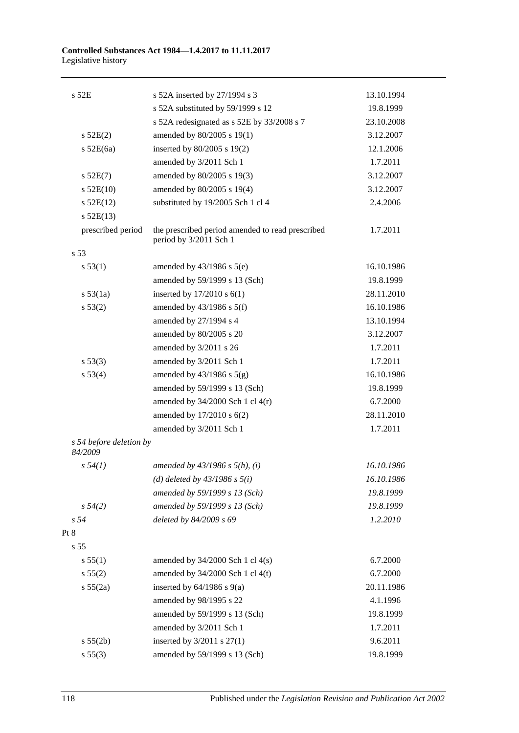| | | |
|---|---|---|
| s 52E | s 52A inserted by 27/1994 s 3 | 13.10.1994 |
| | s 52A substituted by 59/1999 s 12 | 19.8.1999 |
| | s 52A redesignated as s 52E by 33/2008 s 7 | 23.10.2008 |
| s 52E(2) | amended by 80/2005 s 19(1) | 3.12.2007 |
| s 52E(6a) | inserted by 80/2005 s 19(2) | 12.1.2006 |
| | amended by 3/2011 Sch 1 | 1.7.2011 |
| s 52E(7) | amended by 80/2005 s 19(3) | 3.12.2007 |
| s 52E(10) | amended by 80/2005 s 19(4) | 3.12.2007 |
| s 52E(12) | substituted by 19/2005 Sch 1 cl 4 | 2.4.2006 |
| s 52E(13) | | |
| prescribed period | the prescribed period amended to read prescribed period by 3/2011 Sch 1 | 1.7.2011 |
| s 53 | | |
| s 53(1) | amended by 43/1986 s 5(e) | 16.10.1986 |
| | amended by 59/1999 s 13 (Sch) | 19.8.1999 |
| s 53(1a) | inserted by 17/2010 s 6(1) | 28.11.2010 |
| s 53(2) | amended by 43/1986 s 5(f) | 16.10.1986 |
| | amended by 27/1994 s 4 | 13.10.1994 |
| | amended by 80/2005 s 20 | 3.12.2007 |
| | amended by 3/2011 s 26 | 1.7.2011 |
| s 53(3) | amended by 3/2011 Sch 1 | 1.7.2011 |
| s 53(4) | amended by 43/1986 s 5(g) | 16.10.1986 |
| | amended by 59/1999 s 13 (Sch) | 19.8.1999 |
| | amended by 34/2000 Sch 1 cl 4(r) | 6.7.2000 |
| | amended by 17/2010 s 6(2) | 28.11.2010 |
| | amended by 3/2011 Sch 1 | 1.7.2011 |
| *s 54 before deletion by 84/2009* | | |
| *s 54(1)* | *amended by 43/1986 s 5(h), (i)* | *16.10.1986* |
| | *(d) deleted by 43/1986 s 5(i)* | *16.10.1986* |
| | *amended by 59/1999 s 13 (Sch)* | *19.8.1999* |
| *s 54(2)* | *amended by 59/1999 s 13 (Sch)* | *19.8.1999* |
| *s 54* | *deleted by 84/2009 s 69* | *1.2.2010* |
| Pt 8 | | |
| s 55 | | |
| s 55(1) | amended by 34/2000 Sch 1 cl 4(s) | 6.7.2000 |
| s 55(2) | amended by 34/2000 Sch 1 cl 4(t) | 6.7.2000 |
| s 55(2a) | inserted by 64/1986 s 9(a) | 20.11.1986 |
| | amended by 98/1995 s 22 | 4.1.1996 |
| | amended by 59/1999 s 13 (Sch) | 19.8.1999 |
| | amended by 3/2011 Sch 1 | 1.7.2011 |
| s 55(2b) | inserted by 3/2011 s 27(1) | 9.6.2011 |
| s 55(3) | amended by 59/1999 s 13 (Sch) | 19.8.1999 |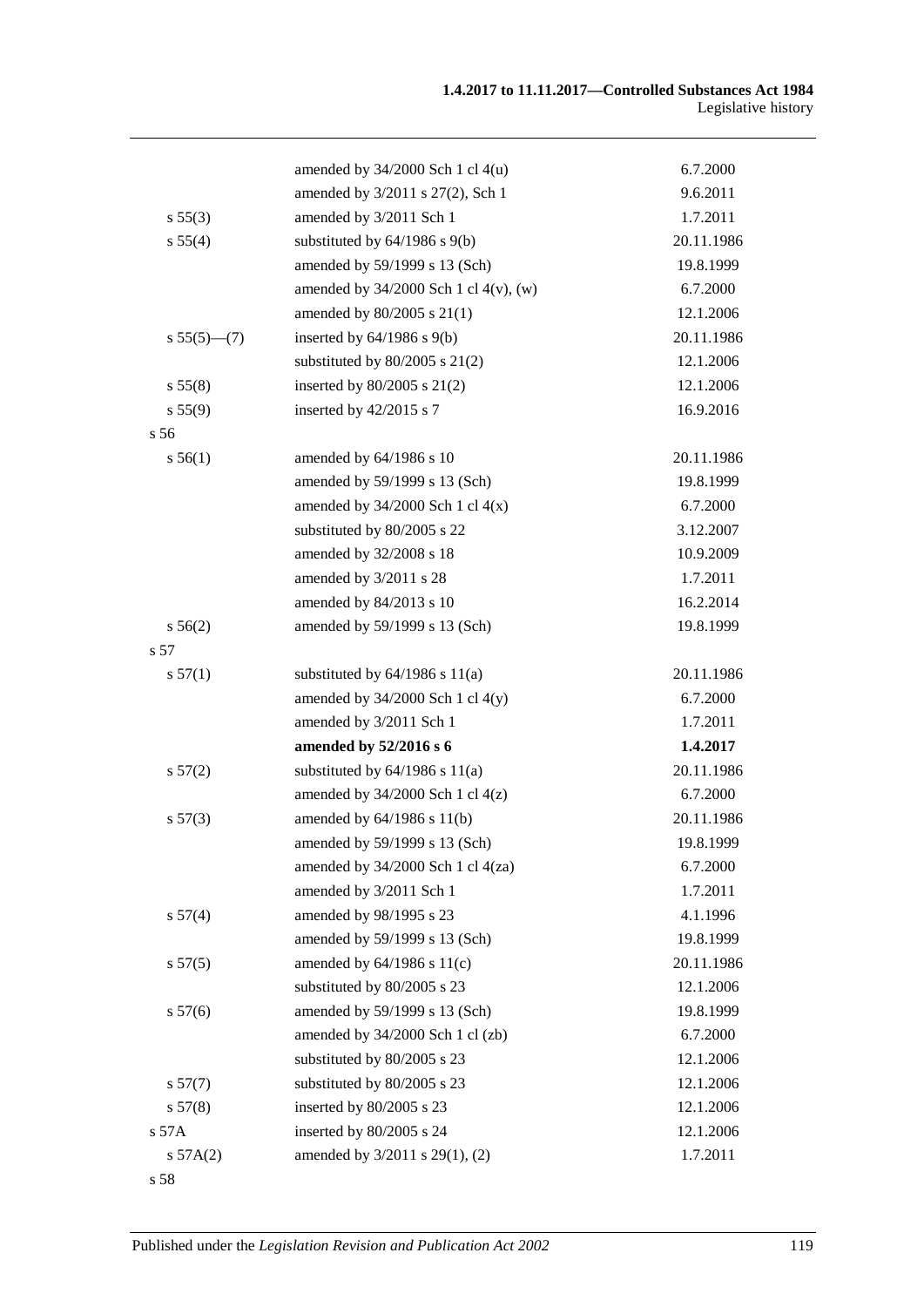| | | |
|---|---|---|
| | amended by 34/2000 Sch 1 cl 4(u) | 6.7.2000 |
| | amended by 3/2011 s 27(2), Sch 1 | 9.6.2011 |
| s 55(3) | amended by 3/2011 Sch 1 | 1.7.2011 |
| s 55(4) | substituted by 64/1986 s 9(b) | 20.11.1986 |
| | amended by 59/1999 s 13 (Sch) | 19.8.1999 |
| | amended by 34/2000 Sch 1 cl 4(v), (w) | 6.7.2000 |
| | amended by 80/2005 s 21(1) | 12.1.2006 |
| s 55(5)—(7) | inserted by 64/1986 s 9(b) | 20.11.1986 |
| | substituted by 80/2005 s 21(2) | 12.1.2006 |
| s 55(8) | inserted by 80/2005 s 21(2) | 12.1.2006 |
| s 55(9) | inserted by 42/2015 s 7 | 16.9.2016 |
| s 56 | | |
| s 56(1) | amended by 64/1986 s 10 | 20.11.1986 |
| | amended by 59/1999 s 13 (Sch) | 19.8.1999 |
| | amended by 34/2000 Sch 1 cl 4(x) | 6.7.2000 |
| | substituted by 80/2005 s 22 | 3.12.2007 |
| | amended by 32/2008 s 18 | 10.9.2009 |
| | amended by 3/2011 s 28 | 1.7.2011 |
| | amended by 84/2013 s 10 | 16.2.2014 |
| s 56(2) | amended by 59/1999 s 13 (Sch) | 19.8.1999 |
| s 57 | | |
| s 57(1) | substituted by 64/1986 s 11(a) | 20.11.1986 |
| | amended by 34/2000 Sch 1 cl 4(y) | 6.7.2000 |
| | amended by 3/2011 Sch 1 | 1.7.2011 |
| | **amended by 52/2016 s 6** | **1.4.2017** |
| s 57(2) | substituted by 64/1986 s 11(a) | 20.11.1986 |
| | amended by 34/2000 Sch 1 cl 4(z) | 6.7.2000 |
| s 57(3) | amended by 64/1986 s 11(b) | 20.11.1986 |
| | amended by 59/1999 s 13 (Sch) | 19.8.1999 |
| | amended by 34/2000 Sch 1 cl 4(za) | 6.7.2000 |
| | amended by 3/2011 Sch 1 | 1.7.2011 |
| s 57(4) | amended by 98/1995 s 23 | 4.1.1996 |
| | amended by 59/1999 s 13 (Sch) | 19.8.1999 |
| s 57(5) | amended by 64/1986 s 11(c) | 20.11.1986 |
| | substituted by 80/2005 s 23 | 12.1.2006 |
| s 57(6) | amended by 59/1999 s 13 (Sch) | 19.8.1999 |
| | amended by 34/2000 Sch 1 cl (zb) | 6.7.2000 |
| | substituted by 80/2005 s 23 | 12.1.2006 |
| s 57(7) | substituted by 80/2005 s 23 | 12.1.2006 |
| s 57(8) | inserted by 80/2005 s 23 | 12.1.2006 |
| s 57A | inserted by 80/2005 s 24 | 12.1.2006 |
| s 57A(2) | amended by 3/2011 s 29(1), (2) | 1.7.2011 |
| s 58 | | |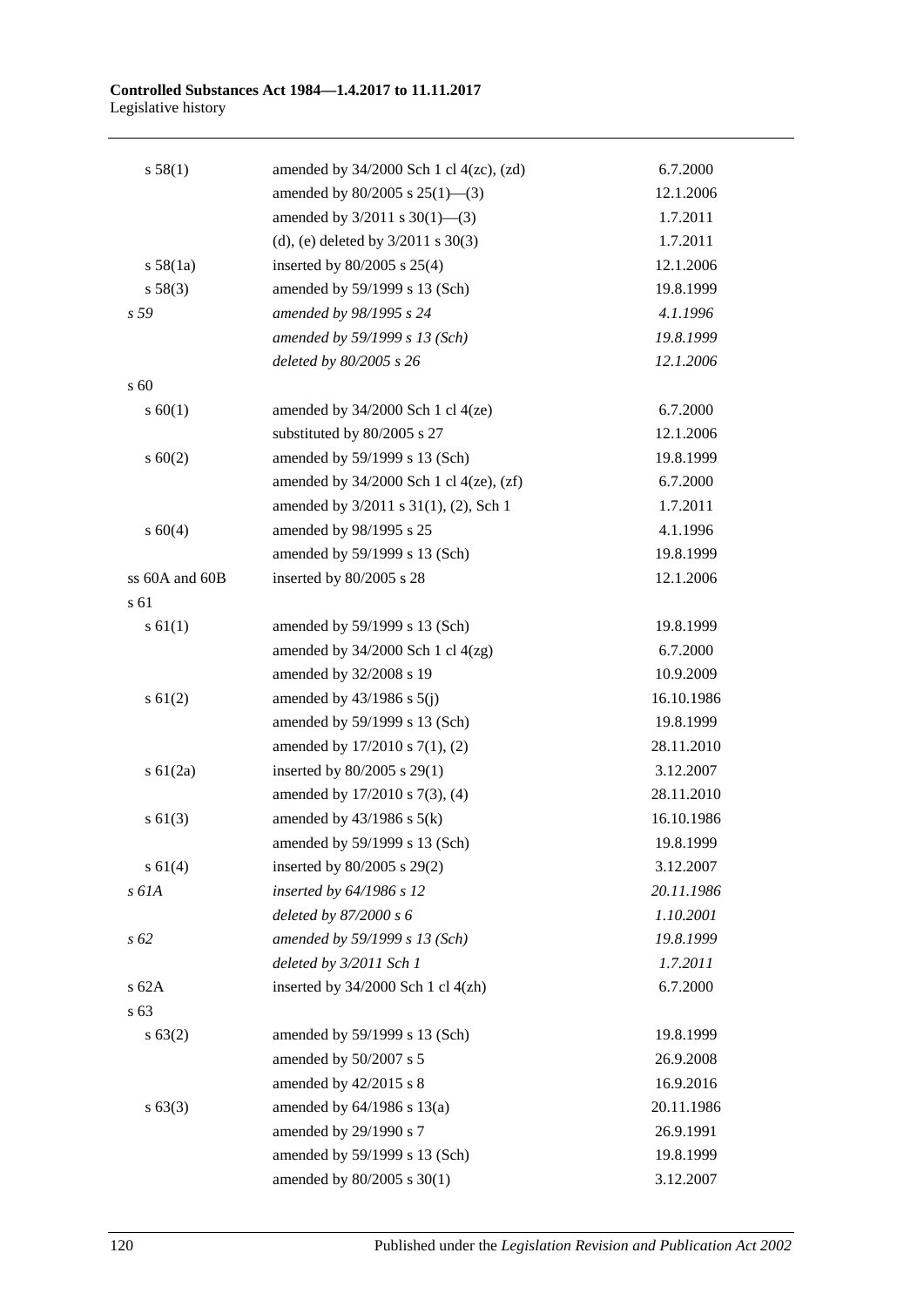| | | |
|---|---|---|
| s 58(1) | amended by 34/2000 Sch 1 cl 4(zc), (zd) | 6.7.2000 |
| | amended by 80/2005 s 25(1)—(3) | 12.1.2006 |
| | amended by 3/2011 s 30(1)—(3) | 1.7.2011 |
| | (d), (e) deleted by 3/2011 s 30(3) | 1.7.2011 |
| s 58(1a) | inserted by 80/2005 s 25(4) | 12.1.2006 |
| s 58(3) | amended by 59/1999 s 13 (Sch) | 19.8.1999 |
| *s 59* | *amended by 98/1995 s 24* | *4.1.1996* |
| | *amended by 59/1999 s 13 (Sch)* | *19.8.1999* |
| | *deleted by 80/2005 s 26* | *12.1.2006* |
| s 60 | | |
| s 60(1) | amended by 34/2000 Sch 1 cl 4(ze) | 6.7.2000 |
| | substituted by 80/2005 s 27 | 12.1.2006 |
| s 60(2) | amended by 59/1999 s 13 (Sch) | 19.8.1999 |
| | amended by 34/2000 Sch 1 cl 4(ze), (zf) | 6.7.2000 |
| | amended by 3/2011 s 31(1), (2), Sch 1 | 1.7.2011 |
| s 60(4) | amended by 98/1995 s 25 | 4.1.1996 |
| | amended by 59/1999 s 13 (Sch) | 19.8.1999 |
| ss 60A and 60B | inserted by 80/2005 s 28 | 12.1.2006 |
| s 61 | | |
| s 61(1) | amended by 59/1999 s 13 (Sch) | 19.8.1999 |
| | amended by 34/2000 Sch 1 cl 4(zg) | 6.7.2000 |
| | amended by 32/2008 s 19 | 10.9.2009 |
| s 61(2) | amended by 43/1986 s 5(j) | 16.10.1986 |
| | amended by 59/1999 s 13 (Sch) | 19.8.1999 |
| | amended by 17/2010 s 7(1), (2) | 28.11.2010 |
| s 61(2a) | inserted by 80/2005 s 29(1) | 3.12.2007 |
| | amended by 17/2010 s 7(3), (4) | 28.11.2010 |
| s 61(3) | amended by 43/1986 s 5(k) | 16.10.1986 |
| | amended by 59/1999 s 13 (Sch) | 19.8.1999 |
| s 61(4) | inserted by 80/2005 s 29(2) | 3.12.2007 |
| *s 61A* | *inserted by 64/1986 s 12* | *20.11.1986* |
| | *deleted by 87/2000 s 6* | *1.10.2001* |
| *s 62* | *amended by 59/1999 s 13 (Sch)* | *19.8.1999* |
| | *deleted by 3/2011 Sch 1* | *1.7.2011* |
| s 62A | inserted by 34/2000 Sch 1 cl 4(zh) | 6.7.2000 |
| s 63 | | |
| s 63(2) | amended by 59/1999 s 13 (Sch) | 19.8.1999 |
| | amended by 50/2007 s 5 | 26.9.2008 |
| | amended by 42/2015 s 8 | 16.9.2016 |
| s 63(3) | amended by 64/1986 s 13(a) | 20.11.1986 |
| | amended by 29/1990 s 7 | 26.9.1991 |
| | amended by 59/1999 s 13 (Sch) | 19.8.1999 |
| | amended by 80/2005 s 30(1) | 3.12.2007 |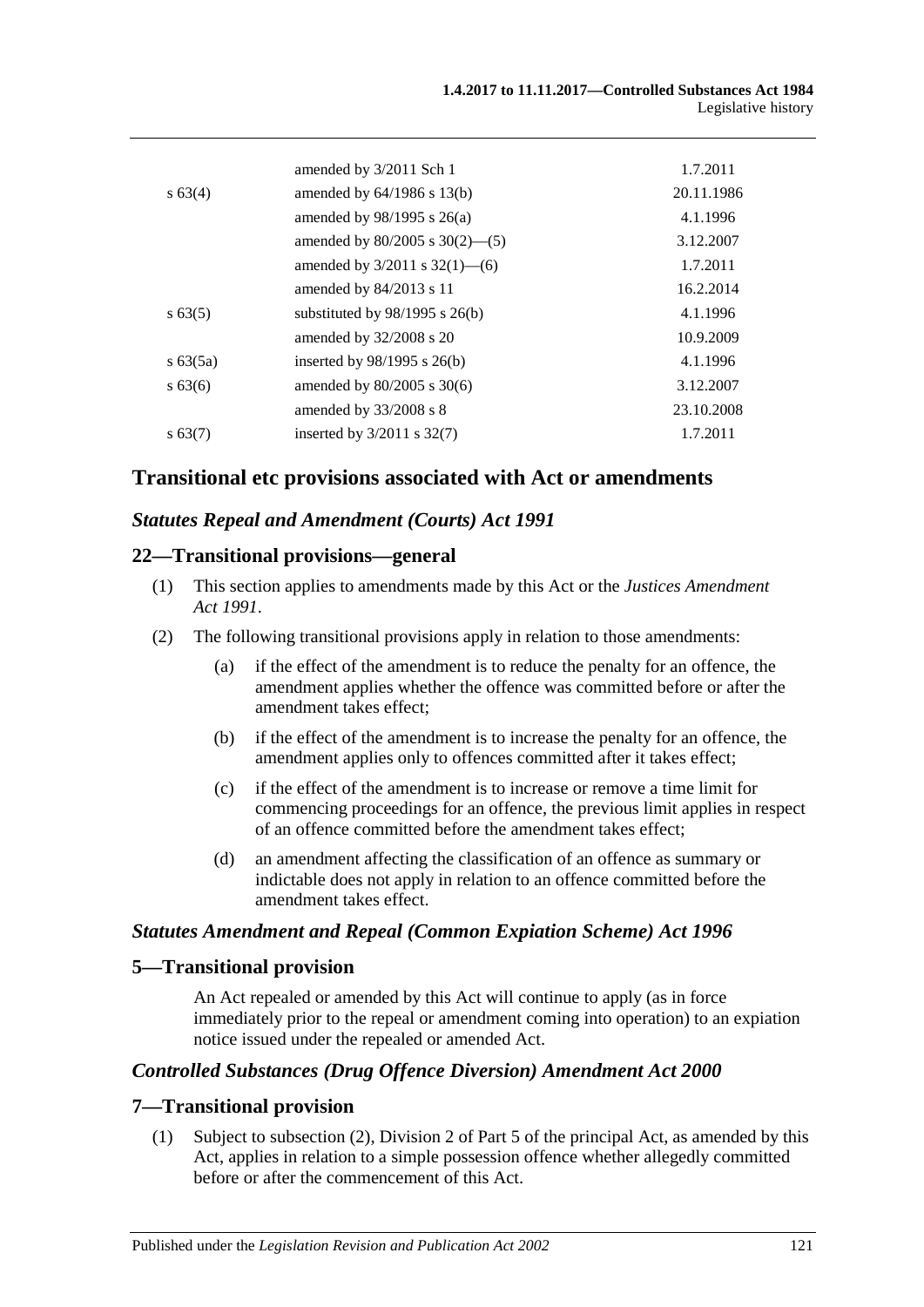| | | |
|---|---|---|
| | amended by 3/2011 Sch 1 | 1.7.2011 |
| s 63(4) | amended by 64/1986 s 13(b) | 20.11.1986 |
| | amended by 98/1995 s 26(a) | 4.1.1996 |
| | amended by 80/2005 s 30(2)—(5) | 3.12.2007 |
| | amended by 3/2011 s 32(1)—(6) | 1.7.2011 |
| | amended by 84/2013 s 11 | 16.2.2014 |
| s 63(5) | substituted by 98/1995 s 26(b) | 4.1.1996 |
| | amended by 32/2008 s 20 | 10.9.2009 |
| s 63(5a) | inserted by 98/1995 s 26(b) | 4.1.1996 |
| s 63(6) | amended by 80/2005 s 30(6) | 3.12.2007 |
| | amended by 33/2008 s 8 | 23.10.2008 |
| s 63(7) | inserted by 3/2011 s 32(7) | 1.7.2011 |

## Transitional etc provisions associated with Act or amendments

### *Statutes Repeal and Amendment (Courts) Act 1991*

### 22—Transitional provisions—general

(1) This section applies to amendments made by this Act or the *Justices Amendment Act 1991*.

(2) The following transitional provisions apply in relation to those amendments:

- (a) if the effect of the amendment is to reduce the penalty for an offence, the amendment applies whether the offence was committed before or after the amendment takes effect;
- (b) if the effect of the amendment is to increase the penalty for an offence, the amendment applies only to offences committed after it takes effect;
- (c) if the effect of the amendment is to increase or remove a time limit for commencing proceedings for an offence, the previous limit applies in respect of an offence committed before the amendment takes effect;
- (d) an amendment affecting the classification of an offence as summary or indictable does not apply in relation to an offence committed before the amendment takes effect.

### *Statutes Amendment and Repeal (Common Expiation Scheme) Act 1996*

### 5—Transitional provision

An Act repealed or amended by this Act will continue to apply (as in force immediately prior to the repeal or amendment coming into operation) to an expiation notice issued under the repealed or amended Act.

### *Controlled Substances (Drug Offence Diversion) Amendment Act 2000*

### 7—Transitional provision

(1) Subject to subsection (2), Division 2 of Part 5 of the principal Act, as amended by this Act, applies in relation to a simple possession offence whether allegedly committed before or after the commencement of this Act.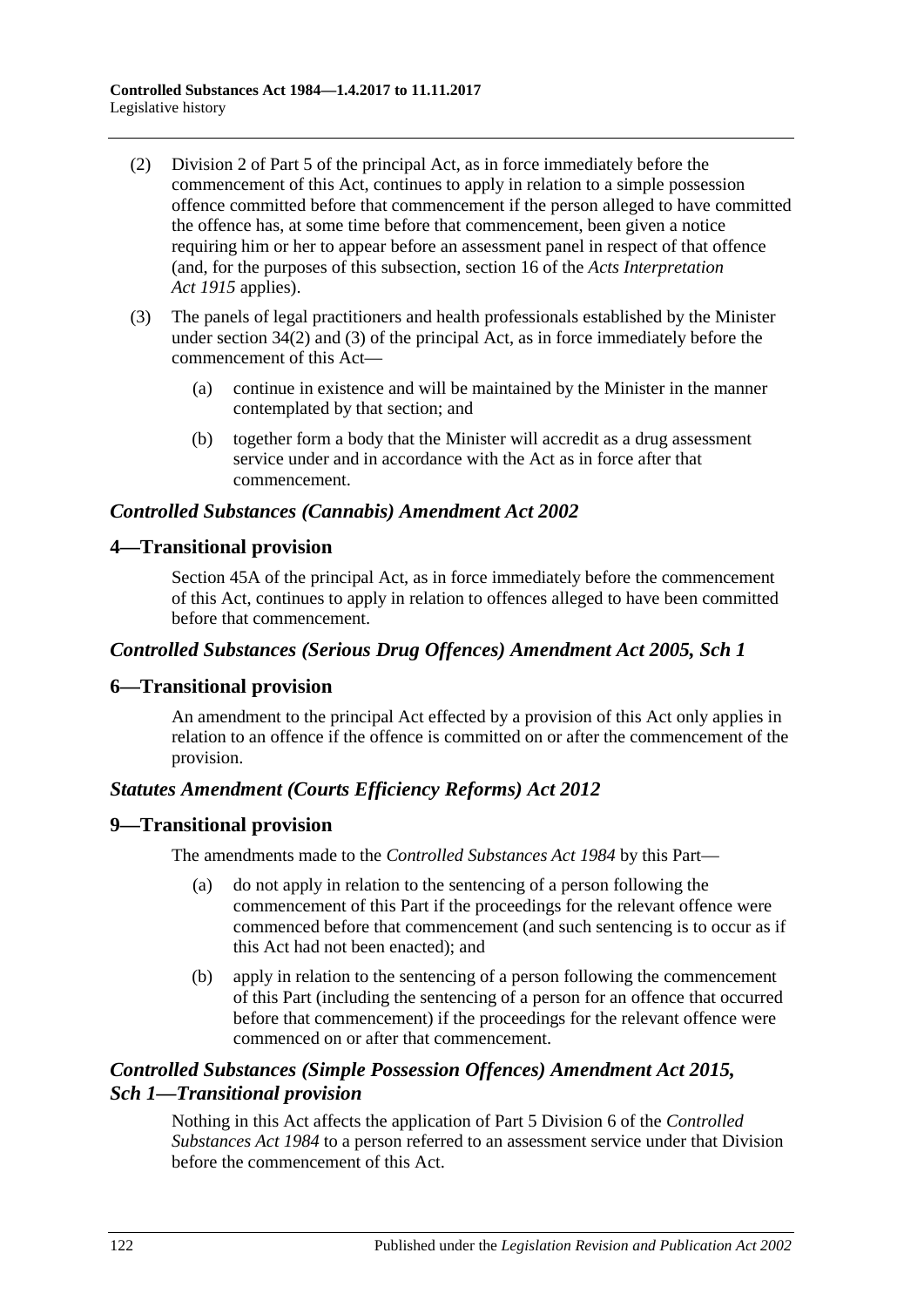(2) Division 2 of Part 5 of the principal Act, as in force immediately before the commencement of this Act, continues to apply in relation to a simple possession offence committed before that commencement if the person alleged to have committed the offence has, at some time before that commencement, been given a notice requiring him or her to appear before an assessment panel in respect of that offence (and, for the purposes of this subsection, section 16 of the *Acts Interpretation Act 1915* applies).

(3) The panels of legal practitioners and health professionals established by the Minister under section 34(2) and (3) of the principal Act, as in force immediately before the commencement of this Act—

(a) continue in existence and will be maintained by the Minister in the manner contemplated by that section; and

(b) together form a body that the Minister will accredit as a drug assessment service under and in accordance with the Act as in force after that commencement.

### *Controlled Substances (Cannabis) Amendment Act 2002*

## 4—Transitional provision

Section 45A of the principal Act, as in force immediately before the commencement of this Act, continues to apply in relation to offences alleged to have been committed before that commencement.

### *Controlled Substances (Serious Drug Offences) Amendment Act 2005, Sch 1*

## 6—Transitional provision

An amendment to the principal Act effected by a provision of this Act only applies in relation to an offence if the offence is committed on or after the commencement of the provision.

### *Statutes Amendment (Courts Efficiency Reforms) Act 2012*

## 9—Transitional provision

The amendments made to the *Controlled Substances Act 1984* by this Part—

(a) do not apply in relation to the sentencing of a person following the commencement of this Part if the proceedings for the relevant offence were commenced before that commencement (and such sentencing is to occur as if this Act had not been enacted); and

(b) apply in relation to the sentencing of a person following the commencement of this Part (including the sentencing of a person for an offence that occurred before that commencement) if the proceedings for the relevant offence were commenced on or after that commencement.

### *Controlled Substances (Simple Possession Offences) Amendment Act 2015, Sch 1—Transitional provision*

Nothing in this Act affects the application of Part 5 Division 6 of the *Controlled Substances Act 1984* to a person referred to an assessment service under that Division before the commencement of this Act.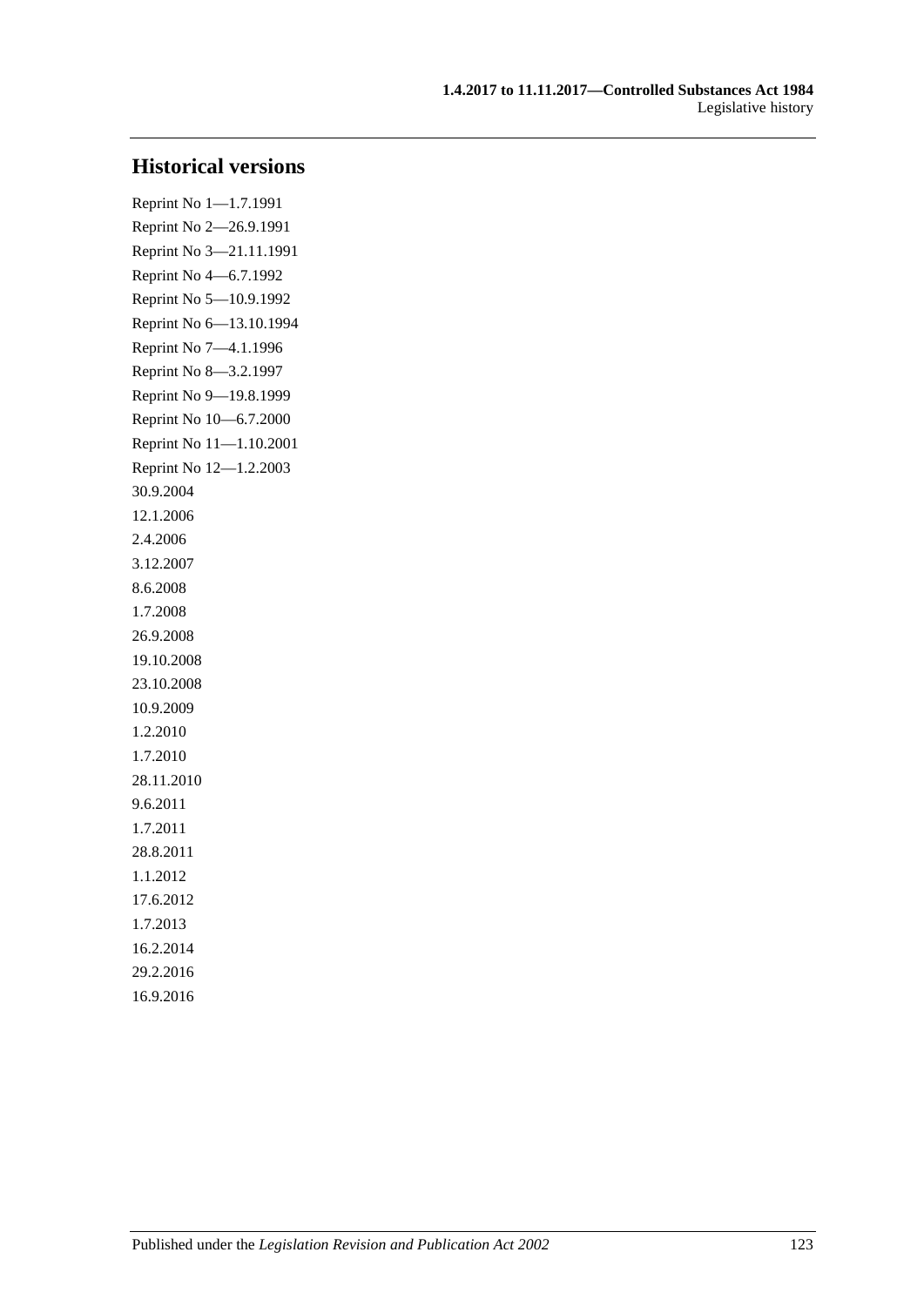## Historical versions

Reprint No 1—1.7.1991

Reprint No 2—26.9.1991

Reprint No 3—21.11.1991

Reprint No 4—6.7.1992

Reprint No 5—10.9.1992

Reprint No 6—13.10.1994

Reprint No 7—4.1.1996

Reprint No 8—3.2.1997

Reprint No 9—19.8.1999

Reprint No 10—6.7.2000

Reprint No 11—1.10.2001

Reprint No 12—1.2.2003

30.9.2004

12.1.2006

2.4.2006

3.12.2007

8.6.2008

1.7.2008

26.9.2008

19.10.2008

23.10.2008

10.9.2009

1.2.2010

1.7.2010

28.11.2010

9.6.2011

1.7.2011

28.8.2011

1.1.2012

17.6.2012

1.7.2013

16.2.2014

29.2.2016

16.9.2016